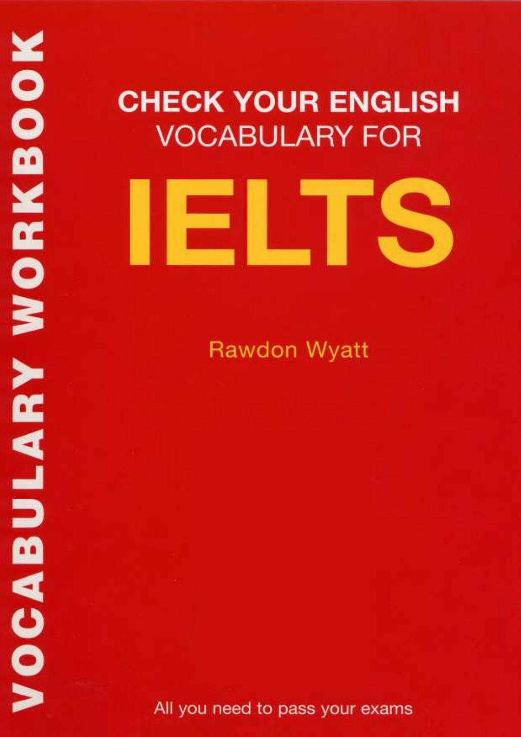VOCABULARY WORKBOOK

# CHECK YOUR ENGLISH VOCABULARY FOR

# IELTS

Rawdon Wyatt

All you need to pass your exams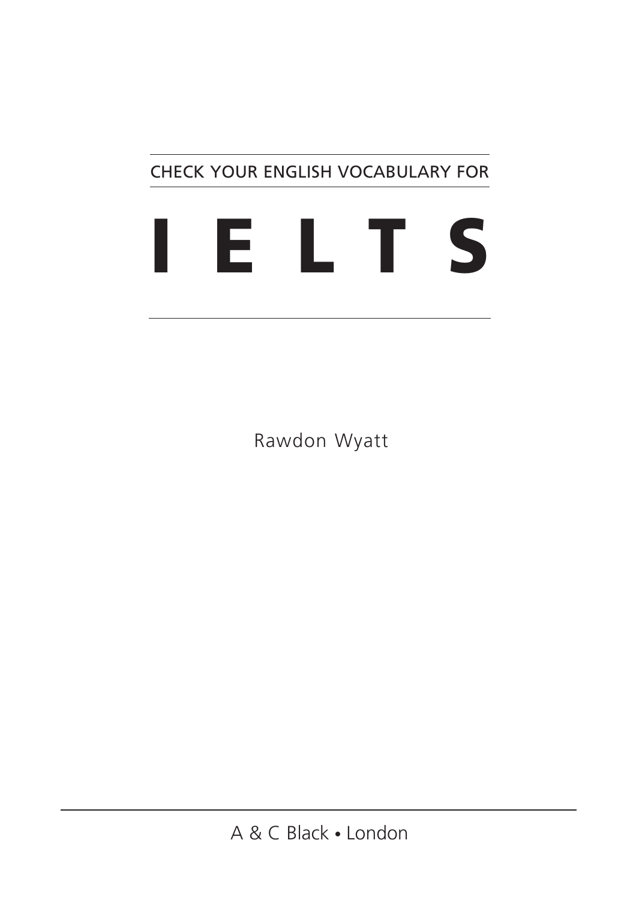CHECK YOUR ENGLISH VOCABULARY FOR

# I E L T S

Rawdon Wyatt

A & C Black • London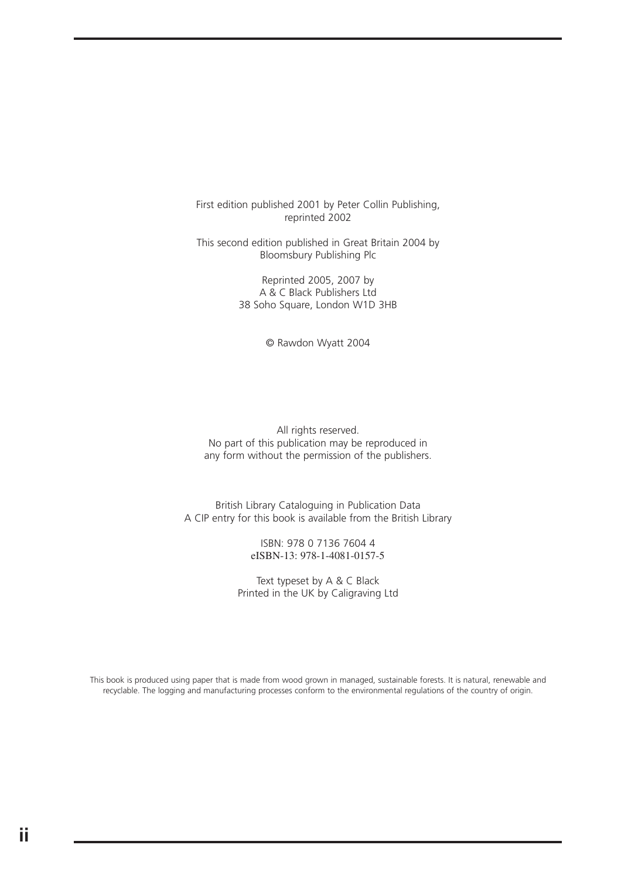First edition published 2001 by Peter Collin Publishing,
reprinted 2002

This second edition published in Great Britain 2004 by
Bloomsbury Publishing Plc

Reprinted 2005, 2007 by
A & C Black Publishers Ltd
38 Soho Square, London W1D 3HB

© Rawdon Wyatt 2004

All rights reserved.
No part of this publication may be reproduced in
any form without the permission of the publishers.

British Library Cataloguing in Publication Data
A CIP entry for this book is available from the British Library

ISBN: 978 0 7136 7604 4
eISBN-13: 978-1-4081-0157-5

Text typeset by A & C Black
Printed in the UK by Caligraving Ltd

This book is produced using paper that is made from wood grown in managed, sustainable forests. It is natural, renewable and recyclable. The logging and manufacturing processes conform to the environmental regulations of the country of origin.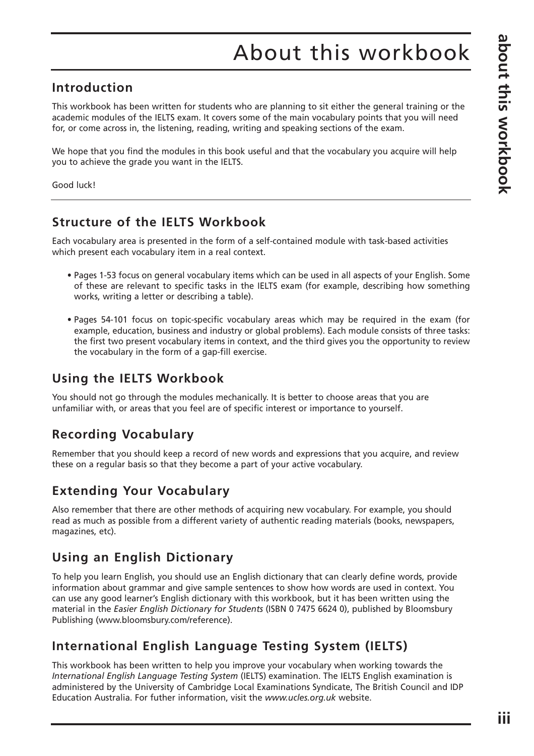# About this workbook

## Introduction

This workbook has been written for students who are planning to sit either the general training or the academic modules of the IELTS exam. It covers some of the main vocabulary points that you will need for, or come across in, the listening, reading, writing and speaking sections of the exam.

We hope that you find the modules in this book useful and that the vocabulary you acquire will help you to achieve the grade you want in the IELTS.

Good luck!

## Structure of the IELTS Workbook

Each vocabulary area is presented in the form of a self-contained module with task-based activities which present each vocabulary item in a real context.

- Pages 1-53 focus on general vocabulary items which can be used in all aspects of your English. Some of these are relevant to specific tasks in the IELTS exam (for example, describing how something works, writing a letter or describing a table).
- Pages 54-101 focus on topic-specific vocabulary areas which may be required in the exam (for example, education, business and industry or global problems). Each module consists of three tasks: the first two present vocabulary items in context, and the third gives you the opportunity to review the vocabulary in the form of a gap-fill exercise.

## Using the IELTS Workbook

You should not go through the modules mechanically. It is better to choose areas that you are unfamiliar with, or areas that you feel are of specific interest or importance to yourself.

## Recording Vocabulary

Remember that you should keep a record of new words and expressions that you acquire, and review these on a regular basis so that they become a part of your active vocabulary.

## Extending Your Vocabulary

Also remember that there are other methods of acquiring new vocabulary. For example, you should read as much as possible from a different variety of authentic reading materials (books, newspapers, magazines, etc).

## Using an English Dictionary

To help you learn English, you should use an English dictionary that can clearly define words, provide information about grammar and give sample sentences to show how words are used in context. You can use any good learner's English dictionary with this workbook, but it has been written using the material in the *Easier English Dictionary for Students* (ISBN 0 7475 6624 0), published by Bloomsbury Publishing (www.bloomsbury.com/reference).

## International English Language Testing System (IELTS)

This workbook has been written to help you improve your vocabulary when working towards the *International English Language Testing System* (IELTS) examination. The IELTS English examination is administered by the University of Cambridge Local Examinations Syndicate, The British Council and IDP Education Australia. For futher information, visit the *www.ucles.org.uk* website.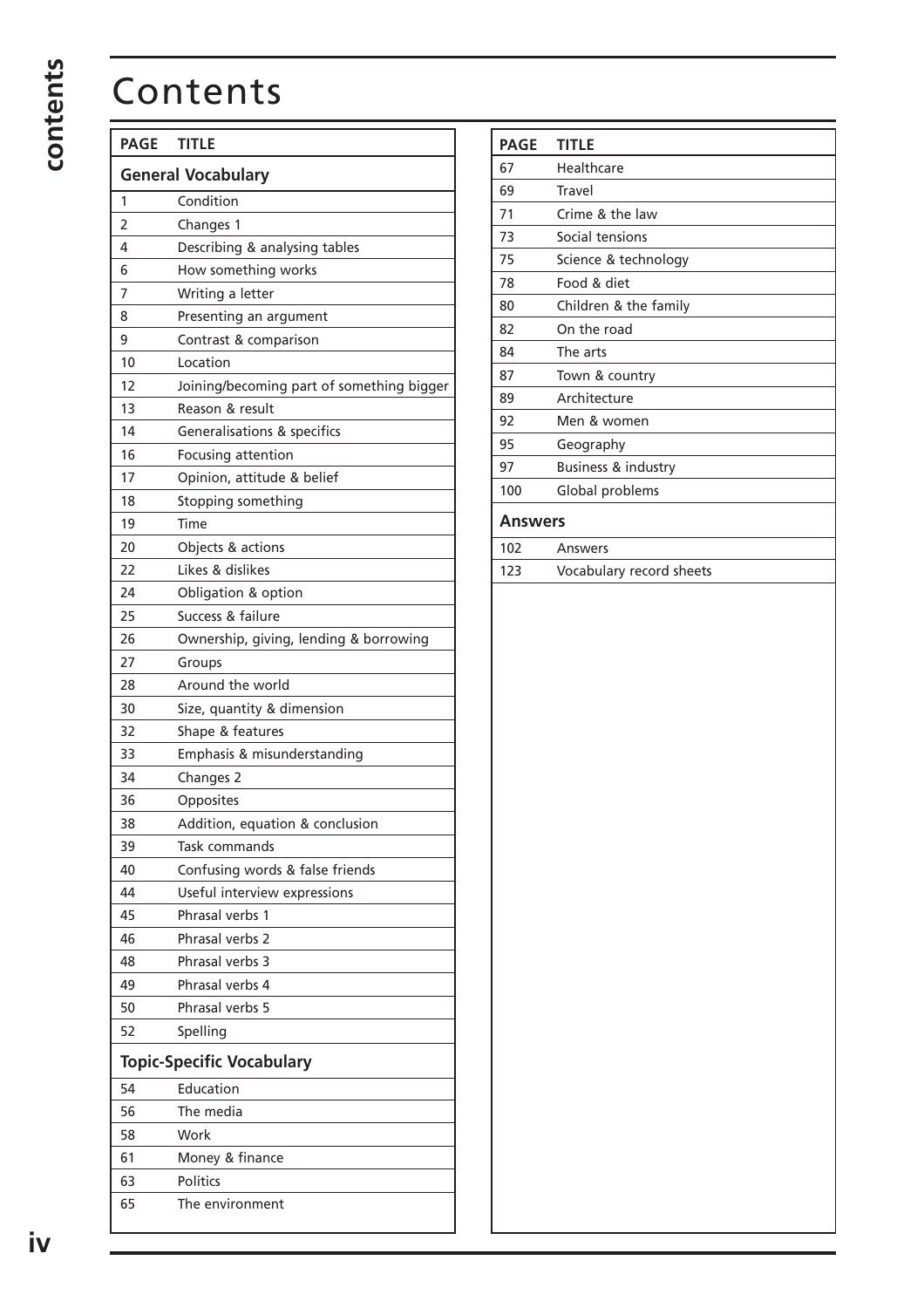# Contents

| PAGE | TITLE |
|---|---|
| **General Vocabulary** | |
| 1 | Condition |
| 2 | Changes 1 |
| 4 | Describing & analysing tables |
| 6 | How something works |
| 7 | Writing a letter |
| 8 | Presenting an argument |
| 9 | Contrast & comparison |
| 10 | Location |
| 12 | Joining/becoming part of something bigger |
| 13 | Reason & result |
| 14 | Generalisations & specifics |
| 16 | Focusing attention |
| 17 | Opinion, attitude & belief |
| 18 | Stopping something |
| 19 | Time |
| 20 | Objects & actions |
| 22 | Likes & dislikes |
| 24 | Obligation & option |
| 25 | Success & failure |
| 26 | Ownership, giving, lending & borrowing |
| 27 | Groups |
| 28 | Around the world |
| 30 | Size, quantity & dimension |
| 32 | Shape & features |
| 33 | Emphasis & misunderstanding |
| 34 | Changes 2 |
| 36 | Opposites |
| 38 | Addition, equation & conclusion |
| 39 | Task commands |
| 40 | Confusing words & false friends |
| 44 | Useful interview expressions |
| 45 | Phrasal verbs 1 |
| 46 | Phrasal verbs 2 |
| 48 | Phrasal verbs 3 |
| 49 | Phrasal verbs 4 |
| 50 | Phrasal verbs 5 |
| 52 | Spelling |
| **Topic-Specific Vocabulary** | |
| 54 | Education |
| 56 | The media |
| 58 | Work |
| 61 | Money & finance |
| 63 | Politics |
| 65 | The environment |
| 67 | Healthcare |
| 69 | Travel |
| 71 | Crime & the law |
| 73 | Social tensions |
| 75 | Science & technology |
| 78 | Food & diet |
| 80 | Children & the family |
| 82 | On the road |
| 84 | The arts |
| 87 | Town & country |
| 89 | Architecture |
| 92 | Men & women |
| 95 | Geography |
| 97 | Business & industry |
| 100 | Global problems |
| **Answers** | |
| 102 | Answers |
| 123 | Vocabulary record sheets |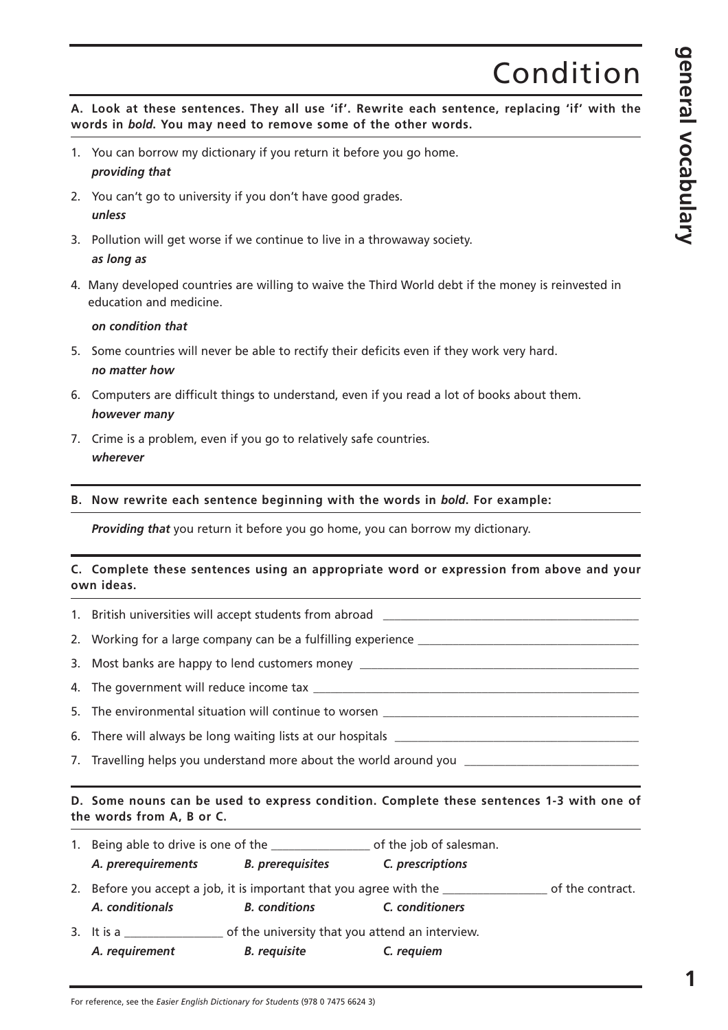# Condition

**A. Look at these sentences. They all use 'if'. Rewrite each sentence, replacing 'if' with the words in *bold*. You may need to remove some of the other words.**

1. You can borrow my dictionary if you return it before you go home.
   ***providing that***
2. You can't go to university if you don't have good grades.
   ***unless***
3. Pollution will get worse if we continue to live in a throwaway society.
   ***as long as***
4. Many developed countries are willing to waive the Third World debt if the money is reinvested in education and medicine.
   ***on condition that***
5. Some countries will never be able to rectify their deficits even if they work very hard.
   ***no matter how***
6. Computers are difficult things to understand, even if you read a lot of books about them.
   ***however many***
7. Crime is a problem, even if you go to relatively safe countries.
   ***wherever***

**B. Now rewrite each sentence beginning with the words in *bold*. For example:**

***Providing that*** you return it before you go home, you can borrow my dictionary.

**C. Complete these sentences using an appropriate word or expression from above and your own ideas.**

1. British universities will accept students from abroad ______________________
2. Working for a large company can be a fulfilling experience ______________________
3. Most banks are happy to lend customers money ______________________
4. The government will reduce income tax ______________________
5. The environmental situation will continue to worsen ______________________
6. There will always be long waiting lists at our hospitals ______________________
7. Travelling helps you understand more about the world around you ______________________

**D. Some nouns can be used to express condition. Complete these sentences 1-3 with one of the words from A, B or C.**

1. Being able to drive is one of the ________________ of the job of salesman.
   *A. prerequirements* *B. prerequisites* *C. prescriptions*
2. Before you accept a job, it is important that you agree with the ________________ of the contract.
   *A. conditionals* *B. conditions* *C. conditioners*
3. It is a ________________ of the university that you attend an interview.
   *A. requirement* *B. requisite* *C. requiem*

For reference, see the *Easier English Dictionary for Students* (978 0 7475 6624 3)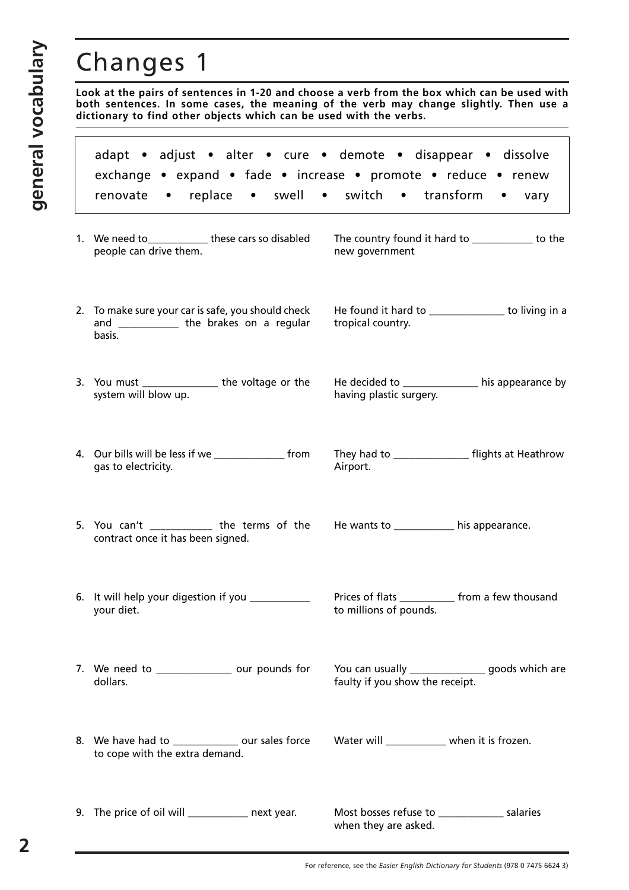# Changes 1

**Look at the pairs of sentences in 1-20 and choose a verb from the box which can be used with both sentences. In some cases, the meaning of the verb may change slightly. Then use a dictionary to find other objects which can be used with the verbs.**

adapt • adjust • alter • cure • demote • disappear • dissolve
exchange • expand • fade • increase • promote • reduce • renew
renovate • replace • swell • switch • transform • vary

1. We need to___________ these cars so disabled people can drive them. | The country found it hard to ___________ to the new government

2. To make sure your car is safe, you should check and ___________ the brakes on a regular basis. | He found it hard to ______________ to living in a tropical country.

3. You must ______________ the voltage or the system will blow up. | He decided to ______________ his appearance by having plastic surgery.

4. Our bills will be less if we _____________ from gas to electricity. | They had to ______________ flights at Heathrow Airport.

5. You can't ___________ the terms of the contract once it has been signed. | He wants to ___________ his appearance.

6. It will help your digestion if you ___________ your diet. | Prices of flats __________ from a few thousand to millions of pounds.

7. We need to ______________ our pounds for dollars. | You can usually ______________ goods which are faulty if you show the receipt.

8. We have had to ____________ our sales force to cope with the extra demand. | Water will ___________ when it is frozen.

9. The price of oil will ___________ next year. | Most bosses refuse to ____________ salaries when they are asked.

For reference, see the *Easier English Dictionary for Students* (978 0 7475 6624 3)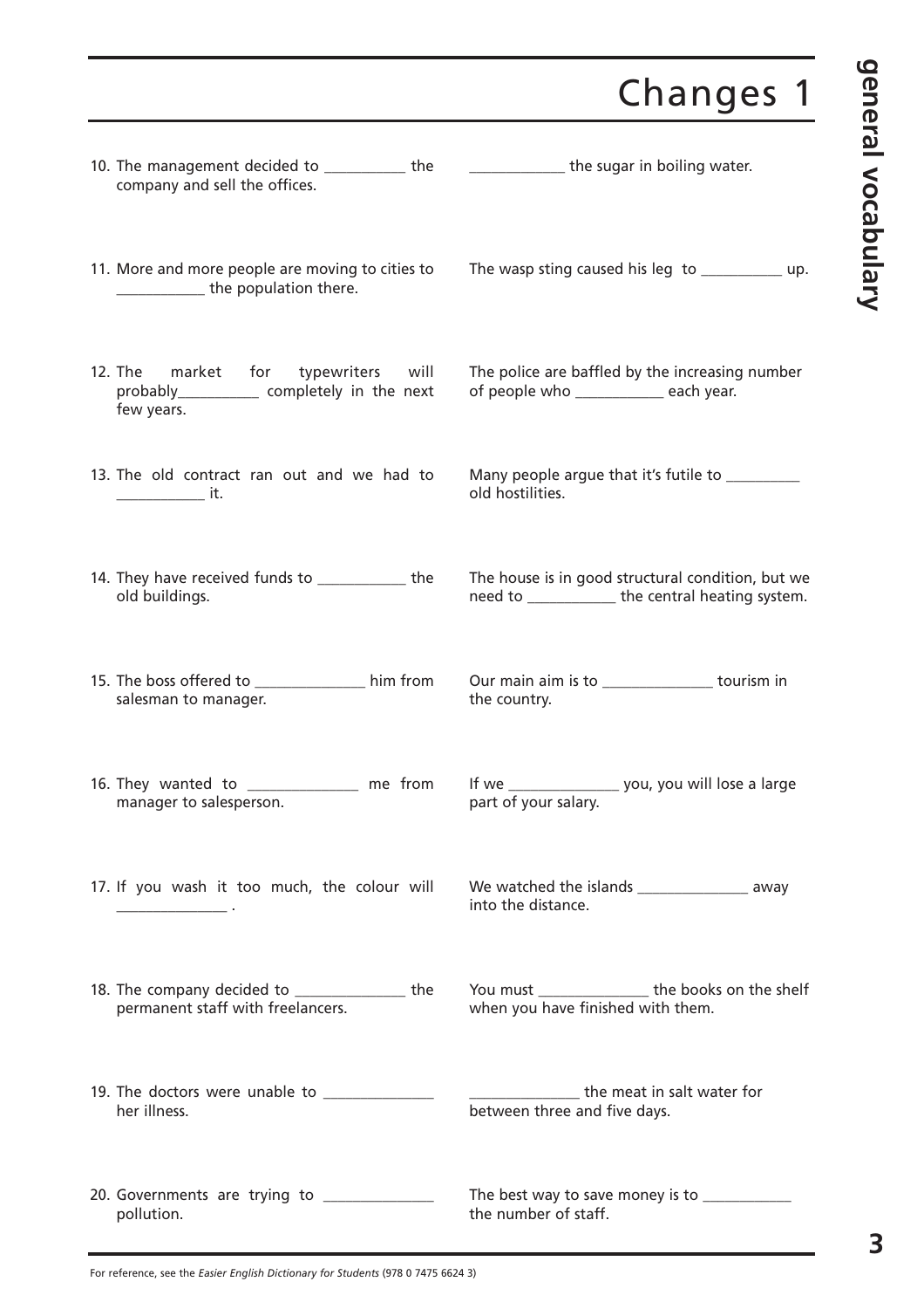# Changes 1

10. The management decided to __________ the company and sell the offices.

    ____________ the sugar in boiling water.

11. More and more people are moving to cities to ___________ the population there.

    The wasp sting caused his leg to __________ up.

12. The market for typewriters will probably__________ completely in the next few years.

    The police are baffled by the increasing number of people who ___________ each year.

13. The old contract ran out and we had to ___________ it.

    Many people argue that it's futile to _________ old hostilities.

14. They have received funds to ___________ the old buildings.

    The house is in good structural condition, but we need to ___________ the central heating system.

15. The boss offered to ______________ him from salesman to manager.

    Our main aim is to ______________ tourism in the country.

16. They wanted to ______________ me from manager to salesperson.

    If we ______________ you, you will lose a large part of your salary.

17. If you wash it too much, the colour will ______________ .

    We watched the islands ______________ away into the distance.

18. The company decided to ______________ the permanent staff with freelancers.

    You must ______________ the books on the shelf when you have finished with them.

19. The doctors were unable to ______________ her illness.

    ______________ the meat in salt water for between three and five days.

20. Governments are trying to ______________ pollution.

    The best way to save money is to ___________ the number of staff.

For reference, see the *Easier English Dictionary for Students* (978 0 7475 6624 3)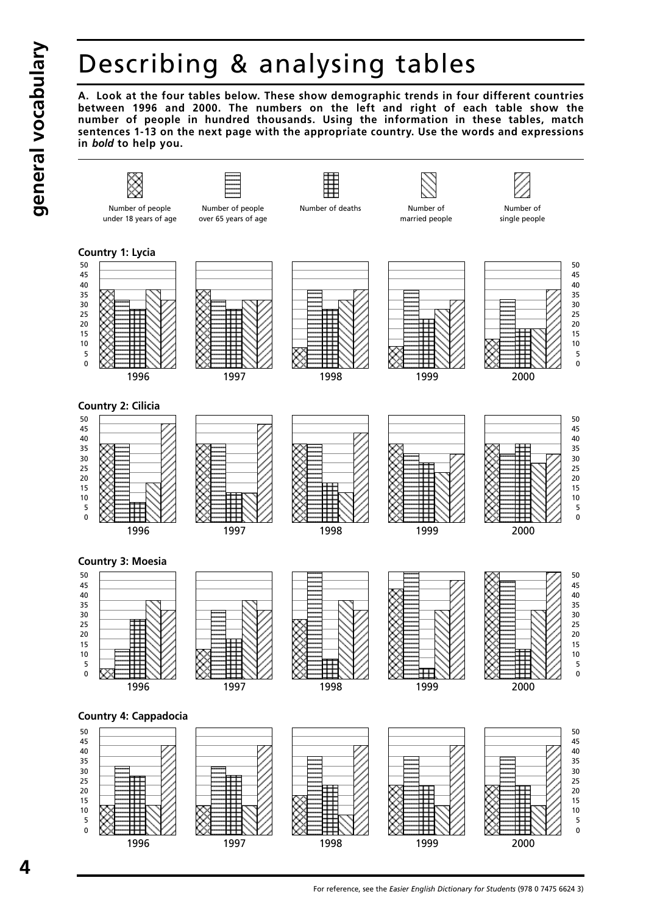# Describing & analysing tables

**A. Look at the four tables below. These show demographic trends in four different countries between 1996 and 2000. The numbers on the left and right of each table show the number of people in hundred thousands. Using the information in these tables, match sentences 1-13 on the next page with the appropriate country. Use the words and expressions in *bold* to help you.**

Number of people under 18 years of age | Number of people over 65 years of age | Number of deaths | Number of married people | Number of single people

**Country 1: Lycia**

| Year | Under 18 | Over 65 | Deaths | Married | Single |
|---|---|---|---|---|---|
| 1996 | 38 | 33 | 28 | 38 | 33 |
| 1997 | 38 | 33 | 28 | 33 | 33 |
| 1998 | 8 | 38 | 28 | 33 | 38 |
| 1999 | 8 | 38 | 23 | 28 | 33 |
| 2000 | 13 | 33 | 18 | 18 | 38 |

**Country 2: Cilicia**

| Year | Under 18 | Over 65 | Deaths | Married | Single |
|---|---|---|---|---|---|
| 1996 | 38 | 38 | 8 | 18 | 48 |
| 1997 | 38 | 38 | 13 | 13 | 48 |
| 1998 | 38 | 38 | 18 | 13 | 43 |
| 1999 | 38 | 33 | 28 | 23 | 33 |
| 2000 | 38 | 33 | 38 | 28 | 33 |

**Country 3: Moesia**

| Year | Under 18 | Over 65 | Deaths | Married | Single |
|---|---|---|---|---|---|
| 1996 | 3 | 13 | 28 | 38 | 33 |
| 1997 | 13 | 33 | 18 | 38 | 33 |
| 1998 | 28 | 50 | 8 | 38 | 33 |
| 1999 | 43 | 50 | 3 | 33 | 48 |
| 2000 | 50 | 48 | 13 | 33 | 50 |

**Country 4: Cappadocia**

| Year | Under 18 | Over 65 | Deaths | Married | Single |
|---|---|---|---|---|---|
| 1996 | 13 | 33 | 28 | 13 | 43 |
| 1997 | 13 | 33 | 28 | 13 | 43 |
| 1998 | 18 | 38 | 23 | 8 | 43 |
| 1999 | 23 | 38 | 23 | 13 | 43 |
| 2000 | 23 | 38 | 23 | 13 | 43 |

For reference, see the *Easier English Dictionary for Students* (978 0 7475 6624 3)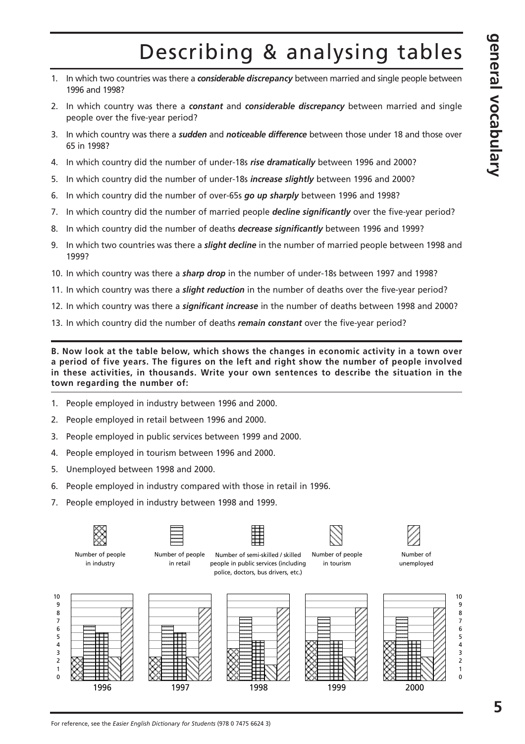# Describing & analysing tables

1. In which two countries was there a ***considerable discrepancy*** between married and single people between 1996 and 1998?
2. In which country was there a ***constant*** and ***considerable discrepancy*** between married and single people over the five-year period?
3. In which country was there a ***sudden*** and ***noticeable difference*** between those under 18 and those over 65 in 1998?
4. In which country did the number of under-18s ***rise dramatically*** between 1996 and 2000?
5. In which country did the number of under-18s ***increase slightly*** between 1996 and 2000?
6. In which country did the number of over-65s ***go up sharply*** between 1996 and 1998?
7. In which country did the number of married people ***decline significantly*** over the five-year period?
8. In which country did the number of deaths ***decrease significantly*** between 1996 and 1999?
9. In which two countries was there a ***slight decline*** in the number of married people between 1998 and 1999?
10. In which country was there a ***sharp drop*** in the number of under-18s between 1997 and 1998?
11. In which country was there a ***slight reduction*** in the number of deaths over the five-year period?
12. In which country was there a ***significant increase*** in the number of deaths between 1998 and 2000?
13. In which country did the number of deaths ***remain constant*** over the five-year period?

**B. Now look at the table below, which shows the changes in economic activity in a town over a period of five years. The figures on the left and right show the number of people involved in these activities, in thousands. Write your own sentences to describe the situation in the town regarding the number of:**

1. People employed in industry between 1996 and 2000.
2. People employed in retail between 1996 and 2000.
3. People employed in public services between 1999 and 2000.
4. People employed in tourism between 1996 and 2000.
5. Unemployed between 1998 and 2000.
6. People employed in industry compared with those in retail in 1996.
7. People employed in industry between 1998 and 1999.

Legend: Number of people in industry; Number of people in retail; Number of semi-skilled / skilled people in public services (including police, doctors, bus drivers, etc.); Number of people in tourism; Number of unemployed

| Year | Industry | Retail | Public services | Tourism | Unemployed |
|---|---|---|---|---|---|
| 1996 | 2.5 | 6.5 | 5.5 | 2.5 | 9 |
| 1997 | 2.5 | 6.5 | 5.5 | 2.5 | 9 |
| 1998 | 3.5 | 8 | 4.5 | 2 | 9 |
| 1999 | 4.5 | 8 | 4.5 | 2.5 | 9 |
| 2000 | 4.5 | 8 | 4.5 | 2.5 | 9 |

For reference, see the *Easier English Dictionary for Students* (978 0 7475 6624 3)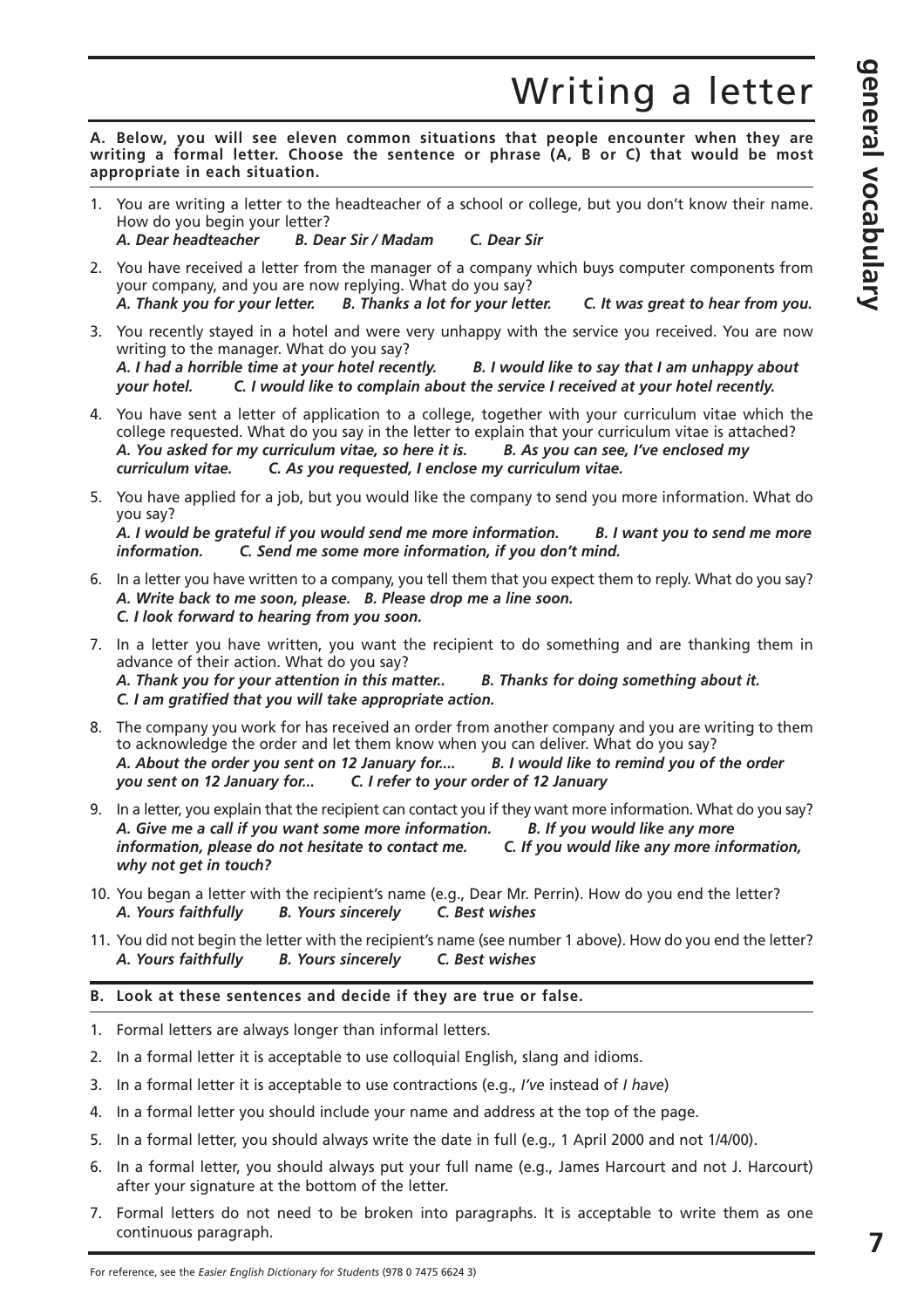# Writing a letter

**A. Below, you will see eleven common situations that people encounter when they are writing a formal letter. Choose the sentence or phrase (A, B or C) that would be most appropriate in each situation.**

1. You are writing a letter to the headteacher of a school or college, but you don't know their name. How do you begin your letter?
   ***A. Dear headteacher B. Dear Sir / Madam C. Dear Sir***
2. You have received a letter from the manager of a company which buys computer components from your company, and you are now replying. What do you say?
   ***A. Thank you for your letter. B. Thanks a lot for your letter. C. It was great to hear from you.***
3. You recently stayed in a hotel and were very unhappy with the service you received. You are now writing to the manager. What do you say?
   ***A. I had a horrible time at your hotel recently. B. I would like to say that I am unhappy about your hotel. C. I would like to complain about the service I received at your hotel recently.***
4. You have sent a letter of application to a college, together with your curriculum vitae which the college requested. What do you say in the letter to explain that your curriculum vitae is attached?
   ***A. You asked for my curriculum vitae, so here it is. B. As you can see, I've enclosed my curriculum vitae. C. As you requested, I enclose my curriculum vitae.***
5. You have applied for a job, but you would like the company to send you more information. What do you say?
   ***A. I would be grateful if you would send me more information. B. I want you to send me more information. C. Send me some more information, if you don't mind.***
6. In a letter you have written to a company, you tell them that you expect them to reply. What do you say?
   ***A. Write back to me soon, please. B. Please drop me a line soon.***
   ***C. I look forward to hearing from you soon.***
7. In a letter you have written, you want the recipient to do something and are thanking them in advance of their action. What do you say?
   ***A. Thank you for your attention in this matter.. B. Thanks for doing something about it.***
   ***C. I am gratified that you will take appropriate action.***
8. The company you work for has received an order from another company and you are writing to them to acknowledge the order and let them know when you can deliver. What do you say?
   ***A. About the order you sent on 12 January for.... B. I would like to remind you of the order you sent on 12 January for... C. I refer to your order of 12 January***
9. In a letter, you explain that the recipient can contact you if they want more information. What do you say?
   ***A. Give me a call if you want some more information. B. If you would like any more information, please do not hesitate to contact me. C. If you would like any more information, why not get in touch?***
10. You began a letter with the recipient's name (e.g., Dear Mr. Perrin). How do you end the letter?
    ***A. Yours faithfully B. Yours sincerely C. Best wishes***
11. You did not begin the letter with the recipient's name (see number 1 above). How do you end the letter?
    ***A. Yours faithfully B. Yours sincerely C. Best wishes***

**B. Look at these sentences and decide if they are true or false.**

1. Formal letters are always longer than informal letters.
2. In a formal letter it is acceptable to use colloquial English, slang and idioms.
3. In a formal letter it is acceptable to use contractions (e.g., *I've* instead of *I have*)
4. In a formal letter you should include your name and address at the top of the page.
5. In a formal letter, you should always write the date in full (e.g., 1 April 2000 and not 1/4/00).
6. In a formal letter, you should always put your full name (e.g., James Harcourt and not J. Harcourt) after your signature at the bottom of the letter.
7. Formal letters do not need to be broken into paragraphs. It is acceptable to write them as one continuous paragraph.

For reference, see the *Easier English Dictionary for Students* (978 0 7475 6624 3)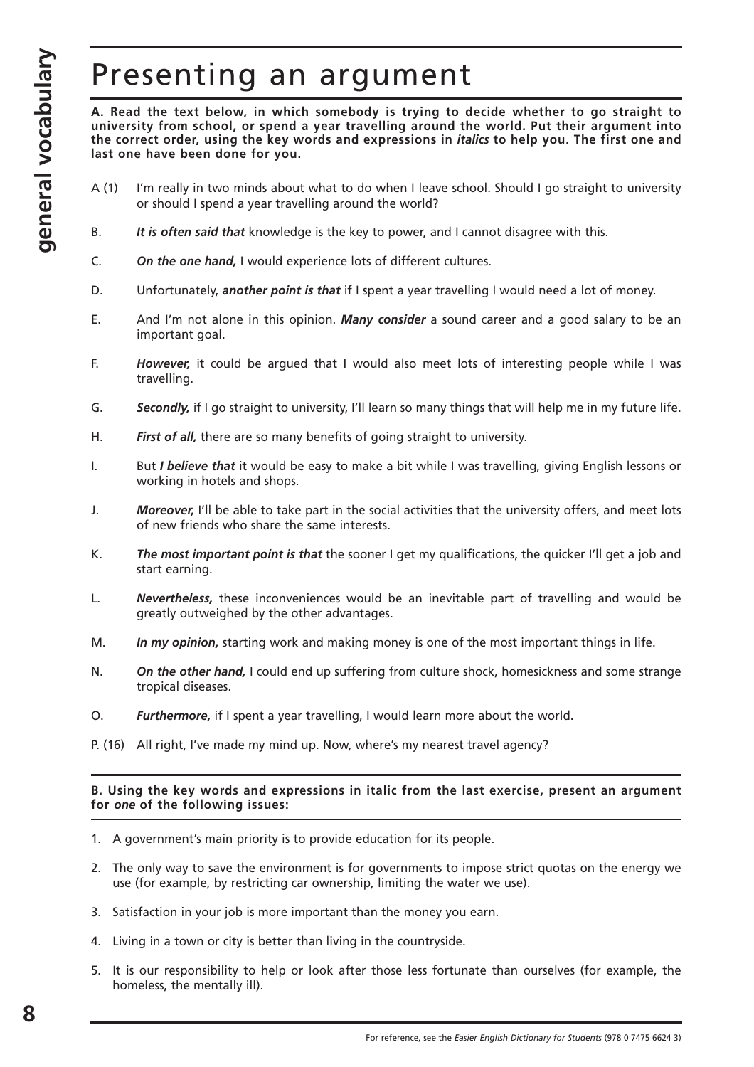# Presenting an argument

**A. Read the text below, in which somebody is trying to decide whether to go straight to university from school, or spend a year travelling around the world. Put their argument into the correct order, using the key words and expressions in *italics* to help you. The first one and last one have been done for you.**

A (1) I'm really in two minds about what to do when I leave school. Should I go straight to university or should I spend a year travelling around the world?

B. ***It is often said that*** knowledge is the key to power, and I cannot disagree with this.

C. ***On the one hand,*** I would experience lots of different cultures.

D. Unfortunately, ***another point is that*** if I spent a year travelling I would need a lot of money.

E. And I'm not alone in this opinion. ***Many consider*** a sound career and a good salary to be an important goal.

F. ***However,*** it could be argued that I would also meet lots of interesting people while I was travelling.

G. ***Secondly,*** if I go straight to university, I'll learn so many things that will help me in my future life.

H. ***First of all,*** there are so many benefits of going straight to university.

I. But ***I believe that*** it would be easy to make a bit while I was travelling, giving English lessons or working in hotels and shops.

J. ***Moreover,*** I'll be able to take part in the social activities that the university offers, and meet lots of new friends who share the same interests.

K. ***The most important point is that*** the sooner I get my qualifications, the quicker I'll get a job and start earning.

L. ***Nevertheless,*** these inconveniences would be an inevitable part of travelling and would be greatly outweighed by the other advantages.

M. ***In my opinion,*** starting work and making money is one of the most important things in life.

N. ***On the other hand,*** I could end up suffering from culture shock, homesickness and some strange tropical diseases.

O. ***Furthermore,*** if I spent a year travelling, I would learn more about the world.

P. (16) All right, I've made my mind up. Now, where's my nearest travel agency?

**B. Using the key words and expressions in italic from the last exercise, present an argument for *one* of the following issues:**

1. A government's main priority is to provide education for its people.
2. The only way to save the environment is for governments to impose strict quotas on the energy we use (for example, by restricting car ownership, limiting the water we use).
3. Satisfaction in your job is more important than the money you earn.
4. Living in a town or city is better than living in the countryside.
5. It is our responsibility to help or look after those less fortunate than ourselves (for example, the homeless, the mentally ill).

For reference, see the *Easier English Dictionary for Students* (978 0 7475 6624 3)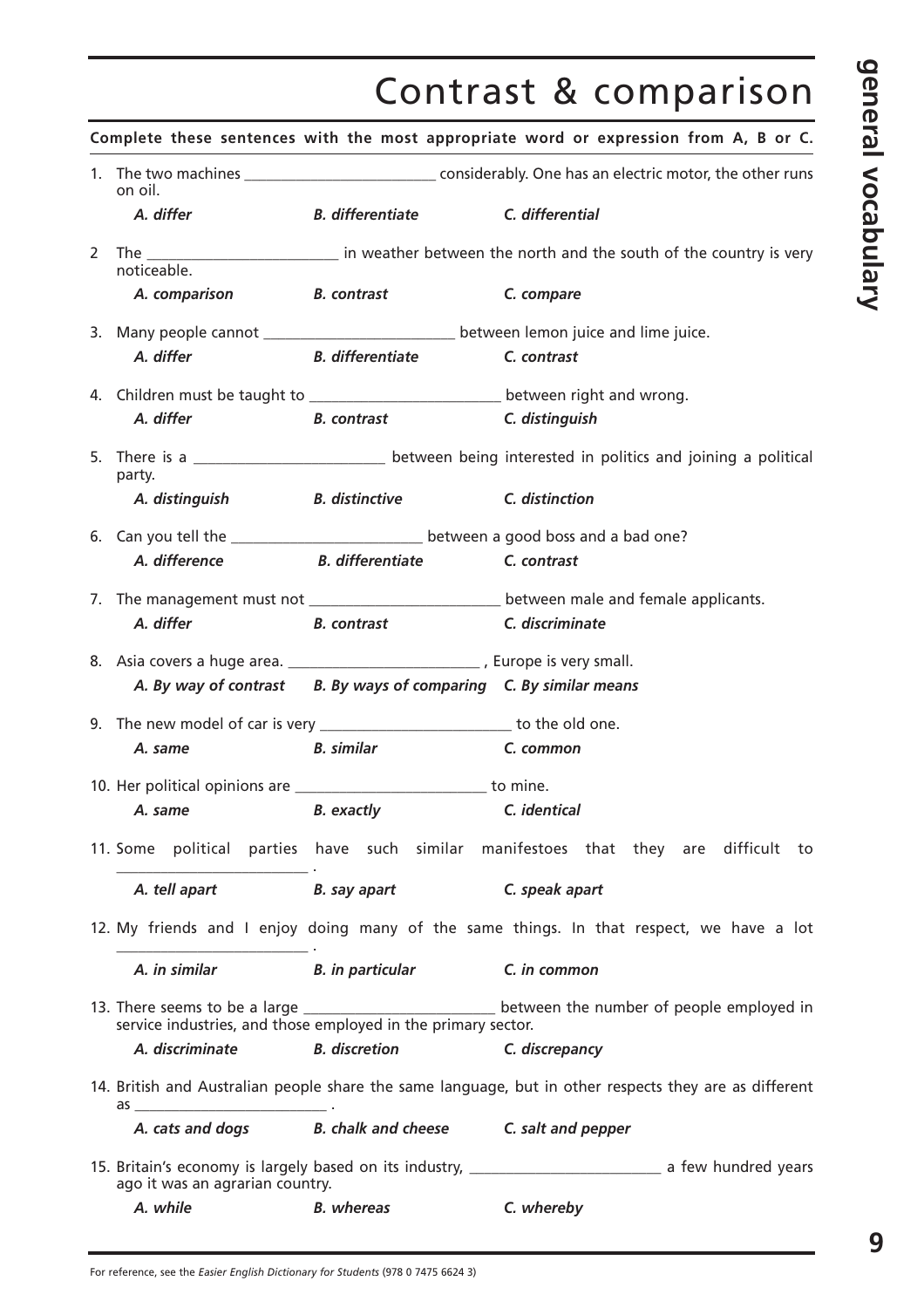# Contrast & comparison

**Complete these sentences with the most appropriate word or expression from A, B or C.**

1. The two machines ________________________ considerably. One has an electric motor, the other runs on oil.

   *A. differ* *B. differentiate* *C. differential*

2. The ________________________ in weather between the north and the south of the country is very noticeable.

   *A. comparison* *B. contrast* *C. compare*

3. Many people cannot ________________________ between lemon juice and lime juice.

   *A. differ* *B. differentiate* *C. contrast*

4. Children must be taught to ________________________ between right and wrong.

   *A. differ* *B. contrast* *C. distinguish*

5. There is a ________________________ between being interested in politics and joining a political party.

   *A. distinguish* *B. distinctive* *C. distinction*

6. Can you tell the ________________________ between a good boss and a bad one?

   *A. difference* *B. differentiate* *C. contrast*

7. The management must not ________________________ between male and female applicants.

   *A. differ* *B. contrast* *C. discriminate*

8. Asia covers a huge area. ________________________ , Europe is very small.

   *A. By way of contrast* *B. By ways of comparing* *C. By similar means*

9. The new model of car is very ________________________ to the old one.

   *A. same* *B. similar* *C. common*

10. Her political opinions are ________________________ to mine.

    *A. same* *B. exactly* *C. identical*

11. Some political parties have such similar manifestoes that they are difficult to ________________________ .

    *A. tell apart* *B. say apart* *C. speak apart*

12. My friends and I enjoy doing many of the same things. In that respect, we have a lot ________________________ .

    *A. in similar* *B. in particular* *C. in common*

13. There seems to be a large ________________________ between the number of people employed in service industries, and those employed in the primary sector.

    *A. discriminate* *B. discretion* *C. discrepancy*

14. British and Australian people share the same language, but in other respects they are as different as ________________________ .

    *A. cats and dogs* *B. chalk and cheese* *C. salt and pepper*

15. Britain's economy is largely based on its industry, ________________________ a few hundred years ago it was an agrarian country.

    *A. while* *B. whereas* *C. whereby*

For reference, see the *Easier English Dictionary for Students* (978 0 7475 6624 3)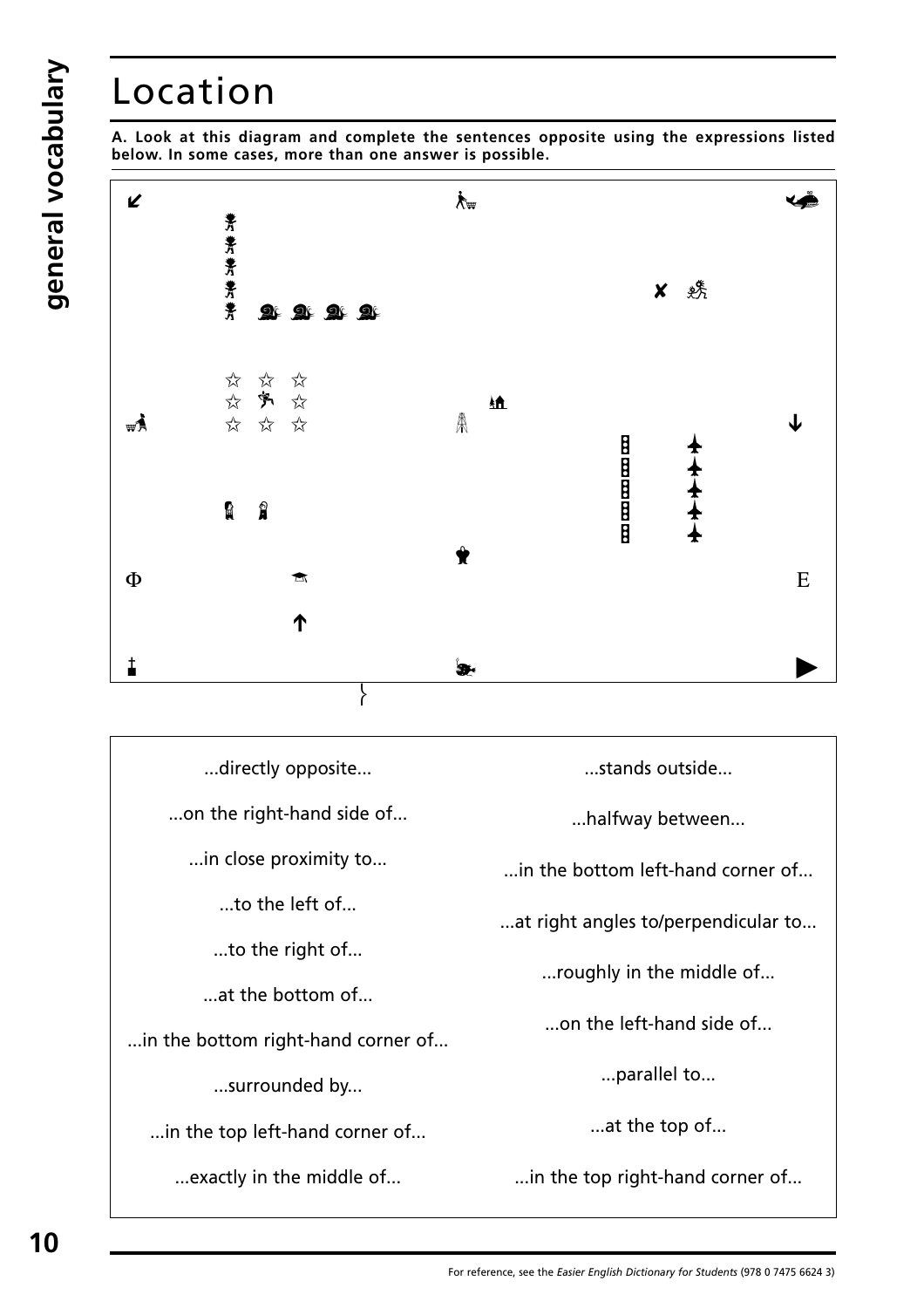# Location

**A. Look at this diagram and complete the sentences opposite using the expressions listed below. In some cases, more than one answer is possible.**

| | |
|---|---|
| ...directly opposite... | ...stands outside... |
| ...on the right-hand side of... | ...halfway between... |
| ...in close proximity to... | ...in the bottom left-hand corner of... |
| ...to the left of... | ...at right angles to/perpendicular to... |
| ...to the right of... | ...roughly in the middle of... |
| ...at the bottom of... | ...on the left-hand side of... |
| ...in the bottom right-hand corner of... | ...parallel to... |
| ...surrounded by... | ...at the top of... |
| ...in the top left-hand corner of... | ...in the top right-hand corner of... |
| ...exactly in the middle of... | |

For reference, see the *Easier English Dictionary for Students* (978 0 7475 6624 3)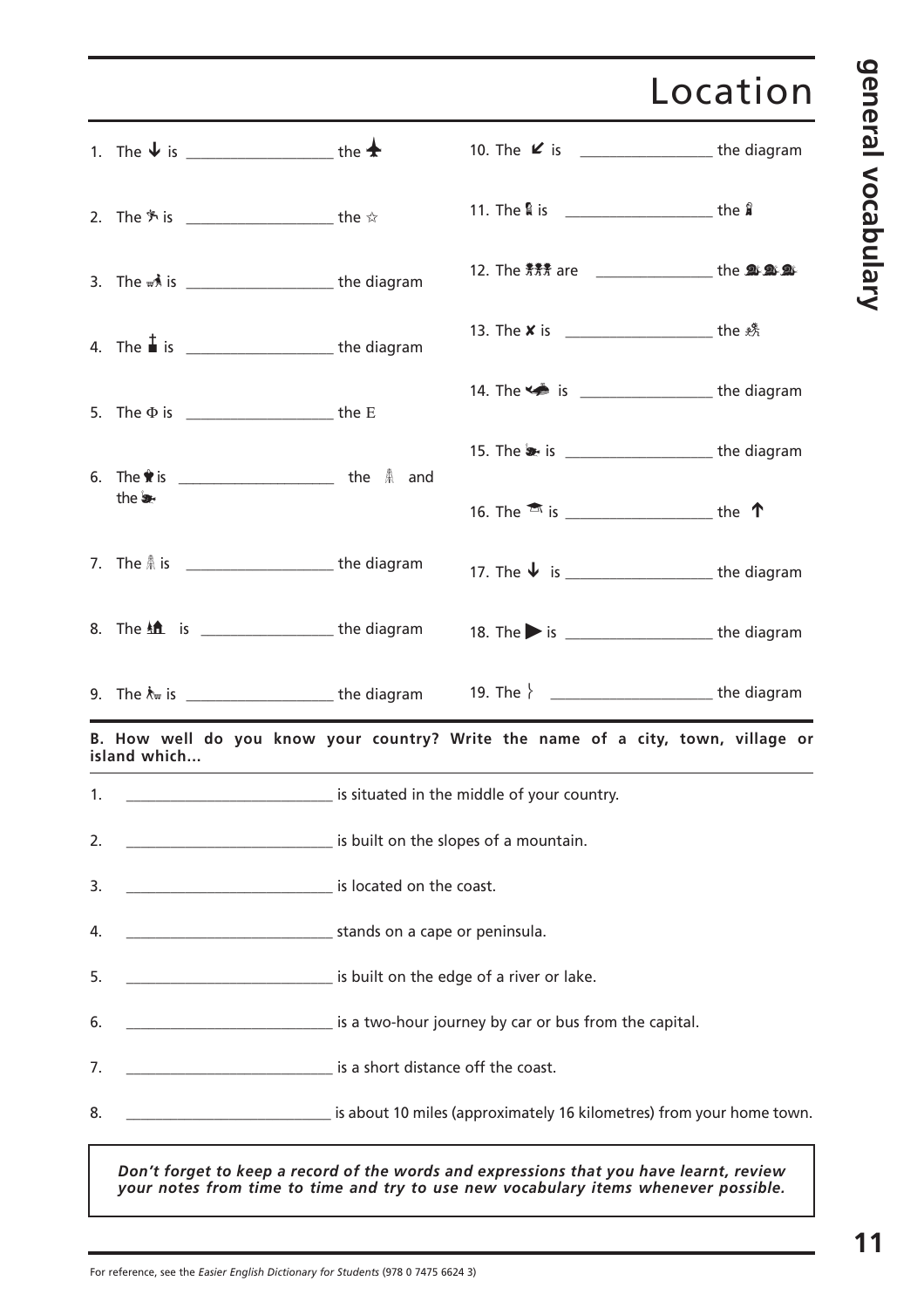# Location

1. The ↓ is ____________________ the ✈
2. The 🏃 is ____________________ the ☆
3. The 🏃 is ____________________ the diagram
4. The ✝ is ____________________ the diagram
5. The Φ is ____________________ the E
6. The ♛ is ____________________ the ♗ and the 🐌
7. The ♗ is ____________________ the diagram
8. The 🏠 is ____________________ the diagram
9. The 🏃 is ____________________ the diagram
10. The ↙ is ____________________ the diagram
11. The ♙ is ____________________ the ♙
12. The ✱✱✱ are ____________________ the 🐌🐌🐌
13. The ✘ is ____________________ the ✱
14. The 🐦 is ____________________ the diagram
15. The 🐌 is ____________________ the diagram
16. The 🎓 is ____________________ the ↑
17. The ↓ is ____________________ the diagram
18. The ▶ is ____________________ the diagram
19. The } ____________________ the diagram

**B. How well do you know your country? Write the name of a city, town, village or island which...**

1. ____________________ is situated in the middle of your country.
2. ____________________ is built on the slopes of a mountain.
3. ____________________ is located on the coast.
4. ____________________ stands on a cape or peninsula.
5. ____________________ is built on the edge of a river or lake.
6. ____________________ is a two-hour journey by car or bus from the capital.
7. ____________________ is a short distance off the coast.
8. ____________________ is about 10 miles (approximately 16 kilometres) from your home town.

***Don't forget to keep a record of the words and expressions that you have learnt, review your notes from time to time and try to use new vocabulary items whenever possible.***

For reference, see the *Easier English Dictionary for Students* (978 0 7475 6624 3)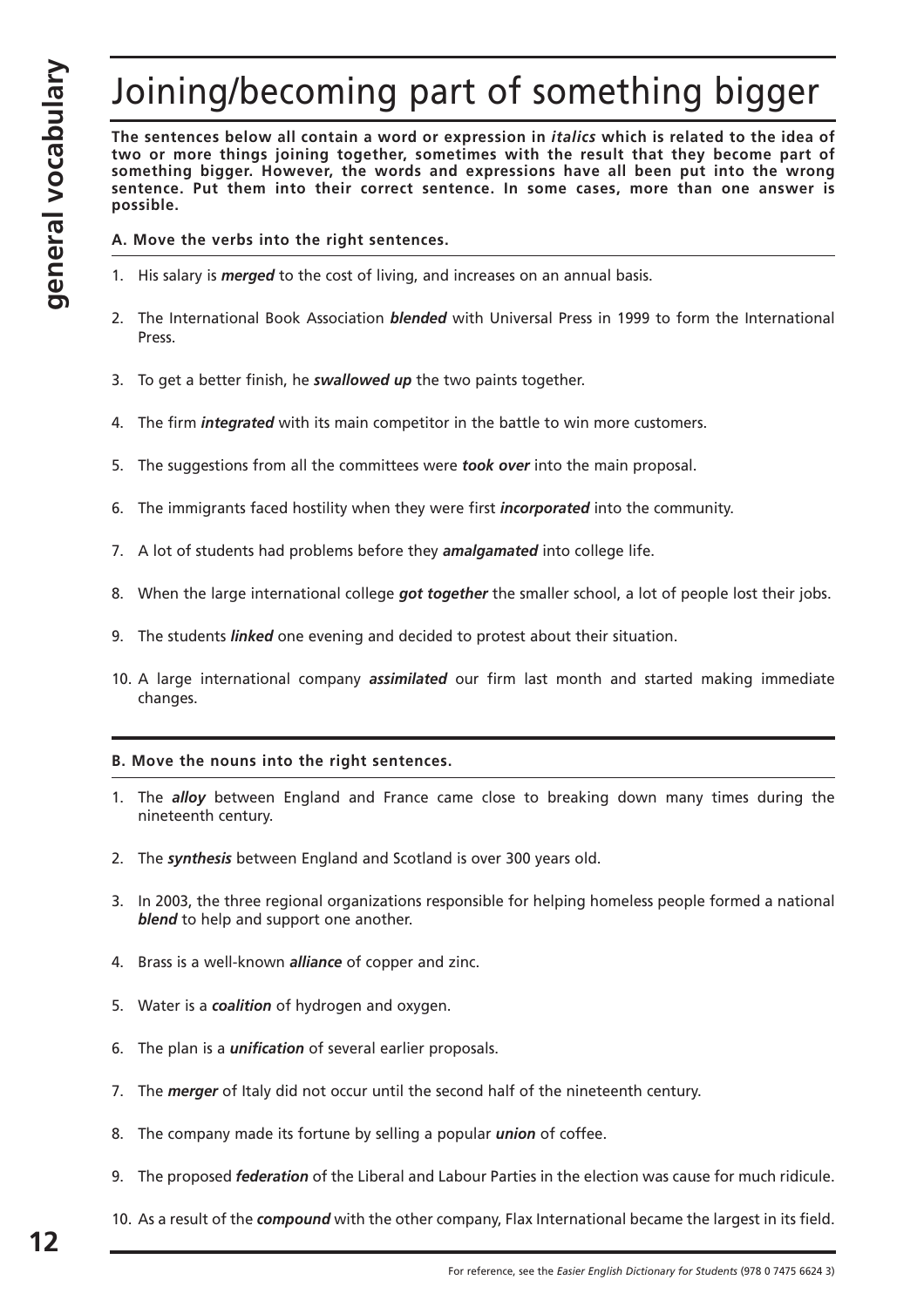# Joining/becoming part of something bigger

**The sentences below all contain a word or expression in *italics* which is related to the idea of two or more things joining together, sometimes with the result that they become part of something bigger. However, the words and expressions have all been put into the wrong sentence. Put them into their correct sentence. In some cases, more than one answer is possible.**

**A. Move the verbs into the right sentences.**

1. His salary is ***merged*** to the cost of living, and increases on an annual basis.
2. The International Book Association ***blended*** with Universal Press in 1999 to form the International Press.
3. To get a better finish, he ***swallowed up*** the two paints together.
4. The firm ***integrated*** with its main competitor in the battle to win more customers.
5. The suggestions from all the committees were ***took over*** into the main proposal.
6. The immigrants faced hostility when they were first ***incorporated*** into the community.
7. A lot of students had problems before they ***amalgamated*** into college life.
8. When the large international college ***got together*** the smaller school, a lot of people lost their jobs.
9. The students ***linked*** one evening and decided to protest about their situation.
10. A large international company ***assimilated*** our firm last month and started making immediate changes.

**B. Move the nouns into the right sentences.**

1. The ***alloy*** between England and France came close to breaking down many times during the nineteenth century.
2. The ***synthesis*** between England and Scotland is over 300 years old.
3. In 2003, the three regional organizations responsible for helping homeless people formed a national ***blend*** to help and support one another.
4. Brass is a well-known ***alliance*** of copper and zinc.
5. Water is a ***coalition*** of hydrogen and oxygen.
6. The plan is a ***unification*** of several earlier proposals.
7. The ***merger*** of Italy did not occur until the second half of the nineteenth century.
8. The company made its fortune by selling a popular ***union*** of coffee.
9. The proposed ***federation*** of the Liberal and Labour Parties in the election was cause for much ridicule.
10. As a result of the ***compound*** with the other company, Flax International became the largest in its field.

For reference, see the *Easier English Dictionary for Students* (978 0 7475 6624 3)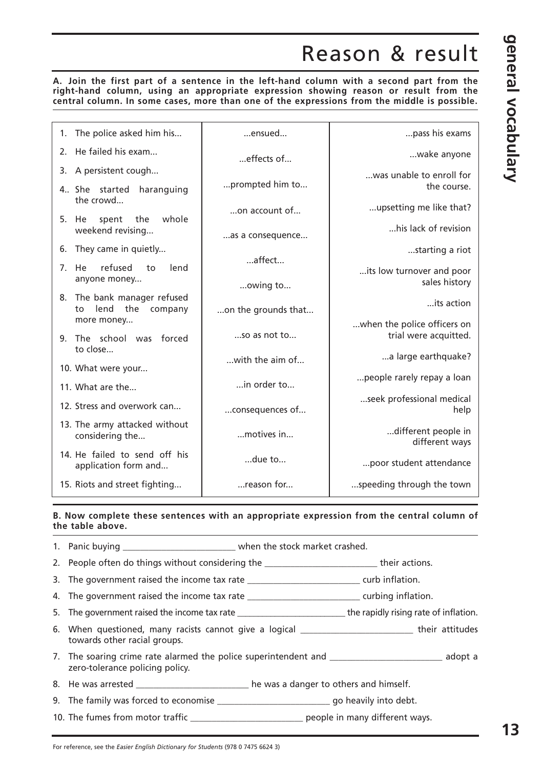# Reason & result

**A. Join the first part of a sentence in the left-hand column with a second part from the right-hand column, using an appropriate expression showing reason or result from the central column. In some cases, more than one of the expressions from the middle is possible.**

| | | |
|---|---|---|
| 1. The police asked him his... | ...ensued... | ...pass his exams |
| 2. He failed his exam... | ...effects of... | ...wake anyone |
| 3. A persistent cough... | ...prompted him to... | ...was unable to enroll for the course. |
| 4. She started haranguing the crowd... | ...on account of... | ...upsetting me like that? |
| 5. He spent the whole weekend revising... | ...as a consequence... | ...his lack of revision |
| 6. They came in quietly... | ...affect... | ...starting a riot |
| 7. He refused to lend anyone money... | ...owing to... | ...its low turnover and poor sales history |
| 8. The bank manager refused to lend the company more money... | ...on the grounds that... | ...its action |
| 9. The school was forced to close... | ...so as not to... | ...when the police officers on trial were acquitted. |
| 10. What were your... | ...with the aim of... | ...a large earthquake? |
| 11. What are the... | ...in order to... | ...people rarely repay a loan |
| 12. Stress and overwork can... | ...consequences of... | ...seek professional medical help |
| 13. The army attacked without considering the... | ...motives in... | ...different people in different ways |
| 14. He failed to send off his application form and... | ...due to... | ...poor student attendance |
| 15. Riots and street fighting... | ...reason for... | ...speeding through the town |

**B. Now complete these sentences with an appropriate expression from the central column of the table above.**

1. Panic buying ________________________ when the stock market crashed.
2. People often do things without considering the ________________________ their actions.
3. The government raised the income tax rate ________________________ curb inflation.
4. The government raised the income tax rate ________________________ curbing inflation.
5. The government raised the income tax rate ________________________ the rapidly rising rate of inflation.
6. When questioned, many racists cannot give a logical ________________________ their attitudes towards other racial groups.
7. The soaring crime rate alarmed the police superintendent and ________________________ adopt a zero-tolerance policing policy.
8. He was arrested ________________________ he was a danger to others and himself.
9. The family was forced to economise ________________________ go heavily into debt.
10. The fumes from motor traffic ________________________ people in many different ways.

For reference, see the *Easier English Dictionary for Students* (978 0 7475 6624 3)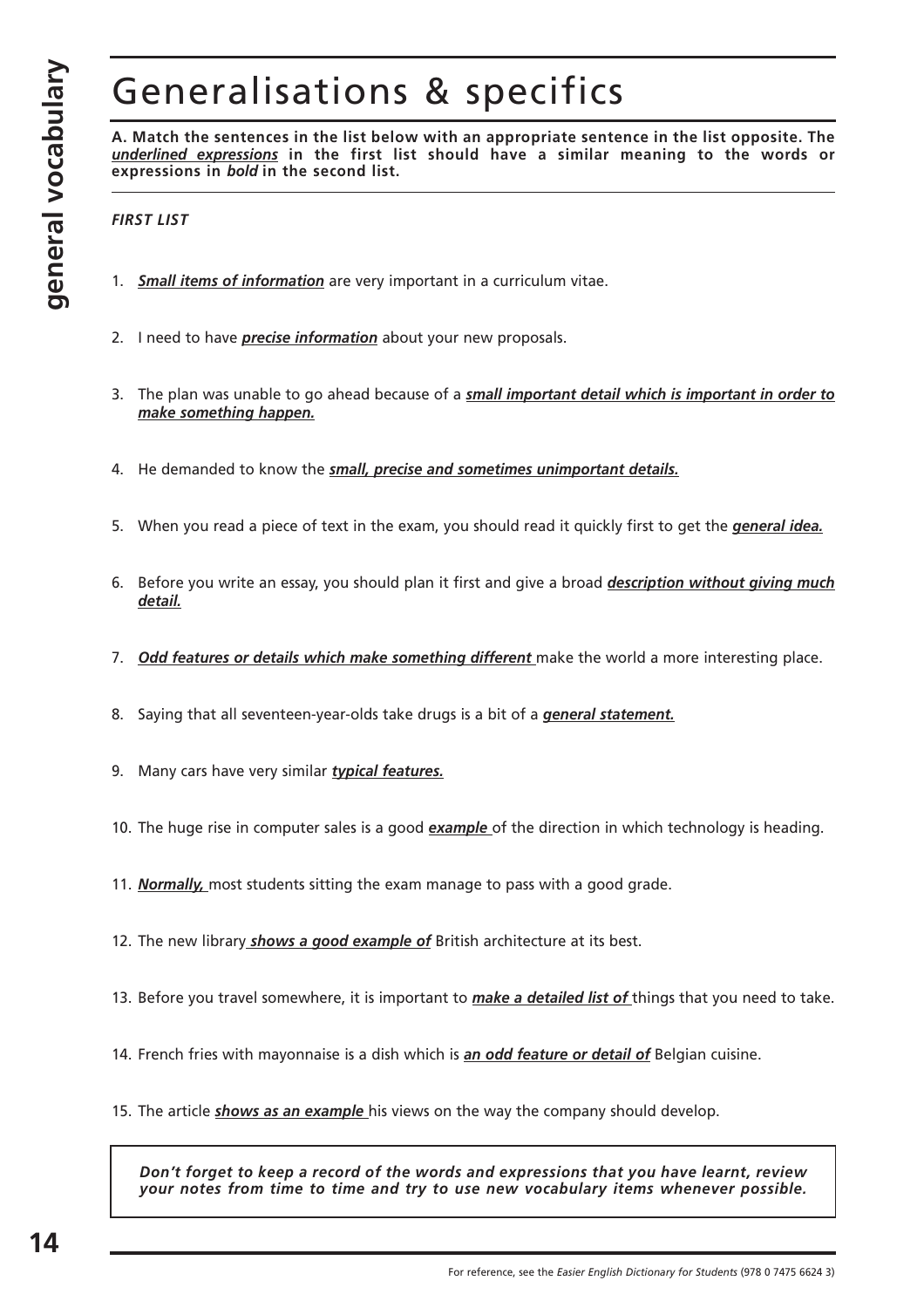# Generalisations & specifics

**A. Match the sentences in the list below with an appropriate sentence in the list opposite. The *underlined expressions* in the first list should have a similar meaning to the words or expressions in *bold* in the second list.**

***FIRST LIST***

1. ***Small items of information*** are very important in a curriculum vitae.

2. I need to have ***precise information*** about your new proposals.

3. The plan was unable to go ahead because of a ***small important detail which is important in order to make something happen.***

4. He demanded to know the ***small, precise and sometimes unimportant details.***

5. When you read a piece of text in the exam, you should read it quickly first to get the ***general idea.***

6. Before you write an essay, you should plan it first and give a broad ***description without giving much detail.***

7. ***Odd features or details which make something different*** make the world a more interesting place.

8. Saying that all seventeen-year-olds take drugs is a bit of a ***general statement.***

9. Many cars have very similar ***typical features.***

10. The huge rise in computer sales is a good ***example*** of the direction in which technology is heading.

11. ***Normally,*** most students sitting the exam manage to pass with a good grade.

12. The new library ***shows a good example of*** British architecture at its best.

13. Before you travel somewhere, it is important to ***make a detailed list of*** things that you need to take.

14. French fries with mayonnaise is a dish which is ***an odd feature or detail of*** Belgian cuisine.

15. The article ***shows as an example*** his views on the way the company should develop.

***Don't forget to keep a record of the words and expressions that you have learnt, review your notes from time to time and try to use new vocabulary items whenever possible.***

For reference, see the *Easier English Dictionary for Students* (978 0 7475 6624 3)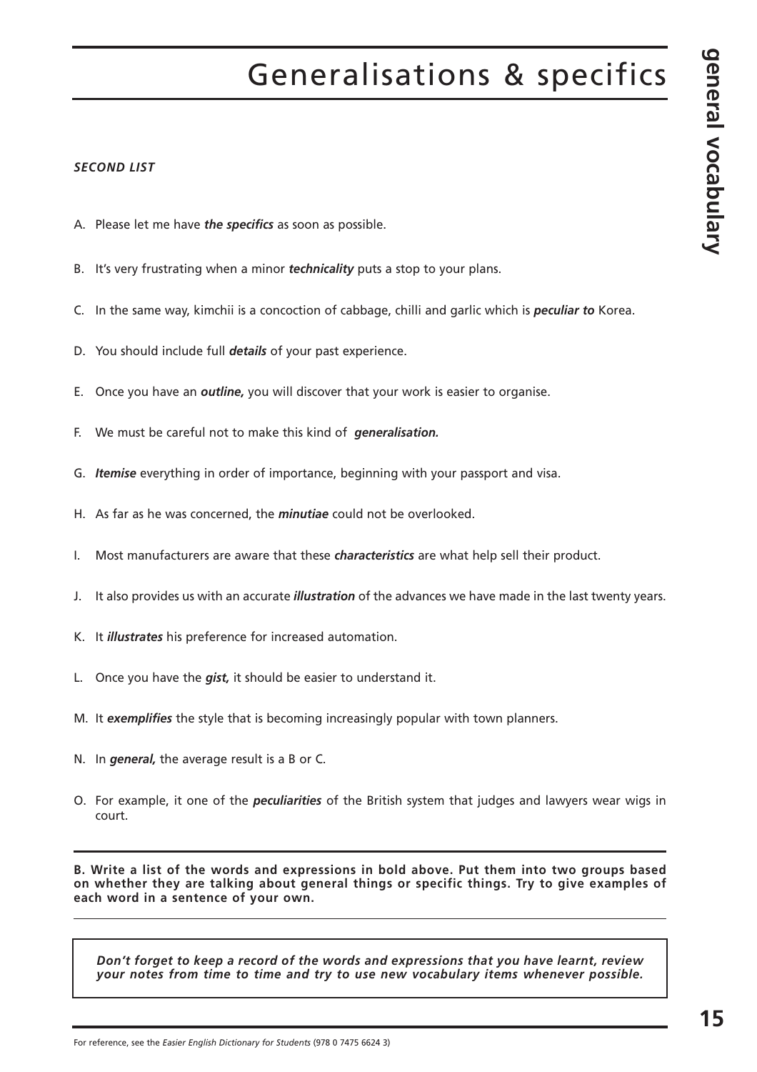# Generalisations & specifics

***SECOND LIST***

A. Please let me have ***the specifics*** as soon as possible.

B. It's very frustrating when a minor ***technicality*** puts a stop to your plans.

C. In the same way, kimchii is a concoction of cabbage, chilli and garlic which is ***peculiar to*** Korea.

D. You should include full ***details*** of your past experience.

E. Once you have an ***outline,*** you will discover that your work is easier to organise.

F. We must be careful not to make this kind of ***generalisation.***

G. ***Itemise*** everything in order of importance, beginning with your passport and visa.

H. As far as he was concerned, the ***minutiae*** could not be overlooked.

I. Most manufacturers are aware that these ***characteristics*** are what help sell their product.

J. It also provides us with an accurate ***illustration*** of the advances we have made in the last twenty years.

K. It ***illustrates*** his preference for increased automation.

L. Once you have the ***gist,*** it should be easier to understand it.

M. It ***exemplifies*** the style that is becoming increasingly popular with town planners.

N. In ***general,*** the average result is a B or C.

O. For example, it one of the ***peculiarities*** of the British system that judges and lawyers wear wigs in court.

---

**B. Write a list of the words and expressions in bold above. Put them into two groups based on whether they are talking about general things or specific things. Try to give examples of each word in a sentence of your own.**

---

***Don't forget to keep a record of the words and expressions that you have learnt, review your notes from time to time and try to use new vocabulary items whenever possible.***

For reference, see the *Easier English Dictionary for Students* (978 0 7475 6624 3)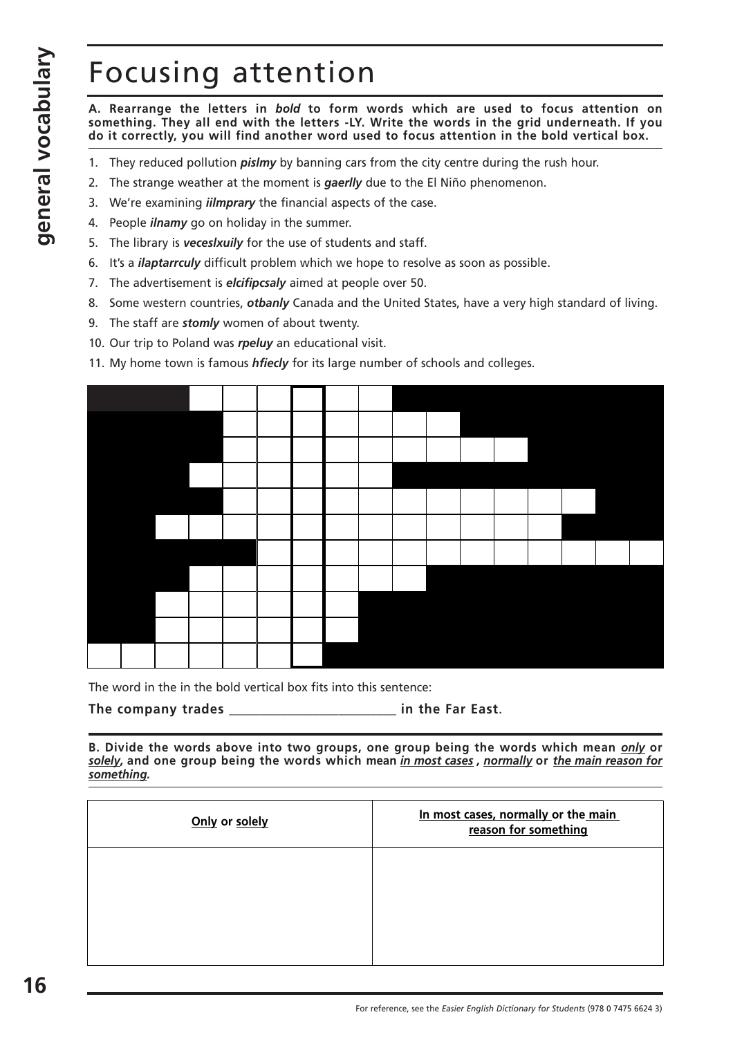# Focusing attention

**A. Rearrange the letters in *bold* to form words which are used to focus attention on something. They all end with the letters -LY. Write the words in the grid underneath. If you do it correctly, you will find another word used to focus attention in the bold vertical box.**

1. They reduced pollution ***pislmy*** by banning cars from the city centre during the rush hour.
2. The strange weather at the moment is ***gaerlly*** due to the El Niño phenomenon.
3. We're examining ***iilmprary*** the financial aspects of the case.
4. People ***ilnamy*** go on holiday in the summer.
5. The library is ***veceslxuily*** for the use of students and staff.
6. It's a ***ilaptarrculy*** difficult problem which we hope to resolve as soon as possible.
7. The advertisement is ***elcifipcsaly*** aimed at people over 50.
8. Some western countries, ***otbanly*** Canada and the United States, have a very high standard of living.
9. The staff are ***stomly*** women of about twenty.
10. Our trip to Poland was ***rpeluy*** an educational visit.
11. My home town is famous ***hfiecly*** for its large number of schools and colleges.

The word in the in the bold vertical box fits into this sentence:

**The company trades __________________________ in the Far East.**

**B. Divide the words above into two groups, one group being the words which mean *only* or *solely*, and one group being the words which mean *in most cases*, *normally* or *the main reason for something*.**

| Only or solely | In most cases, normally or the main reason for something |
|---|---|
| | |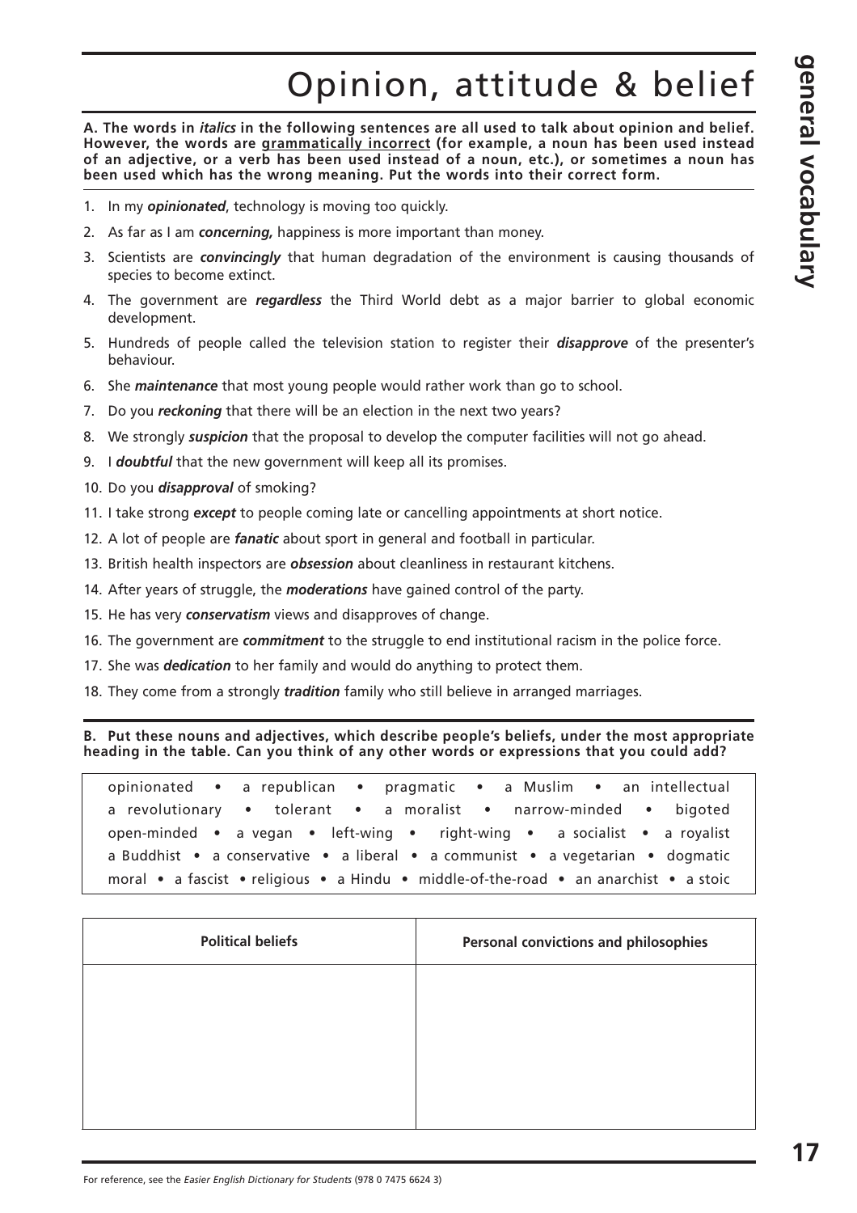# Opinion, attitude & belief

**A. The words in *italics* in the following sentences are all used to talk about opinion and belief. However, the words are <u>grammatically incorrect</u> (for example, a noun has been used instead of an adjective, or a verb has been used instead of a noun, etc.), or sometimes a noun has been used which has the wrong meaning. Put the words into their correct form.**

1. In my ***opinionated***, technology is moving too quickly.
2. As far as I am ***concerning,*** happiness is more important than money.
3. Scientists are ***convincingly*** that human degradation of the environment is causing thousands of species to become extinct.
4. The government are ***regardless*** the Third World debt as a major barrier to global economic development.
5. Hundreds of people called the television station to register their ***disapprove*** of the presenter's behaviour.
6. She ***maintenance*** that most young people would rather work than go to school.
7. Do you ***reckoning*** that there will be an election in the next two years?
8. We strongly ***suspicion*** that the proposal to develop the computer facilities will not go ahead.
9. I ***doubtful*** that the new government will keep all its promises.
10. Do you ***disapproval*** of smoking?
11. I take strong ***except*** to people coming late or cancelling appointments at short notice.
12. A lot of people are ***fanatic*** about sport in general and football in particular.
13. British health inspectors are ***obsession*** about cleanliness in restaurant kitchens.
14. After years of struggle, the ***moderations*** have gained control of the party.
15. He has very ***conservatism*** views and disapproves of change.
16. The government are ***commitment*** to the struggle to end institutional racism in the police force.
17. She was ***dedication*** to her family and would do anything to protect them.
18. They come from a strongly ***tradition*** family who still believe in arranged marriages.

**B. Put these nouns and adjectives, which describe people's beliefs, under the most appropriate heading in the table. Can you think of any other words or expressions that you could add?**

opinionated • a republican • pragmatic • a Muslim • an intellectual • a revolutionary • tolerant • a moralist • narrow-minded • bigoted • open-minded • a vegan • left-wing • right-wing • a socialist • a royalist • a Buddhist • a conservative • a liberal • a communist • a vegetarian • dogmatic • moral • a fascist • religious • a Hindu • middle-of-the-road • an anarchist • a stoic

| Political beliefs | Personal convictions and philosophies |
|---|---|
| | |

For reference, see the *Easier English Dictionary for Students* (978 0 7475 6624 3)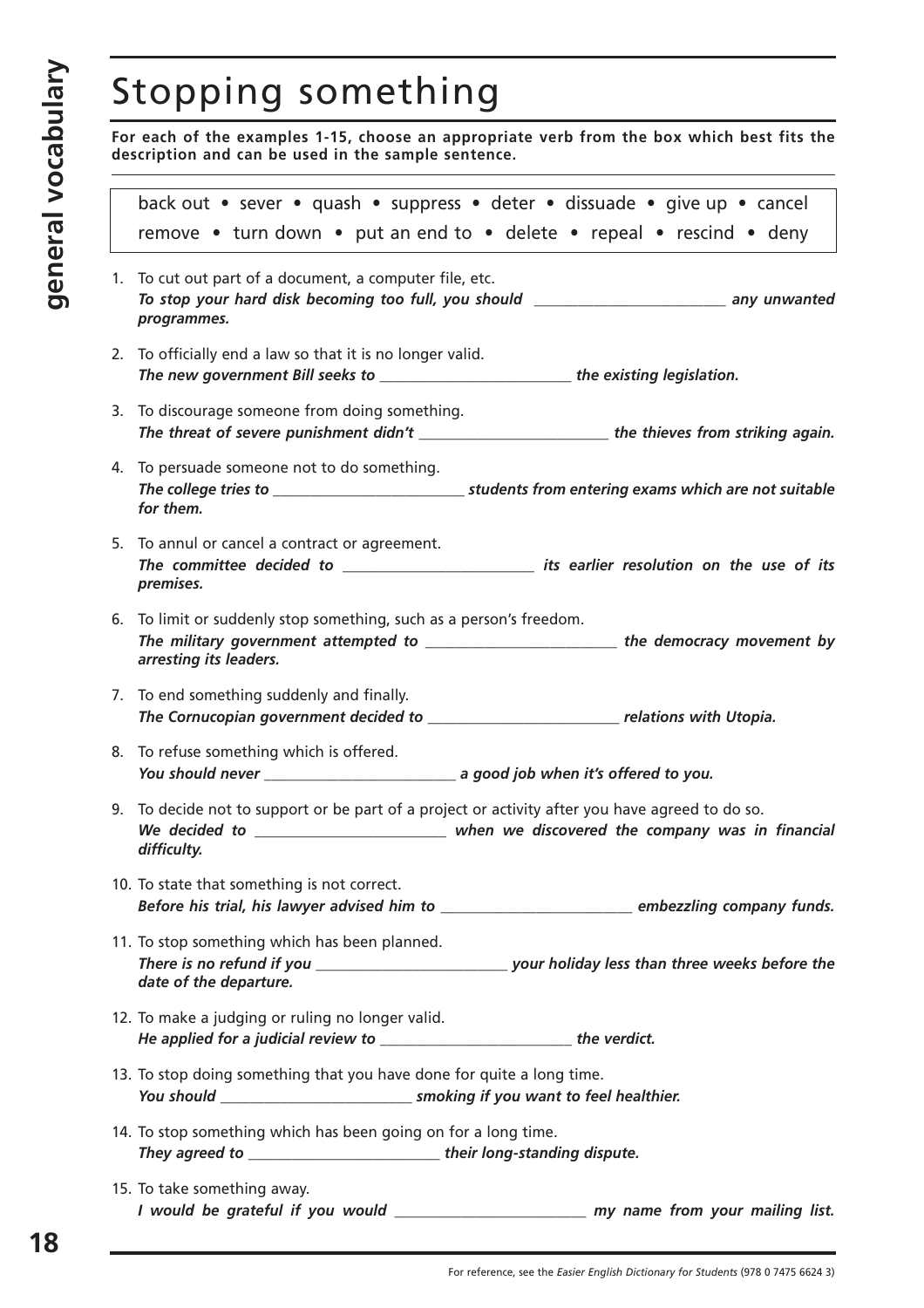# Stopping something

**For each of the examples 1-15, choose an appropriate verb from the box which best fits the description and can be used in the sample sentence.**

back out • sever • quash • suppress • deter • dissuade • give up • cancel
remove • turn down • put an end to • delete • repeal • rescind • deny

1. To cut out part of a document, a computer file, etc.
   ***To stop your hard disk becoming too full, you should \_\_\_\_\_\_\_\_\_\_\_\_\_\_\_\_\_\_\_\_\_\_\_\_ any unwanted programmes.***

2. To officially end a law so that it is no longer valid.
   ***The new government Bill seeks to \_\_\_\_\_\_\_\_\_\_\_\_\_\_\_\_\_\_\_\_\_\_\_\_ the existing legislation.***

3. To discourage someone from doing something.
   ***The threat of severe punishment didn't \_\_\_\_\_\_\_\_\_\_\_\_\_\_\_\_\_\_\_\_\_\_\_\_ the thieves from striking again.***

4. To persuade someone not to do something.
   ***The college tries to \_\_\_\_\_\_\_\_\_\_\_\_\_\_\_\_\_\_\_\_\_\_\_\_ students from entering exams which are not suitable for them.***

5. To annul or cancel a contract or agreement.
   ***The committee decided to \_\_\_\_\_\_\_\_\_\_\_\_\_\_\_\_\_\_\_\_\_\_\_\_ its earlier resolution on the use of its premises.***

6. To limit or suddenly stop something, such as a person's freedom.
   ***The military government attempted to \_\_\_\_\_\_\_\_\_\_\_\_\_\_\_\_\_\_\_\_\_\_\_\_ the democracy movement by arresting its leaders.***

7. To end something suddenly and finally.
   ***The Cornucopian government decided to \_\_\_\_\_\_\_\_\_\_\_\_\_\_\_\_\_\_\_\_\_\_\_\_ relations with Utopia.***

8. To refuse something which is offered.
   ***You should never \_\_\_\_\_\_\_\_\_\_\_\_\_\_\_\_\_\_\_\_\_\_\_\_ a good job when it's offered to you.***

9. To decide not to support or be part of a project or activity after you have agreed to do so.
   ***We decided to \_\_\_\_\_\_\_\_\_\_\_\_\_\_\_\_\_\_\_\_\_\_\_\_ when we discovered the company was in financial difficulty.***

10. To state that something is not correct.
    ***Before his trial, his lawyer advised him to \_\_\_\_\_\_\_\_\_\_\_\_\_\_\_\_\_\_\_\_\_\_\_\_ embezzling company funds.***

11. To stop something which has been planned.
    ***There is no refund if you \_\_\_\_\_\_\_\_\_\_\_\_\_\_\_\_\_\_\_\_\_\_\_\_ your holiday less than three weeks before the date of the departure.***

12. To make a judging or ruling no longer valid.
    ***He applied for a judicial review to \_\_\_\_\_\_\_\_\_\_\_\_\_\_\_\_\_\_\_\_\_\_\_\_ the verdict.***

13. To stop doing something that you have done for quite a long time.
    ***You should \_\_\_\_\_\_\_\_\_\_\_\_\_\_\_\_\_\_\_\_\_\_\_\_ smoking if you want to feel healthier.***

14. To stop something which has been going on for a long time.
    ***They agreed to \_\_\_\_\_\_\_\_\_\_\_\_\_\_\_\_\_\_\_\_\_\_\_\_ their long-standing dispute.***

15. To take something away.
    ***I would be grateful if you would \_\_\_\_\_\_\_\_\_\_\_\_\_\_\_\_\_\_\_\_\_\_\_\_ my name from your mailing list.***

For reference, see the *Easier English Dictionary for Students* (978 0 7475 6624 3)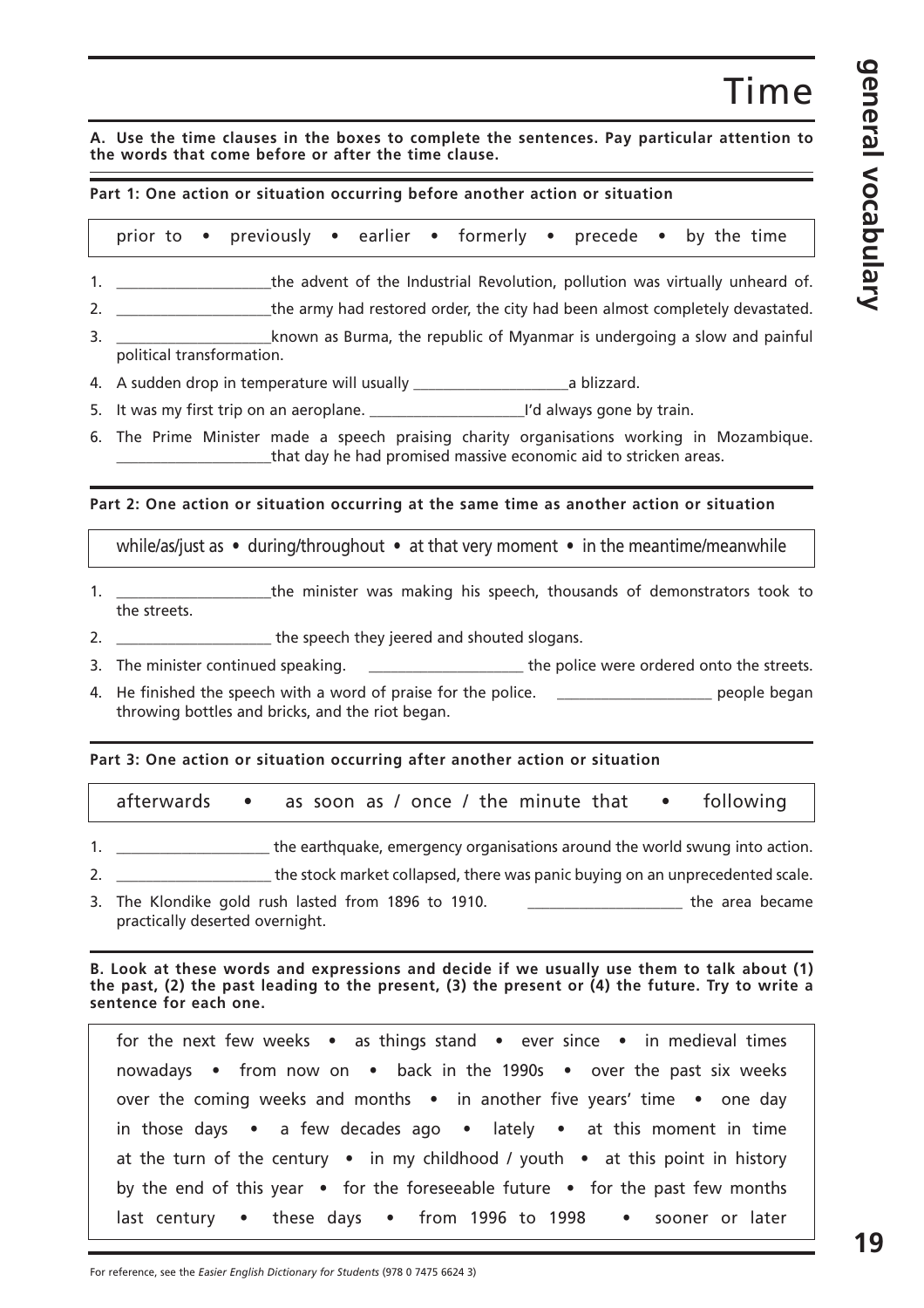# Time

**A. Use the time clauses in the boxes to complete the sentences. Pay particular attention to the words that come before or after the time clause.**

**Part 1: One action or situation occurring before another action or situation**

prior to • previously • earlier • formerly • precede • by the time

1. ____________________the advent of the Industrial Revolution, pollution was virtually unheard of.
2. ____________________the army had restored order, the city had been almost completely devastated.
3. ____________________known as Burma, the republic of Myanmar is undergoing a slow and painful political transformation.
4. A sudden drop in temperature will usually ____________________a blizzard.
5. It was my first trip on an aeroplane. ____________________I'd always gone by train.
6. The Prime Minister made a speech praising charity organisations working in Mozambique. ____________________that day he had promised massive economic aid to stricken areas.

**Part 2: One action or situation occurring at the same time as another action or situation**

while/as/just as • during/throughout • at that very moment • in the meantime/meanwhile

1. ____________________the minister was making his speech, thousands of demonstrators took to the streets.
2. ____________________ the speech they jeered and shouted slogans.
3. The minister continued speaking. ____________________ the police were ordered onto the streets.
4. He finished the speech with a word of praise for the police. ____________________ people began throwing bottles and bricks, and the riot began.

**Part 3: One action or situation occurring after another action or situation**

afterwards • as soon as / once / the minute that • following

1. ____________________ the earthquake, emergency organisations around the world swung into action.
2. ____________________ the stock market collapsed, there was panic buying on an unprecedented scale.
3. The Klondike gold rush lasted from 1896 to 1910. ____________________ the area became practically deserted overnight.

**B. Look at these words and expressions and decide if we usually use them to talk about (1) the past, (2) the past leading to the present, (3) the present or (4) the future. Try to write a sentence for each one.**

for the next few weeks • as things stand • ever since • in medieval times
nowadays • from now on • back in the 1990s • over the past six weeks
over the coming weeks and months • in another five years' time • one day
in those days • a few decades ago • lately • at this moment in time
at the turn of the century • in my childhood / youth • at this point in history
by the end of this year • for the foreseeable future • for the past few months
last century • these days • from 1996 to 1998 • sooner or later

For reference, see the *Easier English Dictionary for Students* (978 0 7475 6624 3)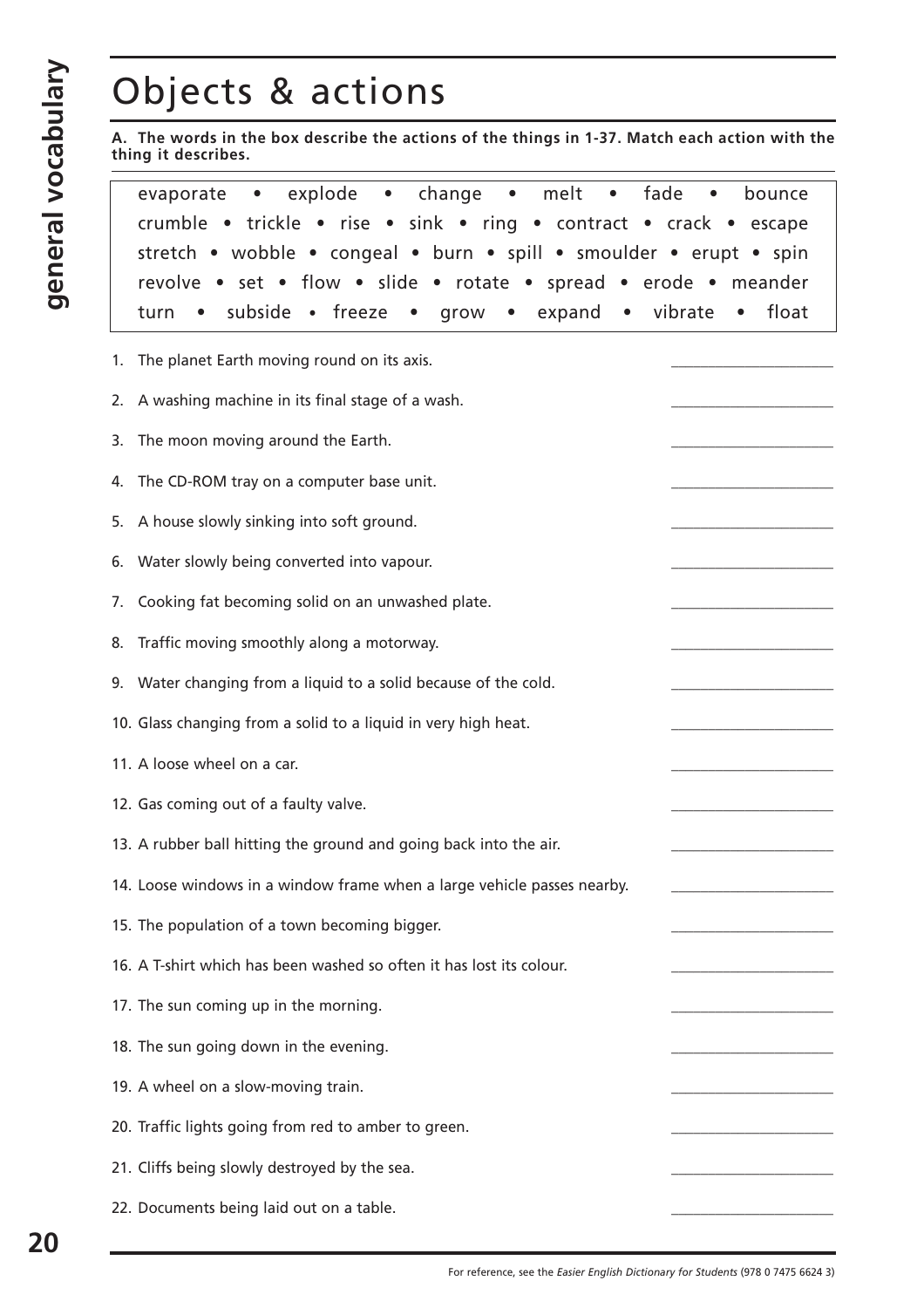# Objects & actions

**A. The words in the box describe the actions of the things in 1-37. Match each action with the thing it describes.**

| evaporate • explode • change • melt • fade • bounce crumble • trickle • rise • sink • ring • contract • crack • escape stretch • wobble • congeal • burn • spill • smoulder • erupt • spin revolve • set • flow • slide • rotate • spread • erode • meander turn • subside • freeze • grow • expand • vibrate • float |
|---|

1. The planet Earth moving round on its axis. ____________________
2. A washing machine in its final stage of a wash. ____________________
3. The moon moving around the Earth. ____________________
4. The CD-ROM tray on a computer base unit. ____________________
5. A house slowly sinking into soft ground. ____________________
6. Water slowly being converted into vapour. ____________________
7. Cooking fat becoming solid on an unwashed plate. ____________________
8. Traffic moving smoothly along a motorway. ____________________
9. Water changing from a liquid to a solid because of the cold. ____________________
10. Glass changing from a solid to a liquid in very high heat. ____________________
11. A loose wheel on a car. ____________________
12. Gas coming out of a faulty valve. ____________________
13. A rubber ball hitting the ground and going back into the air. ____________________
14. Loose windows in a window frame when a large vehicle passes nearby. ____________________
15. The population of a town becoming bigger. ____________________
16. A T-shirt which has been washed so often it has lost its colour. ____________________
17. The sun coming up in the morning. ____________________
18. The sun going down in the evening. ____________________
19. A wheel on a slow-moving train. ____________________
20. Traffic lights going from red to amber to green. ____________________
21. Cliffs being slowly destroyed by the sea. ____________________
22. Documents being laid out on a table. ____________________

For reference, see the *Easier English Dictionary for Students* (978 0 7475 6624 3)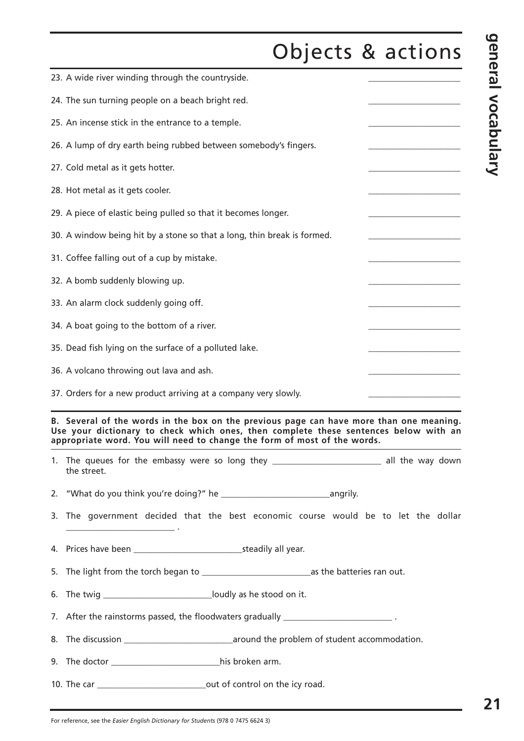# Objects & actions

23. A wide river winding through the countryside. ____________________

24. The sun turning people on a beach bright red. ____________________

25. An incense stick in the entrance to a temple. ____________________

26. A lump of dry earth being rubbed between somebody's fingers. ____________________

27. Cold metal as it gets hotter. ____________________

28. Hot metal as it gets cooler. ____________________

29. A piece of elastic being pulled so that it becomes longer. ____________________

30. A window being hit by a stone so that a long, thin break is formed. ____________________

31. Coffee falling out of a cup by mistake. ____________________

32. A bomb suddenly blowing up. ____________________

33. An alarm clock suddenly going off. ____________________

34. A boat going to the bottom of a river. ____________________

35. Dead fish lying on the surface of a polluted lake. ____________________

36. A volcano throwing out lava and ash. ____________________

37. Orders for a new product arriving at a company very slowly. ____________________

**B. Several of the words in the box on the previous page can have more than one meaning. Use your dictionary to check which ones, then complete these sentences below with an appropriate word. You will need to change the form of most of the words.**

1. The queues for the embassy were so long they ________________________ all the way down the street.

2. "What do you think you're doing?" he ________________________ angrily.

3. The government decided that the best economic course would be to let the dollar ________________________ .

4. Prices have been ________________________ steadily all year.

5. The light from the torch began to ________________________ as the batteries ran out.

6. The twig ________________________ loudly as he stood on it.

7. After the rainstorms passed, the floodwaters gradually ________________________ .

8. The discussion ________________________ around the problem of student accommodation.

9. The doctor ________________________ his broken arm.

10. The car ________________________ out of control on the icy road.

For reference, see the *Easier English Dictionary for Students* (978 0 7475 6624 3)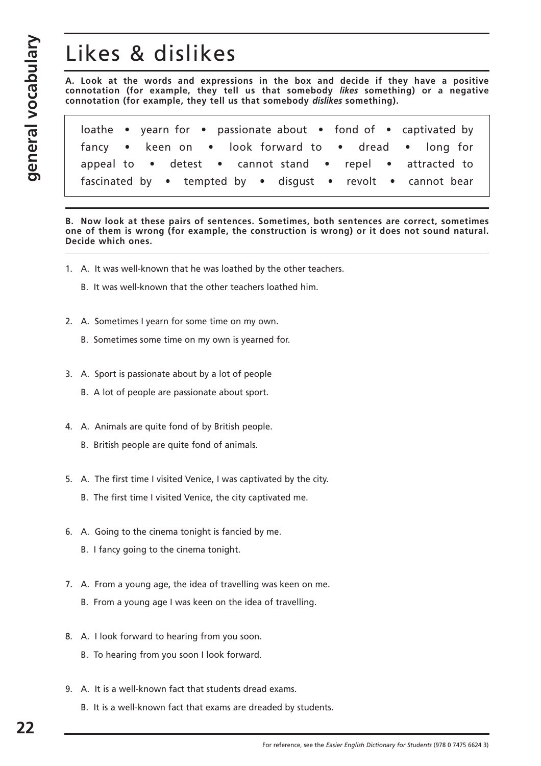# Likes & dislikes

**A. Look at the words and expressions in the box and decide if they have a positive connotation (for example, they tell us that somebody *likes* something) or a negative connotation (for example, they tell us that somebody *dislikes* something).**

> loathe • yearn for • passionate about • fond of • captivated by
> fancy • keen on • look forward to • dread • long for
> appeal to • detest • cannot stand • repel • attracted to
> fascinated by • tempted by • disgust • revolt • cannot bear

**B. Now look at these pairs of sentences. Sometimes, both sentences are correct, sometimes one of them is wrong (for example, the construction is wrong) or it does not sound natural. Decide which ones.**

1. A. It was well-known that he was loathed by the other teachers.
   B. It was well-known that the other teachers loathed him.

2. A. Sometimes I yearn for some time on my own.
   B. Sometimes some time on my own is yearned for.

3. A. Sport is passionate about by a lot of people
   B. A lot of people are passionate about sport.

4. A. Animals are quite fond of by British people.
   B. British people are quite fond of animals.

5. A. The first time I visited Venice, I was captivated by the city.
   B. The first time I visited Venice, the city captivated me.

6. A. Going to the cinema tonight is fancied by me.
   B. I fancy going to the cinema tonight.

7. A. From a young age, the idea of travelling was keen on me.
   B. From a young age I was keen on the idea of travelling.

8. A. I look forward to hearing from you soon.
   B. To hearing from you soon I look forward.

9. A. It is a well-known fact that students dread exams.
   B. It is a well-known fact that exams are dreaded by students.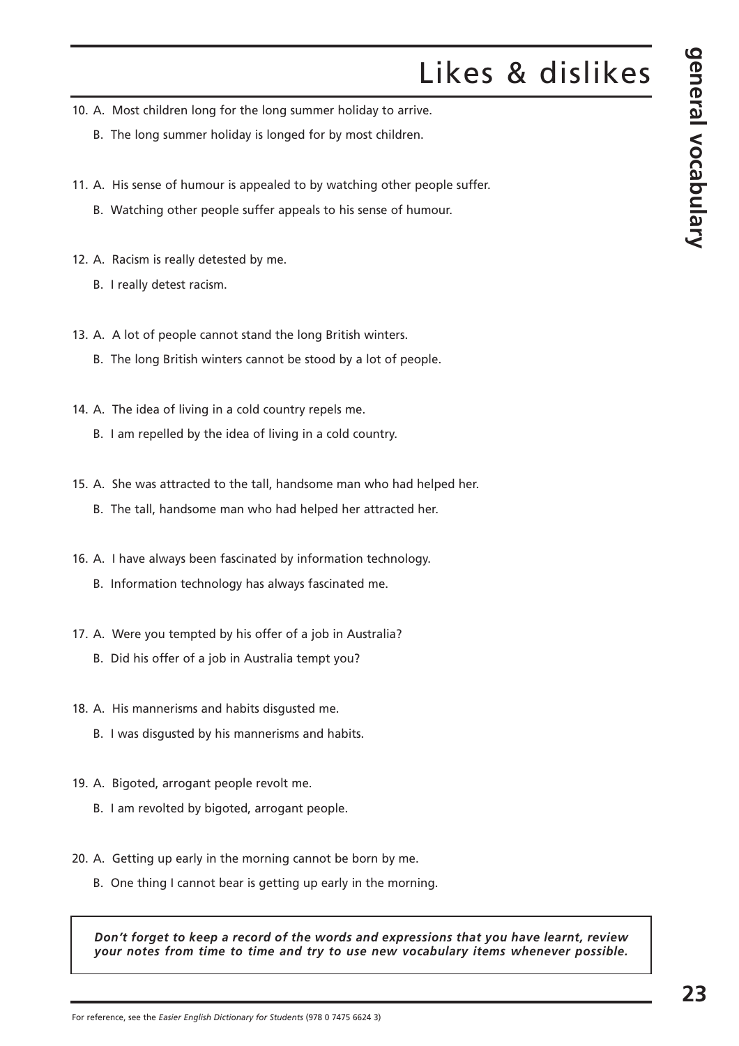# Likes & dislikes

10. A. Most children long for the long summer holiday to arrive.
    B. The long summer holiday is longed for by most children.

11. A. His sense of humour is appealed to by watching other people suffer.
    B. Watching other people suffer appeals to his sense of humour.

12. A. Racism is really detested by me.
    B. I really detest racism.

13. A. A lot of people cannot stand the long British winters.
    B. The long British winters cannot be stood by a lot of people.

14. A. The idea of living in a cold country repels me.
    B. I am repelled by the idea of living in a cold country.

15. A. She was attracted to the tall, handsome man who had helped her.
    B. The tall, handsome man who had helped her attracted her.

16. A. I have always been fascinated by information technology.
    B. Information technology has always fascinated me.

17. A. Were you tempted by his offer of a job in Australia?
    B. Did his offer of a job in Australia tempt you?

18. A. His mannerisms and habits disgusted me.
    B. I was disgusted by his mannerisms and habits.

19. A. Bigoted, arrogant people revolt me.
    B. I am revolted by bigoted, arrogant people.

20. A. Getting up early in the morning cannot be born by me.
    B. One thing I cannot bear is getting up early in the morning.

***Don't forget to keep a record of the words and expressions that you have learnt, review your notes from time to time and try to use new vocabulary items whenever possible.***

For reference, see the *Easier English Dictionary for Students* (978 0 7475 6624 3)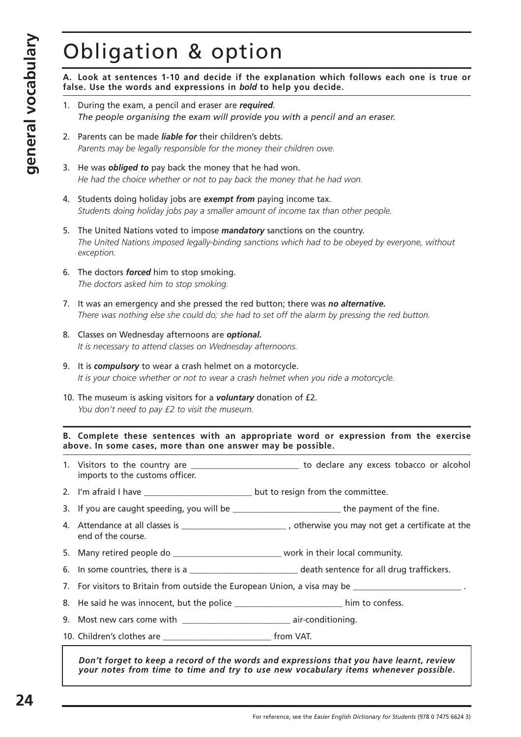# Obligation & option

**A. Look at sentences 1-10 and decide if the explanation which follows each one is true or false. Use the words and expressions in *bold* to help you decide.**

1. During the exam, a pencil and eraser are ***required***.
   *The people organising the exam will provide you with a pencil and an eraser.*
2. Parents can be made ***liable for*** their children's debts.
   *Parents may be legally responsible for the money their children owe.*
3. He was ***obliged to*** pay back the money that he had won.
   *He had the choice whether or not to pay back the money that he had won.*
4. Students doing holiday jobs are ***exempt from*** paying income tax.
   *Students doing holiday jobs pay a smaller amount of income tax than other people.*
5. The United Nations voted to impose ***mandatory*** sanctions on the country.
   *The United Nations imposed legally-binding sanctions which had to be obeyed by everyone, without exception.*
6. The doctors ***forced*** him to stop smoking.
   *The doctors asked him to stop smoking.*
7. It was an emergency and she pressed the red button; there was ***no alternative.***
   *There was nothing else she could do; she had to set off the alarm by pressing the red button.*
8. Classes on Wednesday afternoons are ***optional.***
   *It is necessary to attend classes on Wednesday afternoons.*
9. It is ***compulsory*** to wear a crash helmet on a motorcycle.
   *It is your choice whether or not to wear a crash helmet when you ride a motorcycle.*
10. The museum is asking visitors for a ***voluntary*** donation of £2.
    *You don't need to pay £2 to visit the museum.*

**B. Complete these sentences with an appropriate word or expression from the exercise above. In some cases, more than one answer may be possible.**

1. Visitors to the country are ________________________ to declare any excess tobacco or alcohol imports to the customs officer.
2. I'm afraid I have ________________________ but to resign from the committee.
3. If you are caught speeding, you will be ________________________ the payment of the fine.
4. Attendance at all classes is ________________________ , otherwise you may not get a certificate at the end of the course.
5. Many retired people do ________________________ work in their local community.
6. In some countries, there is a ________________________ death sentence for all drug traffickers.
7. For visitors to Britain from outside the European Union, a visa may be ________________________ .
8. He said he was innocent, but the police ________________________ him to confess.
9. Most new cars come with ________________________ air-conditioning.
10. Children's clothes are ________________________ from VAT.

***Don't forget to keep a record of the words and expressions that you have learnt, review your notes from time to time and try to use new vocabulary items whenever possible.***

For reference, see the *Easier English Dictionary for Students* (978 0 7475 6624 3)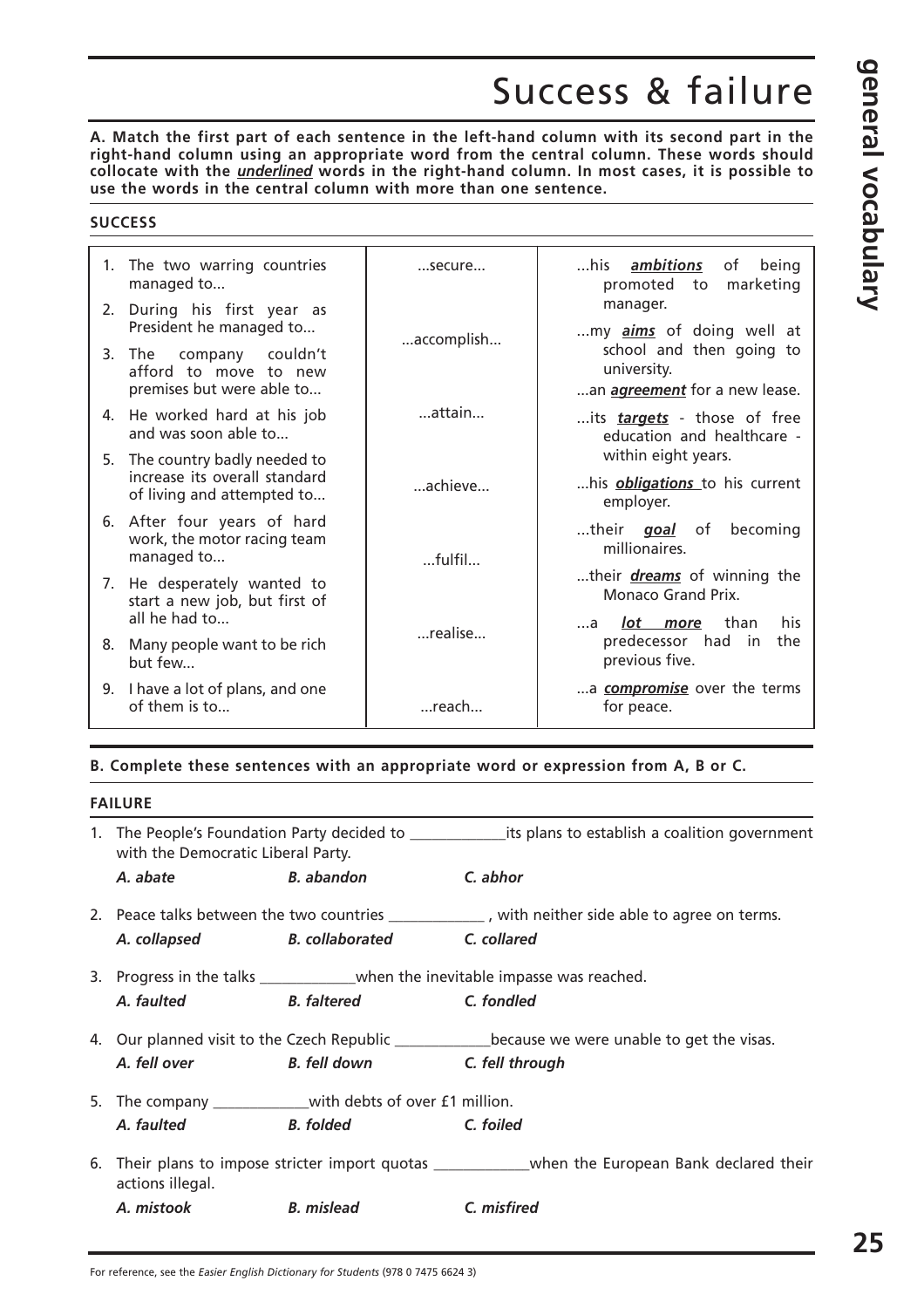# Success & failure

**A. Match the first part of each sentence in the left-hand column with its second part in the right-hand column using an appropriate word from the central column. These words should collocate with the *underlined* words in the right-hand column. In most cases, it is possible to use the words in the central column with more than one sentence.**

## SUCCESS

| | | |
|---|---|---|
| 1. The two warring countries managed to... | ...secure... | ...his ***ambitions*** of being promoted to marketing manager. |
| 2. During his first year as President he managed to... | ...accomplish... | ...my ***aims*** of doing well at school and then going to university. |
| 3. The company couldn't afford to move to new premises but were able to... | | ...an ***agreement*** for a new lease. |
| 4. He worked hard at his job and was soon able to... | ...attain... | ...its ***targets*** - those of free education and healthcare - within eight years. |
| 5. The country badly needed to increase its overall standard of living and attempted to... | ...achieve... | ...his ***obligations*** to his current employer. |
| 6. After four years of hard work, the motor racing team managed to... | ...fulfil... | ...their ***goal*** of becoming millionaires. |
| 7. He desperately wanted to start a new job, but first of all he had to... | | ...their ***dreams*** of winning the Monaco Grand Prix. |
| 8. Many people want to be rich but few... | ...realise... | ...a ***lot more*** than his predecessor had in the previous five. |
| 9. I have a lot of plans, and one of them is to... | ...reach... | ...a ***compromise*** over the terms for peace. |

**B. Complete these sentences with an appropriate word or expression from A, B or C.**

## FAILURE

1. The People's Foundation Party decided to ____________its plans to establish a coalition government with the Democratic Liberal Party.
   *A. abate* *B. abandon* *C. abhor*

2. Peace talks between the two countries ____________ , with neither side able to agree on terms.
   *A. collapsed* *B. collaborated* *C. collared*

3. Progress in the talks ____________when the inevitable impasse was reached.
   *A. faulted* *B. faltered* *C. fondled*

4. Our planned visit to the Czech Republic ____________because we were unable to get the visas.
   *A. fell over* *B. fell down* *C. fell through*

5. The company ____________with debts of over £1 million.
   *A. faulted* *B. folded* *C. foiled*

6. Their plans to impose stricter import quotas ____________when the European Bank declared their actions illegal.
   *A. mistook* *B. mislead* *C. misfired*

For reference, see the *Easier English Dictionary for Students* (978 0 7475 6624 3)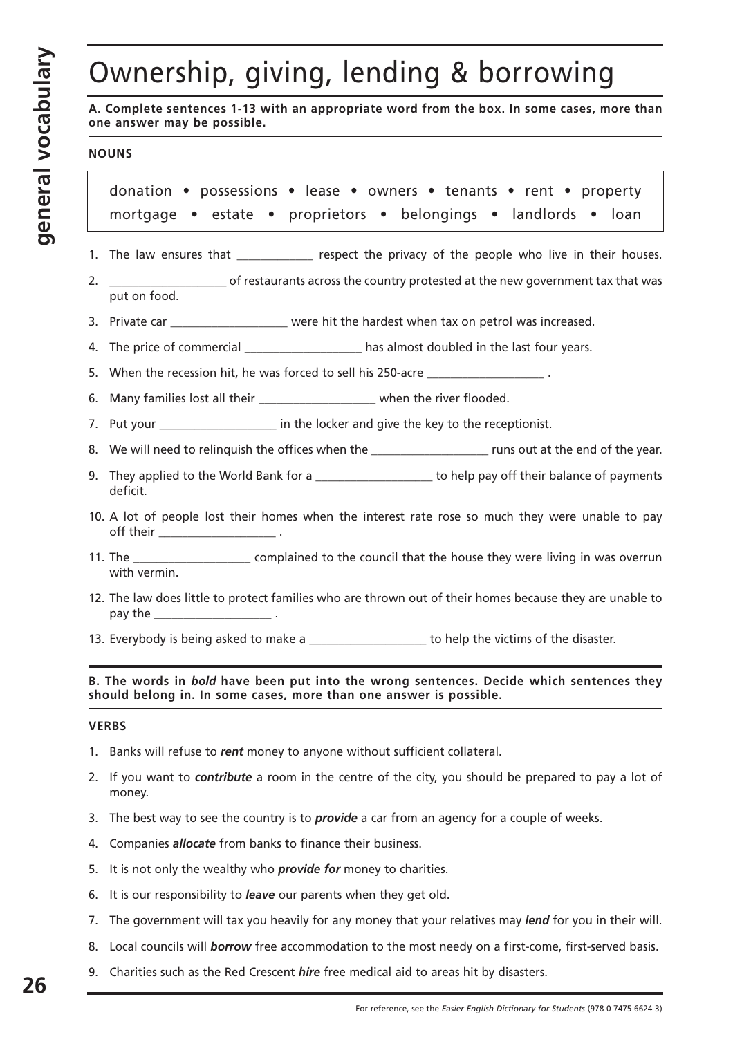# Ownership, giving, lending & borrowing

**A. Complete sentences 1-13 with an appropriate word from the box. In some cases, more than one answer may be possible.**

**NOUNS**

donation • possessions • lease • owners • tenants • rent • property
mortgage • estate • proprietors • belongings • landlords • loan

1. The law ensures that ____________ respect the privacy of the people who live in their houses.
2. ___________________ of restaurants across the country protested at the new government tax that was put on food.
3. Private car ___________________ were hit the hardest when tax on petrol was increased.
4. The price of commercial ___________________ has almost doubled in the last four years.
5. When the recession hit, he was forced to sell his 250-acre ___________________ .
6. Many families lost all their ___________________ when the river flooded.
7. Put your ___________________ in the locker and give the key to the receptionist.
8. We will need to relinquish the offices when the ___________________ runs out at the end of the year.
9. They applied to the World Bank for a ___________________ to help pay off their balance of payments deficit.
10. A lot of people lost their homes when the interest rate rose so much they were unable to pay off their ___________________ .
11. The ___________________ complained to the council that the house they were living in was overrun with vermin.
12. The law does little to protect families who are thrown out of their homes because they are unable to pay the ___________________ .
13. Everybody is being asked to make a ___________________ to help the victims of the disaster.

**B. The words in *bold* have been put into the wrong sentences. Decide which sentences they should belong in. In some cases, more than one answer is possible.**

**VERBS**

1. Banks will refuse to ***rent*** money to anyone without sufficient collateral.
2. If you want to ***contribute*** a room in the centre of the city, you should be prepared to pay a lot of money.
3. The best way to see the country is to ***provide*** a car from an agency for a couple of weeks.
4. Companies ***allocate*** from banks to finance their business.
5. It is not only the wealthy who ***provide for*** money to charities.
6. It is our responsibility to ***leave*** our parents when they get old.
7. The government will tax you heavily for any money that your relatives may ***lend*** for you in their will.
8. Local councils will ***borrow*** free accommodation to the most needy on a first-come, first-served basis.
9. Charities such as the Red Crescent ***hire*** free medical aid to areas hit by disasters.

For reference, see the *Easier English Dictionary for Students* (978 0 7475 6624 3)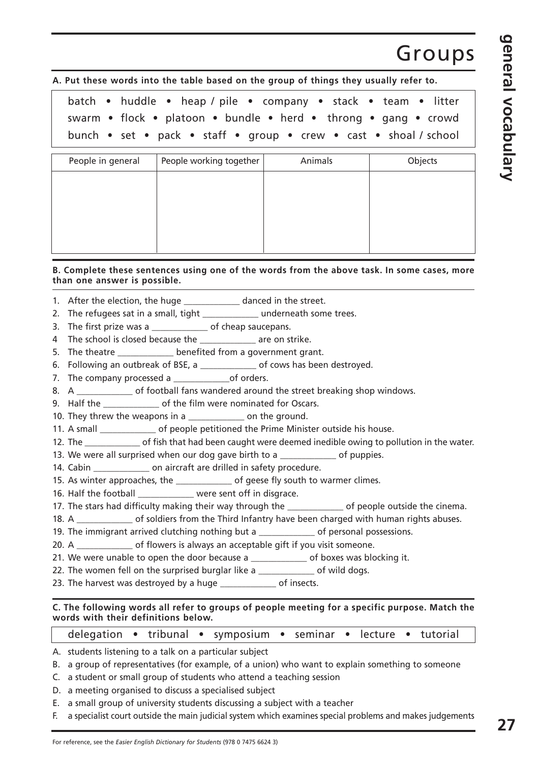# Groups

**A. Put these words into the table based on the group of things they usually refer to.**

batch • huddle • heap / pile • company • stack • team • litter
swarm • flock • platoon • bundle • herd • throng • gang • crowd
bunch • set • pack • staff • group • crew • cast • shoal / school

| People in general | People working together | Animals | Objects |
|---|---|---|---|
| | | | |

**B. Complete these sentences using one of the words from the above task. In some cases, more than one answer is possible.**

1. After the election, the huge ____________ danced in the street.
2. The refugees sat in a small, tight ____________ underneath some trees.
3. The first prize was a ____________ of cheap saucepans.
4 The school is closed because the ____________ are on strike.
5. The theatre ____________ benefited from a government grant.
6. Following an outbreak of BSE, a ____________ of cows has been destroyed.
7. The company processed a ____________of orders.
8. A ____________ of football fans wandered around the street breaking shop windows.
9. Half the ____________ of the film were nominated for Oscars.
10. They threw the weapons in a ____________ on the ground.
11. A small ____________ of people petitioned the Prime Minister outside his house.
12. The ____________ of fish that had been caught were deemed inedible owing to pollution in the water.
13. We were all surprised when our dog gave birth to a ____________ of puppies.
14. Cabin ____________ on aircraft are drilled in safety procedure.
15. As winter approaches, the ____________ of geese fly south to warmer climes.
16. Half the football ____________ were sent off in disgrace.
17. The stars had difficulty making their way through the ____________ of people outside the cinema.
18. A ____________ of soldiers from the Third Infantry have been charged with human rights abuses.
19. The immigrant arrived clutching nothing but a ____________ of personal possessions.
20. A ____________ of flowers is always an acceptable gift if you visit someone.
21. We were unable to open the door because a ____________ of boxes was blocking it.
22. The women fell on the surprised burglar like a ____________ of wild dogs.
23. The harvest was destroyed by a huge ____________ of insects.

**C. The following words all refer to groups of people meeting for a specific purpose. Match the words with their definitions below.**

delegation • tribunal • symposium • seminar • lecture • tutorial

A. students listening to a talk on a particular subject
B. a group of representatives (for example, of a union) who want to explain something to someone
C. a student or small group of students who attend a teaching session
D. a meeting organised to discuss a specialised subject
E. a small group of university students discussing a subject with a teacher
F. a specialist court outside the main judicial system which examines special problems and makes judgements

For reference, see the *Easier English Dictionary for Students* (978 0 7475 6624 3)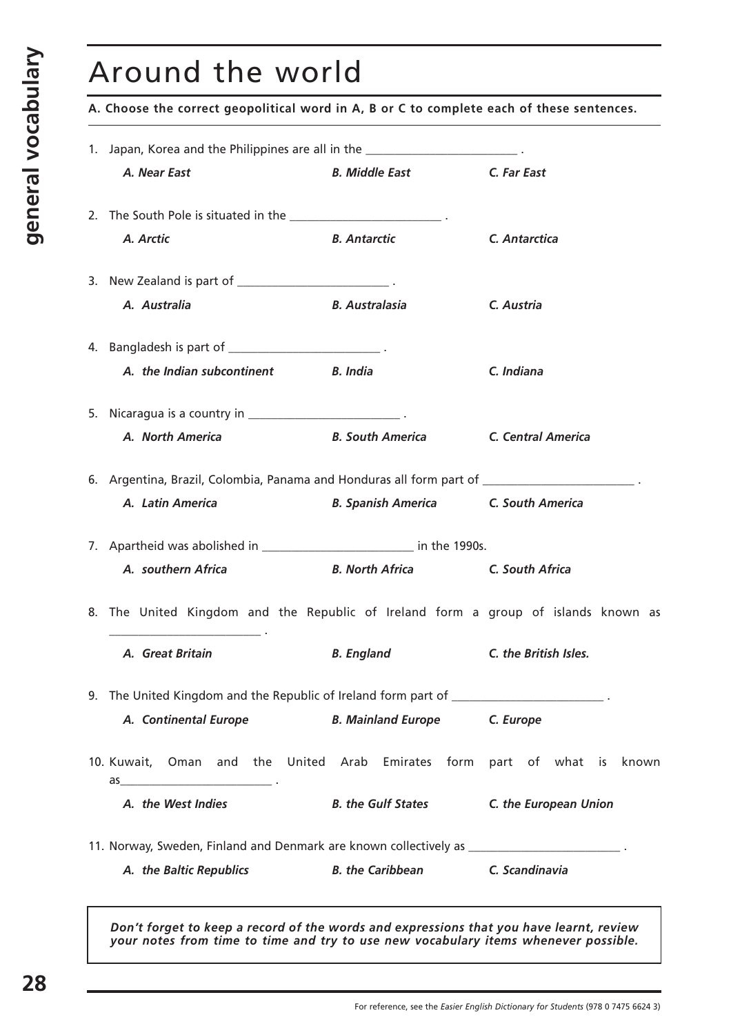# Around the world

**A. Choose the correct geopolitical word in A, B or C to complete each of these sentences.**

1. Japan, Korea and the Philippines are all in the ________________________ .

   *A. Near East* *B. Middle East* *C. Far East*

2. The South Pole is situated in the ________________________ .

   *A. Arctic* *B. Antarctic* *C. Antarctica*

3. New Zealand is part of ________________________ .

   *A. Australia* *B. Australasia* *C. Austria*

4. Bangladesh is part of ________________________ .

   *A. the Indian subcontinent* *B. India* *C. Indiana*

5. Nicaragua is a country in ________________________ .

   *A. North America* *B. South America* *C. Central America*

6. Argentina, Brazil, Colombia, Panama and Honduras all form part of ________________________ .

   *A. Latin America* *B. Spanish America* *C. South America*

7. Apartheid was abolished in ________________________ in the 1990s.

   *A. southern Africa* *B. North Africa* *C. South Africa*

8. The United Kingdom and the Republic of Ireland form a group of islands known as ________________________ .

   *A. Great Britain* *B. England* *C. the British Isles.*

9. The United Kingdom and the Republic of Ireland form part of ________________________ .

   *A. Continental Europe* *B. Mainland Europe* *C. Europe*

10. Kuwait, Oman and the United Arab Emirates form part of what is known as________________________ .

    *A. the West Indies* *B. the Gulf States* *C. the European Union*

11. Norway, Sweden, Finland and Denmark are known collectively as ________________________ .

    *A. the Baltic Republics* *B. the Caribbean* *C. Scandinavia*

***Don't forget to keep a record of the words and expressions that you have learnt, review your notes from time to time and try to use new vocabulary items whenever possible.***

For reference, see the *Easier English Dictionary for Students* (978 0 7475 6624 3)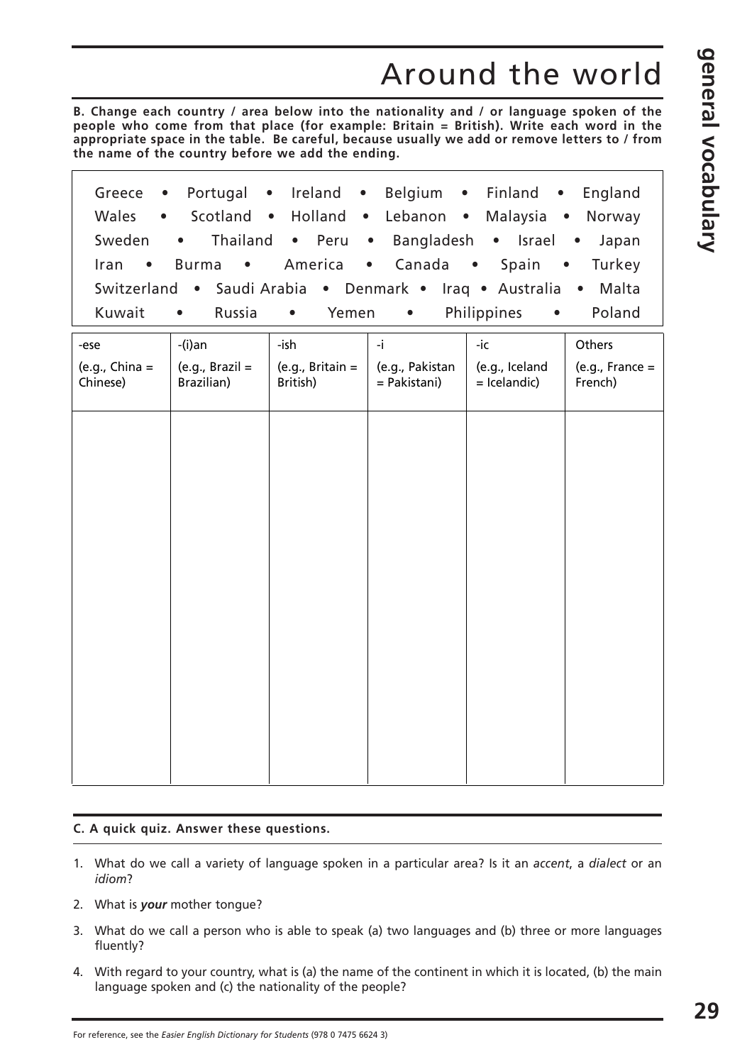# Around the world

**B. Change each country / area below into the nationality and / or language spoken of the people who come from that place (for example: Britain = British). Write each word in the appropriate space in the table. Be careful, because usually we add or remove letters to / from the name of the country before we add the ending.**

Greece • Portugal • Ireland • Belgium • Finland • England
Wales • Scotland • Holland • Lebanon • Malaysia • Norway
Sweden • Thailand • Peru • Bangladesh • Israel • Japan
Iran • Burma • America • Canada • Spain • Turkey
Switzerland • Saudi Arabia • Denmark • Iraq • Australia • Malta
Kuwait • Russia • Yemen • Philippines • Poland

| -ese (e.g., China = Chinese) | -(i)an (e.g., Brazil = Brazilian) | -ish (e.g., Britain = British) | -i (e.g., Pakistan = Pakistani) | -ic (e.g., Iceland = Icelandic) | Others (e.g., France = French) |
|---|---|---|---|---|---|
| | | | | | |

**C. A quick quiz. Answer these questions.**

1. What do we call a variety of language spoken in a particular area? Is it an *accent*, a *dialect* or an *idiom*?
2. What is ***your*** mother tongue?
3. What do we call a person who is able to speak (a) two languages and (b) three or more languages fluently?
4. With regard to your country, what is (a) the name of the continent in which it is located, (b) the main language spoken and (c) the nationality of the people?

For reference, see the *Easier English Dictionary for Students* (978 0 7475 6624 3)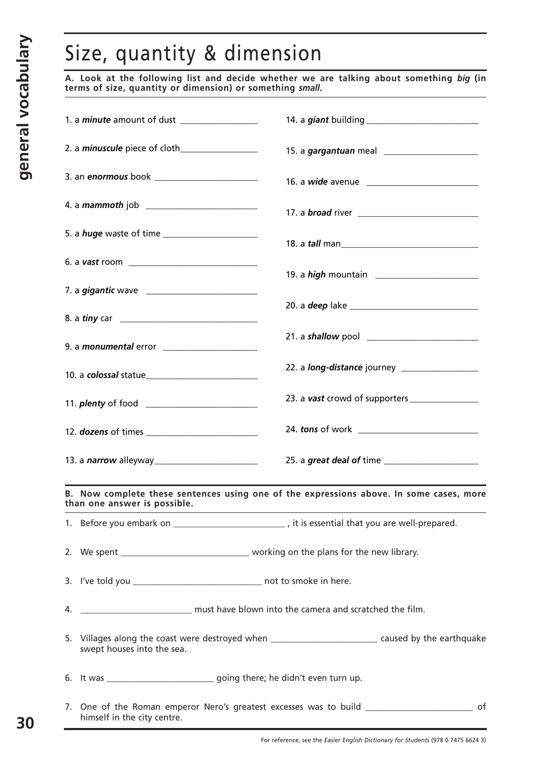# Size, quantity & dimension

**A. Look at the following list and decide whether we are talking about something *big* (in terms of size, quantity or dimension) or something *small*.**

1. a ***minute*** amount of dust ________________
2. a ***minuscule*** piece of cloth________________
3. an ***enormous*** book ______________________
4. a ***mammoth*** job ________________________
5. a ***huge*** waste of time ___________________
6. a ***vast*** room ___________________________
7. a ***gigantic*** wave ________________________
8. a ***tiny*** car _____________________________
9. a ***monumental*** error ____________________
10. a ***colossal*** statue________________________
11. ***plenty*** of food ________________________
12. ***dozens*** of times ________________________
13. a ***narrow*** alleyway______________________
14. a ***giant*** building ________________________
15. a ***gargantuan*** meal ____________________
16. a ***wide*** avenue ________________________
17. a ***broad*** river _________________________
18. a ***tall*** man_____________________________
19. a ***high*** mountain ______________________
20. a ***deep*** lake ___________________________
21. a ***shallow*** pool ________________________
22. a ***long-distance*** journey ________________
23. a ***vast*** crowd of supporters______________
24. ***tons*** of work _________________________
25. a ***great deal of*** time ____________________

**B. Now complete these sentences using one of the expressions above. In some cases, more than one answer is possible.**

1. Before you embark on ________________________ , it is essential that you are well-prepared.
2. We spent ____________________________ working on the plans for the new library.
3. I've told you ____________________________ not to smoke in here.
4. ________________________ must have blown into the camera and scratched the film.
5. Villages along the coast were destroyed when _______________________ caused by the earthquake swept houses into the sea.
6. It was _______________________ going there; he didn't even turn up.
7. One of the Roman emperor Nero's greatest excesses was to build _______________________ of himself in the city centre.

For reference, see the *Easier English Dictionary for Students* (978 0 7475 6624 3)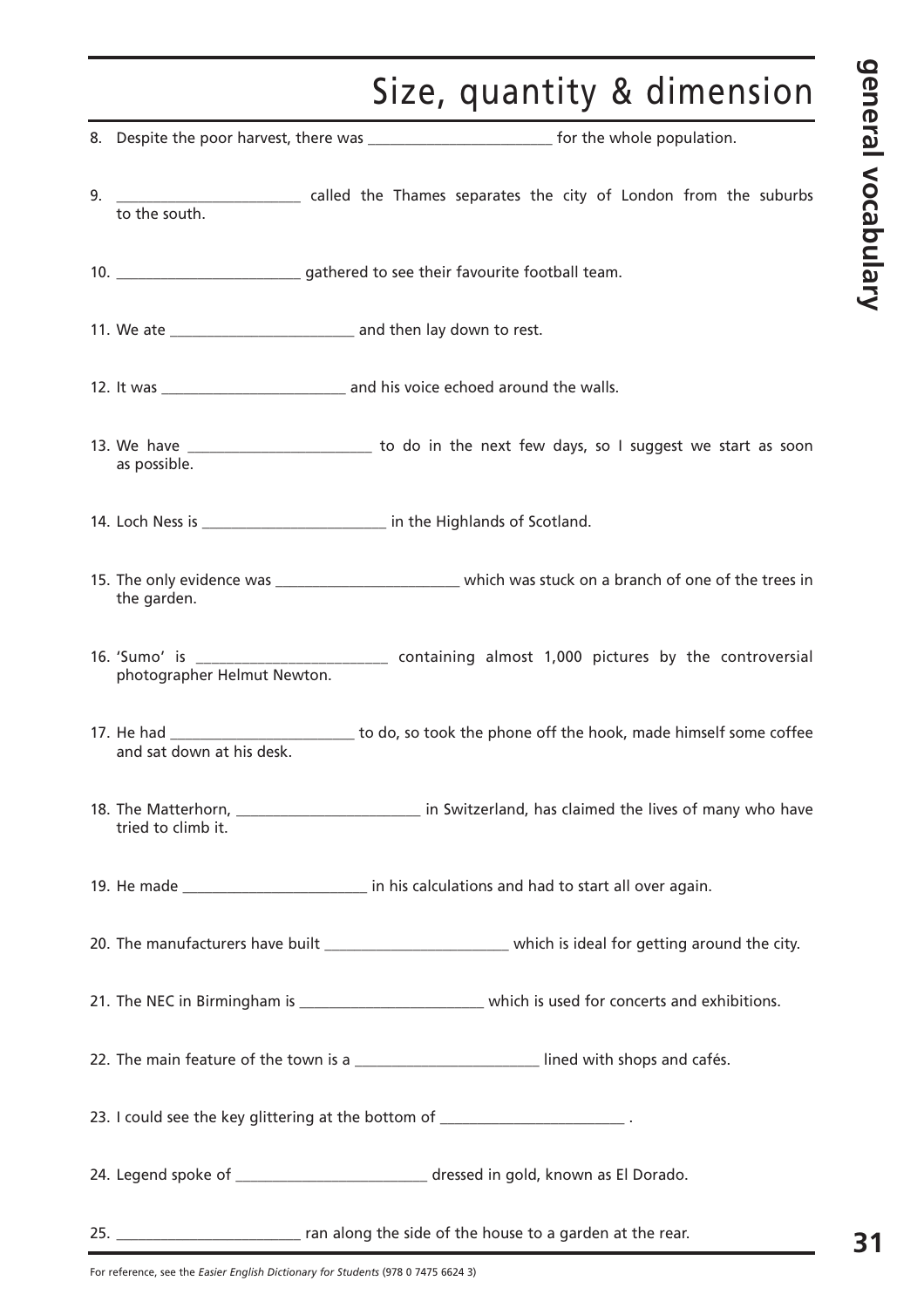# Size, quantity & dimension

8. Despite the poor harvest, there was _______________________ for the whole population.

9. _______________________ called the Thames separates the city of London from the suburbs to the south.

10. _______________________ gathered to see their favourite football team.

11. We ate _______________________ and then lay down to rest.

12. It was _______________________ and his voice echoed around the walls.

13. We have _______________________ to do in the next few days, so I suggest we start as soon as possible.

14. Loch Ness is _______________________ in the Highlands of Scotland.

15. The only evidence was _______________________ which was stuck on a branch of one of the trees in the garden.

16. 'Sumo' is _______________________ containing almost 1,000 pictures by the controversial photographer Helmut Newton.

17. He had _______________________ to do, so took the phone off the hook, made himself some coffee and sat down at his desk.

18. The Matterhorn, _______________________ in Switzerland, has claimed the lives of many who have tried to climb it.

19. He made _______________________ in his calculations and had to start all over again.

20. The manufacturers have built _______________________ which is ideal for getting around the city.

21. The NEC in Birmingham is _______________________ which is used for concerts and exhibitions.

22. The main feature of the town is a _______________________ lined with shops and cafés.

23. I could see the key glittering at the bottom of _______________________ .

24. Legend spoke of _______________________ dressed in gold, known as El Dorado.

25. _______________________ ran along the side of the house to a garden at the rear.

For reference, see the *Easier English Dictionary for Students* (978 0 7475 6624 3)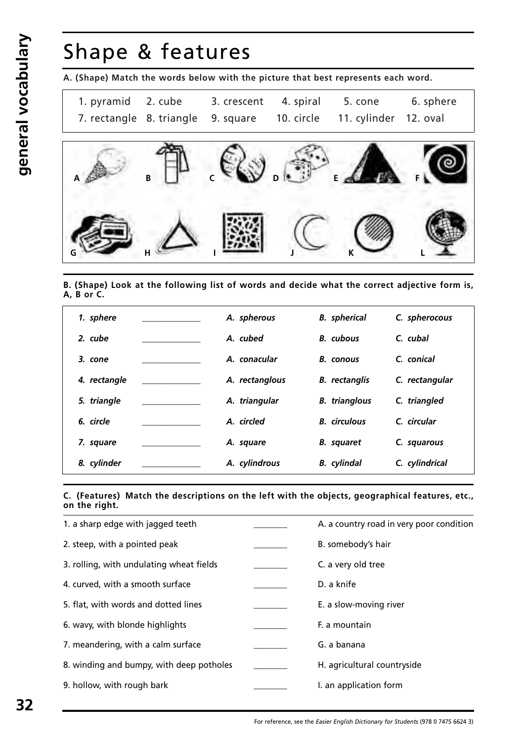# Shape & features

**A. (Shape) Match the words below with the picture that best represents each word.**

| | | | | | |
|---|---|---|---|---|---|
| 1. pyramid | 2. cube | 3. crescent | 4. spiral | 5. cone | 6. sphere |
| 7. rectangle | 8. triangle | 9. square | 10. circle | 11. cylinder | 12. oval |

A B C D E F

G H I J K L

**B. (Shape) Look at the following list of words and decide what the correct adjective form is, A, B or C.**

| | | | | |
|---|---|---|---|---|
| *1. sphere* | ____________ | *A. spherous* | *B. spherical* | *C. spherocous* |
| *2. cube* | ____________ | *A. cubed* | *B. cubous* | *C. cubal* |
| *3. cone* | ____________ | *A. conacular* | *B. conous* | *C. conical* |
| *4. rectangle* | ____________ | *A. rectanglous* | *B. rectanglis* | *C. rectangular* |
| *5. triangle* | ____________ | *A. triangular* | *B. trianglous* | *C. triangled* |
| *6. circle* | ____________ | *A. circled* | *B. circulous* | *C. circular* |
| *7. square* | ____________ | *A. square* | *B. squaret* | *C. squarous* |
| *8. cylinder* | ____________ | *A. cylindrous* | *B. cylindal* | *C. cylindrical* |

**C. (Features) Match the descriptions on the left with the objects, geographical features, etc., on the right.**

| | | |
|---|---|---|
| 1. a sharp edge with jagged teeth | ________ | A. a country road in very poor condition |
| 2. steep, with a pointed peak | ________ | B. somebody's hair |
| 3. rolling, with undulating wheat fields | ________ | C. a very old tree |
| 4. curved, with a smooth surface | ________ | D. a knife |
| 5. flat, with words and dotted lines | ________ | E. a slow-moving river |
| 6. wavy, with blonde highlights | ________ | F. a mountain |
| 7. meandering, with a calm surface | ________ | G. a banana |
| 8. winding and bumpy, with deep potholes | ________ | H. agricultural countryside |
| 9. hollow, with rough bark | ________ | I. an application form |

For reference, see the *Easier English Dictionary for Students* (978 0 7475 6624 3)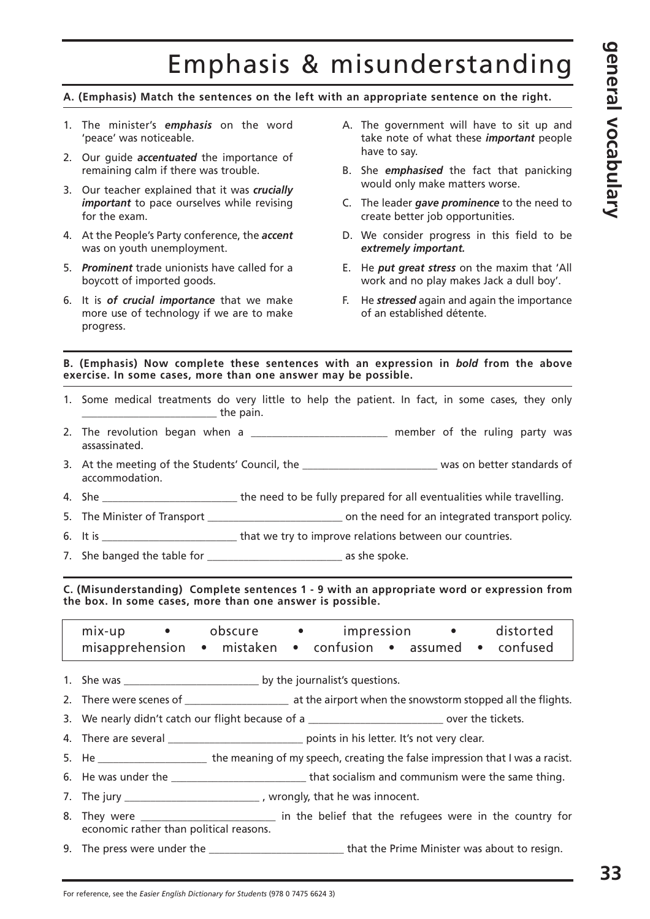# Emphasis & misunderstanding

**A. (Emphasis) Match the sentences on the left with an appropriate sentence on the right.**

1. The minister's ***emphasis*** on the word 'peace' was noticeable.
2. Our guide ***accentuated*** the importance of remaining calm if there was trouble.
3. Our teacher explained that it was ***crucially important*** to pace ourselves while revising for the exam.
4. At the People's Party conference, the ***accent*** was on youth unemployment.
5. ***Prominent*** trade unionists have called for a boycott of imported goods.
6. It is ***of crucial importance*** that we make more use of technology if we are to make progress.

A. The government will have to sit up and take note of what these ***important*** people have to say.

B. She ***emphasised*** the fact that panicking would only make matters worse.

C. The leader ***gave prominence*** to the need to create better job opportunities.

D. We consider progress in this field to be ***extremely important.***

E. He ***put great stress*** on the maxim that 'All work and no play makes Jack a dull boy'.

F. He ***stressed*** again and again the importance of an established détente.

**B. (Emphasis) Now complete these sentences with an expression in *bold* from the above exercise. In some cases, more than one answer may be possible.**

1. Some medical treatments do very little to help the patient. In fact, in some cases, they only ________________________ the pain.
2. The revolution began when a ________________________ member of the ruling party was assassinated.
3. At the meeting of the Students' Council, the ________________________ was on better standards of accommodation.
4. She ________________________ the need to be fully prepared for all eventualities while travelling.
5. The Minister of Transport ________________________ on the need for an integrated transport policy.
6. It is ________________________ that we try to improve relations between our countries.
7. She banged the table for ________________________ as she spoke.

**C. (Misunderstanding) Complete sentences 1 - 9 with an appropriate word or expression from the box. In some cases, more than one answer is possible.**

| mix-up • obscure • impression • distorted |
|---|
| misapprehension • mistaken • confusion • assumed • confused |

1. She was ________________________ by the journalist's questions.
2. There were scenes of ___________________ at the airport when the snowstorm stopped all the flights.
3. We nearly didn't catch our flight because of a ________________________ over the tickets.
4. There are several ________________________ points in his letter. It's not very clear.
5. He ___________________ the meaning of my speech, creating the false impression that I was a racist.
6. He was under the ________________________ that socialism and communism were the same thing.
7. The jury ________________________ , wrongly, that he was innocent.
8. They were ________________________ in the belief that the refugees were in the country for economic rather than political reasons.
9. The press were under the ________________________ that the Prime Minister was about to resign.

For reference, see the *Easier English Dictionary for Students* (978 0 7475 6624 3)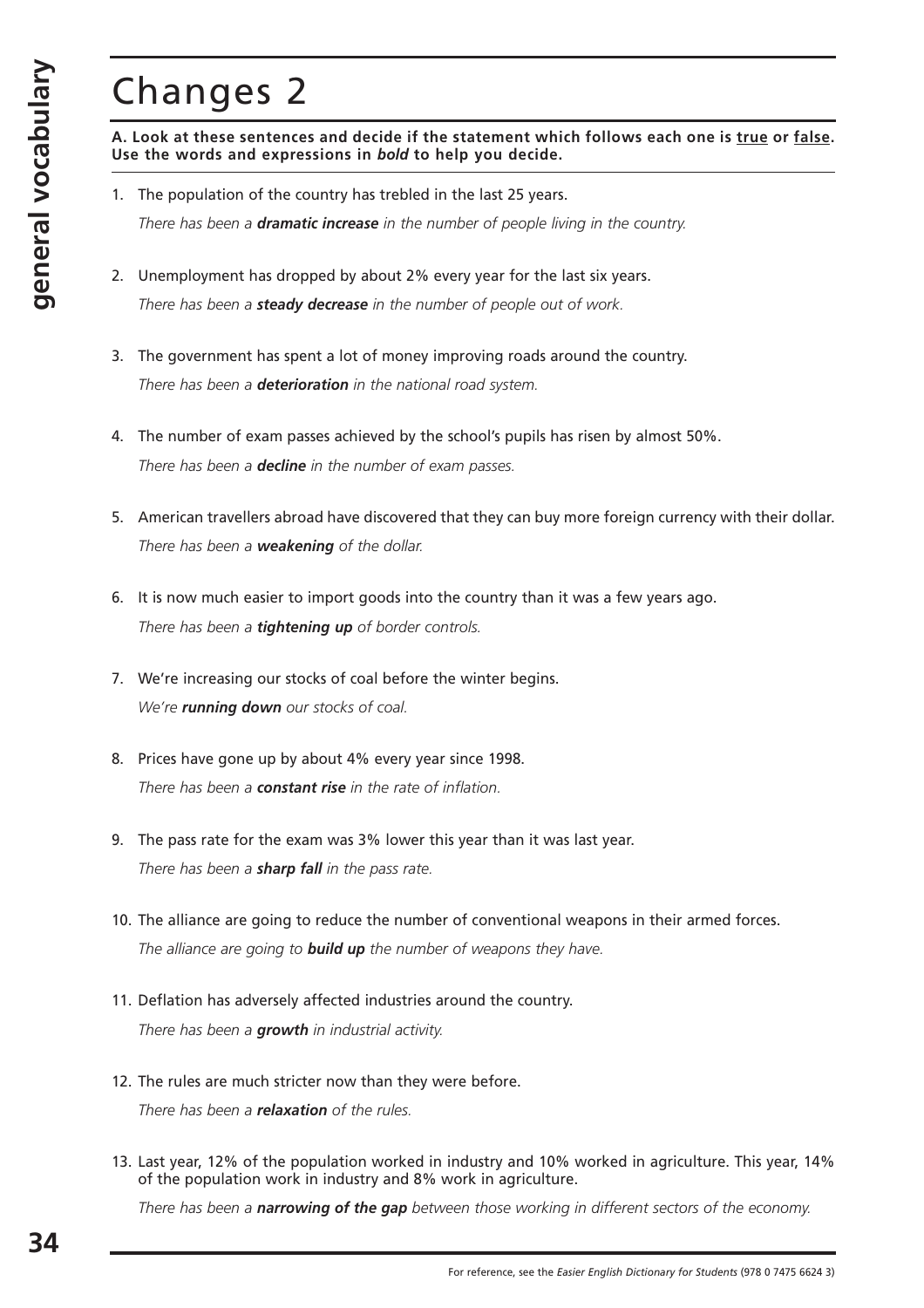# Changes 2

**A. Look at these sentences and decide if the statement which follows each one is true or false. Use the words and expressions in *bold* to help you decide.**

1. The population of the country has trebled in the last 25 years.
   *There has been a **dramatic increase** in the number of people living in the country.*

2. Unemployment has dropped by about 2% every year for the last six years.
   *There has been a **steady decrease** in the number of people out of work.*

3. The government has spent a lot of money improving roads around the country.
   *There has been a **deterioration** in the national road system.*

4. The number of exam passes achieved by the school's pupils has risen by almost 50%.
   *There has been a **decline** in the number of exam passes.*

5. American travellers abroad have discovered that they can buy more foreign currency with their dollar.
   *There has been a **weakening** of the dollar.*

6. It is now much easier to import goods into the country than it was a few years ago.
   *There has been a **tightening up** of border controls.*

7. We're increasing our stocks of coal before the winter begins.
   *We're **running down** our stocks of coal.*

8. Prices have gone up by about 4% every year since 1998.
   *There has been a **constant rise** in the rate of inflation.*

9. The pass rate for the exam was 3% lower this year than it was last year.
   *There has been a **sharp fall** in the pass rate.*

10. The alliance are going to reduce the number of conventional weapons in their armed forces.
    *The alliance are going to **build up** the number of weapons they have.*

11. Deflation has adversely affected industries around the country.
    *There has been a **growth** in industrial activity.*

12. The rules are much stricter now than they were before.
    *There has been a **relaxation** of the rules.*

13. Last year, 12% of the population worked in industry and 10% worked in agriculture. This year, 14% of the population work in industry and 8% work in agriculture.
    *There has been a **narrowing of the gap** between those working in different sectors of the economy.*

For reference, see the *Easier English Dictionary for Students* (978 0 7475 6624 3)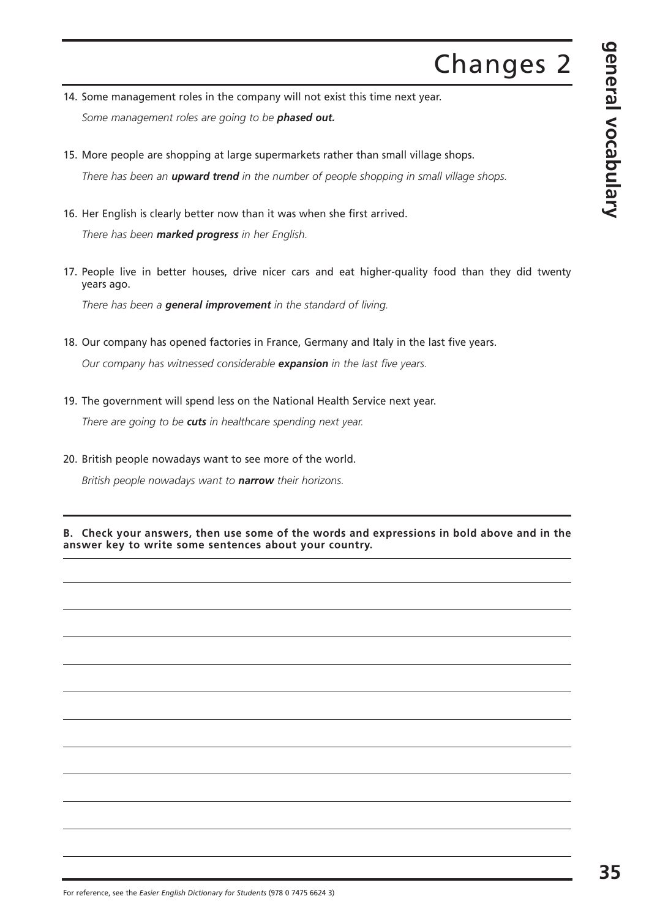# Changes 2

14. Some management roles in the company will not exist this time next year.

    *Some management roles are going to be* ***phased out.***

15. More people are shopping at large supermarkets rather than small village shops.

    *There has been an* ***upward trend*** *in the number of people shopping in small village shops.*

16. Her English is clearly better now than it was when she first arrived.

    *There has been* ***marked progress*** *in her English.*

17. People live in better houses, drive nicer cars and eat higher-quality food than they did twenty years ago.

    *There has been a* ***general improvement*** *in the standard of living.*

18. Our company has opened factories in France, Germany and Italy in the last five years.

    *Our company has witnessed considerable* ***expansion*** *in the last five years.*

19. The government will spend less on the National Health Service next year.

    *There are going to be* ***cuts*** *in healthcare spending next year.*

20. British people nowadays want to see more of the world.

    *British people nowadays want to* ***narrow*** *their horizons.*

**B. Check your answers, then use some of the words and expressions in bold above and in the answer key to write some sentences about your country.**

For reference, see the *Easier English Dictionary for Students* (978 0 7475 6624 3)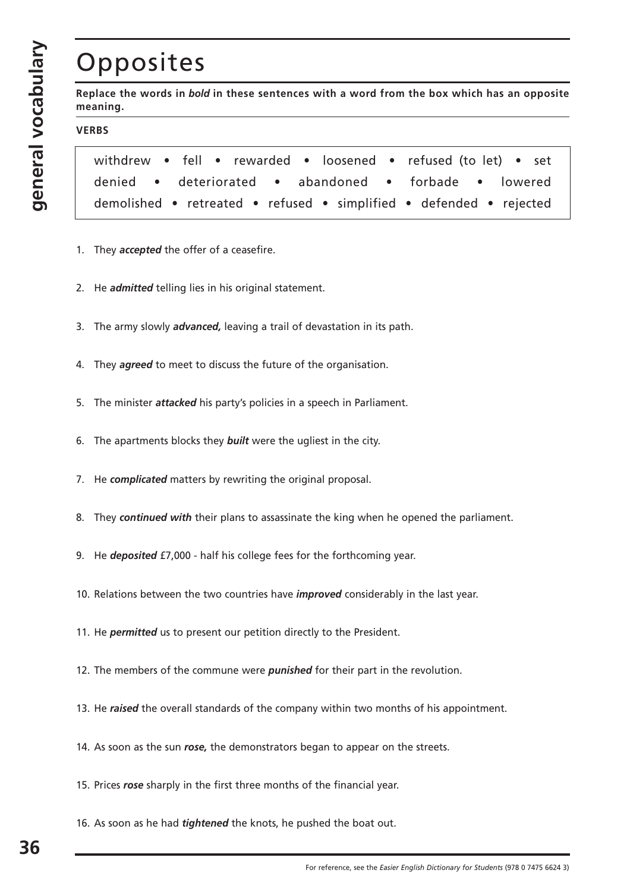# Opposites

**Replace the words in *bold* in these sentences with a word from the box which has an opposite meaning.**

**VERBS**

withdrew • fell • rewarded • loosened • refused (to let) • set
denied • deteriorated • abandoned • forbade • lowered
demolished • retreated • refused • simplified • defended • rejected

1. They ***accepted*** the offer of a ceasefire.
2. He ***admitted*** telling lies in his original statement.
3. The army slowly ***advanced,*** leaving a trail of devastation in its path.
4. They ***agreed*** to meet to discuss the future of the organisation.
5. The minister ***attacked*** his party's policies in a speech in Parliament.
6. The apartments blocks they ***built*** were the ugliest in the city.
7. He ***complicated*** matters by rewriting the original proposal.
8. They ***continued with*** their plans to assassinate the king when he opened the parliament.
9. He ***deposited*** £7,000 - half his college fees for the forthcoming year.
10. Relations between the two countries have ***improved*** considerably in the last year.
11. He ***permitted*** us to present our petition directly to the President.
12. The members of the commune were ***punished*** for their part in the revolution.
13. He ***raised*** the overall standards of the company within two months of his appointment.
14. As soon as the sun ***rose,*** the demonstrators began to appear on the streets.
15. Prices ***rose*** sharply in the first three months of the financial year.
16. As soon as he had ***tightened*** the knots, he pushed the boat out.

For reference, see the *Easier English Dictionary for Students* (978 0 7475 6624 3)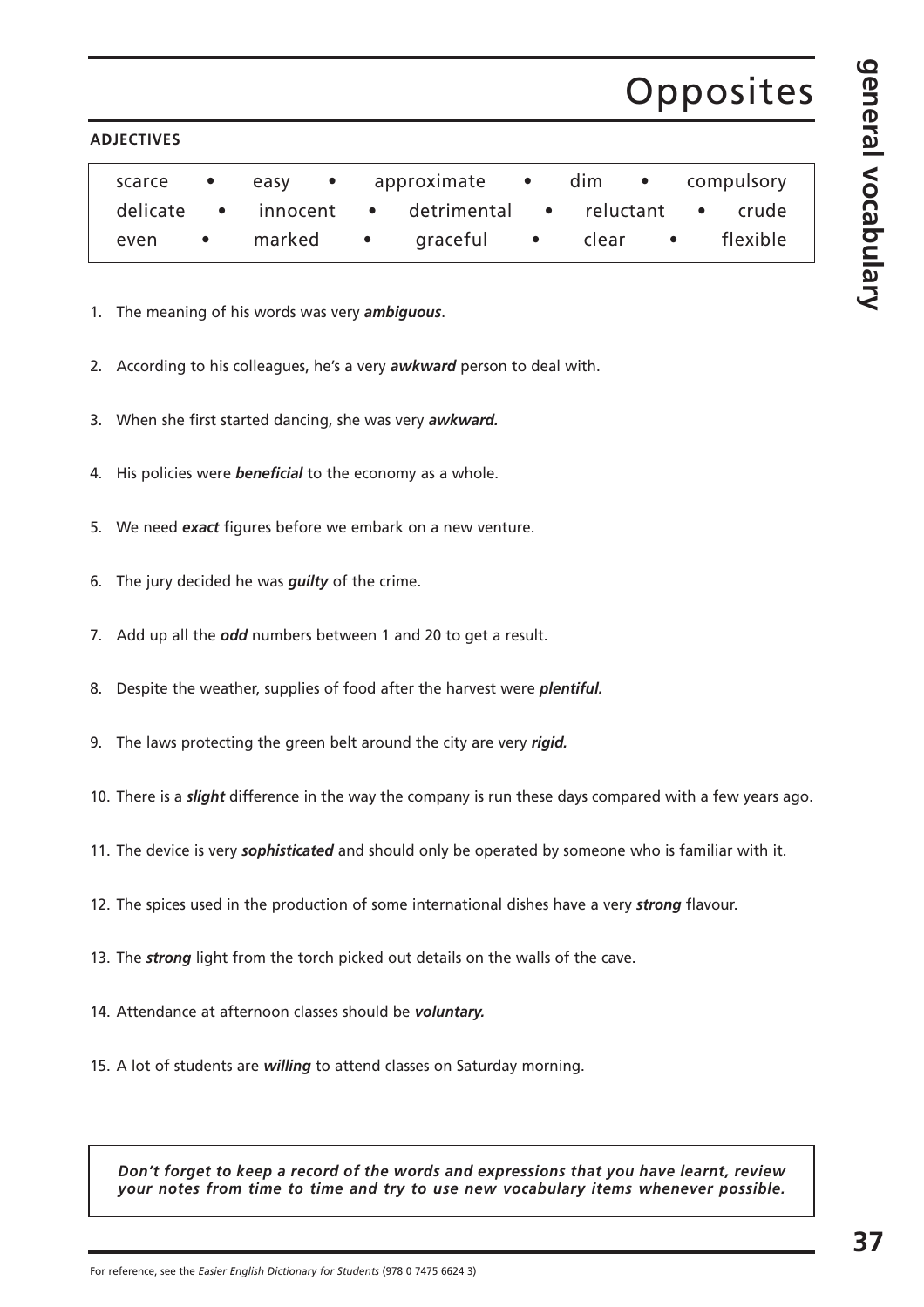# Opposites

**ADJECTIVES**

| | | | | |
|---|---|---|---|---|
| scarce | easy | approximate | dim | compulsory |
| delicate | innocent | detrimental | reluctant | crude |
| even | marked | graceful | clear | flexible |

1. The meaning of his words was very ***ambiguous***.
2. According to his colleagues, he's a very ***awkward*** person to deal with.
3. When she first started dancing, she was very ***awkward.***
4. His policies were ***beneficial*** to the economy as a whole.
5. We need ***exact*** figures before we embark on a new venture.
6. The jury decided he was ***guilty*** of the crime.
7. Add up all the ***odd*** numbers between 1 and 20 to get a result.
8. Despite the weather, supplies of food after the harvest were ***plentiful.***
9. The laws protecting the green belt around the city are very ***rigid.***
10. There is a ***slight*** difference in the way the company is run these days compared with a few years ago.
11. The device is very ***sophisticated*** and should only be operated by someone who is familiar with it.
12. The spices used in the production of some international dishes have a very ***strong*** flavour.
13. The ***strong*** light from the torch picked out details on the walls of the cave.
14. Attendance at afternoon classes should be ***voluntary.***
15. A lot of students are ***willing*** to attend classes on Saturday morning.

***Don't forget to keep a record of the words and expressions that you have learnt, review your notes from time to time and try to use new vocabulary items whenever possible.***

For reference, see the *Easier English Dictionary for Students* (978 0 7475 6624 3)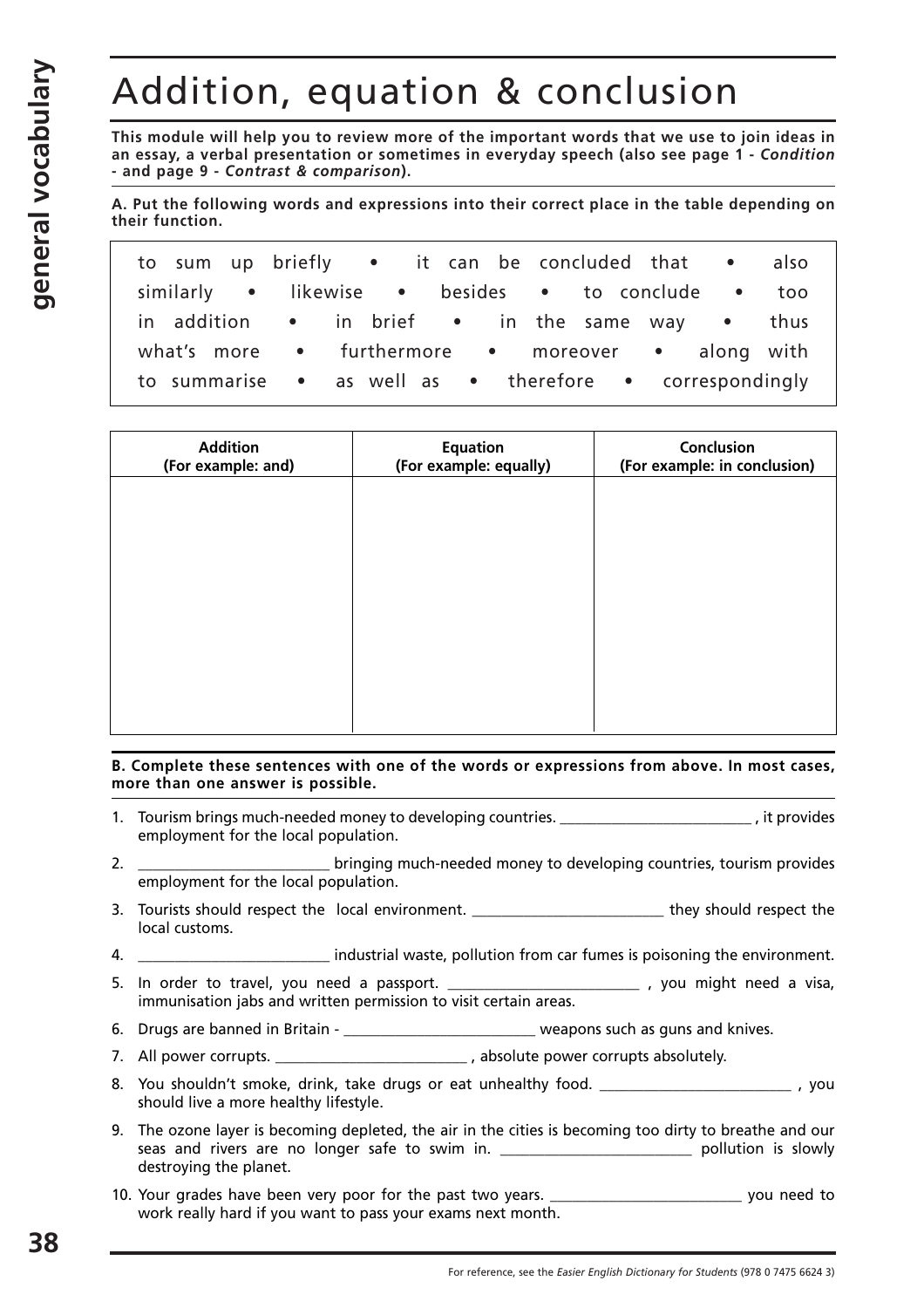# Addition, equation & conclusion

**This module will help you to review more of the important words that we use to join ideas in an essay, a verbal presentation or sometimes in everyday speech (also see page 1 - *Condition* - and page 9 - *Contrast & comparison*).**

**A. Put the following words and expressions into their correct place in the table depending on their function.**

to sum up briefly • it can be concluded that • also
similarly • likewise • besides • to conclude • too
in addition • in brief • in the same way • thus
what's more • furthermore • moreover • along with
to summarise • as well as • therefore • correspondingly

| Addition (For example: and) | Equation (For example: equally) | Conclusion (For example: in conclusion) |
|---|---|---|
| | | |

**B. Complete these sentences with one of the words or expressions from above. In most cases, more than one answer is possible.**

1. Tourism brings much-needed money to developing countries. ________________________ , it provides employment for the local population.
2. ________________________ bringing much-needed money to developing countries, tourism provides employment for the local population.
3. Tourists should respect the local environment. ________________________ they should respect the local customs.
4. ________________________ industrial waste, pollution from car fumes is poisoning the environment.
5. In order to travel, you need a passport. ________________________ , you might need a visa, immunisation jabs and written permission to visit certain areas.
6. Drugs are banned in Britain - ________________________ weapons such as guns and knives.
7. All power corrupts. ________________________ , absolute power corrupts absolutely.
8. You shouldn't smoke, drink, take drugs or eat unhealthy food. ________________________ , you should live a more healthy lifestyle.
9. The ozone layer is becoming depleted, the air in the cities is becoming too dirty to breathe and our seas and rivers are no longer safe to swim in. ________________________ pollution is slowly destroying the planet.
10. Your grades have been very poor for the past two years. ________________________ you need to work really hard if you want to pass your exams next month.

For reference, see the *Easier English Dictionary for Students* (978 0 7475 6624 3)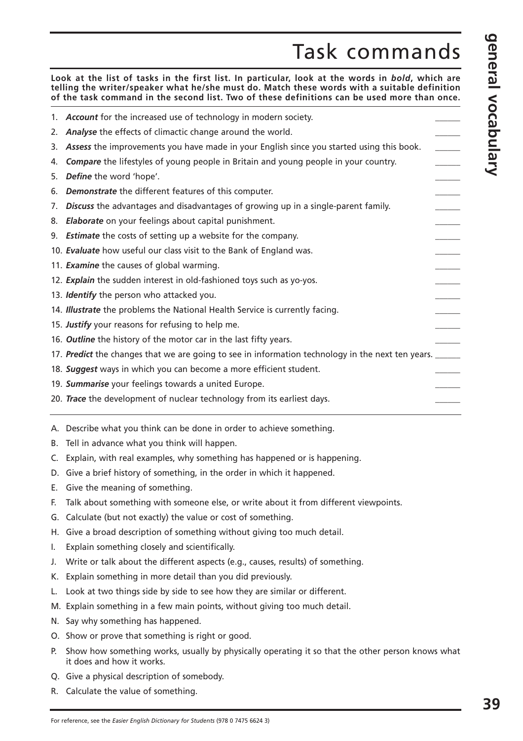# Task commands

**Look at the list of tasks in the first list. In particular, look at the words in *bold*, which are telling the writer/speaker what he/she must do. Match these words with a suitable definition of the task command in the second list. Two of these definitions can be used more than once.**

1. ***Account*** for the increased use of technology in modern society. ______
2. ***Analyse*** the effects of climactic change around the world. ______
3. ***Assess*** the improvements you have made in your English since you started using this book. ______
4. ***Compare*** the lifestyles of young people in Britain and young people in your country. ______
5. ***Define*** the word 'hope'. ______
6. ***Demonstrate*** the different features of this computer. ______
7. ***Discuss*** the advantages and disadvantages of growing up in a single-parent family. ______
8. ***Elaborate*** on your feelings about capital punishment. ______
9. ***Estimate*** the costs of setting up a website for the company. ______
10. ***Evaluate*** how useful our class visit to the Bank of England was. ______
11. ***Examine*** the causes of global warming. ______
12. ***Explain*** the sudden interest in old-fashioned toys such as yo-yos. ______
13. ***Identify*** the person who attacked you. ______
14. ***Illustrate*** the problems the National Health Service is currently facing. ______
15. ***Justify*** your reasons for refusing to help me. ______
16. ***Outline*** the history of the motor car in the last fifty years. ______
17. ***Predict*** the changes that we are going to see in information technology in the next ten years. ______
18. ***Suggest*** ways in which you can become a more efficient student. ______
19. ***Summarise*** your feelings towards a united Europe. ______
20. ***Trace*** the development of nuclear technology from its earliest days. ______

A. Describe what you think can be done in order to achieve something.
B. Tell in advance what you think will happen.
C. Explain, with real examples, why something has happened or is happening.
D. Give a brief history of something, in the order in which it happened.
E. Give the meaning of something.
F. Talk about something with someone else, or write about it from different viewpoints.
G. Calculate (but not exactly) the value or cost of something.
H. Give a broad description of something without giving too much detail.
I. Explain something closely and scientifically.
J. Write or talk about the different aspects (e.g., causes, results) of something.
K. Explain something in more detail than you did previously.
L. Look at two things side by side to see how they are similar or different.
M. Explain something in a few main points, without giving too much detail.
N. Say why something has happened.
O. Show or prove that something is right or good.
P. Show how something works, usually by physically operating it so that the other person knows what it does and how it works.
Q. Give a physical description of somebody.
R. Calculate the value of something.

For reference, see the *Easier English Dictionary for Students* (978 0 7475 6624 3)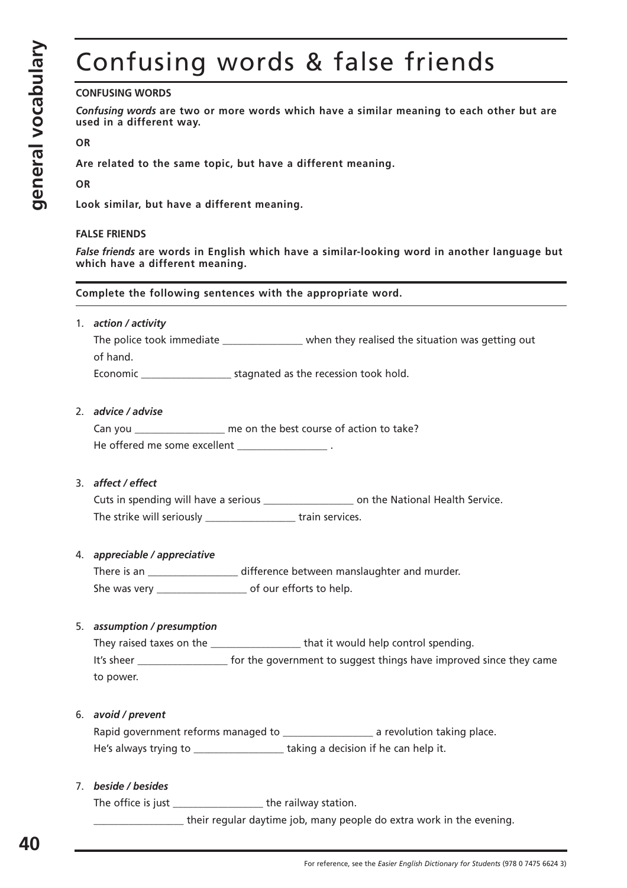# Confusing words & false friends

**CONFUSING WORDS**

***Confusing words* are two or more words which have a similar meaning to each other but are used in a different way.**

**OR**

**Are related to the same topic, but have a different meaning.**

**OR**

**Look similar, but have a different meaning.**

**FALSE FRIENDS**

***False friends* are words in English which have a similar-looking word in another language but which have a different meaning.**

**Complete the following sentences with the appropriate word.**

1. ***action / activity***

   The police took immediate _______________ when they realised the situation was getting out of hand.

   Economic _________________ stagnated as the recession took hold.

2. ***advice / advise***

   Can you _________________ me on the best course of action to take?

   He offered me some excellent _________________ .

3. ***affect / effect***

   Cuts in spending will have a serious _________________ on the National Health Service.

   The strike will seriously _________________ train services.

4. ***appreciable / appreciative***

   There is an _________________ difference between manslaughter and murder.

   She was very _________________ of our efforts to help.

5. ***assumption / presumption***

   They raised taxes on the _________________ that it would help control spending.

   It's sheer _________________ for the government to suggest things have improved since they came to power.

6. ***avoid / prevent***

   Rapid government reforms managed to _________________ a revolution taking place.

   He's always trying to _________________ taking a decision if he can help it.

7. ***beside / besides***

   The office is just _________________ the railway station.

   _________________ their regular daytime job, many people do extra work in the evening.

For reference, see the *Easier English Dictionary for Students* (978 0 7475 6624 3)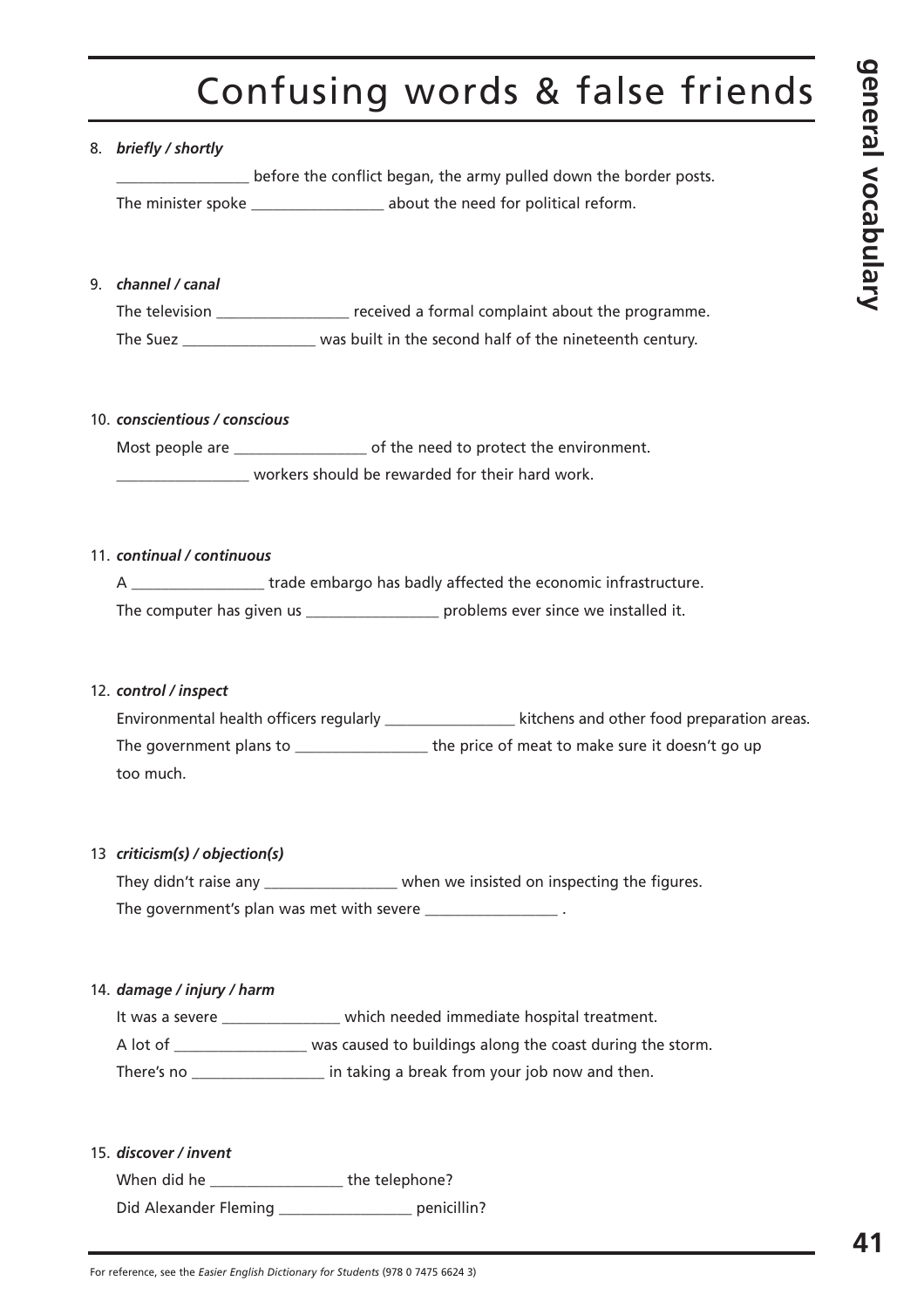# Confusing words & false friends

8. ***briefly / shortly***

   _________________ before the conflict began, the army pulled down the border posts.

   The minister spoke _________________ about the need for political reform.

9. ***channel / canal***

   The television _________________ received a formal complaint about the programme.

   The Suez _________________ was built in the second half of the nineteenth century.

10. ***conscientious / conscious***

    Most people are _________________ of the need to protect the environment.

    _________________ workers should be rewarded for their hard work.

11. ***continual / continuous***

    A _________________ trade embargo has badly affected the economic infrastructure.

    The computer has given us _________________ problems ever since we installed it.

12. ***control / inspect***

    Environmental health officers regularly _________________ kitchens and other food preparation areas.

    The government plans to _________________ the price of meat to make sure it doesn't go up too much.

13 ***criticism(s) / objection(s)***

    They didn't raise any _________________ when we insisted on inspecting the figures.

    The government's plan was met with severe _________________ .

14. ***damage / injury / harm***

    It was a severe _______________ which needed immediate hospital treatment.

    A lot of _________________ was caused to buildings along the coast during the storm.

    There's no _________________ in taking a break from your job now and then.

15. ***discover / invent***

    When did he _________________ the telephone?

    Did Alexander Fleming _________________ penicillin?

For reference, see the *Easier English Dictionary for Students* (978 0 7475 6624 3)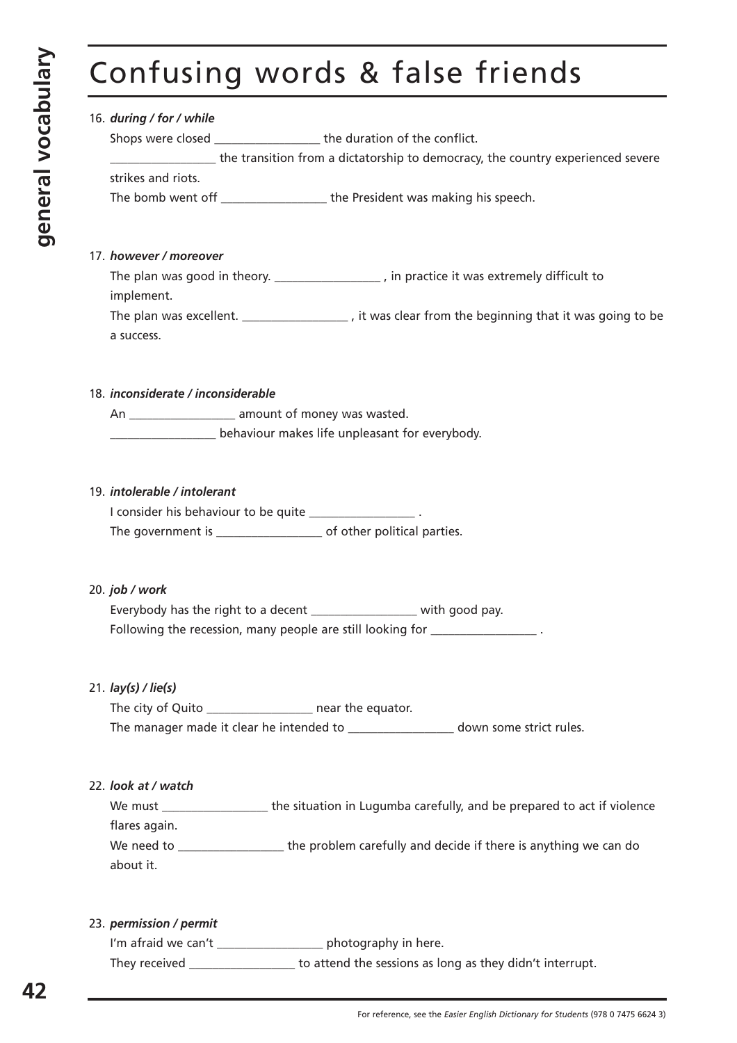# Confusing words & false friends

16. ***during / for / while***

 Shops were closed _________________ the duration of the conflict.

 _________________ the transition from a dictatorship to democracy, the country experienced severe strikes and riots.

 The bomb went off _________________ the President was making his speech.

17. ***however / moreover***

 The plan was good in theory. _________________ , in practice it was extremely difficult to implement.

 The plan was excellent. _________________ , it was clear from the beginning that it was going to be a success.

18. ***inconsiderate / inconsiderable***

 An _________________ amount of money was wasted.

 _________________ behaviour makes life unpleasant for everybody.

19. ***intolerable / intolerant***

 I consider his behaviour to be quite _________________ .

 The government is _________________ of other political parties.

20. ***job / work***

 Everybody has the right to a decent _________________ with good pay.

 Following the recession, many people are still looking for _________________ .

21. ***lay(s) / lie(s)***

 The city of Quito _________________ near the equator.

 The manager made it clear he intended to _________________ down some strict rules.

22. ***look at / watch***

 We must _________________ the situation in Lugumba carefully, and be prepared to act if violence flares again.

 We need to _________________ the problem carefully and decide if there is anything we can do about it.

23. ***permission / permit***

 I'm afraid we can't _________________ photography in here.

 They received _________________ to attend the sessions as long as they didn't interrupt.

For reference, see the *Easier English Dictionary for Students* (978 0 7475 6624 3)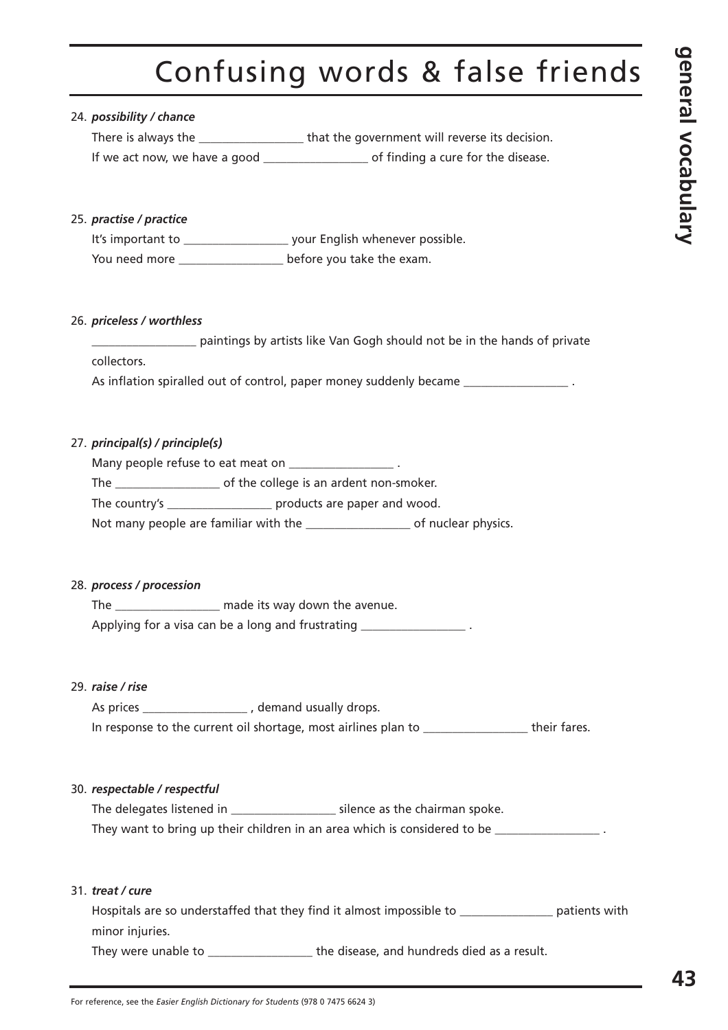# Confusing words & false friends

24. ***possibility / chance***

    There is always the _________________ that the government will reverse its decision.

    If we act now, we have a good _________________ of finding a cure for the disease.

25. ***practise / practice***

    It's important to _________________ your English whenever possible.

    You need more _________________ before you take the exam.

26. ***priceless / worthless***

    _________________ paintings by artists like Van Gogh should not be in the hands of private collectors.

    As inflation spiralled out of control, paper money suddenly became _________________ .

27. ***principal(s) / principle(s)***

    Many people refuse to eat meat on _________________ .

    The _________________ of the college is an ardent non-smoker.

    The country's _________________ products are paper and wood.

    Not many people are familiar with the _________________ of nuclear physics.

28. ***process / procession***

    The _________________ made its way down the avenue.

    Applying for a visa can be a long and frustrating _________________ .

29. ***raise / rise***

    As prices _________________ , demand usually drops.

    In response to the current oil shortage, most airlines plan to _________________ their fares.

30. ***respectable / respectful***

    The delegates listened in _________________ silence as the chairman spoke.

    They want to bring up their children in an area which is considered to be _________________ .

31. ***treat / cure***

    Hospitals are so understaffed that they find it almost impossible to _______________ patients with minor injuries.

    They were unable to _________________ the disease, and hundreds died as a result.

For reference, see the *Easier English Dictionary for Students* (978 0 7475 6624 3)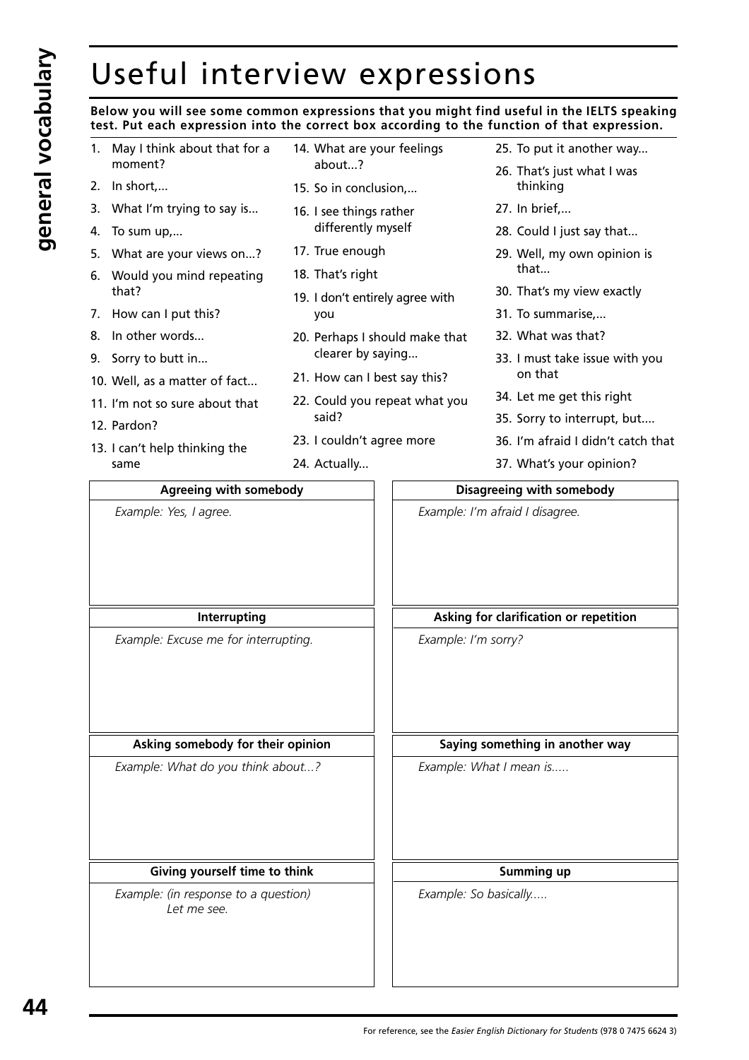# Useful interview expressions

**Below you will see some common expressions that you might find useful in the IELTS speaking test. Put each expression into the correct box according to the function of that expression.**

1. May I think about that for a moment?
2. In short,...
3. What I'm trying to say is...
4. To sum up,...
5. What are your views on...?
6. Would you mind repeating that?
7. How can I put this?
8. In other words...
9. Sorry to butt in...
10. Well, as a matter of fact...
11. I'm not so sure about that
12. Pardon?
13. I can't help thinking the same
14. What are your feelings about...?
15. So in conclusion,...
16. I see things rather differently myself
17. True enough
18. That's right
19. I don't entirely agree with you
20. Perhaps I should make that clearer by saying...
21. How can I best say this?
22. Could you repeat what you said?
23. I couldn't agree more
24. Actually...
25. To put it another way...
26. That's just what I was thinking
27. In brief,...
28. Could I just say that...
29. Well, my own opinion is that...
30. That's my view exactly
31. To summarise,...
32. What was that?
33. I must take issue with you on that
34. Let me get this right
35. Sorry to interrupt, but....
36. I'm afraid I didn't catch that
37. What's your opinion?

| Agreeing with somebody | Disagreeing with somebody |
|---|---|
| *Example: Yes, I agree.* | *Example: I'm afraid I disagree.* |

| Interrupting | Asking for clarification or repetition |
|---|---|
| *Example: Excuse me for interrupting.* | *Example: I'm sorry?* |

| Asking somebody for their opinion | Saying something in another way |
|---|---|
| *Example: What do you think about...?* | *Example: What I mean is.....* |

| Giving yourself time to think | Summing up |
|---|---|
| *Example: (in response to a question) Let me see.* | *Example: So basically.....* |

For reference, see the *Easier English Dictionary for Students* (978 0 7475 6624 3)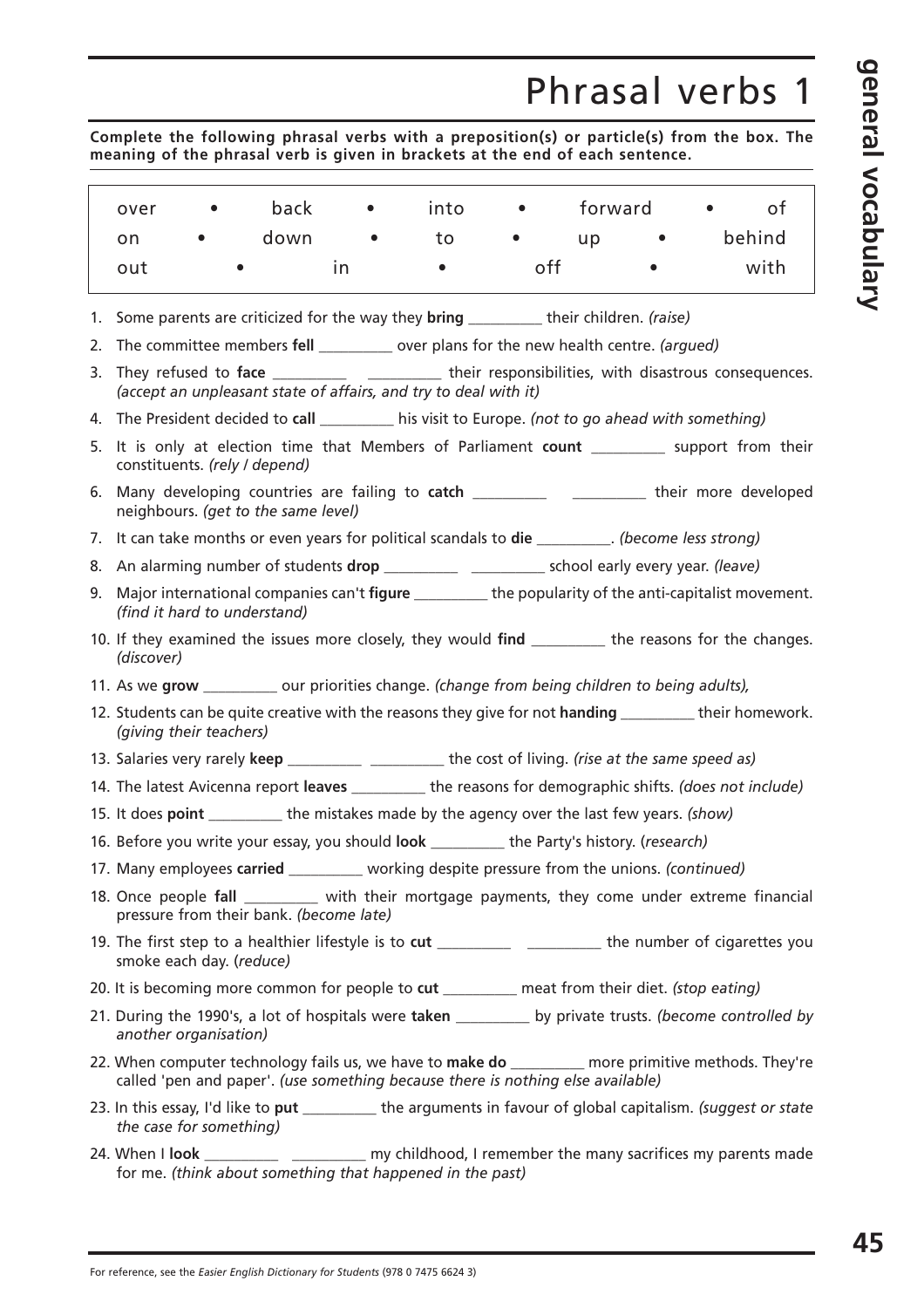# Phrasal verbs 1

**Complete the following phrasal verbs with a preposition(s) or particle(s) from the box. The meaning of the phrasal verb is given in brackets at the end of each sentence.**

| over | back | into | forward | of |
|---|---|---|---|---|
| on | down | to | up | behind |
| out | in | off | with | |

1. Some parents are criticized for the way they **bring** __________ their children. *(raise)*
2. The committee members **fell** __________ over plans for the new health centre. *(argued)*
3. They refused to **face** __________ __________ their responsibilities, with disastrous consequences. *(accept an unpleasant state of affairs, and try to deal with it)*
4. The President decided to **call** __________ his visit to Europe. *(not to go ahead with something)*
5. It is only at election time that Members of Parliament **count** __________ support from their constituents. *(rely / depend)*
6. Many developing countries are failing to **catch** __________ __________ their more developed neighbours. *(get to the same level)*
7. It can take months or even years for political scandals to **die** __________. *(become less strong)*
8. An alarming number of students **drop** __________ __________ school early every year. *(leave)*
9. Major international companies can't **figure** __________ the popularity of the anti-capitalist movement. *(find it hard to understand)*
10. If they examined the issues more closely, they would **find** __________ the reasons for the changes. *(discover)*
11. As we **grow** __________ our priorities change. *(change from being children to being adults),*
12. Students can be quite creative with the reasons they give for not **handing** __________ their homework. *(giving their teachers)*
13. Salaries very rarely **keep** __________ __________ the cost of living. *(rise at the same speed as)*
14. The latest Avicenna report **leaves** __________ the reasons for demographic shifts. *(does not include)*
15. It does **point** __________ the mistakes made by the agency over the last few years. *(show)*
16. Before you write your essay, you should **look** __________ the Party's history. (*research)*
17. Many employees **carried** __________ working despite pressure from the unions. *(continued)*
18. Once people **fall** __________ with their mortgage payments, they come under extreme financial pressure from their bank. *(become late)*
19. The first step to a healthier lifestyle is to **cut** __________ __________ the number of cigarettes you smoke each day. (*reduce)*
20. It is becoming more common for people to **cut** __________ meat from their diet. *(stop eating)*
21. During the 1990's, a lot of hospitals were **taken** __________ by private trusts. *(become controlled by another organisation)*
22. When computer technology fails us, we have to **make do** __________ more primitive methods. They're called 'pen and paper'. *(use something because there is nothing else available)*
23. In this essay, I'd like to **put** __________ the arguments in favour of global capitalism. *(suggest or state the case for something)*
24. When I **look** __________ __________ my childhood, I remember the many sacrifices my parents made for me. *(think about something that happened in the past)*

For reference, see the *Easier English Dictionary for Students* (978 0 7475 6624 3)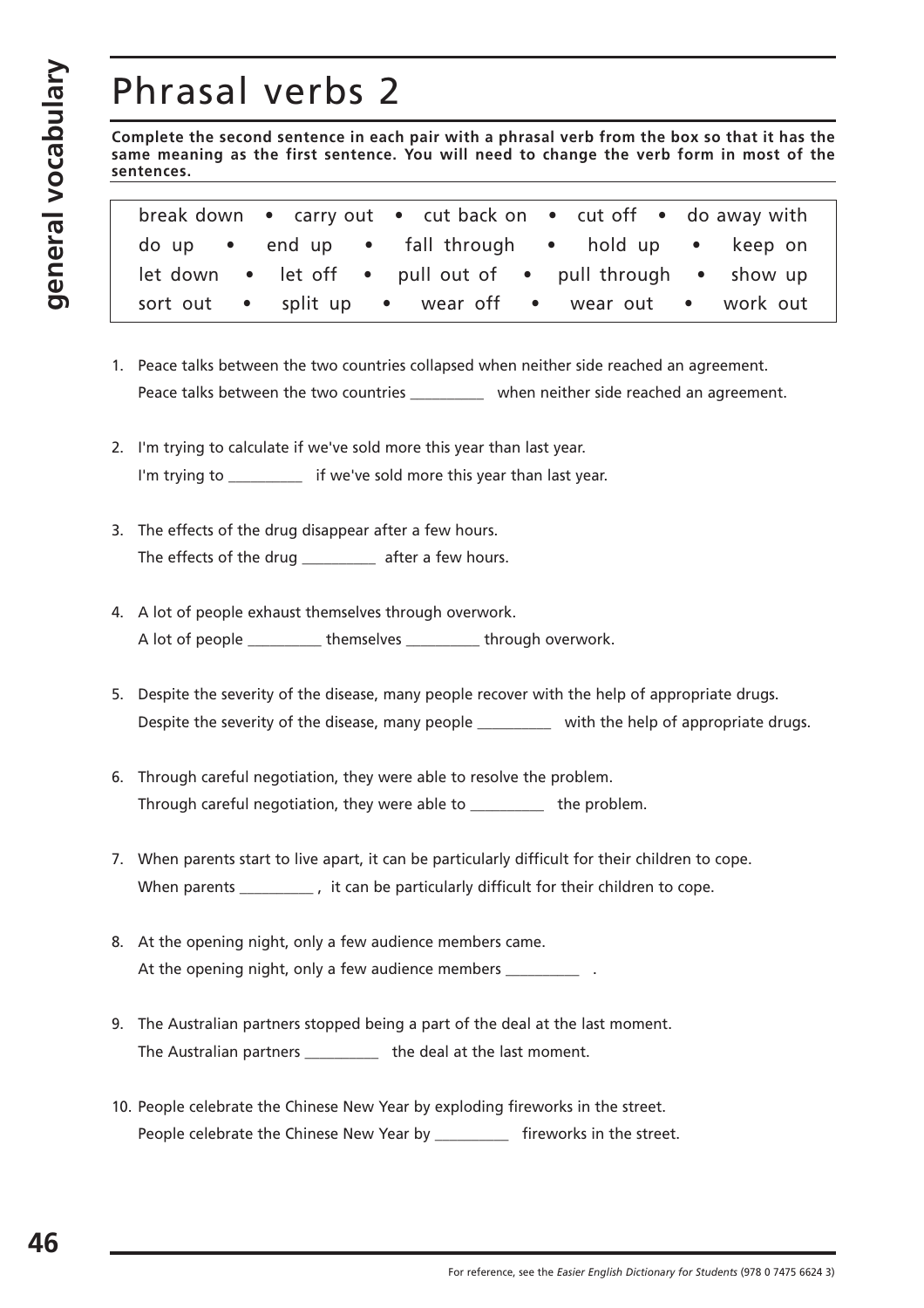# Phrasal verbs 2

**Complete the second sentence in each pair with a phrasal verb from the box so that it has the same meaning as the first sentence. You will need to change the verb form in most of the sentences.**

| | | | | |
|---|---|---|---|---|
| break down | carry out | cut back on | cut off | do away with |
| do up | end up | fall through | hold up | keep on |
| let down | let off | pull out of | pull through | show up |
| sort out | split up | wear off | wear out | work out |

1. Peace talks between the two countries collapsed when neither side reached an agreement.
   Peace talks between the two countries __________ when neither side reached an agreement.

2. I'm trying to calculate if we've sold more this year than last year.
   I'm trying to __________ if we've sold more this year than last year.

3. The effects of the drug disappear after a few hours.
   The effects of the drug __________ after a few hours.

4. A lot of people exhaust themselves through overwork.
   A lot of people __________ themselves __________ through overwork.

5. Despite the severity of the disease, many people recover with the help of appropriate drugs.
   Despite the severity of the disease, many people __________ with the help of appropriate drugs.

6. Through careful negotiation, they were able to resolve the problem.
   Through careful negotiation, they were able to __________ the problem.

7. When parents start to live apart, it can be particularly difficult for their children to cope.
   When parents __________ , it can be particularly difficult for their children to cope.

8. At the opening night, only a few audience members came.
   At the opening night, only a few audience members __________ .

9. The Australian partners stopped being a part of the deal at the last moment.
   The Australian partners __________ the deal at the last moment.

10. People celebrate the Chinese New Year by exploding fireworks in the street.
    People celebrate the Chinese New Year by __________ fireworks in the street.

For reference, see the *Easier English Dictionary for Students* (978 0 7475 6624 3)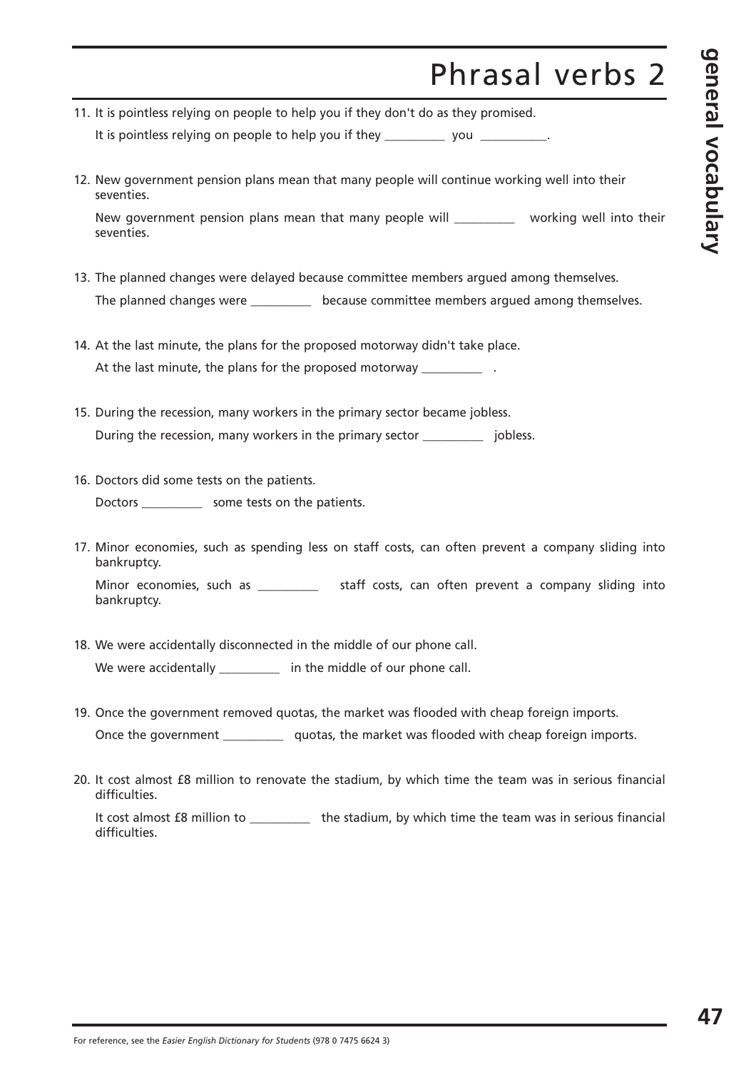# Phrasal verbs 2

11. It is pointless relying on people to help you if they don't do as they promised.

    It is pointless relying on people to help you if they __________ you __________.

12. New government pension plans mean that many people will continue working well into their seventies.

    New government pension plans mean that many people will __________ working well into their seventies.

13. The planned changes were delayed because committee members argued among themselves.

    The planned changes were __________ because committee members argued among themselves.

14. At the last minute, the plans for the proposed motorway didn't take place.

    At the last minute, the plans for the proposed motorway __________ .

15. During the recession, many workers in the primary sector became jobless.

    During the recession, many workers in the primary sector __________ jobless.

16. Doctors did some tests on the patients.

    Doctors __________ some tests on the patients.

17. Minor economies, such as spending less on staff costs, can often prevent a company sliding into bankruptcy.

    Minor economies, such as __________ staff costs, can often prevent a company sliding into bankruptcy.

18. We were accidentally disconnected in the middle of our phone call.

    We were accidentally __________ in the middle of our phone call.

19. Once the government removed quotas, the market was flooded with cheap foreign imports.

    Once the government __________ quotas, the market was flooded with cheap foreign imports.

20. It cost almost £8 million to renovate the stadium, by which time the team was in serious financial difficulties.

    It cost almost £8 million to __________ the stadium, by which time the team was in serious financial difficulties.

For reference, see the *Easier English Dictionary for Students* (978 0 7475 6624 3)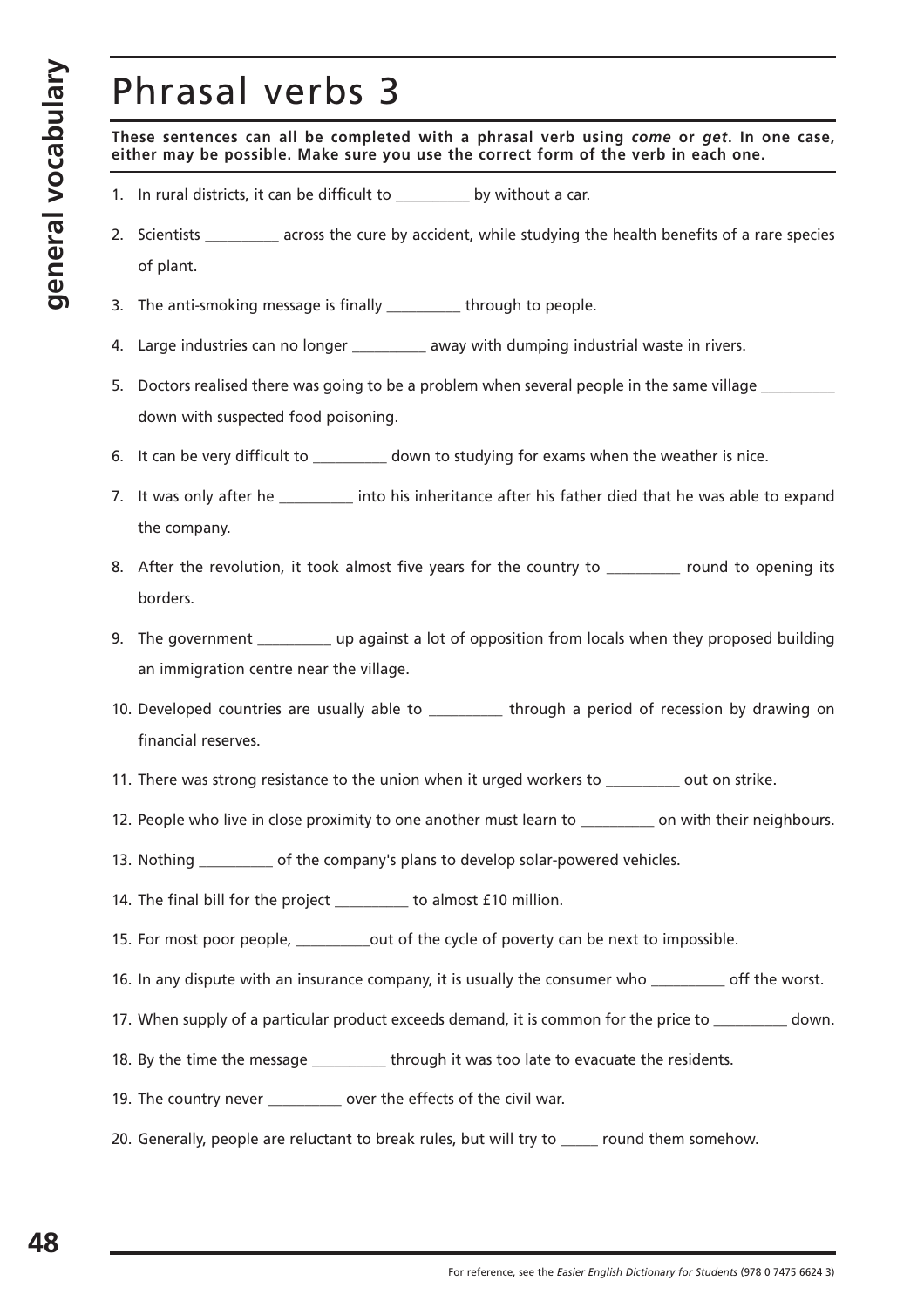# Phrasal verbs 3

**These sentences can all be completed with a phrasal verb using *come* or *get*. In one case, either may be possible. Make sure you use the correct form of the verb in each one.**

1. In rural districts, it can be difficult to __________ by without a car.
2. Scientists __________ across the cure by accident, while studying the health benefits of a rare species of plant.
3. The anti-smoking message is finally __________ through to people.
4. Large industries can no longer __________ away with dumping industrial waste in rivers.
5. Doctors realised there was going to be a problem when several people in the same village __________ down with suspected food poisoning.
6. It can be very difficult to __________ down to studying for exams when the weather is nice.
7. It was only after he __________ into his inheritance after his father died that he was able to expand the company.
8. After the revolution, it took almost five years for the country to __________ round to opening its borders.
9. The government __________ up against a lot of opposition from locals when they proposed building an immigration centre near the village.
10. Developed countries are usually able to __________ through a period of recession by drawing on financial reserves.
11. There was strong resistance to the union when it urged workers to __________ out on strike.
12. People who live in close proximity to one another must learn to __________ on with their neighbours.
13. Nothing __________ of the company's plans to develop solar-powered vehicles.
14. The final bill for the project __________ to almost £10 million.
15. For most poor people, __________out of the cycle of poverty can be next to impossible.
16. In any dispute with an insurance company, it is usually the consumer who __________ off the worst.
17. When supply of a particular product exceeds demand, it is common for the price to __________ down.
18. By the time the message __________ through it was too late to evacuate the residents.
19. The country never __________ over the effects of the civil war.
20. Generally, people are reluctant to break rules, but will try to _____ round them somehow.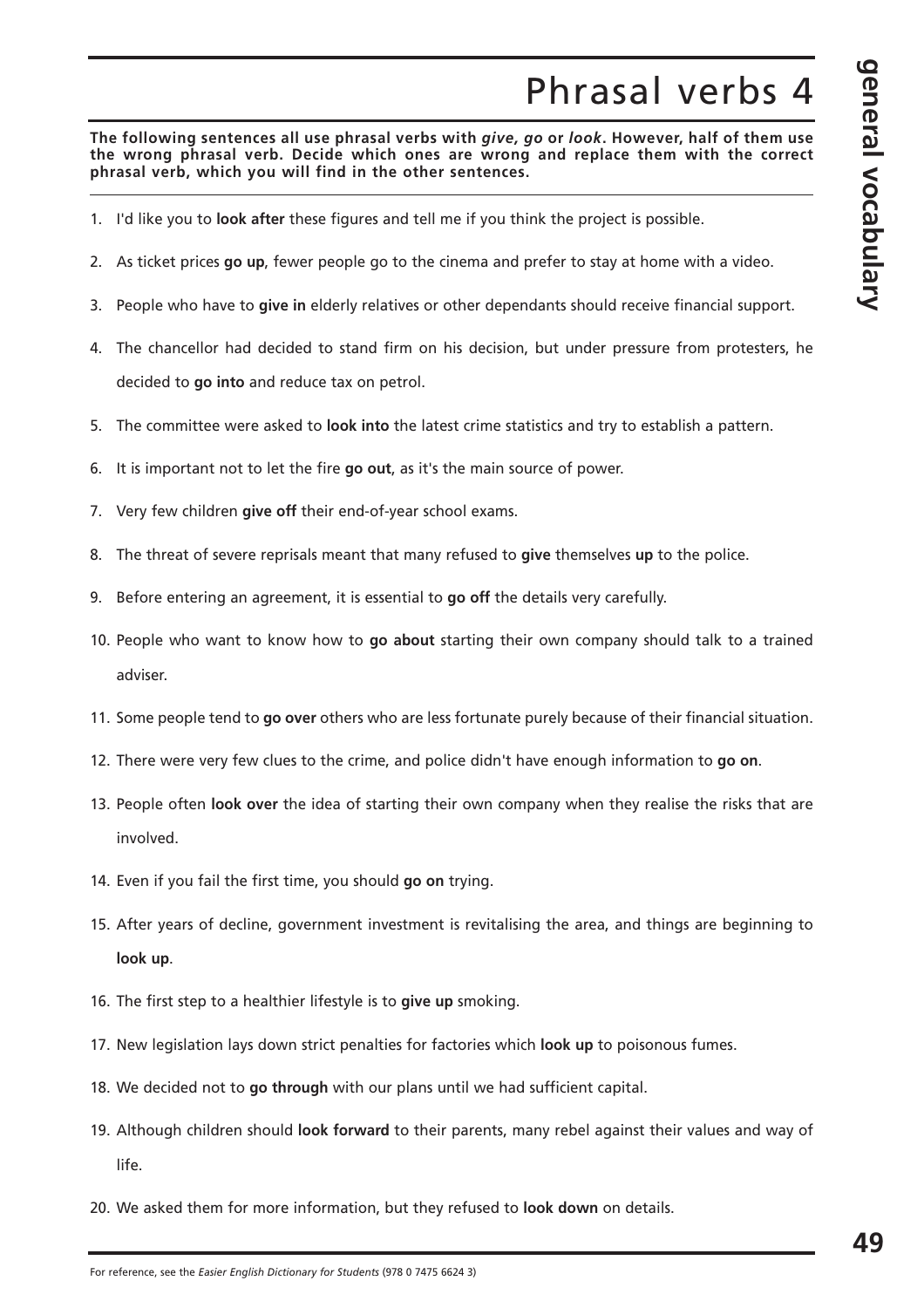# Phrasal verbs 4

**The following sentences all use phrasal verbs with *give, go* or *look*. However, half of them use the wrong phrasal verb. Decide which ones are wrong and replace them with the correct phrasal verb, which you will find in the other sentences.**

1. I'd like you to **look after** these figures and tell me if you think the project is possible.
2. As ticket prices **go up**, fewer people go to the cinema and prefer to stay at home with a video.
3. People who have to **give in** elderly relatives or other dependants should receive financial support.
4. The chancellor had decided to stand firm on his decision, but under pressure from protesters, he decided to **go into** and reduce tax on petrol.
5. The committee were asked to **look into** the latest crime statistics and try to establish a pattern.
6. It is important not to let the fire **go out**, as it's the main source of power.
7. Very few children **give off** their end-of-year school exams.
8. The threat of severe reprisals meant that many refused to **give** themselves **up** to the police.
9. Before entering an agreement, it is essential to **go off** the details very carefully.
10. People who want to know how to **go about** starting their own company should talk to a trained adviser.
11. Some people tend to **go over** others who are less fortunate purely because of their financial situation.
12. There were very few clues to the crime, and police didn't have enough information to **go on**.
13. People often **look over** the idea of starting their own company when they realise the risks that are involved.
14. Even if you fail the first time, you should **go on** trying.
15. After years of decline, government investment is revitalising the area, and things are beginning to **look up**.
16. The first step to a healthier lifestyle is to **give up** smoking.
17. New legislation lays down strict penalties for factories which **look up** to poisonous fumes.
18. We decided not to **go through** with our plans until we had sufficient capital.
19. Although children should **look forward** to their parents, many rebel against their values and way of life.
20. We asked them for more information, but they refused to **look down** on details.

For reference, see the *Easier English Dictionary for Students* (978 0 7475 6624 3)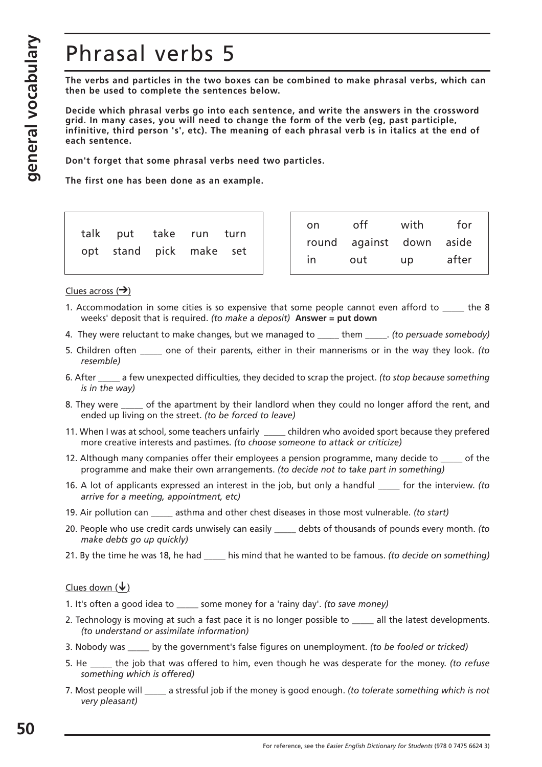# Phrasal verbs 5

**The verbs and particles in the two boxes can be combined to make phrasal verbs, which can then be used to complete the sentences below.**

**Decide which phrasal verbs go into each sentence, and write the answers in the crossword grid. In many cases, you will need to change the form of the verb (eg, past participle, infinitive, third person 's', etc). The meaning of each phrasal verb is in italics at the end of each sentence.**

**Don't forget that some phrasal verbs need two particles.**

**The first one has been done as an example.**

| | | | | |
|---|---|---|---|---|
| talk | put | take | run | turn |
| opt | stand | pick | make | set |

| | | | |
|---|---|---|---|
| on | off | with | for |
| round | against | down | aside |
| in | out | up | after |

Clues across (→)

1. Accommodation in some cities is so expensive that some people cannot even afford to _____ the 8 weeks' deposit that is required. *(to make a deposit)* **Answer = put down**
4. They were reluctant to make changes, but we managed to _____ them _____. *(to persuade somebody)*
5. Children often _____ one of their parents, either in their mannerisms or in the way they look. *(to resemble)*
6. After _____ a few unexpected difficulties, they decided to scrap the project. *(to stop because something is in the way)*
8. They were _____ of the apartment by their landlord when they could no longer afford the rent, and ended up living on the street. *(to be forced to leave)*
11. When I was at school, some teachers unfairly _____ children who avoided sport because they prefered more creative interests and pastimes. *(to choose someone to attack or criticize)*
12. Although many companies offer their employees a pension programme, many decide to _____ of the programme and make their own arrangements. *(to decide not to take part in something)*
16. A lot of applicants expressed an interest in the job, but only a handful _____ for the interview. *(to arrive for a meeting, appointment, etc)*
19. Air pollution can _____ asthma and other chest diseases in those most vulnerable. *(to start)*
20. People who use credit cards unwisely can easily _____ debts of thousands of pounds every month. *(to make debts go up quickly)*
21. By the time he was 18, he had _____ his mind that he wanted to be famous. *(to decide on something)*

Clues down (↓)

1. It's often a good idea to _____ some money for a 'rainy day'. *(to save money)*
2. Technology is moving at such a fast pace it is no longer possible to _____ all the latest developments. *(to understand or assimilate information)*
3. Nobody was _____ by the government's false figures on unemployment. *(to be fooled or tricked)*
5. He _____ the job that was offered to him, even though he was desperate for the money. *(to refuse something which is offered)*
7. Most people will _____ a stressful job if the money is good enough. *(to tolerate something which is not very pleasant)*

For reference, see the *Easier English Dictionary for Students* (978 0 7475 6624 3)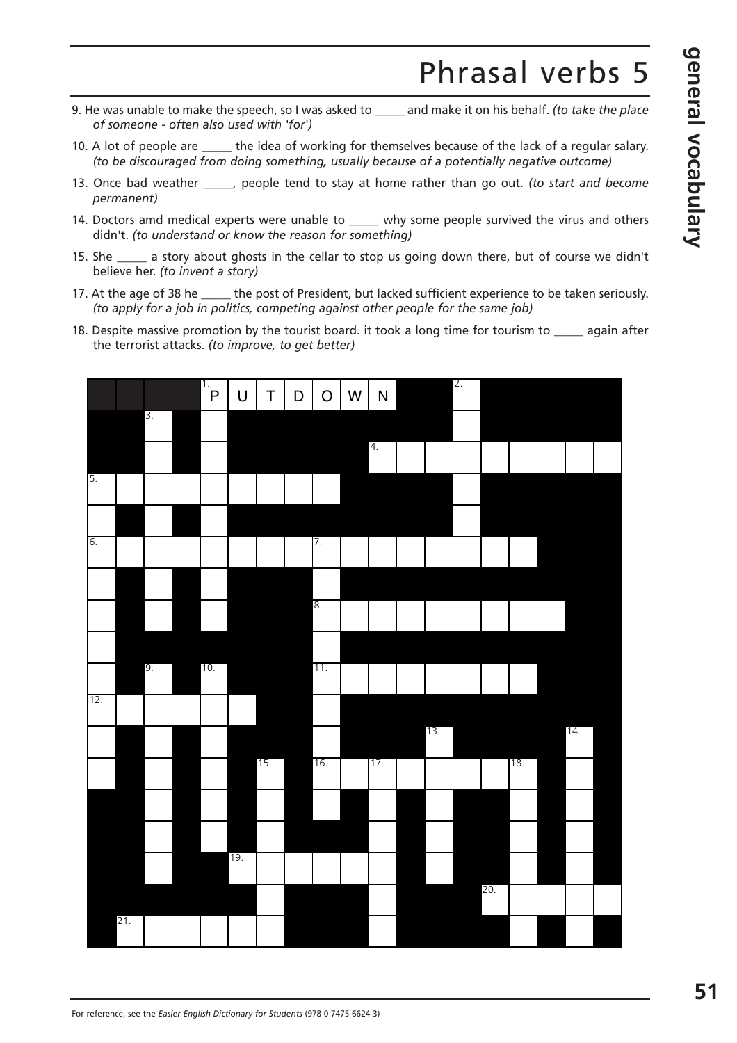# Phrasal verbs 5

9. He was unable to make the speech, so I was asked to _____ and make it on his behalf. *(to take the place of someone - often also used with 'for')*

10. A lot of people are _____ the idea of working for themselves because of the lack of a regular salary. *(to be discouraged from doing something, usually because of a potentially negative outcome)*

13. Once bad weather _____, people tend to stay at home rather than go out. *(to start and become permanent)*

14. Doctors amd medical experts were unable to _____ why some people survived the virus and others didn't. *(to understand or know the reason for something)*

15. She _____ a story about ghosts in the cellar to stop us going down there, but of course we didn't believe her. *(to invent a story)*

17. At the age of 38 he _____ the post of President, but lacked sufficient experience to be taken seriously. *(to apply for a job in politics, competing against other people for the same job)*

18. Despite massive promotion by the tourist board. it took a long time for tourism to _____ again after the terrorist attacks. *(to improve, to get better)*

1. P U T D O W N

For reference, see the *Easier English Dictionary for Students* (978 0 7475 6624 3)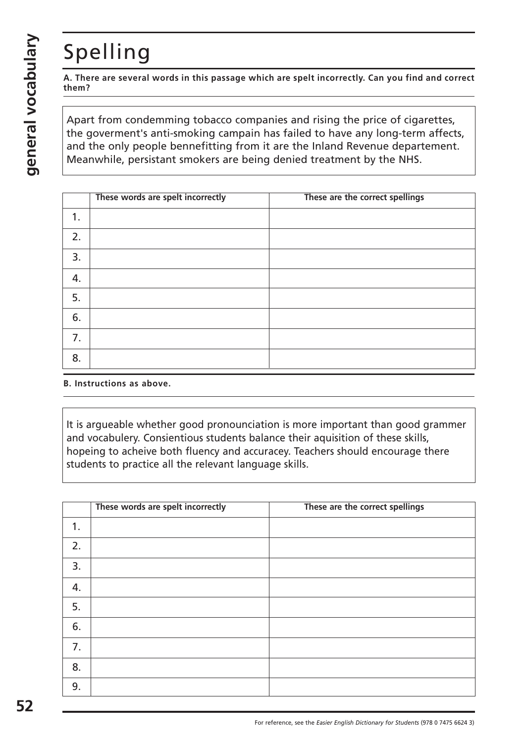# Spelling

**A. There are several words in this passage which are spelt incorrectly. Can you find and correct them?**

Apart from condemming tobacco companies and rising the price of cigarettes, the goverment's anti-smoking campain has failed to have any long-term affects, and the only people bennefitting from it are the Inland Revenue departement. Meanwhile, persistant smokers are being denied treatment by the NHS.

| | These words are spelt incorrectly | These are the correct spellings |
|---|---|---|
| 1. | | |
| 2. | | |
| 3. | | |
| 4. | | |
| 5. | | |
| 6. | | |
| 7. | | |
| 8. | | |

**B. Instructions as above.**

It is argueable whether good pronounciation is more important than good grammer and vocabulery. Consientious students balance their aquisition of these skills, hopeing to acheive both fluency and accuracey. Teachers should encourage there students to practice all the relevant language skills.

| | These words are spelt incorrectly | These are the correct spellings |
|---|---|---|
| 1. | | |
| 2. | | |
| 3. | | |
| 4. | | |
| 5. | | |
| 6. | | |
| 7. | | |
| 8. | | |
| 9. | | |

For reference, see the *Easier English Dictionary for Students* (978 0 7475 6624 3)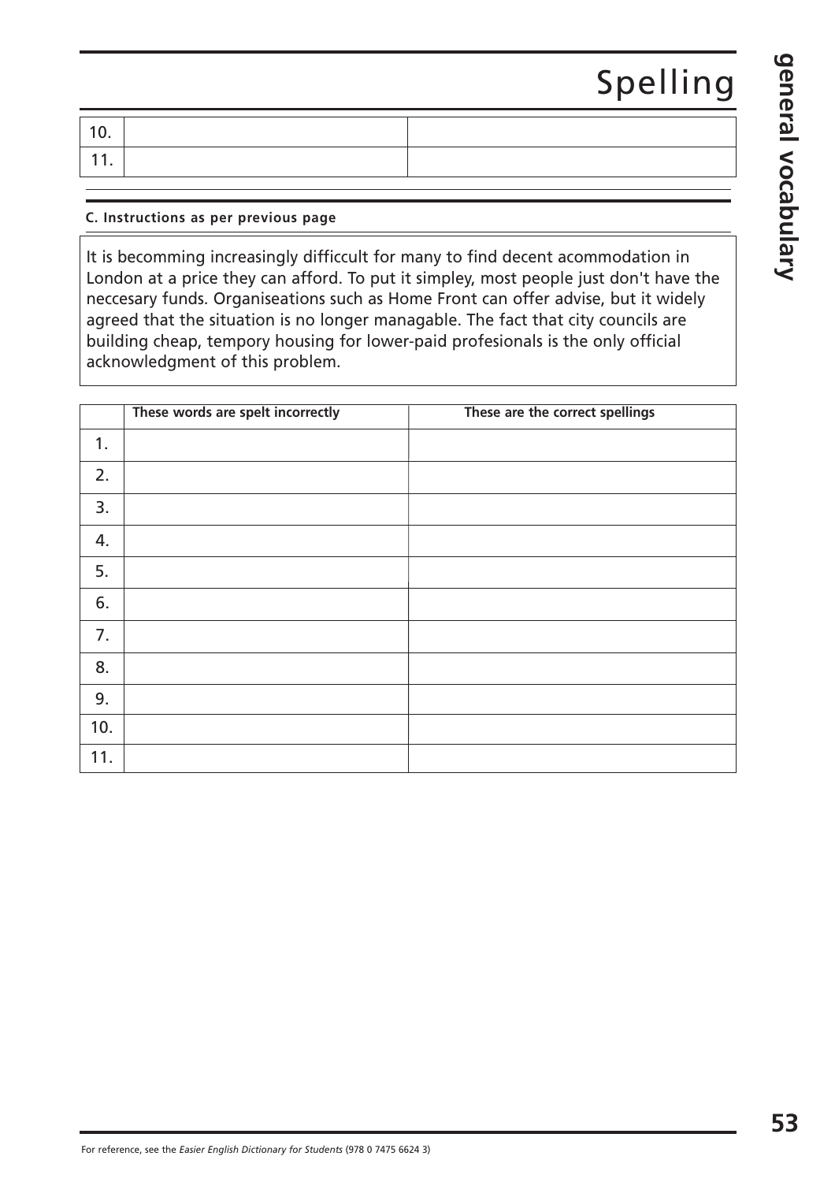| 10. | | |
|---|---|---|
| 11. | | |

**C. Instructions as per previous page**

It is becomming increasingly difficcult for many to find decent acommodation in London at a price they can afford. To put it simpley, most people just don't have the neccesary funds. Organiseations such as Home Front can offer advise, but it widely agreed that the situation is no longer managable. The fact that city councils are building cheap, tempory housing for lower-paid profesionals is the only official acknowledgment of this problem.

| | These words are spelt incorrectly | These are the correct spellings |
|---|---|---|
| 1. | | |
| 2. | | |
| 3. | | |
| 4. | | |
| 5. | | |
| 6. | | |
| 7. | | |
| 8. | | |
| 9. | | |
| 10. | | |
| 11. | | |

For reference, see the *Easier English Dictionary for Students* (978 0 7475 6624 3)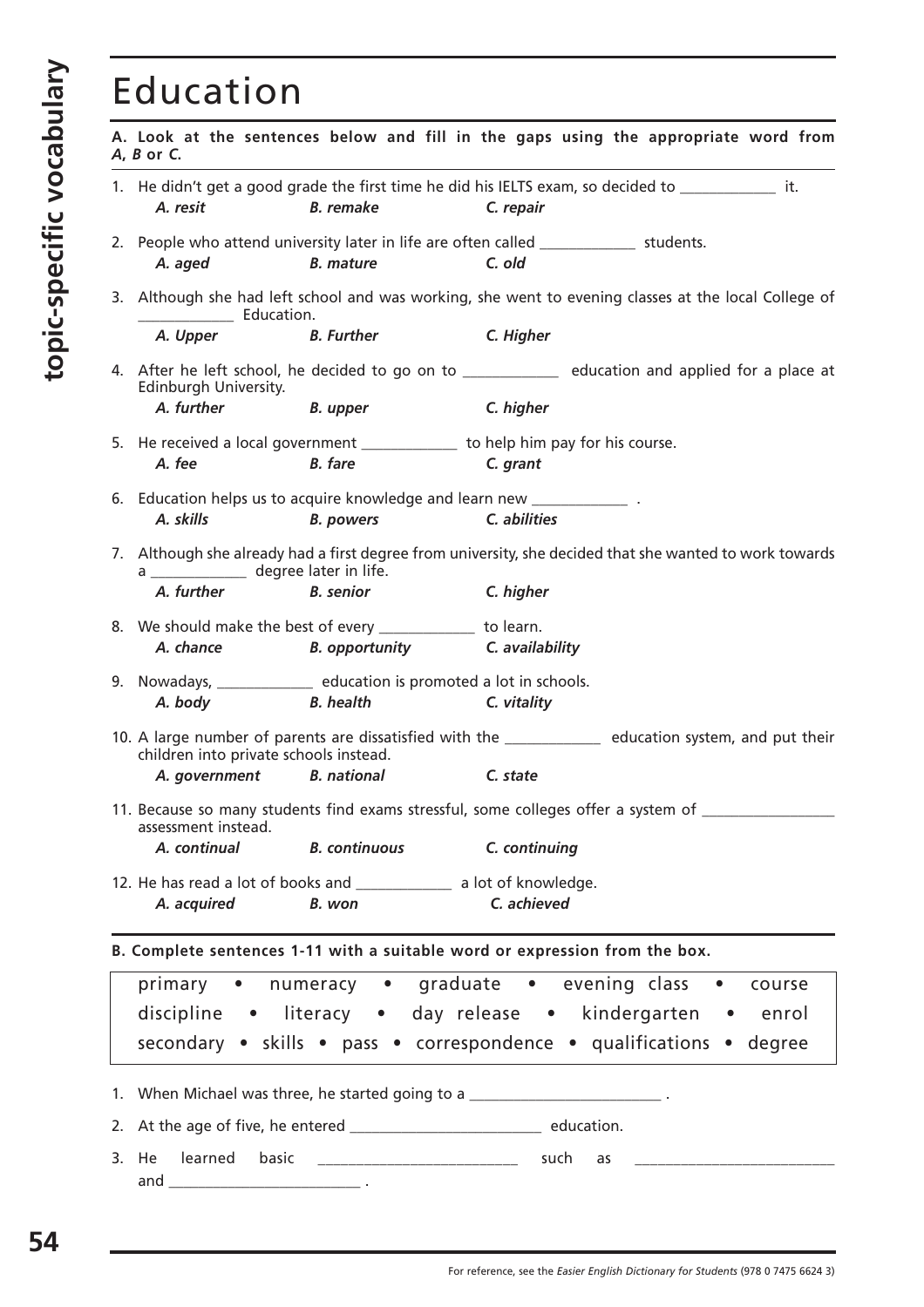# Education

**A. Look at the sentences below and fill in the gaps using the appropriate word from *A, B* or *C.***

1. He didn't get a good grade the first time he did his IELTS exam, so decided to ____________ it.
   ***A. resit*** ***B. remake*** ***C. repair***

2. People who attend university later in life are often called ____________ students.
   ***A. aged*** ***B. mature*** ***C. old***

3. Although she had left school and was working, she went to evening classes at the local College of ____________ Education.
   ***A. Upper*** ***B. Further*** ***C. Higher***

4. After he left school, he decided to go on to ____________ education and applied for a place at Edinburgh University.
   ***A. further*** ***B. upper*** ***C. higher***

5. He received a local government ____________ to help him pay for his course.
   ***A. fee*** ***B. fare*** ***C. grant***

6. Education helps us to acquire knowledge and learn new ____________ .
   ***A. skills*** ***B. powers*** ***C. abilities***

7. Although she already had a first degree from university, she decided that she wanted to work towards a ____________ degree later in life.
   ***A. further*** ***B. senior*** ***C. higher***

8. We should make the best of every ____________ to learn.
   ***A. chance*** ***B. opportunity*** ***C. availability***

9. Nowadays, ____________ education is promoted a lot in schools.
   ***A. body*** ***B. health*** ***C. vitality***

10. A large number of parents are dissatisfied with the ____________ education system, and put their children into private schools instead.
    ***A. government*** ***B. national*** ***C. state***

11. Because so many students find exams stressful, some colleges offer a system of ________________ assessment instead.
    ***A. continual*** ***B. continuous*** ***C. continuing***

12. He has read a lot of books and ____________ a lot of knowledge.
    ***A. acquired*** ***B. won*** ***C. achieved***

**B. Complete sentences 1-11 with a suitable word or expression from the box.**

| primary • numeracy • graduate • evening class • course |
|---|
| discipline • literacy • day release • kindergarten • enrol |
| secondary • skills • pass • correspondence • qualifications • degree |

1. When Michael was three, he started going to a ________________________ .
2. At the age of five, he entered ________________________ education.
3. He learned basic ________________________ such as ________________________ and ________________________ .

For reference, see the *Easier English Dictionary for Students* (978 0 7475 6624 3)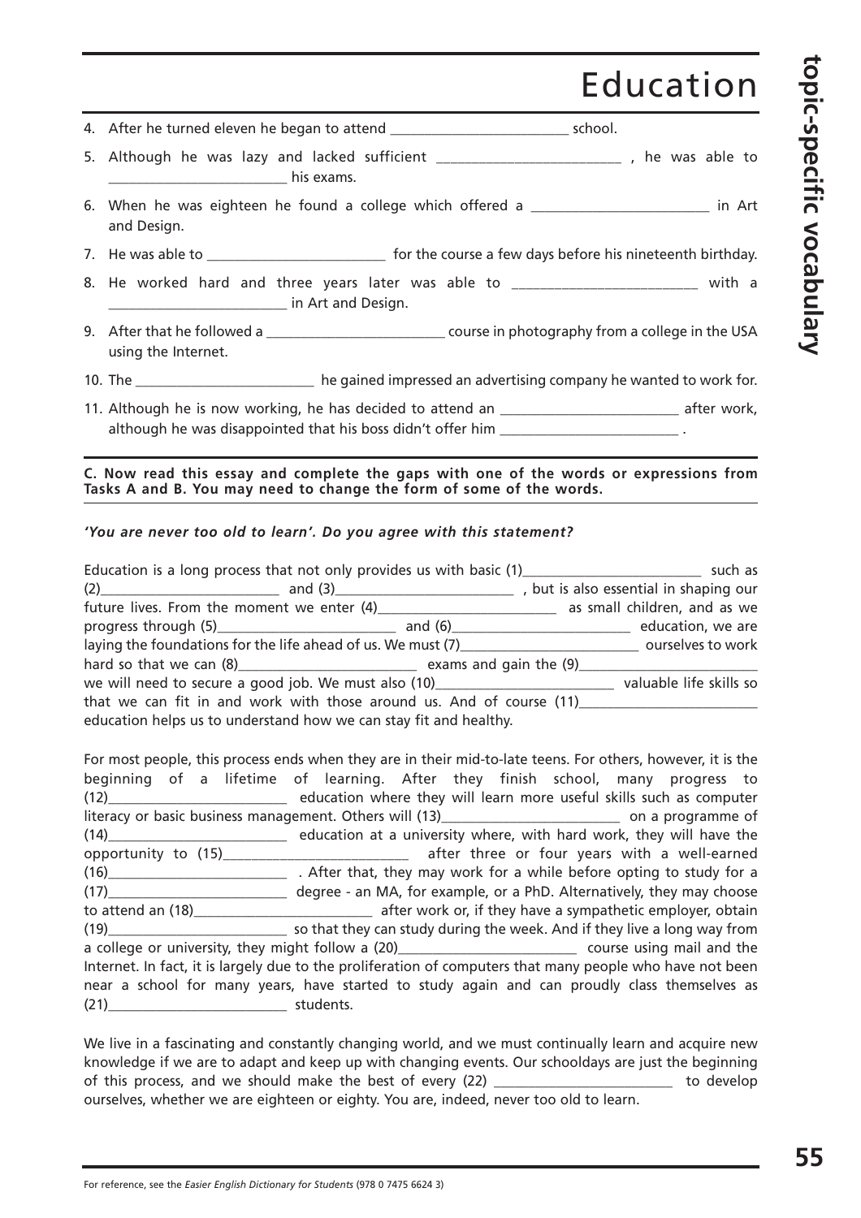// Education

4. After he turned eleven he began to attend ________________________ school.
5. Although he was lazy and lacked sufficient ________________________ , he was able to ________________________ his exams.
6. When he was eighteen he found a college which offered a ________________________ in Art and Design.
7. He was able to ________________________ for the course a few days before his nineteenth birthday.
8. He worked hard and three years later was able to ________________________ with a ________________________ in Art and Design.
9. After that he followed a ________________________ course in photography from a college in the USA using the Internet.
10. The ________________________ he gained impressed an advertising company he wanted to work for.
11. Although he is now working, he has decided to attend an ________________________ after work, although he was disappointed that his boss didn't offer him ________________________ .

**C. Now read this essay and complete the gaps with one of the words or expressions from Tasks A and B. You may need to change the form of some of the words.**

***'You are never too old to learn'. Do you agree with this statement?***

Education is a long process that not only provides us with basic (1)________________________ such as (2)________________________ and (3)________________________ , but is also essential in shaping our future lives. From the moment we enter (4)________________________ as small children, and as we progress through (5)________________________ and (6)________________________ education, we are laying the foundations for the life ahead of us. We must (7)________________________ ourselves to work hard so that we can (8)________________________ exams and gain the (9)________________________ we will need to secure a good job. We must also (10)________________________ valuable life skills so that we can fit in and work with those around us. And of course (11)________________________ education helps us to understand how we can stay fit and healthy.

For most people, this process ends when they are in their mid-to-late teens. For others, however, it is the beginning of a lifetime of learning. After they finish school, many progress to (12)________________________ education where they will learn more useful skills such as computer literacy or basic business management. Others will (13)________________________ on a programme of (14)________________________ education at a university where, with hard work, they will have the opportunity to (15)________________________ after three or four years with a well-earned (16)________________________ . After that, they may work for a while before opting to study for a (17)________________________ degree - an MA, for example, or a PhD. Alternatively, they may choose to attend an (18)________________________ after work or, if they have a sympathetic employer, obtain (19)________________________ so that they can study during the week. And if they live a long way from a college or university, they might follow a (20)________________________ course using mail and the Internet. In fact, it is largely due to the proliferation of computers that many people who have not been near a school for many years, have started to study again and can proudly class themselves as (21)________________________ students.

We live in a fascinating and constantly changing world, and we must continually learn and acquire new knowledge if we are to adapt and keep up with changing events. Our schooldays are just the beginning of this process, and we should make the best of every (22) ________________________ to develop ourselves, whether we are eighteen or eighty. You are, indeed, never too old to learn.

For reference, see the *Easier English Dictionary for Students* (978 0 7475 6624 3)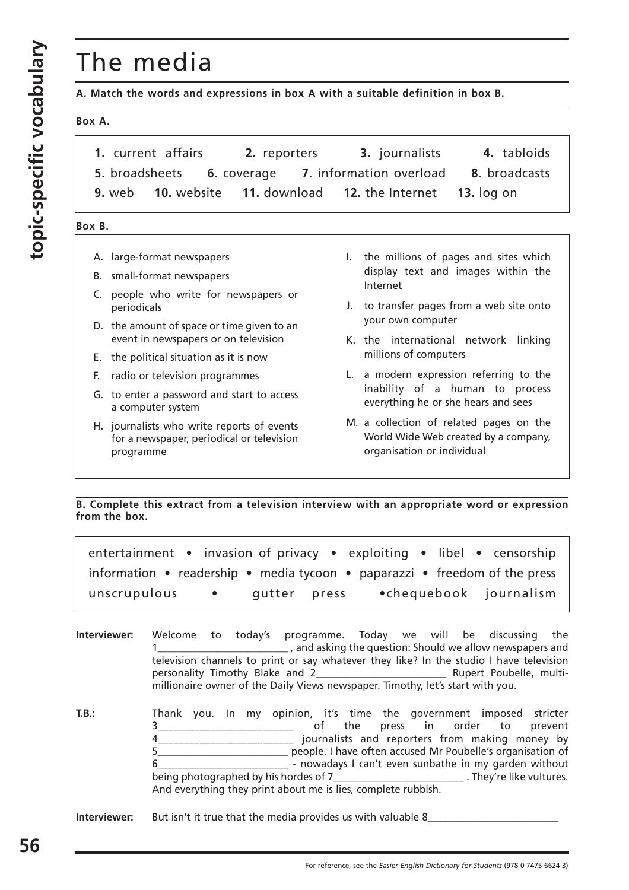# The media

**A. Match the words and expressions in box A with a suitable definition in box B.**

**Box A.**

**1.** current affairs **2.** reporters **3.** journalists **4.** tabloids
**5.** broadsheets **6.** coverage **7.** information overload **8.** broadcasts
**9.** web **10.** website **11.** download **12.** the Internet **13.** log on

**Box B.**

A. large-format newspapers
B. small-format newspapers
C. people who write for newspapers or periodicals
D. the amount of space or time given to an event in newspapers or on television
E. the political situation as it is now
F. radio or television programmes
G. to enter a password and start to access a computer system
H. journalists who write reports of events for a newspaper, periodical or television programme
I. the millions of pages and sites which display text and images within the Internet
J. to transfer pages from a web site onto your own computer
K. the international network linking millions of computers
L. a modern expression referring to the inability of a human to process everything he or she hears and sees
M. a collection of related pages on the World Wide Web created by a company, organisation or individual

**B. Complete this extract from a television interview with an appropriate word or expression from the box.**

entertainment • invasion of privacy • exploiting • libel • censorship
information • readership • media tycoon • paparazzi • freedom of the press
unscrupulous • gutter press • chequebook journalism

**Interviewer:** Welcome to today's programme. Today we will be discussing the 1\_\_\_\_\_\_\_\_\_\_\_\_\_\_\_\_\_\_\_\_\_\_\_\_ , and asking the question: Should we allow newspapers and television channels to print or say whatever they like? In the studio I have television personality Timothy Blake and 2\_\_\_\_\_\_\_\_\_\_\_\_\_\_\_\_\_\_\_\_\_\_\_\_ Rupert Poubelle, multi-millionaire owner of the Daily Views newspaper. Timothy, let's start with you.

**T.B.:** Thank you. In my opinion, it's time the government imposed stricter 3\_\_\_\_\_\_\_\_\_\_\_\_\_\_\_\_\_\_\_\_\_\_\_\_ of the press in order to prevent 4\_\_\_\_\_\_\_\_\_\_\_\_\_\_\_\_\_\_\_\_\_\_\_\_ journalists and reporters from making money by 5\_\_\_\_\_\_\_\_\_\_\_\_\_\_\_\_\_\_\_\_\_\_\_\_ people. I have often accused Mr Poubelle's organisation of 6\_\_\_\_\_\_\_\_\_\_\_\_\_\_\_\_\_\_\_\_\_\_\_\_ - nowadays I can't even sunbathe in my garden without being photographed by his hordes of 7\_\_\_\_\_\_\_\_\_\_\_\_\_\_\_\_\_\_\_\_\_\_\_\_ . They're like vultures. And everything they print about me is lies, complete rubbish.

**Interviewer:** But isn't it true that the media provides us with valuable 8\_\_\_\_\_\_\_\_\_\_\_\_\_\_\_\_\_\_\_\_\_\_\_\_

For reference, see the *Easier English Dictionary for Students* (978 0 7475 6624 3)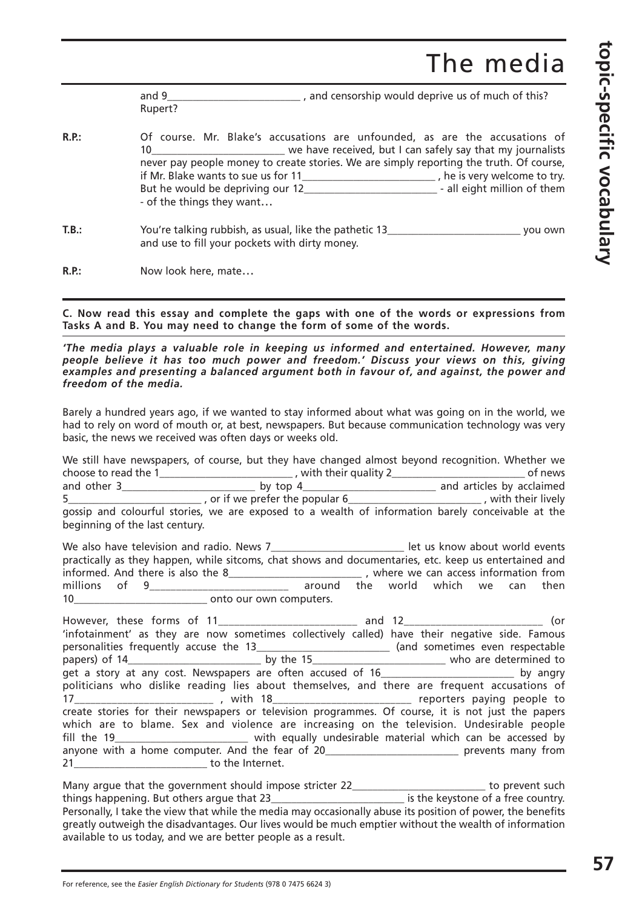# The media

and 9________________________ , and censorship would deprive us of much of this? Rupert?

**R.P.:** Of course. Mr. Blake's accusations are unfounded, as are the accusations of 10________________________ we have received, but I can safely say that my journalists never pay people money to create stories. We are simply reporting the truth. Of course, if Mr. Blake wants to sue us for 11________________________ , he is very welcome to try. But he would be depriving our 12________________________ - all eight million of them - of the things they want…

**T.B.:** You're talking rubbish, as usual, like the pathetic 13________________________ you own and use to fill your pockets with dirty money.

**R.P.:** Now look here, mate…

---

**C. Now read this essay and complete the gaps with one of the words or expressions from Tasks A and B. You may need to change the form of some of the words.**

***'The media plays a valuable role in keeping us informed and entertained. However, many people believe it has too much power and freedom.' Discuss your views on this, giving examples and presenting a balanced argument both in favour of, and against, the power and freedom of the media.***

Barely a hundred years ago, if we wanted to stay informed about what was going on in the world, we had to rely on word of mouth or, at best, newspapers. But because communication technology was very basic, the news we received was often days or weeks old.

We still have newspapers, of course, but they have changed almost beyond recognition. Whether we choose to read the 1________________________ , with their quality 2________________________ of news and other 3________________________ by top 4________________________ and articles by acclaimed 5________________________ , or if we prefer the popular 6________________________ , with their lively gossip and colourful stories, we are exposed to a wealth of information barely conceivable at the beginning of the last century.

We also have television and radio. News 7________________________ let us know about world events practically as they happen, while sitcoms, chat shows and documentaries, etc. keep us entertained and informed. And there is also the 8________________________ , where we can access information from millions of 9________________________ around the world which we can then 10________________________ onto our own computers.

However, these forms of 11________________________ and 12________________________ (or 'infotainment' as they are now sometimes collectively called) have their negative side. Famous personalities frequently accuse the 13________________________ (and sometimes even respectable papers) of 14________________________ by the 15________________________ who are determined to get a story at any cost. Newspapers are often accused of 16________________________ by angry politicians who dislike reading lies about themselves, and there are frequent accusations of 17________________________ , with 18________________________ reporters paying people to create stories for their newspapers or television programmes. Of course, it is not just the papers which are to blame. Sex and violence are increasing on the television. Undesirable people fill the 19________________________ with equally undesirable material which can be accessed by anyone with a home computer. And the fear of 20________________________ prevents many from 21________________________ to the Internet.

Many argue that the government should impose stricter 22________________________ to prevent such things happening. But others argue that 23________________________ is the keystone of a free country. Personally, I take the view that while the media may occasionally abuse its position of power, the benefits greatly outweigh the disadvantages. Our lives would be much emptier without the wealth of information available to us today, and we are better people as a result.

For reference, see the *Easier English Dictionary for Students* (978 0 7475 6624 3)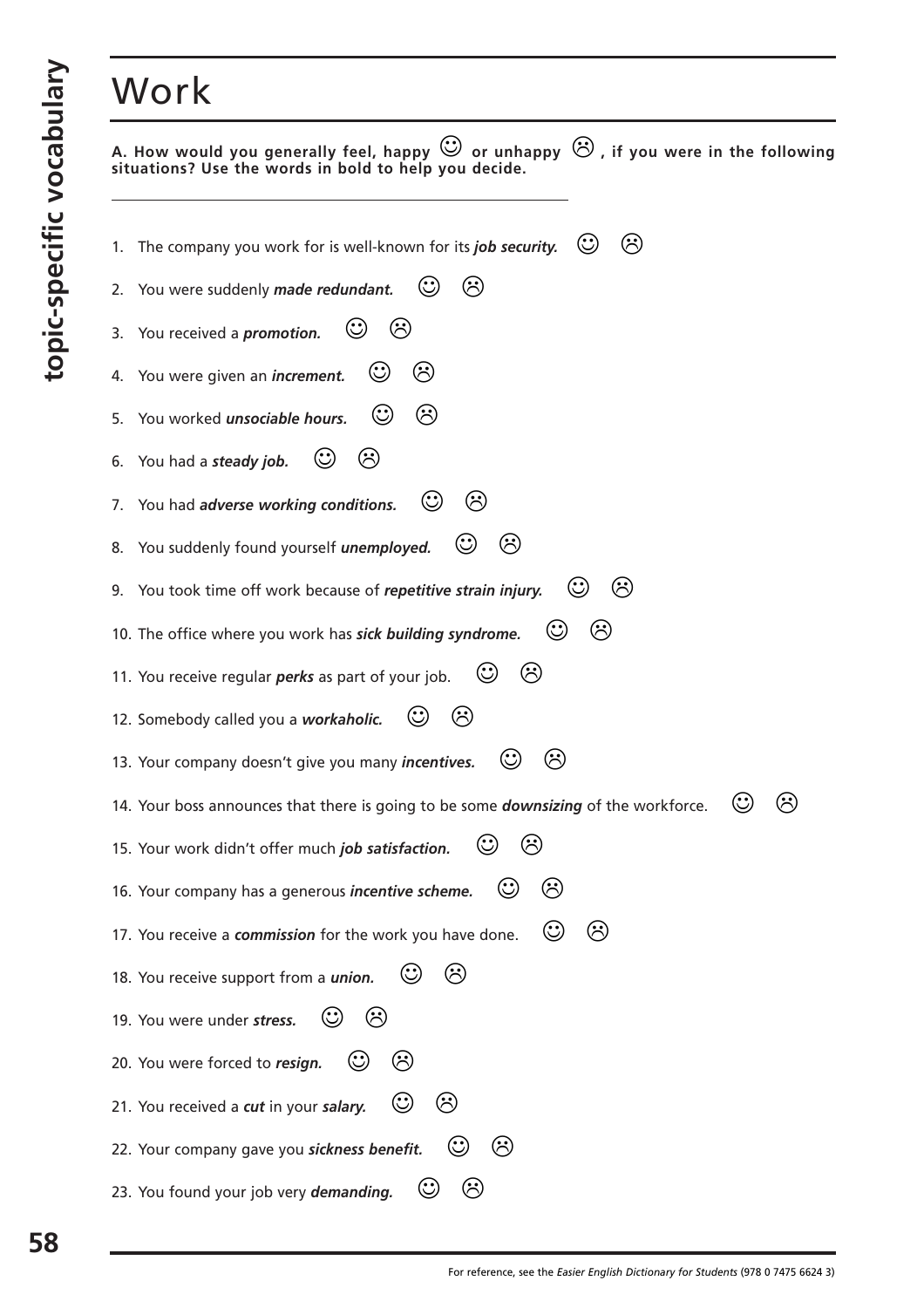# Work

**A. How would you generally feel, happy ☺ or unhappy ☹, if you were in the following situations? Use the words in bold to help you decide.**

1. The company you work for is well-known for its ***job security.*** ☺ ☹
2. You were suddenly ***made redundant.*** ☺ ☹
3. You received a ***promotion.*** ☺ ☹
4. You were given an ***increment.*** ☺ ☹
5. You worked ***unsociable hours.*** ☺ ☹
6. You had a ***steady job.*** ☺ ☹
7. You had ***adverse working conditions.*** ☺ ☹
8. You suddenly found yourself ***unemployed.*** ☺ ☹
9. You took time off work because of ***repetitive strain injury.*** ☺ ☹
10. The office where you work has ***sick building syndrome.*** ☺ ☹
11. You receive regular ***perks*** as part of your job. ☺ ☹
12. Somebody called you a ***workaholic.*** ☺ ☹
13. Your company doesn't give you many ***incentives.*** ☺ ☹
14. Your boss announces that there is going to be some ***downsizing*** of the workforce. ☺ ☹
15. Your work didn't offer much ***job satisfaction.*** ☺ ☹
16. Your company has a generous ***incentive scheme.*** ☺ ☹
17. You receive a ***commission*** for the work you have done. ☺ ☹
18. You receive support from a ***union.*** ☺ ☹
19. You were under ***stress.*** ☺ ☹
20. You were forced to ***resign.*** ☺ ☹
21. You received a ***cut*** in your ***salary.*** ☺ ☹
22. Your company gave you ***sickness benefit.*** ☺ ☹
23. You found your job very ***demanding.*** ☺ ☹

For reference, see the *Easier English Dictionary for Students* (978 0 7475 6624 3)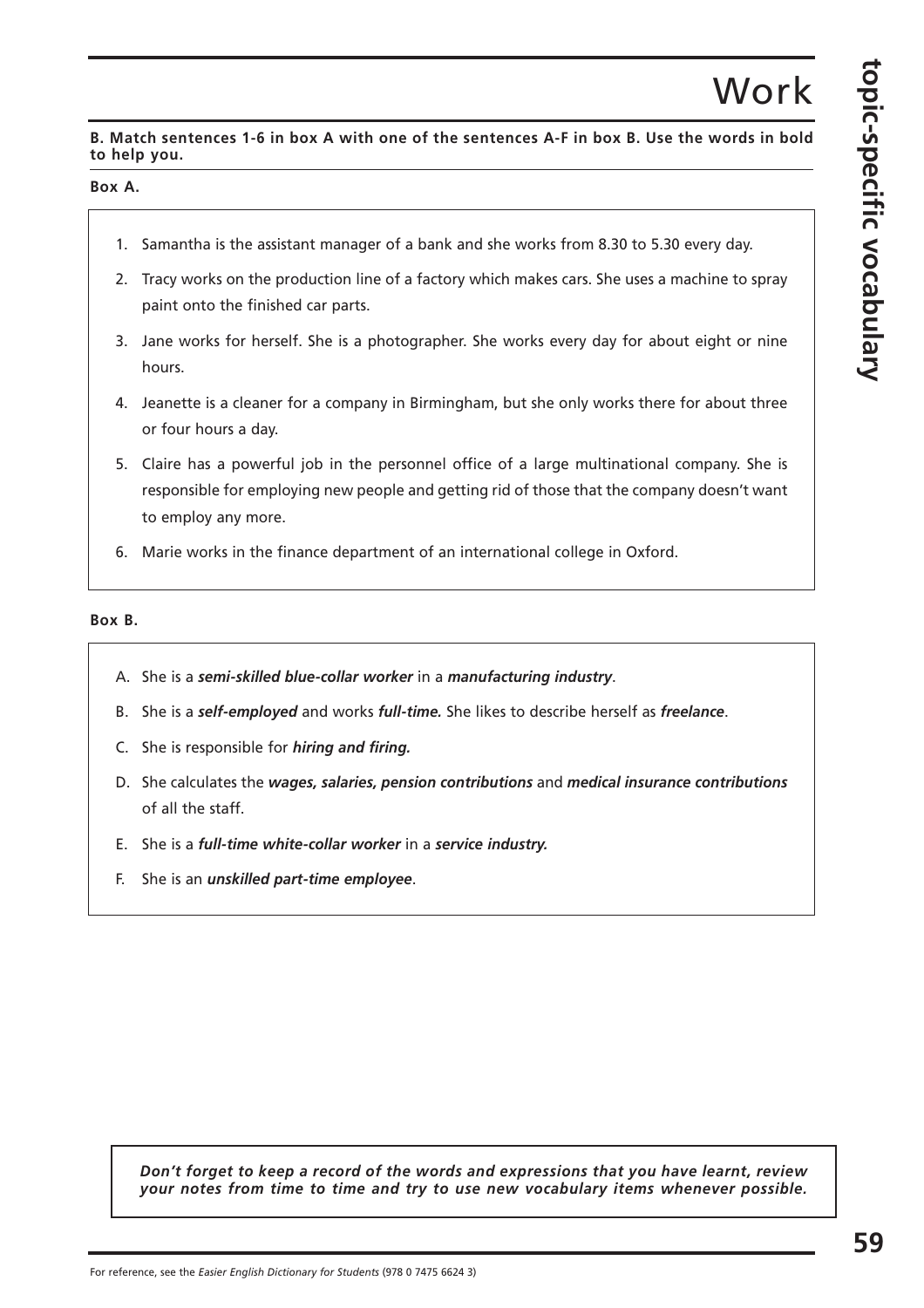# Work

**B. Match sentences 1-6 in box A with one of the sentences A-F in box B. Use the words in bold to help you.**

**Box A.**

1. Samantha is the assistant manager of a bank and she works from 8.30 to 5.30 every day.
2. Tracy works on the production line of a factory which makes cars. She uses a machine to spray paint onto the finished car parts.
3. Jane works for herself. She is a photographer. She works every day for about eight or nine hours.
4. Jeanette is a cleaner for a company in Birmingham, but she only works there for about three or four hours a day.
5. Claire has a powerful job in the personnel office of a large multinational company. She is responsible for employing new people and getting rid of those that the company doesn't want to employ any more.
6. Marie works in the finance department of an international college in Oxford.

**Box B.**

A. She is a ***semi-skilled blue-collar worker*** in a ***manufacturing industry***.

B. She is a ***self-employed*** and works ***full-time.*** She likes to describe herself as ***freelance***.

C. She is responsible for ***hiring and firing.***

D. She calculates the ***wages, salaries, pension contributions*** and ***medical insurance contributions*** of all the staff.

E. She is a ***full-time white-collar worker*** in a ***service industry.***

F. She is an ***unskilled part-time employee***.

***Don't forget to keep a record of the words and expressions that you have learnt, review your notes from time to time and try to use new vocabulary items whenever possible.***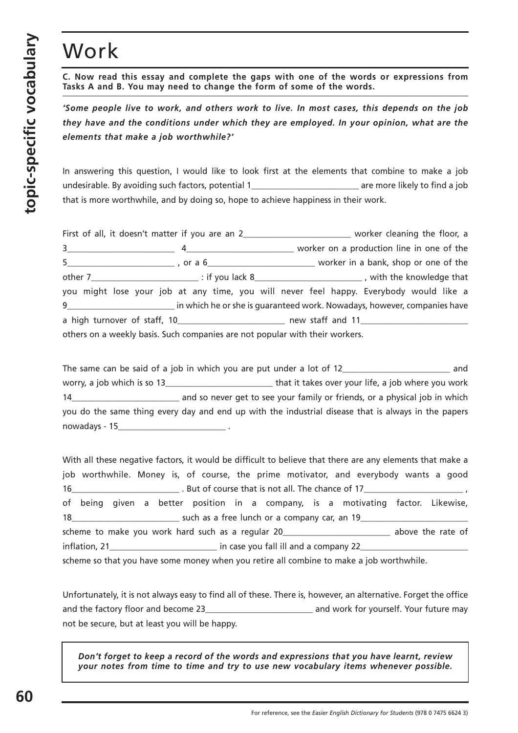# Work

**C. Now read this essay and complete the gaps with one of the words or expressions from Tasks A and B. You may need to change the form of some of the words.**

***'Some people live to work, and others work to live. In most cases, this depends on the job they have and the conditions under which they are employed. In your opinion, what are the elements that make a job worthwhile?'***

In answering this question, I would like to look first at the elements that combine to make a job undesirable. By avoiding such factors, potential 1________________________ are more likely to find a job that is more worthwhile, and by doing so, hope to achieve happiness in their work.

First of all, it doesn't matter if you are an 2________________________ worker cleaning the floor, a 3________________________ 4________________________ worker on a production line in one of the 5________________________ , or a 6________________________ worker in a bank, shop or one of the other 7________________________ : if you lack 8________________________ , with the knowledge that you might lose your job at any time, you will never feel happy. Everybody would like a 9________________________ in which he or she is guaranteed work. Nowadays, however, companies have a high turnover of staff, 10________________________ new staff and 11________________________ others on a weekly basis. Such companies are not popular with their workers.

The same can be said of a job in which you are put under a lot of 12________________________ and worry, a job which is so 13________________________ that it takes over your life, a job where you work 14________________________ and so never get to see your family or friends, or a physical job in which you do the same thing every day and end up with the industrial disease that is always in the papers nowadays - 15________________________ .

With all these negative factors, it would be difficult to believe that there are any elements that make a job worthwhile. Money is, of course, the prime motivator, and everybody wants a good 16________________________ . But of course that is not all. The chance of 17______________________ , of being given a better position in a company, is a motivating factor. Likewise, 18________________________ such as a free lunch or a company car, an 19________________________ scheme to make you work hard such as a regular 20________________________ above the rate of inflation, 21________________________ in case you fall ill and a company 22________________________ scheme so that you have some money when you retire all combine to make a job worthwhile.

Unfortunately, it is not always easy to find all of these. There is, however, an alternative. Forget the office and the factory floor and become 23________________________ and work for yourself. Your future may not be secure, but at least you will be happy.

***Don't forget to keep a record of the words and expressions that you have learnt, review your notes from time to time and try to use new vocabulary items whenever possible.***

For reference, see the *Easier English Dictionary for Students* (978 0 7475 6624 3)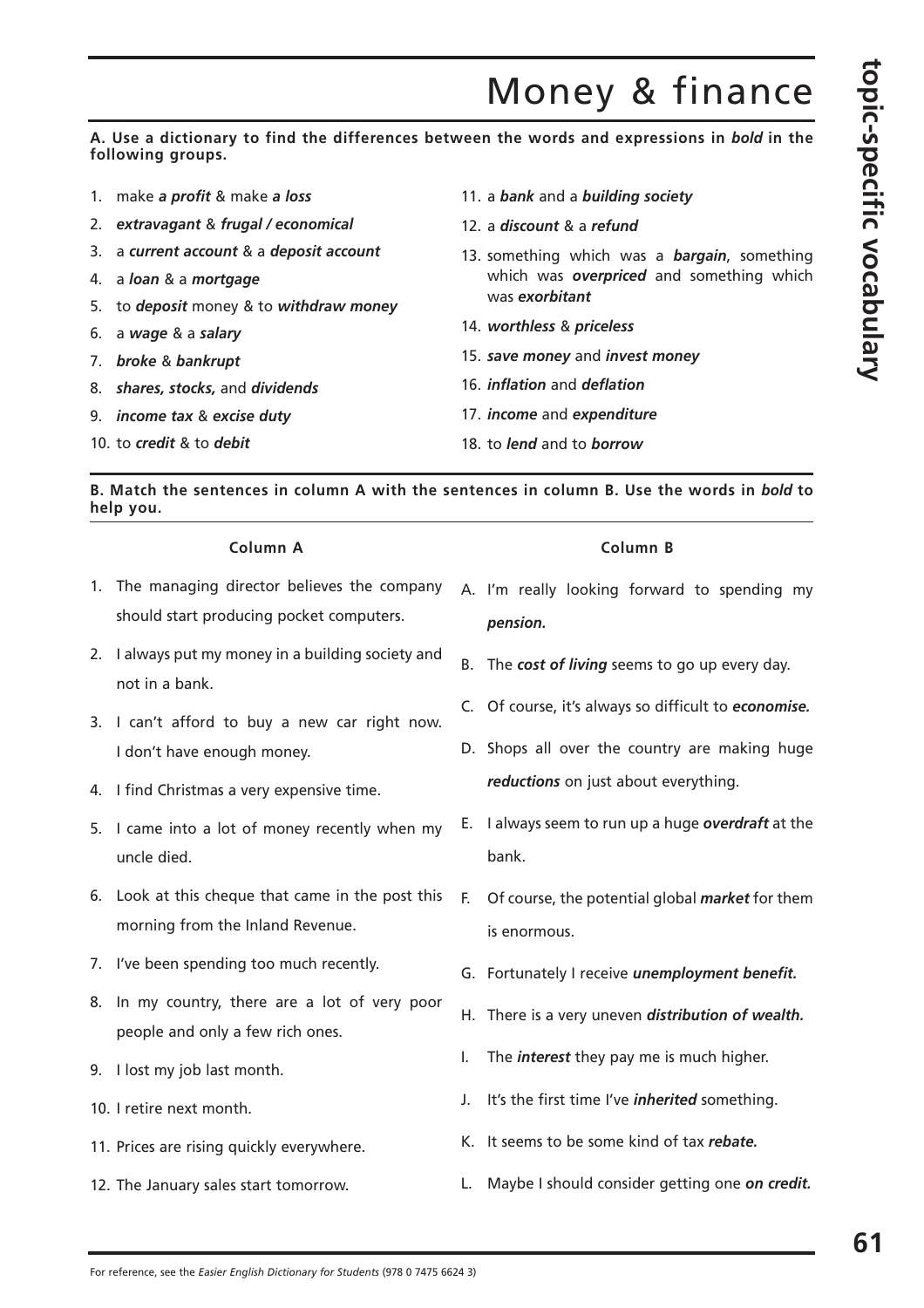# Money & finance

**A. Use a dictionary to find the differences between the words and expressions in *bold* in the following groups.**

1. make ***a profit*** & make ***a loss***
2. ***extravagant*** & ***frugal / economical***
3. a ***current account*** & a ***deposit account***
4. a ***loan*** & a ***mortgage***
5. to ***deposit*** money & to ***withdraw money***
6. a ***wage*** & a ***salary***
7. ***broke*** & ***bankrupt***
8. ***shares, stocks,*** and ***dividends***
9. ***income tax*** & ***excise duty***
10. to ***credit*** & to ***debit***
11. a ***bank*** and a ***building society***
12. a ***discount*** & a ***refund***
13. something which was a ***bargain***, something which was ***overpriced*** and something which was ***exorbitant***
14. ***worthless*** & ***priceless***
15. ***save money*** and ***invest money***
16. ***inflation*** and ***deflation***
17. ***income*** and ***expenditure***
18. to ***lend*** and to ***borrow***

**B. Match the sentences in column A with the sentences in column B. Use the words in *bold* to help you.**

**Column A**

1. The managing director believes the company should start producing pocket computers.
2. I always put my money in a building society and not in a bank.
3. I can't afford to buy a new car right now. I don't have enough money.
4. I find Christmas a very expensive time.
5. I came into a lot of money recently when my uncle died.
6. Look at this cheque that came in the post this morning from the Inland Revenue.
7. I've been spending too much recently.
8. In my country, there are a lot of very poor people and only a few rich ones.
9. I lost my job last month.
10. I retire next month.
11. Prices are rising quickly everywhere.
12. The January sales start tomorrow.

**Column B**

A. I'm really looking forward to spending my ***pension.***

B. The ***cost of living*** seems to go up every day.

C. Of course, it's always so difficult to ***economise.***

D. Shops all over the country are making huge ***reductions*** on just about everything.

E. I always seem to run up a huge ***overdraft*** at the bank.

F. Of course, the potential global ***market*** for them is enormous.

G. Fortunately I receive ***unemployment benefit.***

H. There is a very uneven ***distribution of wealth.***

I. The ***interest*** they pay me is much higher.

J. It's the first time I've ***inherited*** something.

K. It seems to be some kind of tax ***rebate.***

L. Maybe I should consider getting one ***on credit.***

For reference, see the *Easier English Dictionary for Students* (978 0 7475 6624 3)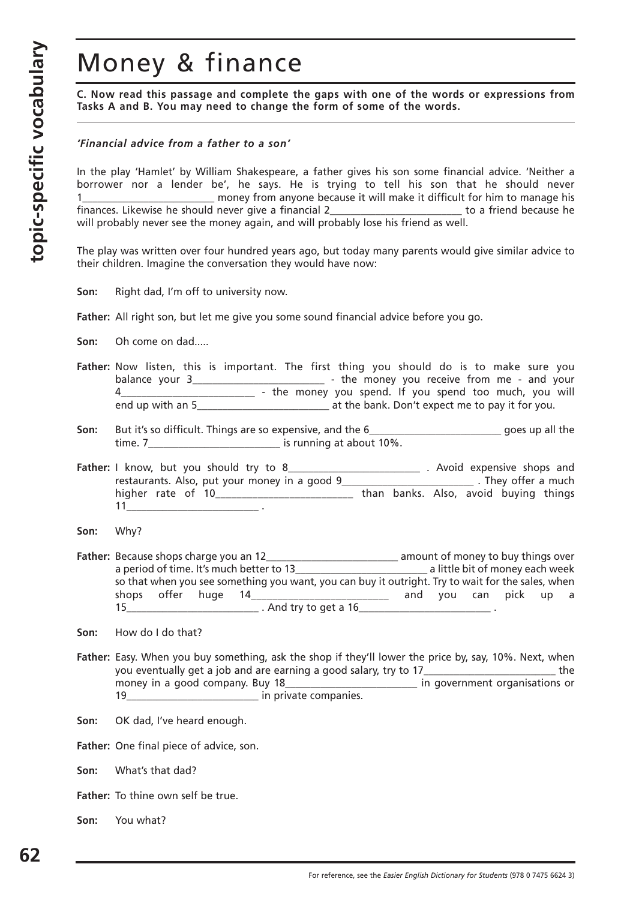# Money & finance

**C. Now read this passage and complete the gaps with one of the words or expressions from Tasks A and B. You may need to change the form of some of the words.**

***'Financial advice from a father to a son'***

In the play 'Hamlet' by William Shakespeare, a father gives his son some financial advice. 'Neither a borrower nor a lender be', he says. He is trying to tell his son that he should never 1________________________ money from anyone because it will make it difficult for him to manage his finances. Likewise he should never give a financial 2________________________ to a friend because he will probably never see the money again, and will probably lose his friend as well.

The play was written over four hundred years ago, but today many parents would give similar advice to their children. Imagine the conversation they would have now:

**Son:** Right dad, I'm off to university now.

**Father:** All right son, but let me give you some sound financial advice before you go.

**Son:** Oh come on dad.....

**Father:** Now listen, this is important. The first thing you should do is to make sure you balance your 3________________________ - the money you receive from me - and your 4________________________ - the money you spend. If you spend too much, you will end up with an 5________________________ at the bank. Don't expect me to pay it for you.

**Son:** But it's so difficult. Things are so expensive, and the 6________________________ goes up all the time. 7________________________ is running at about 10%.

**Father:** I know, but you should try to 8________________________ . Avoid expensive shops and restaurants. Also, put your money in a good 9________________________ . They offer a much higher rate of 10________________________ than banks. Also, avoid buying things 11________________________ .

**Son:** Why?

**Father:** Because shops charge you an 12________________________ amount of money to buy things over a period of time. It's much better to 13________________________ a little bit of money each week so that when you see something you want, you can buy it outright. Try to wait for the sales, when shops offer huge 14________________________ and you can pick up a 15________________________ . And try to get a 16________________________ .

**Son:** How do I do that?

**Father:** Easy. When you buy something, ask the shop if they'll lower the price by, say, 10%. Next, when you eventually get a job and are earning a good salary, try to 17________________________ the money in a good company. Buy 18________________________ in government organisations or 19________________________ in private companies.

**Son:** OK dad, I've heard enough.

**Father:** One final piece of advice, son.

**Son:** What's that dad?

**Father:** To thine own self be true.

**Son:** You what?

For reference, see the *Easier English Dictionary for Students* (978 0 7475 6624 3)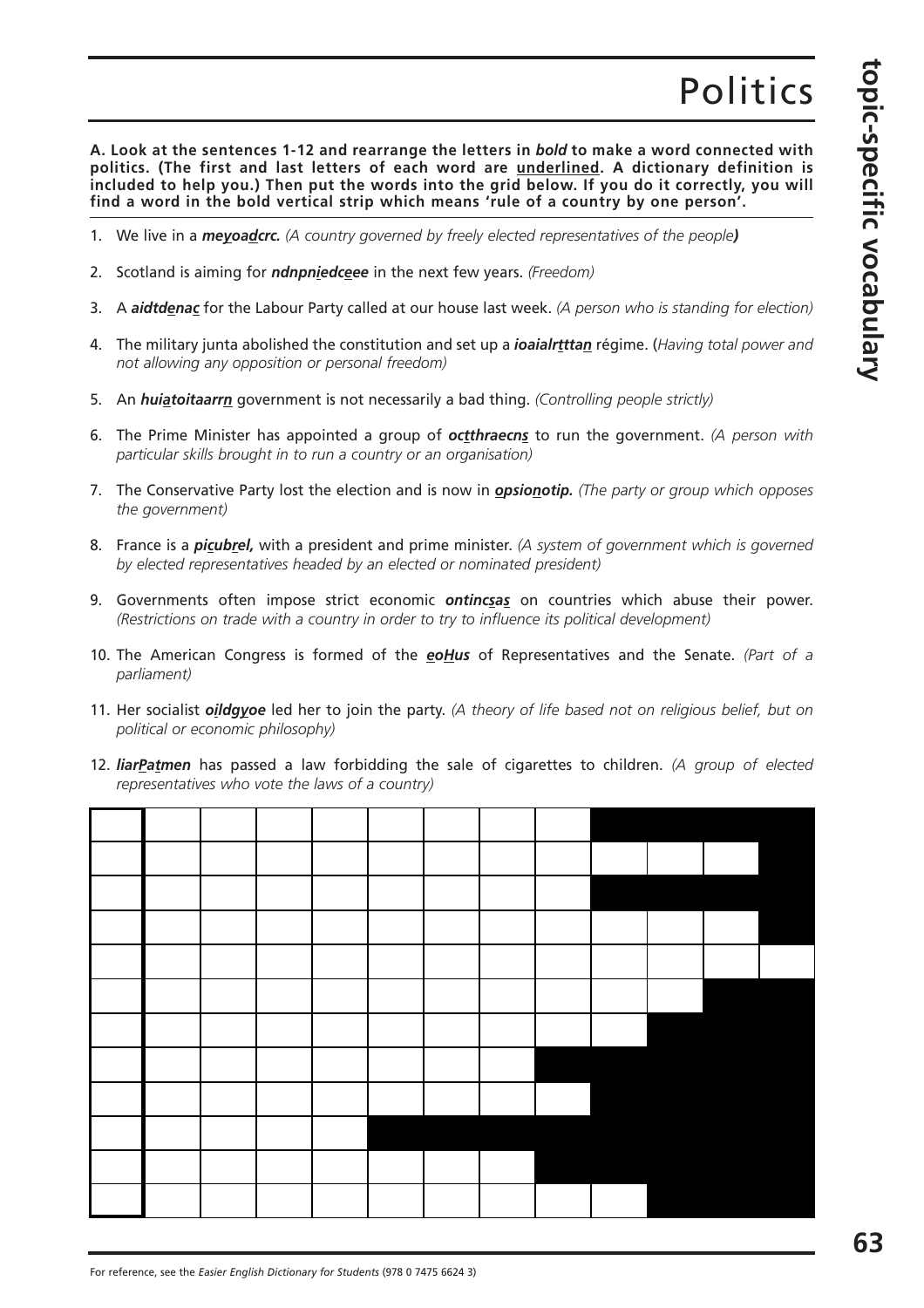# Politics

**A. Look at the sentences 1-12 and rearrange the letters in *bold* to make a word connected with politics. (The first and last letters of each word are underlined. A dictionary definition is included to help you.) Then put the words into the grid below. If you do it correctly, you will find a word in the bold vertical strip which means 'rule of a country by one person'.**

1. We live in a ***meyoadcrc.*** *(A country governed by freely elected representatives of the people)*
2. Scotland is aiming for ***ndnpniedceee*** in the next few years. *(Freedom)*
3. A ***aidtdenac*** for the Labour Party called at our house last week. *(A person who is standing for election)*
4. The military junta abolished the constitution and set up a ***ioaialrtttan*** régime. (*Having total power and not allowing any opposition or personal freedom)*
5. An ***huiatoitaarrn*** government is not necessarily a bad thing. *(Controlling people strictly)*
6. The Prime Minister has appointed a group of ***octthraecns*** to run the government. *(A person with particular skills brought in to run a country or an organisation)*
7. The Conservative Party lost the election and is now in ***opsionotip.*** *(The party or group which opposes the government)*
8. France is a ***picubrel,*** with a president and prime minister. *(A system of government which is governed by elected representatives headed by an elected or nominated president)*
9. Governments often impose strict economic ***ontincsas*** on countries which abuse their power. *(Restrictions on trade with a country in order to try to influence its political development)*
10. The American Congress is formed of the ***eoHus*** of Representatives and the Senate. *(Part of a parliament)*
11. Her socialist ***oildgyoe*** led her to join the party. *(A theory of life based not on religious belief, but on political or economic philosophy)*
12. ***liarPatmen*** has passed a law forbidding the sale of cigarettes to children. *(A group of elected representatives who vote the laws of a country)*

| | | | | | | | | | | | | |
|---|---|---|---|---|---|---|---|---|---|---|---|---|
| | | | | | | | | | ■ | ■ | ■ | ■ |
| | | | | | | | | | | | | ■ |
| | | | | | | | | | ■ | ■ | ■ | ■ |
| | | | | | | | | | | | | ■ |
| | | | | | | | | | | | | |
| | | | | | | | | | | | ■ | ■ |
| | | | | | | | | | | ■ | ■ | ■ |
| | | | | | | | | ■ | ■ | ■ | ■ | ■ |
| | | | | | | | | | ■ | ■ | ■ | ■ |
| | | | | | ■ | ■ | ■ | ■ | ■ | ■ | ■ | ■ |
| | | | | | | | | ■ | ■ | ■ | ■ | ■ |
| | | | | | | | | | | ■ | ■ | ■ |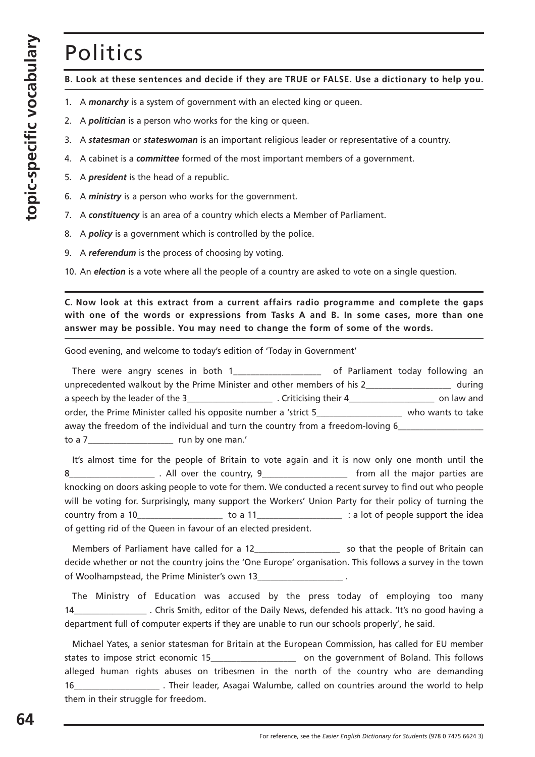# Politics

**B. Look at these sentences and decide if they are TRUE or FALSE. Use a dictionary to help you.**

1. A ***monarchy*** is a system of government with an elected king or queen.
2. A ***politician*** is a person who works for the king or queen.
3. A ***statesman*** or ***stateswoman*** is an important religious leader or representative of a country.
4. A cabinet is a ***committee*** formed of the most important members of a government.
5. A ***president*** is the head of a republic.
6. A ***ministry*** is a person who works for the government.
7. A ***constituency*** is an area of a country which elects a Member of Parliament.
8. A ***policy*** is a government which is controlled by the police.
9. A ***referendum*** is the process of choosing by voting.
10. An ***election*** is a vote where all the people of a country are asked to vote on a single question.

**C. Now look at this extract from a current affairs radio programme and complete the gaps with one of the words or expressions from Tasks A and B. In some cases, more than one answer may be possible. You may need to change the form of some of the words.**

Good evening, and welcome to today's edition of 'Today in Government'

There were angry scenes in both 1__________________ of Parliament today following an unprecedented walkout by the Prime Minister and other members of his 2__________________ during a speech by the leader of the 3__________________ . Criticising their 4__________________ on law and order, the Prime Minister called his opposite number a 'strict 5__________________ who wants to take away the freedom of the individual and turn the country from a freedom-loving 6__________________ to a 7__________________ run by one man.'

It's almost time for the people of Britain to vote again and it is now only one month until the 8__________________ . All over the country, 9__________________ from all the major parties are knocking on doors asking people to vote for them. We conducted a recent survey to find out who people will be voting for. Surprisingly, many support the Workers' Union Party for their policy of turning the country from a 10__________________ to a 11__________________ : a lot of people support the idea of getting rid of the Queen in favour of an elected president.

Members of Parliament have called for a 12__________________ so that the people of Britain can decide whether or not the country joins the 'One Europe' organisation. This follows a survey in the town of Woolhampstead, the Prime Minister's own 13__________________ .

The Ministry of Education was accused by the press today of employing too many 14________________ . Chris Smith, editor of the Daily News, defended his attack. 'It's no good having a department full of computer experts if they are unable to run our schools properly', he said.

Michael Yates, a senior statesman for Britain at the European Commission, has called for EU member states to impose strict economic 15__________________ on the government of Boland. This follows alleged human rights abuses on tribesmen in the north of the country who are demanding 16__________________ . Their leader, Asagai Walumbe, called on countries around the world to help them in their struggle for freedom.

For reference, see the *Easier English Dictionary for Students* (978 0 7475 6624 3)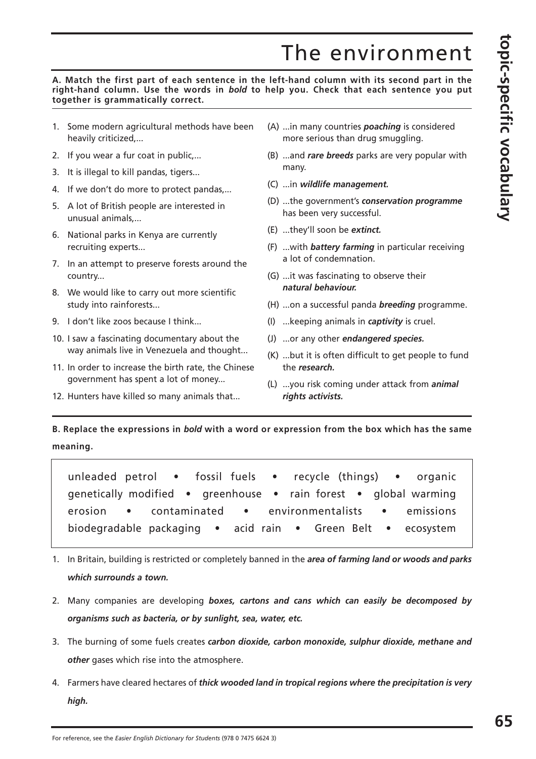# The environment

**A. Match the first part of each sentence in the left-hand column with its second part in the right-hand column. Use the words in *bold* to help you. Check that each sentence you put together is grammatically correct.**

1. Some modern agricultural methods have been heavily criticized,...
2. If you wear a fur coat in public,...
3. It is illegal to kill pandas, tigers...
4. If we don't do more to protect pandas,...
5. A lot of British people are interested in unusual animals,...
6. National parks in Kenya are currently recruiting experts...
7. In an attempt to preserve forests around the country...
8. We would like to carry out more scientific study into rainforests...
9. I don't like zoos because I think...
10. I saw a fascinating documentary about the way animals live in Venezuela and thought...
11. In order to increase the birth rate, the Chinese government has spent a lot of money...
12. Hunters have killed so many animals that...

(A) ...in many countries ***poaching*** is considered more serious than drug smuggling.

(B) ...and ***rare breeds*** parks are very popular with many.

(C) ...in ***wildlife management.***

(D) ...the government's ***conservation programme*** has been very successful.

(E) ...they'll soon be ***extinct.***

(F) ...with ***battery farming*** in particular receiving a lot of condemnation.

(G) ...it was fascinating to observe their ***natural behaviour.***

(H) ...on a successful panda ***breeding*** programme.

(I) ...keeping animals in ***captivity*** is cruel.

(J) ...or any other ***endangered species.***

(K) ...but it is often difficult to get people to fund the ***research.***

(L) ...you risk coming under attack from ***animal rights activists.***

**B. Replace the expressions in *bold* with a word or expression from the box which has the same meaning.**

| unleaded petrol • fossil fuels • recycle (things) • organic |
|---|
| genetically modified • greenhouse • rain forest • global warming |
| erosion • contaminated • environmentalists • emissions |
| biodegradable packaging • acid rain • Green Belt • ecosystem |

1. In Britain, building is restricted or completely banned in the ***area of farming land or woods and parks which surrounds a town.***
2. Many companies are developing ***boxes, cartons and cans which can easily be decomposed by organisms such as bacteria, or by sunlight, sea, water, etc.***
3. The burning of some fuels creates ***carbon dioxide, carbon monoxide, sulphur dioxide, methane and other*** gases which rise into the atmosphere.
4. Farmers have cleared hectares of ***thick wooded land in tropical regions where the precipitation is very high.***

For reference, see the *Easier English Dictionary for Students* (978 0 7475 6624 3)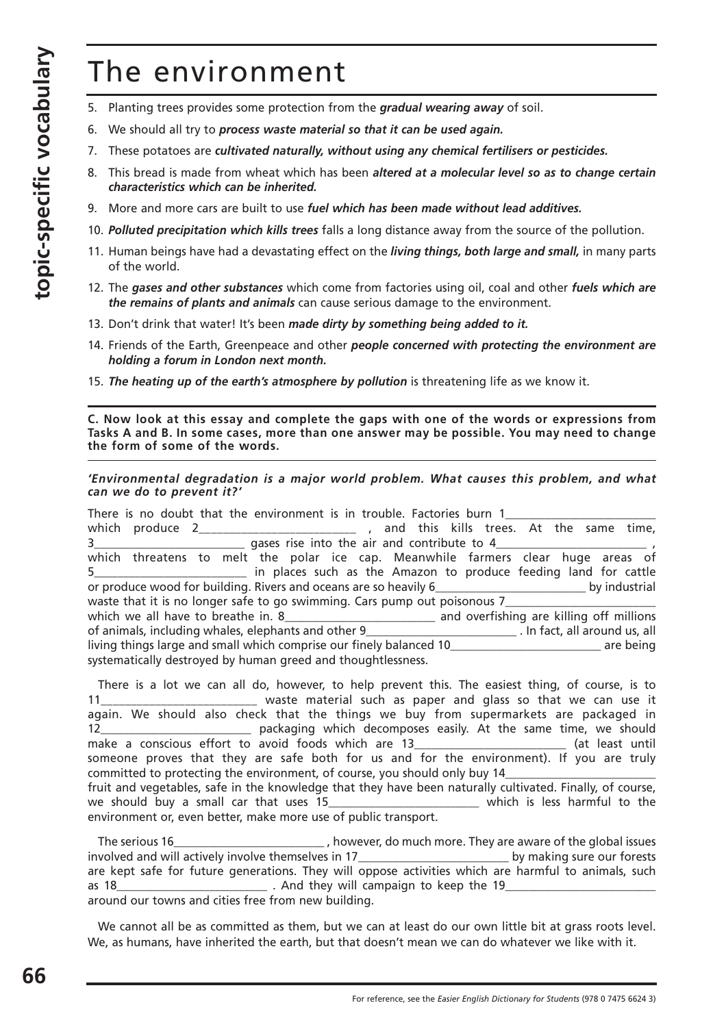# The environment

5. Planting trees provides some protection from the ***gradual wearing away*** of soil.
6. We should all try to ***process waste material so that it can be used again.***
7. These potatoes are ***cultivated naturally, without using any chemical fertilisers or pesticides.***
8. This bread is made from wheat which has been ***altered at a molecular level so as to change certain characteristics which can be inherited.***
9. More and more cars are built to use ***fuel which has been made without lead additives.***
10. ***Polluted precipitation which kills trees*** falls a long distance away from the source of the pollution.
11. Human beings have had a devastating effect on the ***living things, both large and small,*** in many parts of the world.
12. The ***gases and other substances*** which come from factories using oil, coal and other ***fuels which are the remains of plants and animals*** can cause serious damage to the environment.
13. Don't drink that water! It's been ***made dirty by something being added to it.***
14. Friends of the Earth, Greenpeace and other ***people concerned with protecting the environment are holding a forum in London next month.***
15. ***The heating up of the earth's atmosphere by pollution*** is threatening life as we know it.

**C. Now look at this essay and complete the gaps with one of the words or expressions from Tasks A and B. In some cases, more than one answer may be possible. You may need to change the form of some of the words.**

***'Environmental degradation is a major world problem. What causes this problem, and what can we do to prevent it?'***

There is no doubt that the environment is in trouble. Factories burn 1________________________ which produce 2________________________ , and this kills trees. At the same time, 3________________________ gases rise into the air and contribute to 4________________________ , which threatens to melt the polar ice cap. Meanwhile farmers clear huge areas of 5________________________ in places such as the Amazon to produce feeding land for cattle or produce wood for building. Rivers and oceans are so heavily 6________________________ by industrial waste that it is no longer safe to go swimming. Cars pump out poisonous 7________________________ which we all have to breathe in. 8________________________ and overfishing are killing off millions of animals, including whales, elephants and other 9________________________ . In fact, all around us, all living things large and small which comprise our finely balanced 10________________________ are being systematically destroyed by human greed and thoughtlessness.

There is a lot we can all do, however, to help prevent this. The easiest thing, of course, is to 11________________________ waste material such as paper and glass so that we can use it again. We should also check that the things we buy from supermarkets are packaged in 12________________________ packaging which decomposes easily. At the same time, we should make a conscious effort to avoid foods which are 13________________________ (at least until someone proves that they are safe both for us and for the environment). If you are truly committed to protecting the environment, of course, you should only buy 14________________________ fruit and vegetables, safe in the knowledge that they have been naturally cultivated. Finally, of course, we should buy a small car that uses 15________________________ which is less harmful to the environment or, even better, make more use of public transport.

The serious 16________________________ , however, do much more. They are aware of the global issues involved and will actively involve themselves in 17________________________ by making sure our forests are kept safe for future generations. They will oppose activities which are harmful to animals, such as 18________________________ . And they will campaign to keep the 19________________________ around our towns and cities free from new building.

We cannot all be as committed as them, but we can at least do our own little bit at grass roots level. We, as humans, have inherited the earth, but that doesn't mean we can do whatever we like with it.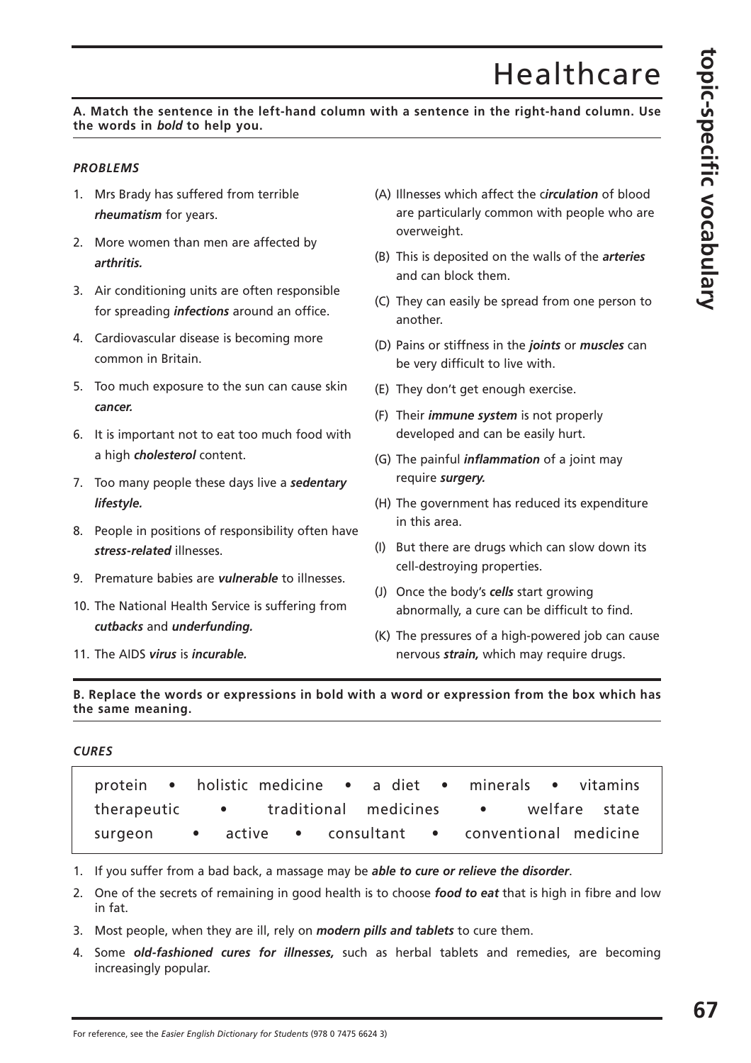# Healthcare

**A. Match the sentence in the left-hand column with a sentence in the right-hand column. Use the words in *bold* to help you.**

***PROBLEMS***

1. Mrs Brady has suffered from terrible ***rheumatism*** for years.
2. More women than men are affected by ***arthritis.***
3. Air conditioning units are often responsible for spreading ***infections*** around an office.
4. Cardiovascular disease is becoming more common in Britain.
5. Too much exposure to the sun can cause skin ***cancer.***
6. It is important not to eat too much food with a high ***cholesterol*** content.
7. Too many people these days live a ***sedentary lifestyle.***
8. People in positions of responsibility often have ***stress-related*** illnesses.
9. Premature babies are ***vulnerable*** to illnesses.
10. The National Health Service is suffering from ***cutbacks*** and ***underfunding.***
11. The AIDS ***virus*** is ***incurable.***

(A) Illnesses which affect the c***irculation*** of blood are particularly common with people who are overweight.

(B) This is deposited on the walls of the ***arteries*** and can block them.

(C) They can easily be spread from one person to another.

(D) Pains or stiffness in the ***joints*** or ***muscles*** can be very difficult to live with.

(E) They don't get enough exercise.

(F) Their ***immune system*** is not properly developed and can be easily hurt.

(G) The painful ***inflammation*** of a joint may require ***surgery.***

(H) The government has reduced its expenditure in this area.

(I) But there are drugs which can slow down its cell-destroying properties.

(J) Once the body's ***cells*** start growing abnormally, a cure can be difficult to find.

(K) The pressures of a high-powered job can cause nervous ***strain,*** which may require drugs.

**B. Replace the words or expressions in bold with a word or expression from the box which has the same meaning.**

***CURES***

| protein • holistic medicine • a diet • minerals • vitamins therapeutic • traditional medicines • welfare state surgeon • active • consultant • conventional medicine |
|---|

1. If you suffer from a bad back, a massage may be ***able to cure or relieve the disorder***.
2. One of the secrets of remaining in good health is to choose ***food to eat*** that is high in fibre and low in fat.
3. Most people, when they are ill, rely on ***modern pills and tablets*** to cure them.
4. Some ***old-fashioned cures for illnesses,*** such as herbal tablets and remedies, are becoming increasingly popular.

For reference, see the *Easier English Dictionary for Students* (978 0 7475 6624 3)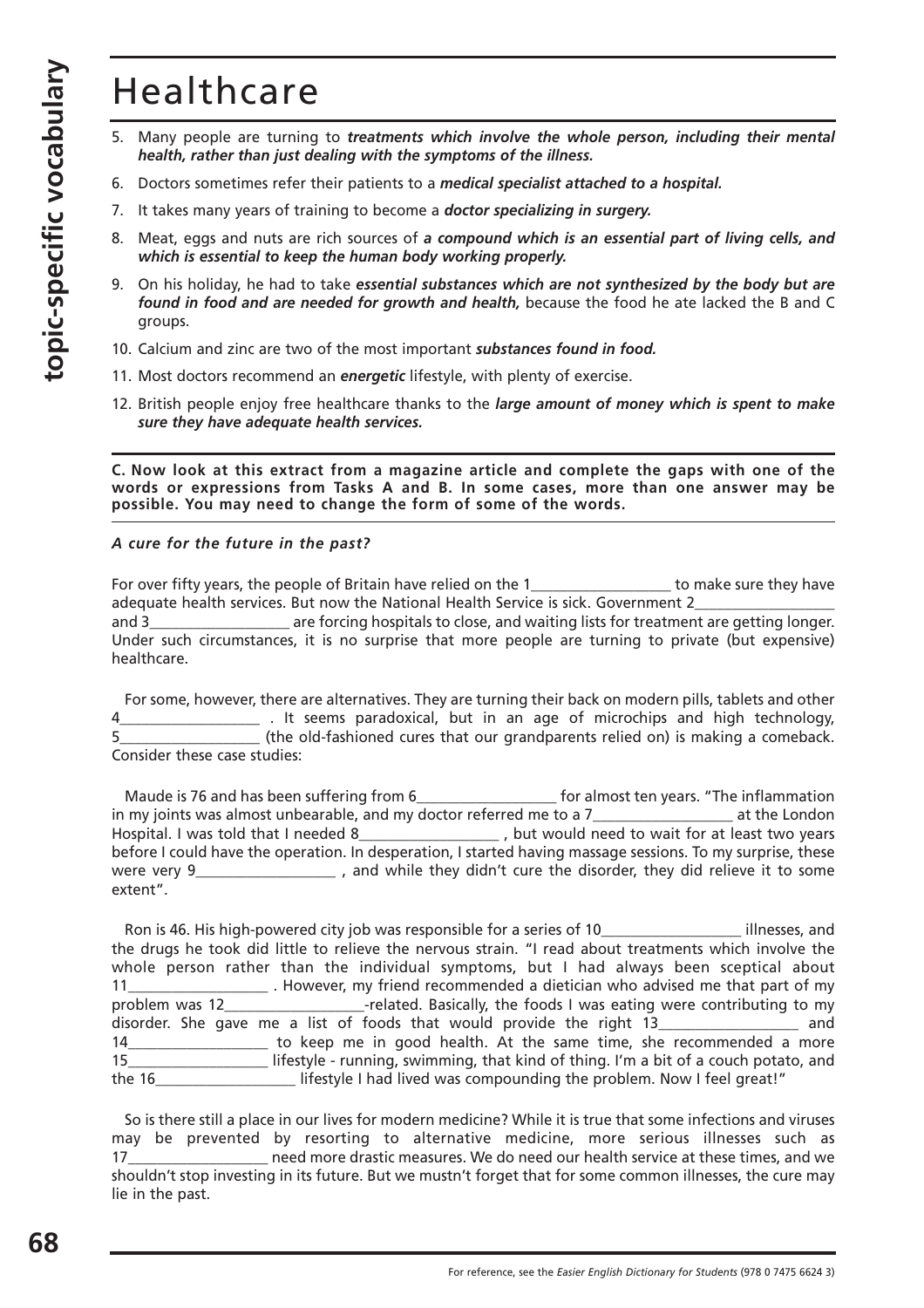# Healthcare

5. Many people are turning to ***treatments which involve the whole person, including their mental health, rather than just dealing with the symptoms of the illness.***
6. Doctors sometimes refer their patients to a ***medical specialist attached to a hospital.***
7. It takes many years of training to become a ***doctor specializing in surgery.***
8. Meat, eggs and nuts are rich sources of ***a compound which is an essential part of living cells, and which is essential to keep the human body working properly.***
9. On his holiday, he had to take ***essential substances which are not synthesized by the body but are found in food and are needed for growth and health,*** because the food he ate lacked the B and C groups.
10. Calcium and zinc are two of the most important ***substances found in food.***
11. Most doctors recommend an ***energetic*** lifestyle, with plenty of exercise.
12. British people enjoy free healthcare thanks to the ***large amount of money which is spent to make sure they have adequate health services.***

**C. Now look at this extract from a magazine article and complete the gaps with one of the words or expressions from Tasks A and B. In some cases, more than one answer may be possible. You may need to change the form of some of the words.**

***A cure for the future in the past?***

For over fifty years, the people of Britain have relied on the 1__________________ to make sure they have adequate health services. But now the National Health Service is sick. Government 2__________________ and 3__________________ are forcing hospitals to close, and waiting lists for treatment are getting longer. Under such circumstances, it is no surprise that more people are turning to private (but expensive) healthcare.

For some, however, there are alternatives. They are turning their back on modern pills, tablets and other 4__________________ . It seems paradoxical, but in an age of microchips and high technology, 5__________________ (the old-fashioned cures that our grandparents relied on) is making a comeback. Consider these case studies:

Maude is 76 and has been suffering from 6__________________ for almost ten years. "The inflammation in my joints was almost unbearable, and my doctor referred me to a 7__________________ at the London Hospital. I was told that I needed 8__________________ , but would need to wait for at least two years before I could have the operation. In desperation, I started having massage sessions. To my surprise, these were very 9__________________ , and while they didn't cure the disorder, they did relieve it to some extent".

Ron is 46. His high-powered city job was responsible for a series of 10__________________ illnesses, and the drugs he took did little to relieve the nervous strain. "I read about treatments which involve the whole person rather than the individual symptoms, but I had always been sceptical about 11__________________ . However, my friend recommended a dietician who advised me that part of my problem was 12__________________-related. Basically, the foods I was eating were contributing to my disorder. She gave me a list of foods that would provide the right 13__________________ and 14__________________ to keep me in good health. At the same time, she recommended a more 15__________________ lifestyle - running, swimming, that kind of thing. I'm a bit of a couch potato, and the 16__________________ lifestyle I had lived was compounding the problem. Now I feel great!"

So is there still a place in our lives for modern medicine? While it is true that some infections and viruses may be prevented by resorting to alternative medicine, more serious illnesses such as 17__________________ need more drastic measures. We do need our health service at these times, and we shouldn't stop investing in its future. But we mustn't forget that for some common illnesses, the cure may lie in the past.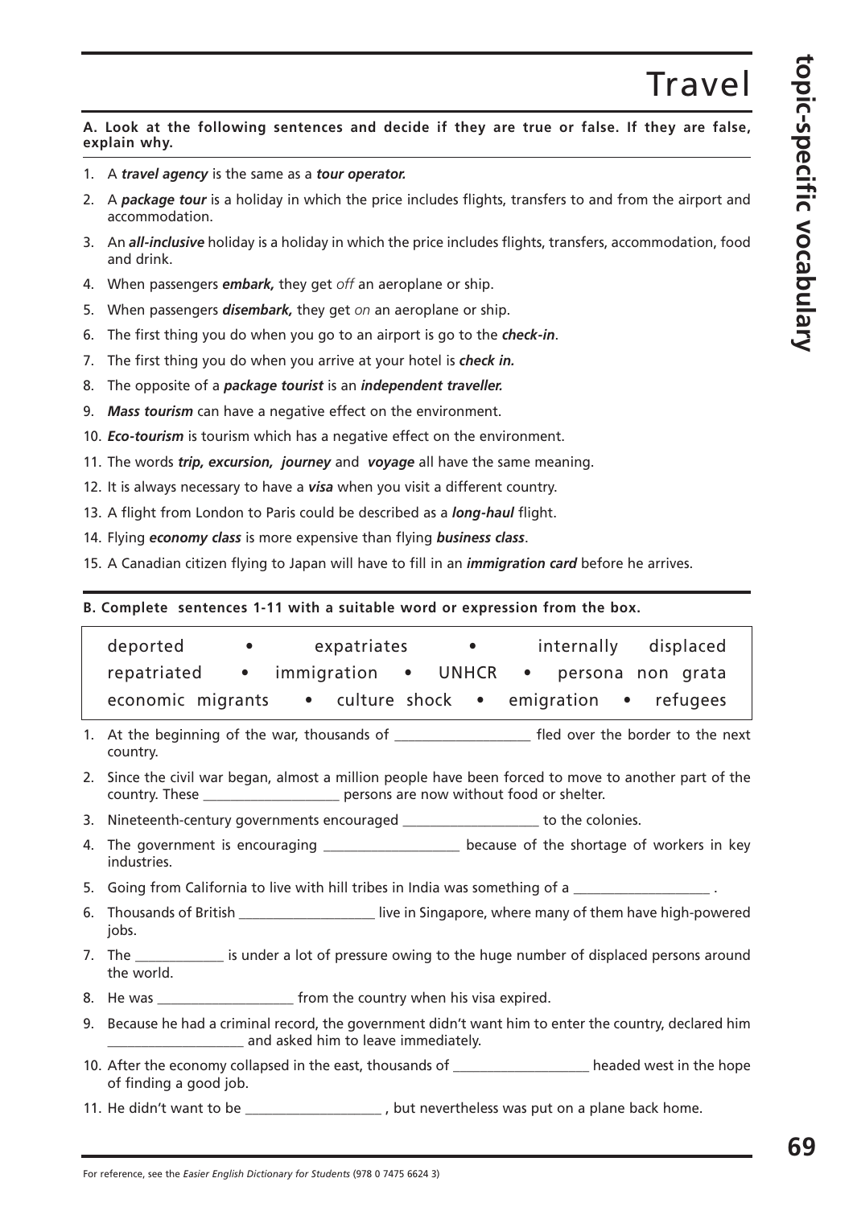# Travel

**A. Look at the following sentences and decide if they are true or false. If they are false, explain why.**

1. A ***travel agency*** is the same as a ***tour operator.***
2. A ***package tour*** is a holiday in which the price includes flights, transfers to and from the airport and accommodation.
3. An ***all-inclusive*** holiday is a holiday in which the price includes flights, transfers, accommodation, food and drink.
4. When passengers ***embark,*** they get *off* an aeroplane or ship.
5. When passengers ***disembark,*** they get *on* an aeroplane or ship.
6. The first thing you do when you go to an airport is go to the ***check-in***.
7. The first thing you do when you arrive at your hotel is ***check in.***
8. The opposite of a ***package tourist*** is an ***independent traveller.***
9. ***Mass tourism*** can have a negative effect on the environment.
10. ***Eco-tourism*** is tourism which has a negative effect on the environment.
11. The words ***trip, excursion, journey*** and ***voyage*** all have the same meaning.
12. It is always necessary to have a ***visa*** when you visit a different country.
13. A flight from London to Paris could be described as a ***long-haul*** flight.
14. Flying ***economy class*** is more expensive than flying ***business class***.
15. A Canadian citizen flying to Japan will have to fill in an ***immigration card*** before he arrives.

**B. Complete sentences 1-11 with a suitable word or expression from the box.**

| deported • expatriates • internally displaced • repatriated • immigration • UNHCR • persona non grata • economic migrants • culture shock • emigration • refugees |
|---|

1. At the beginning of the war, thousands of ___________________ fled over the border to the next country.
2. Since the civil war began, almost a million people have been forced to move to another part of the country. These ___________________ persons are now without food or shelter.
3. Nineteenth-century governments encouraged ___________________ to the colonies.
4. The government is encouraging ___________________ because of the shortage of workers in key industries.
5. Going from California to live with hill tribes in India was something of a ___________________ .
6. Thousands of British ___________________ live in Singapore, where many of them have high-powered jobs.
7. The ____________ is under a lot of pressure owing to the huge number of displaced persons around the world.
8. He was ___________________ from the country when his visa expired.
9. Because he had a criminal record, the government didn't want him to enter the country, declared him ___________________ and asked him to leave immediately.
10. After the economy collapsed in the east, thousands of ___________________ headed west in the hope of finding a good job.
11. He didn't want to be ___________________ , but nevertheless was put on a plane back home.

For reference, see the *Easier English Dictionary for Students* (978 0 7475 6624 3)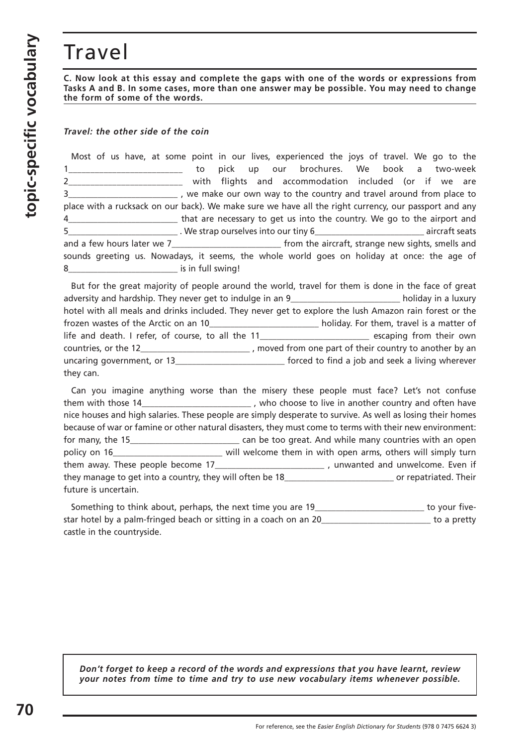# Travel

**C. Now look at this essay and complete the gaps with one of the words or expressions from Tasks A and B. In some cases, more than one answer may be possible. You may need to change the form of some of the words.**

***Travel: the other side of the coin***

Most of us have, at some point in our lives, experienced the joys of travel. We go to the 1_________________________ to pick up our brochures. We book a two-week 2_________________________ with flights and accommodation included (or if we are 3_________________________ , we make our own way to the country and travel around from place to place with a rucksack on our back). We make sure we have all the right currency, our passport and any 4_________________________ that are necessary to get us into the country. We go to the airport and 5_________________________ . We strap ourselves into our tiny 6_________________________ aircraft seats and a few hours later we 7_________________________ from the aircraft, strange new sights, smells and sounds greeting us. Nowadays, it seems, the whole world goes on holiday at once: the age of 8_________________________ is in full swing!

But for the great majority of people around the world, travel for them is done in the face of great adversity and hardship. They never get to indulge in an 9_________________________ holiday in a luxury hotel with all meals and drinks included. They never get to explore the lush Amazon rain forest or the frozen wastes of the Arctic on an 10_________________________ holiday. For them, travel is a matter of life and death. I refer, of course, to all the 11_________________________ escaping from their own countries, or the 12_________________________ , moved from one part of their country to another by an uncaring government, or 13_________________________ forced to find a job and seek a living wherever they can.

Can you imagine anything worse than the misery these people must face? Let's not confuse them with those 14_________________________ , who choose to live in another country and often have nice houses and high salaries. These people are simply desperate to survive. As well as losing their homes because of war or famine or other natural disasters, they must come to terms with their new environment: for many, the 15_________________________ can be too great. And while many countries with an open policy on 16_________________________ will welcome them in with open arms, others will simply turn them away. These people become 17_________________________ , unwanted and unwelcome. Even if they manage to get into a country, they will often be 18_________________________ or repatriated. Their future is uncertain.

Something to think about, perhaps, the next time you are 19_________________________ to your five-star hotel by a palm-fringed beach or sitting in a coach on an 20_________________________ to a pretty castle in the countryside.

***Don't forget to keep a record of the words and expressions that you have learnt, review your notes from time to time and try to use new vocabulary items whenever possible.***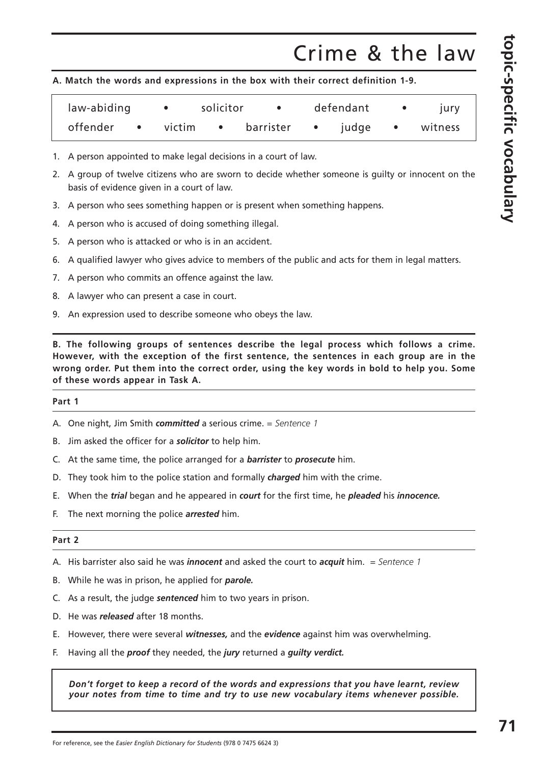# Crime & the law

**A. Match the words and expressions in the box with their correct definition 1-9.**

| law-abiding • solicitor • defendant • jury |
|---|
| offender • victim • barrister • judge • witness |

1. A person appointed to make legal decisions in a court of law.
2. A group of twelve citizens who are sworn to decide whether someone is guilty or innocent on the basis of evidence given in a court of law.
3. A person who sees something happen or is present when something happens.
4. A person who is accused of doing something illegal.
5. A person who is attacked or who is in an accident.
6. A qualified lawyer who gives advice to members of the public and acts for them in legal matters.
7. A person who commits an offence against the law.
8. A lawyer who can present a case in court.
9. An expression used to describe someone who obeys the law.

**B. The following groups of sentences describe the legal process which follows a crime. However, with the exception of the first sentence, the sentences in each group are in the wrong order. Put them into the correct order, using the key words in bold to help you. Some of these words appear in Task A.**

**Part 1**

A. One night, Jim Smith ***committed*** a serious crime. = *Sentence 1*

B. Jim asked the officer for a ***solicitor*** to help him.

C. At the same time, the police arranged for a ***barrister*** to ***prosecute*** him.

D. They took him to the police station and formally ***charged*** him with the crime.

E. When the ***trial*** began and he appeared in ***court*** for the first time, he ***pleaded*** his ***innocence.***

F. The next morning the police ***arrested*** him.

**Part 2**

A. His barrister also said he was ***innocent*** and asked the court to ***acquit*** him. = *Sentence 1*

B. While he was in prison, he applied for ***parole.***

C. As a result, the judge ***sentenced*** him to two years in prison.

D. He was ***released*** after 18 months.

E. However, there were several ***witnesses,*** and the ***evidence*** against him was overwhelming.

F. Having all the ***proof*** they needed, the ***jury*** returned a ***guilty verdict.***

***Don't forget to keep a record of the words and expressions that you have learnt, review your notes from time to time and try to use new vocabulary items whenever possible.***

For reference, see the *Easier English Dictionary for Students* (978 0 7475 6624 3)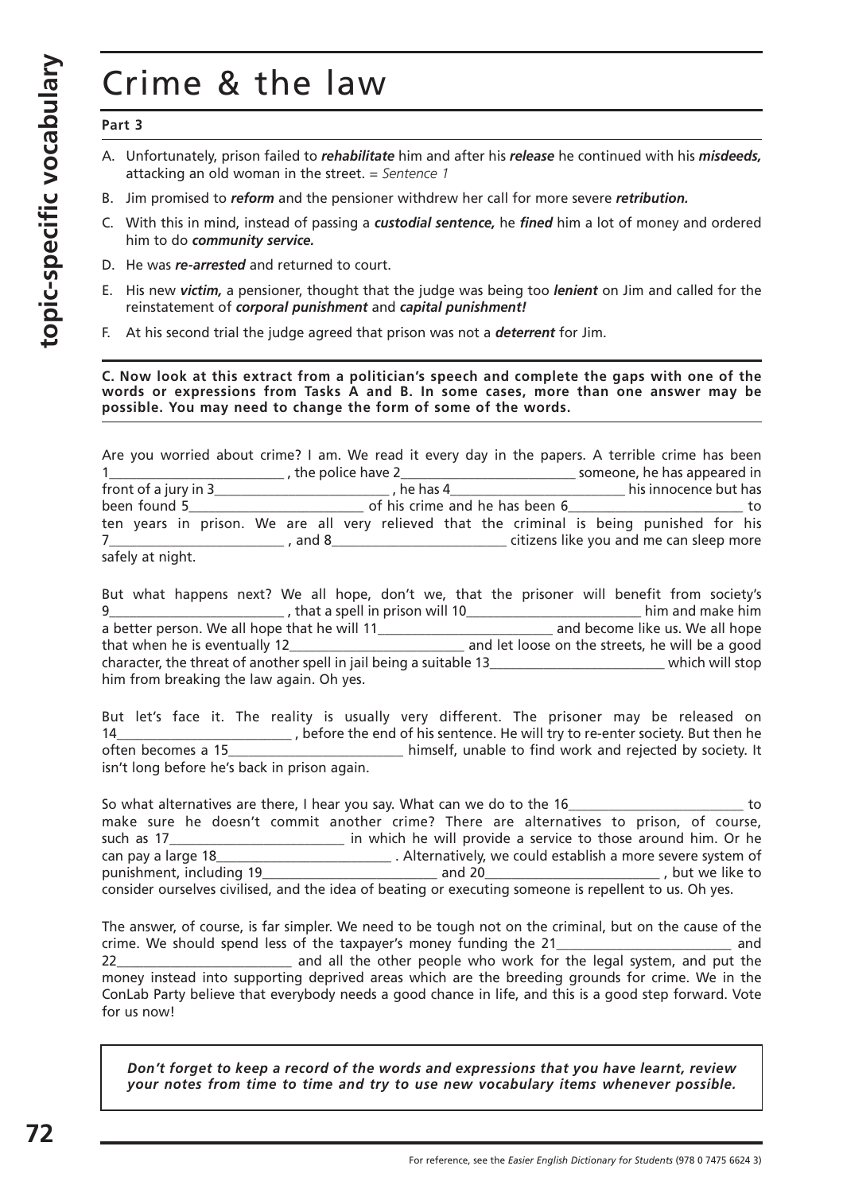# Crime & the law

**Part 3**

A. Unfortunately, prison failed to ***rehabilitate*** him and after his ***release*** he continued with his ***misdeeds,*** attacking an old woman in the street. = *Sentence 1*

B. Jim promised to ***reform*** and the pensioner withdrew her call for more severe ***retribution.***

C. With this in mind, instead of passing a ***custodial sentence,*** he ***fined*** him a lot of money and ordered him to do ***community service.***

D. He was ***re-arrested*** and returned to court.

E. His new ***victim,*** a pensioner, thought that the judge was being too ***lenient*** on Jim and called for the reinstatement of ***corporal punishment*** and ***capital punishment!***

F. At his second trial the judge agreed that prison was not a ***deterrent*** for Jim.

**C. Now look at this extract from a politician's speech and complete the gaps with one of the words or expressions from Tasks A and B. In some cases, more than one answer may be possible. You may need to change the form of some of the words.**

Are you worried about crime? I am. We read it every day in the papers. A terrible crime has been 1________________________ , the police have 2________________________ someone, he has appeared in front of a jury in 3________________________ , he has 4________________________ his innocence but has been found 5________________________ of his crime and he has been 6________________________ to ten years in prison. We are all very relieved that the criminal is being punished for his 7________________________ , and 8________________________ citizens like you and me can sleep more safely at night.

But what happens next? We all hope, don't we, that the prisoner will benefit from society's 9________________________ , that a spell in prison will 10________________________ him and make him a better person. We all hope that he will 11________________________ and become like us. We all hope that when he is eventually 12________________________ and let loose on the streets, he will be a good character, the threat of another spell in jail being a suitable 13________________________ which will stop him from breaking the law again. Oh yes.

But let's face it. The reality is usually very different. The prisoner may be released on 14________________________ , before the end of his sentence. He will try to re-enter society. But then he often becomes a 15________________________ himself, unable to find work and rejected by society. It isn't long before he's back in prison again.

So what alternatives are there, I hear you say. What can we do to the 16________________________ to make sure he doesn't commit another crime? There are alternatives to prison, of course, such as 17________________________ in which he will provide a service to those around him. Or he can pay a large 18________________________ . Alternatively, we could establish a more severe system of punishment, including 19________________________ and 20________________________ , but we like to consider ourselves civilised, and the idea of beating or executing someone is repellent to us. Oh yes.

The answer, of course, is far simpler. We need to be tough not on the criminal, but on the cause of the crime. We should spend less of the taxpayer's money funding the 21________________________ and 22________________________ and all the other people who work for the legal system, and put the money instead into supporting deprived areas which are the breeding grounds for crime. We in the ConLab Party believe that everybody needs a good chance in life, and this is a good step forward. Vote for us now!

***Don't forget to keep a record of the words and expressions that you have learnt, review your notes from time to time and try to use new vocabulary items whenever possible.***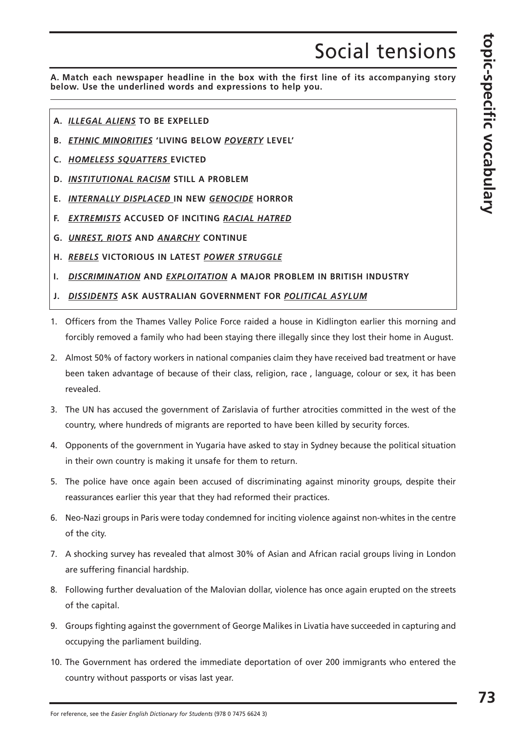# Social tensions

**A. Match each newspaper headline in the box with the first line of its accompanying story below. Use the underlined words and expressions to help you.**

- **A.** ***ILLEGAL ALIENS*** **TO BE EXPELLED**
- **B.** ***ETHNIC MINORITIES*** **'LIVING BELOW** ***POVERTY*** **LEVEL'**
- **C.** ***HOMELESS SQUATTERS*** **EVICTED**
- **D.** ***INSTITUTIONAL RACISM*** **STILL A PROBLEM**
- **E.** ***INTERNALLY DISPLACED*** **IN NEW** ***GENOCIDE*** **HORROR**
- **F.** ***EXTREMISTS*** **ACCUSED OF INCITING** ***RACIAL HATRED***
- **G.** ***UNREST, RIOTS*** **AND** ***ANARCHY*** **CONTINUE**
- **H.** ***REBELS*** **VICTORIOUS IN LATEST** ***POWER STRUGGLE***
- **I.** ***DISCRIMINATION*** **AND** ***EXPLOITATION*** **A MAJOR PROBLEM IN BRITISH INDUSTRY**
- **J.** ***DISSIDENTS*** **ASK AUSTRALIAN GOVERNMENT FOR** ***POLITICAL ASYLUM***

1. Officers from the Thames Valley Police Force raided a house in Kidlington earlier this morning and forcibly removed a family who had been staying there illegally since they lost their home in August.
2. Almost 50% of factory workers in national companies claim they have received bad treatment or have been taken advantage of because of their class, religion, race , language, colour or sex, it has been revealed.
3. The UN has accused the government of Zarislavia of further atrocities committed in the west of the country, where hundreds of migrants are reported to have been killed by security forces.
4. Opponents of the government in Yugaria have asked to stay in Sydney because the political situation in their own country is making it unsafe for them to return.
5. The police have once again been accused of discriminating against minority groups, despite their reassurances earlier this year that they had reformed their practices.
6. Neo-Nazi groups in Paris were today condemned for inciting violence against non-whites in the centre of the city.
7. A shocking survey has revealed that almost 30% of Asian and African racial groups living in London are suffering financial hardship.
8. Following further devaluation of the Malovian dollar, violence has once again erupted on the streets of the capital.
9. Groups fighting against the government of George Malikes in Livatia have succeeded in capturing and occupying the parliament building.
10. The Government has ordered the immediate deportation of over 200 immigrants who entered the country without passports or visas last year.

For reference, see the *Easier English Dictionary for Students* (978 0 7475 6624 3)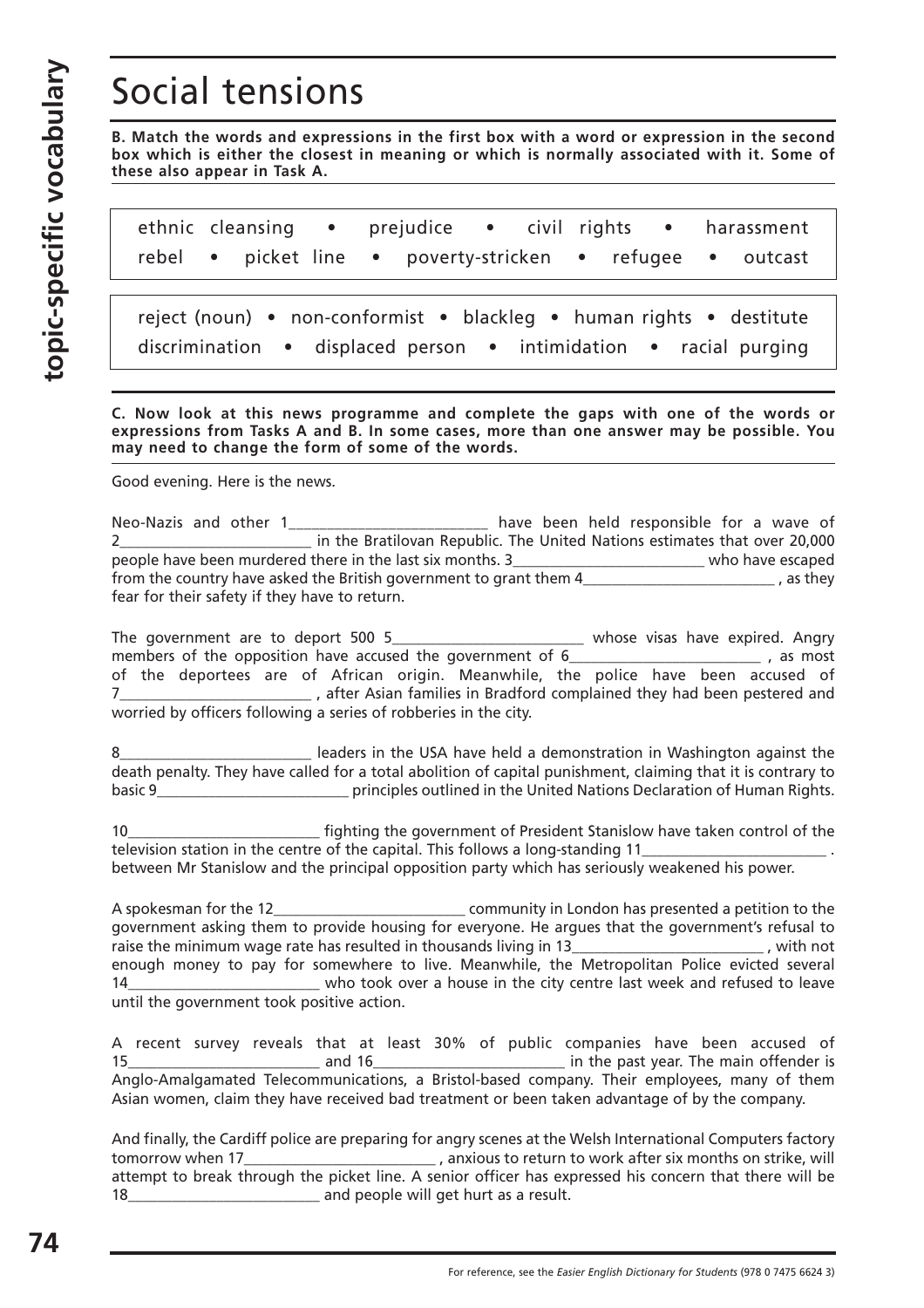# Social tensions

**B. Match the words and expressions in the first box with a word or expression in the second box which is either the closest in meaning or which is normally associated with it. Some of these also appear in Task A.**

ethnic cleansing • prejudice • civil rights • harassment
rebel • picket line • poverty-stricken • refugee • outcast

reject (noun) • non-conformist • blackleg • human rights • destitute
discrimination • displaced person • intimidation • racial purging

**C. Now look at this news programme and complete the gaps with one of the words or expressions from Tasks A and B. In some cases, more than one answer may be possible. You may need to change the form of some of the words.**

Good evening. Here is the news.

Neo-Nazis and other 1_________________________ have been held responsible for a wave of 2_________________________ in the Bratilovan Republic. The United Nations estimates that over 20,000 people have been murdered there in the last six months. 3_________________________ who have escaped from the country have asked the British government to grant them 4_________________________ , as they fear for their safety if they have to return.

The government are to deport 500 5_________________________ whose visas have expired. Angry members of the opposition have accused the government of 6_________________________ , as most of the deportees are of African origin. Meanwhile, the police have been accused of 7_________________________ , after Asian families in Bradford complained they had been pestered and worried by officers following a series of robberies in the city.

8_________________________ leaders in the USA have held a demonstration in Washington against the death penalty. They have called for a total abolition of capital punishment, claiming that it is contrary to basic 9_________________________ principles outlined in the United Nations Declaration of Human Rights.

10_________________________ fighting the government of President Stanislow have taken control of the television station in the centre of the capital. This follows a long-standing 11_________________________ . between Mr Stanislow and the principal opposition party which has seriously weakened his power.

A spokesman for the 12_________________________ community in London has presented a petition to the government asking them to provide housing for everyone. He argues that the government's refusal to raise the minimum wage rate has resulted in thousands living in 13_________________________ , with not enough money to pay for somewhere to live. Meanwhile, the Metropolitan Police evicted several 14_________________________ who took over a house in the city centre last week and refused to leave until the government took positive action.

A recent survey reveals that at least 30% of public companies have been accused of 15_________________________ and 16_________________________ in the past year. The main offender is Anglo-Amalgamated Telecommunications, a Bristol-based company. Their employees, many of them Asian women, claim they have received bad treatment or been taken advantage of by the company.

And finally, the Cardiff police are preparing for angry scenes at the Welsh International Computers factory tomorrow when 17_________________________ , anxious to return to work after six months on strike, will attempt to break through the picket line. A senior officer has expressed his concern that there will be 18_________________________ and people will get hurt as a result.

For reference, see the *Easier English Dictionary for Students* (978 0 7475 6624 3)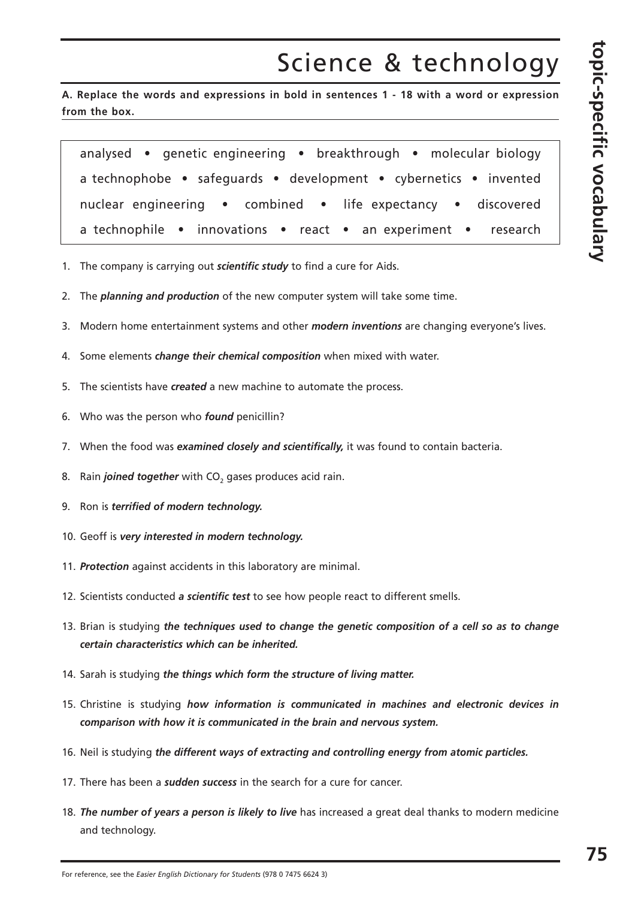# Science & technology

**A. Replace the words and expressions in bold in sentences 1 - 18 with a word or expression from the box.**

| analysed • genetic engineering • breakthrough • molecular biology • a technophobe • safeguards • development • cybernetics • invented • nuclear engineering • combined • life expectancy • discovered • a technophile • innovations • react • an experiment • research |
|---|

1. The company is carrying out ***scientific study*** to find a cure for Aids.
2. The ***planning and production*** of the new computer system will take some time.
3. Modern home entertainment systems and other ***modern inventions*** are changing everyone's lives.
4. Some elements ***change their chemical composition*** when mixed with water.
5. The scientists have ***created*** a new machine to automate the process.
6. Who was the person who ***found*** penicillin?
7. When the food was ***examined closely and scientifically,*** it was found to contain bacteria.
8. Rain ***joined together*** with $CO_2$ gases produces acid rain.
9. Ron is ***terrified of modern technology.***
10. Geoff is ***very interested in modern technology.***
11. ***Protection*** against accidents in this laboratory are minimal.
12. Scientists conducted ***a scientific test*** to see how people react to different smells.
13. Brian is studying ***the techniques used to change the genetic composition of a cell so as to change certain characteristics which can be inherited.***
14. Sarah is studying ***the things which form the structure of living matter.***
15. Christine is studying ***how information is communicated in machines and electronic devices in comparison with how it is communicated in the brain and nervous system.***
16. Neil is studying ***the different ways of extracting and controlling energy from atomic particles.***
17. There has been a ***sudden success*** in the search for a cure for cancer.
18. ***The number of years a person is likely to live*** has increased a great deal thanks to modern medicine and technology.

For reference, see the *Easier English Dictionary for Students* (978 0 7475 6624 3)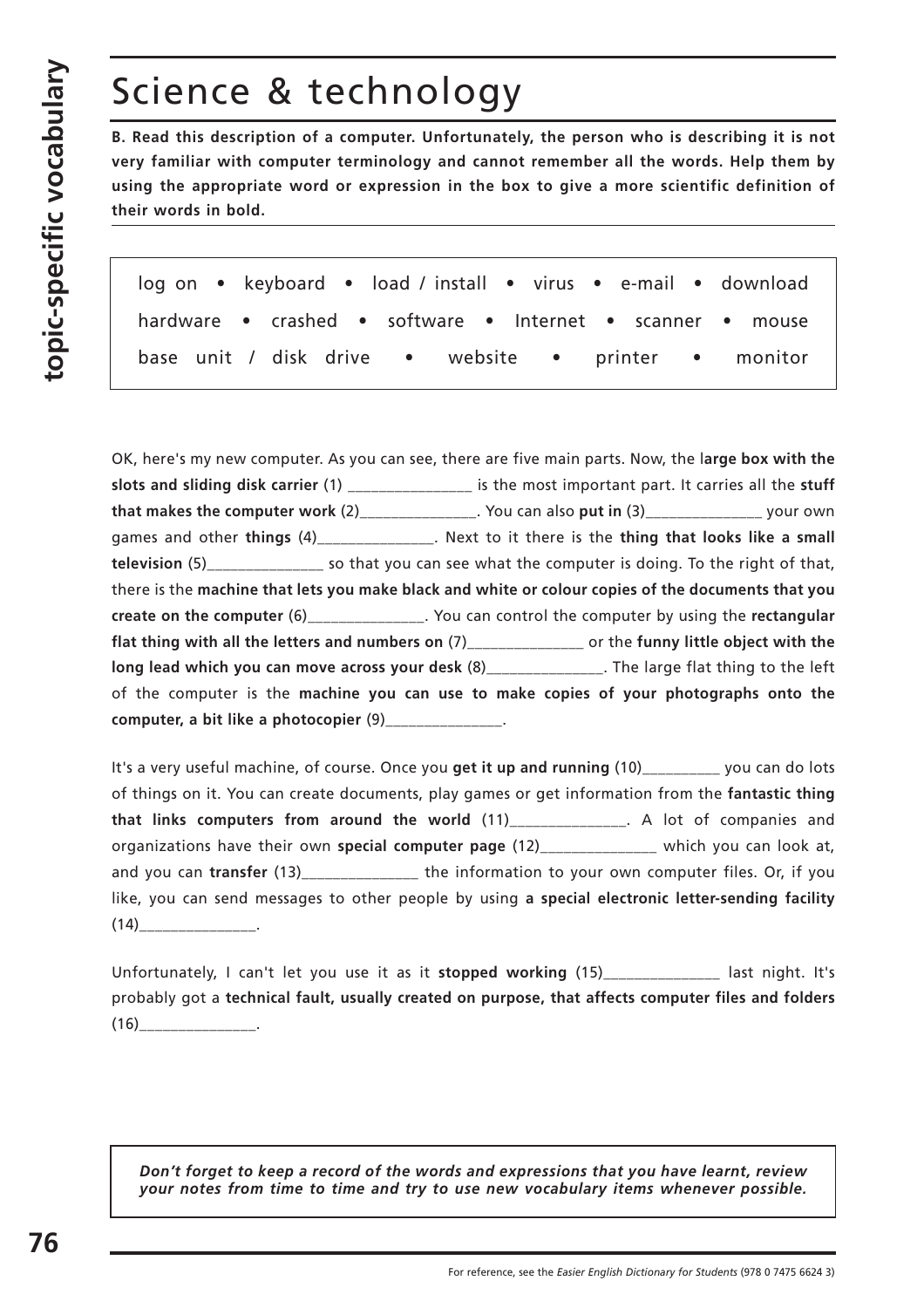# Science & technology

**B. Read this description of a computer. Unfortunately, the person who is describing it is not very familiar with computer terminology and cannot remember all the words. Help them by using the appropriate word or expression in the box to give a more scientific definition of their words in bold.**

| | | | | | |
|---|---|---|---|---|---|
| log on | keyboard | load / install | virus | e-mail | download |
| hardware | crashed | software | Internet | scanner | mouse |
| base unit / disk drive | website | printer | monitor | | |

OK, here's my new computer. As you can see, there are five main parts. Now, the l**arge box with the slots and sliding disk carrier** (1) _______________ is the most important part. It carries all the **stuff that makes the computer work** (2)_______________. You can also **put in** (3)_______________ your own games and other **things** (4)_______________. Next to it there is the **thing that looks like a small television** (5)_______________ so that you can see what the computer is doing. To the right of that, there is the **machine that lets you make black and white or colour copies of the documents that you create on the computer** (6)_______________. You can control the computer by using the **rectangular flat thing with all the letters and numbers on** (7)_______________ or the **funny little object with the long lead which you can move across your desk** (8)_______________. The large flat thing to the left of the computer is the **machine you can use to make copies of your photographs onto the computer, a bit like a photocopier** (9)_______________.

It's a very useful machine, of course. Once you **get it up and running** (10)__________ you can do lots of things on it. You can create documents, play games or get information from the **fantastic thing that links computers from around the world** (11)_______________. A lot of companies and organizations have their own **special computer page** (12)_______________ which you can look at, and you can **transfer** (13)_______________ the information to your own computer files. Or, if you like, you can send messages to other people by using **a special electronic letter-sending facility** (14)_______________.

Unfortunately, I can't let you use it as it **stopped working** (15)_______________ last night. It's probably got a **technical fault, usually created on purpose, that affects computer files and folders** (16)_______________.

***Don't forget to keep a record of the words and expressions that you have learnt, review your notes from time to time and try to use new vocabulary items whenever possible.***

For reference, see the *Easier English Dictionary for Students* (978 0 7475 6624 3)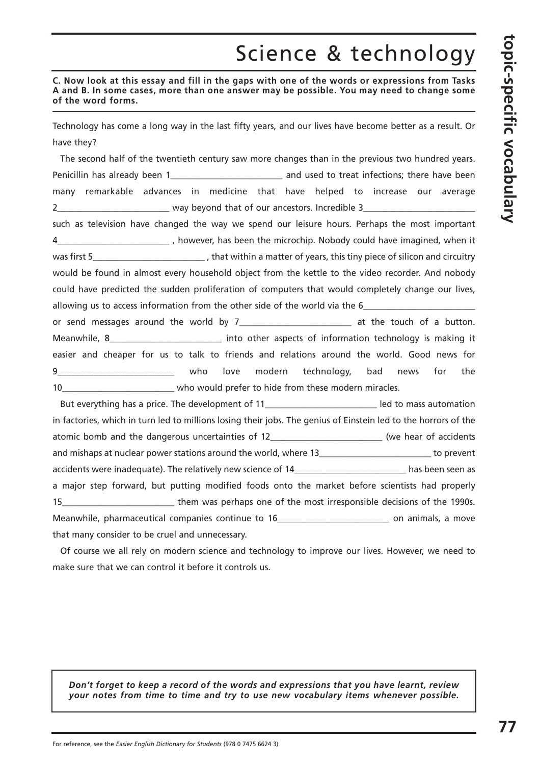# Science & technology

**C. Now look at this essay and fill in the gaps with one of the words or expressions from Tasks A and B. In some cases, more than one answer may be possible. You may need to change some of the word forms.**

Technology has come a long way in the last fifty years, and our lives have become better as a result. Or have they?

The second half of the twentieth century saw more changes than in the previous two hundred years. Penicillin has already been 1________________________ and used to treat infections; there have been many remarkable advances in medicine that have helped to increase our average 2________________________ way beyond that of our ancestors. Incredible 3________________________ such as television have changed the way we spend our leisure hours. Perhaps the most important 4________________________ , however, has been the microchip. Nobody could have imagined, when it was first 5________________________ , that within a matter of years, this tiny piece of silicon and circuitry would be found in almost every household object from the kettle to the video recorder. And nobody could have predicted the sudden proliferation of computers that would completely change our lives, allowing us to access information from the other side of the world via the 6________________________ or send messages around the world by 7________________________ at the touch of a button. Meanwhile, 8________________________ into other aspects of information technology is making it easier and cheaper for us to talk to friends and relations around the world. Good news for 9________________________ who love modern technology, bad news for the 10________________________ who would prefer to hide from these modern miracles.

But everything has a price. The development of 11________________________ led to mass automation in factories, which in turn led to millions losing their jobs. The genius of Einstein led to the horrors of the atomic bomb and the dangerous uncertainties of 12________________________ (we hear of accidents and mishaps at nuclear power stations around the world, where 13________________________ to prevent accidents were inadequate). The relatively new science of 14________________________ has been seen as a major step forward, but putting modified foods onto the market before scientists had properly 15________________________ them was perhaps one of the most irresponsible decisions of the 1990s. Meanwhile, pharmaceutical companies continue to 16________________________ on animals, a move that many consider to be cruel and unnecessary.

Of course we all rely on modern science and technology to improve our lives. However, we need to make sure that we can control it before it controls us.

***Don't forget to keep a record of the words and expressions that you have learnt, review your notes from time to time and try to use new vocabulary items whenever possible.***

For reference, see the *Easier English Dictionary for Students* (978 0 7475 6624 3)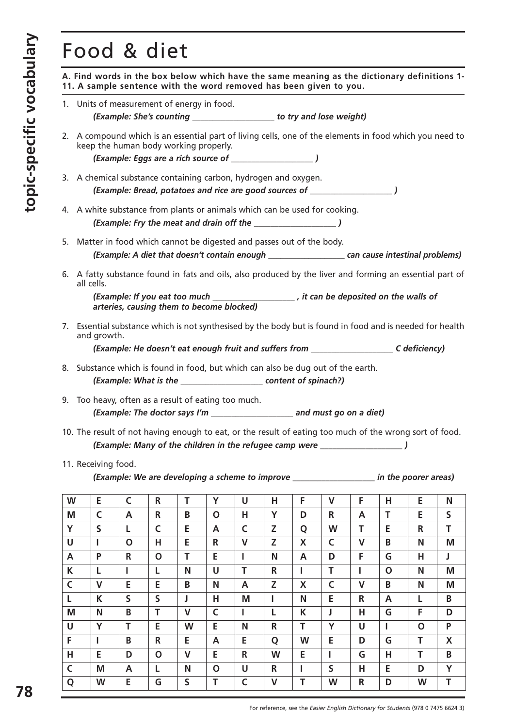# Food & diet

**A. Find words in the box below which have the same meaning as the dictionary definitions 1-11. A sample sentence with the word removed has been given to you.**

1. Units of measurement of energy in food.

   ***(Example: She's counting ___________________ to try and lose weight)***

2. A compound which is an essential part of living cells, one of the elements in food which you need to keep the human body working properly.

   ***(Example: Eggs are a rich source of ___________________ )***

3. A chemical substance containing carbon, hydrogen and oxygen.

   ***(Example: Bread, potatoes and rice are good sources of ___________________ )***

4. A white substance from plants or animals which can be used for cooking.

   ***(Example: Fry the meat and drain off the ___________________ )***

5. Matter in food which cannot be digested and passes out of the body.

   ***(Example: A diet that doesn't contain enough _________________ can cause intestinal problems)***

6. A fatty substance found in fats and oils, also produced by the liver and forming an essential part of all cells.

   ***(Example: If you eat too much ___________________ , it can be deposited on the walls of arteries, causing them to become blocked)***

7. Essential substance which is not synthesised by the body but is found in food and is needed for health and growth.

   ***(Example: He doesn't eat enough fruit and suffers from ___________________ C deficiency)***

8. Substance which is found in food, but which can also be dug out of the earth.

   ***(Example: What is the ___________________ content of spinach?)***

9. Too heavy, often as a result of eating too much.

   ***(Example: The doctor says I'm ___________________ and must go on a diet)***

10. The result of not having enough to eat, or the result of eating too much of the wrong sort of food.

    ***(Example: Many of the children in the refugee camp were ___________________ )***

11. Receiving food.

    ***(Example: We are developing a scheme to improve ___________________ in the poorer areas)***

| W | E | C | R | T | Y | U | H | F | V | F | H | E | N |
|---|---|---|---|---|---|---|---|---|---|---|---|---|---|
| M | C | A | R | B | O | H | Y | D | R | A | T | E | S |
| Y | S | L | C | E | A | C | Z | Q | W | T | E | R | T |
| U | I | O | H | E | R | V | Z | X | C | V | B | N | M |
| A | P | R | O | T | E | I | N | A | D | F | G | H | J |
| K | L | I | L | N | U | T | R | I | T | I | O | N | M |
| C | V | E | E | B | N | A | Z | X | C | V | B | N | M |
| L | K | S | S | J | H | M | I | N | E | R | A | L | B |
| M | N | B | T | V | C | I | L | K | J | H | G | F | D |
| U | Y | T | E | W | E | N | R | T | Y | U | I | O | P |
| F | I | B | R | E | A | E | Q | W | E | D | G | T | X |
| H | E | D | O | V | E | R | W | E | I | G | H | T | B |
| C | M | A | L | N | O | U | R | I | S | H | E | D | Y |
| Q | W | E | G | S | T | C | V | T | W | R | D | W | T |

For reference, see the *Easier English Dictionary for Students* (978 0 7475 6624 3)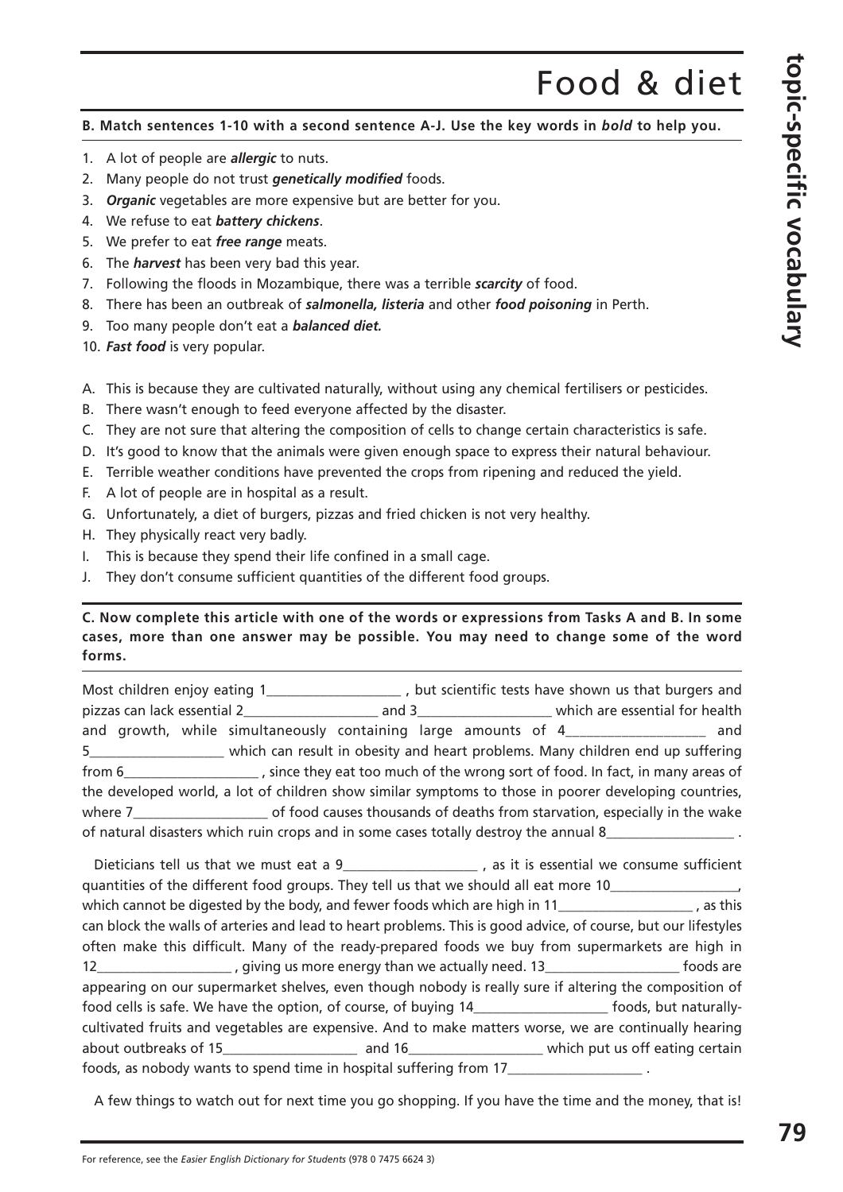# Food & diet

**B. Match sentences 1-10 with a second sentence A-J. Use the key words in *bold* to help you.**

1. A lot of people are ***allergic*** to nuts.
2. Many people do not trust ***genetically modified*** foods.
3. ***Organic*** vegetables are more expensive but are better for you.
4. We refuse to eat ***battery chickens***.
5. We prefer to eat ***free range*** meats.
6. The ***harvest*** has been very bad this year.
7. Following the floods in Mozambique, there was a terrible ***scarcity*** of food.
8. There has been an outbreak of ***salmonella, listeria*** and other ***food poisoning*** in Perth.
9. Too many people don't eat a ***balanced diet.***
10. ***Fast food*** is very popular.

A. This is because they are cultivated naturally, without using any chemical fertilisers or pesticides.
B. There wasn't enough to feed everyone affected by the disaster.
C. They are not sure that altering the composition of cells to change certain characteristics is safe.
D. It's good to know that the animals were given enough space to express their natural behaviour.
E. Terrible weather conditions have prevented the crops from ripening and reduced the yield.
F. A lot of people are in hospital as a result.
G. Unfortunately, a diet of burgers, pizzas and fried chicken is not very healthy.
H. They physically react very badly.
I. This is because they spend their life confined in a small cage.
J. They don't consume sufficient quantities of the different food groups.

**C. Now complete this article with one of the words or expressions from Tasks A and B. In some cases, more than one answer may be possible. You may need to change some of the word forms.**

Most children enjoy eating 1__________________ , but scientific tests have shown us that burgers and pizzas can lack essential 2__________________ and 3__________________ which are essential for health and growth, while simultaneously containing large amounts of 4__________________ and 5__________________ which can result in obesity and heart problems. Many children end up suffering from 6__________________ , since they eat too much of the wrong sort of food. In fact, in many areas of the developed world, a lot of children show similar symptoms to those in poorer developing countries, where 7__________________ of food causes thousands of deaths from starvation, especially in the wake of natural disasters which ruin crops and in some cases totally destroy the annual 8__________________ .

Dieticians tell us that we must eat a 9__________________ , as it is essential we consume sufficient quantities of the different food groups. They tell us that we should all eat more 10__________________, which cannot be digested by the body, and fewer foods which are high in 11__________________ , as this can block the walls of arteries and lead to heart problems. This is good advice, of course, but our lifestyles often make this difficult. Many of the ready-prepared foods we buy from supermarkets are high in 12__________________ , giving us more energy than we actually need. 13__________________ foods are appearing on our supermarket shelves, even though nobody is really sure if altering the composition of food cells is safe. We have the option, of course, of buying 14__________________ foods, but naturally-cultivated fruits and vegetables are expensive. And to make matters worse, we are continually hearing about outbreaks of 15__________________ and 16__________________ which put us off eating certain foods, as nobody wants to spend time in hospital suffering from 17__________________ .

A few things to watch out for next time you go shopping. If you have the time and the money, that is!

For reference, see the *Easier English Dictionary for Students* (978 0 7475 6624 3)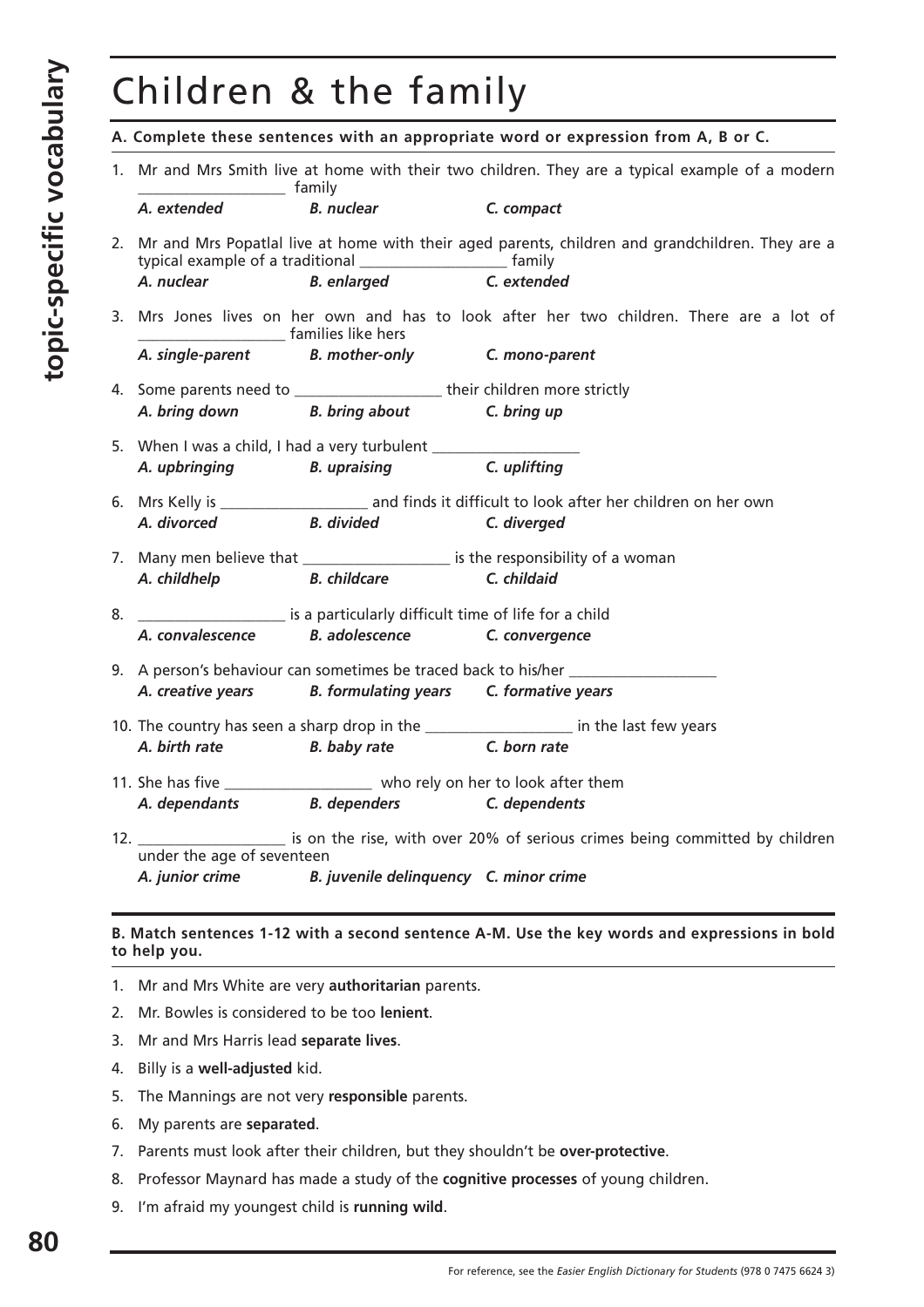# Children & the family

**A. Complete these sentences with an appropriate word or expression from A, B or C.**

1. Mr and Mrs Smith live at home with their two children. They are a typical example of a modern ___________________ family
   *A. extended* *B. nuclear* *C. compact*

2. Mr and Mrs Popatlal live at home with their aged parents, children and grandchildren. They are a typical example of a traditional ___________________ family
   *A. nuclear* *B. enlarged* *C. extended*

3. Mrs Jones lives on her own and has to look after her two children. There are a lot of ___________________ families like hers
   *A. single-parent* *B. mother-only* *C. mono-parent*

4. Some parents need to ___________________ their children more strictly
   *A. bring down* *B. bring about* *C. bring up*

5. When I was a child, I had a very turbulent ___________________
   *A. upbringing* *B. upraising* *C. uplifting*

6. Mrs Kelly is ___________________ and finds it difficult to look after her children on her own
   *A. divorced* *B. divided* *C. diverged*

7. Many men believe that ___________________ is the responsibility of a woman
   *A. childhelp* *B. childcare* *C. childaid*

8. ___________________ is a particularly difficult time of life for a child
   *A. convalescence* *B. adolescence* *C. convergence*

9. A person's behaviour can sometimes be traced back to his/her ___________________
   *A. creative years* *B. formulating years* *C. formative years*

10. The country has seen a sharp drop in the ___________________ in the last few years
    *A. birth rate* *B. baby rate* *C. born rate*

11. She has five ___________________ who rely on her to look after them
    *A. dependants* *B. dependers* *C. dependents*

12. ___________________ is on the rise, with over 20% of serious crimes being committed by children under the age of seventeen
    *A. junior crime* *B. juvenile delinquency* *C. minor crime*

**B. Match sentences 1-12 with a second sentence A-M. Use the key words and expressions in bold to help you.**

1. Mr and Mrs White are very **authoritarian** parents.
2. Mr. Bowles is considered to be too **lenient**.
3. Mr and Mrs Harris lead **separate lives**.
4. Billy is a **well-adjusted** kid.
5. The Mannings are not very **responsible** parents.
6. My parents are **separated**.
7. Parents must look after their children, but they shouldn't be **over-protective**.
8. Professor Maynard has made a study of the **cognitive processes** of young children.
9. I'm afraid my youngest child is **running wild**.

For reference, see the *Easier English Dictionary for Students* (978 0 7475 6624 3)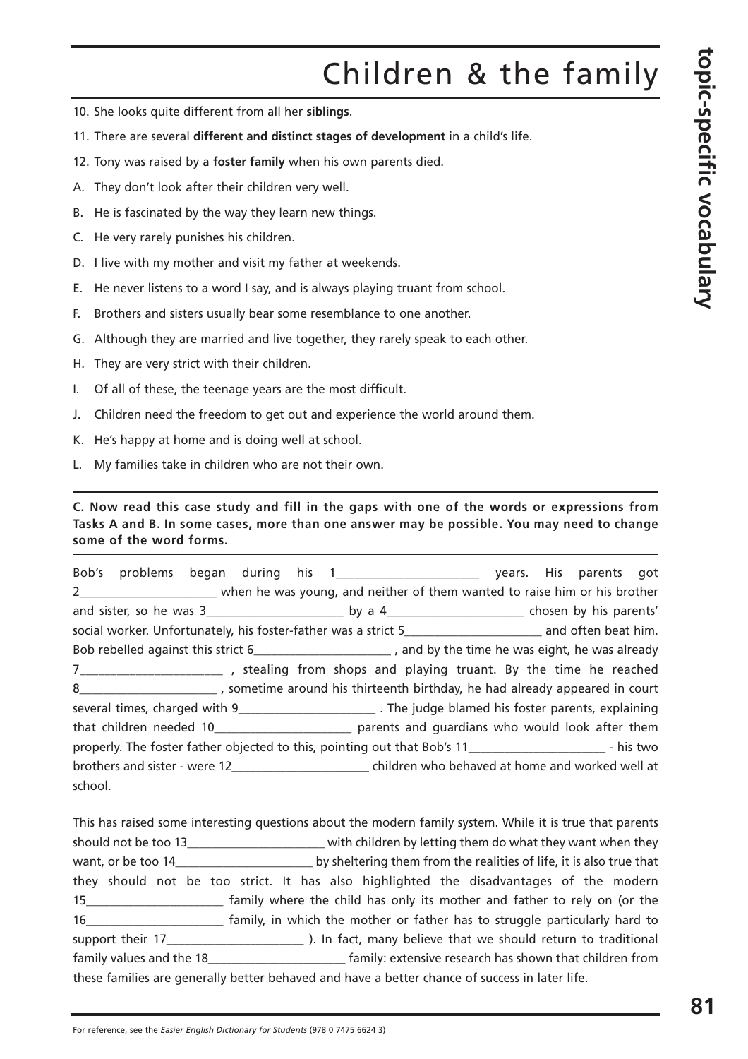# Children & the family

10. She looks quite different from all her **siblings**.
11. There are several **different and distinct stages of development** in a child's life.
12. Tony was raised by a **foster family** when his own parents died.

A. They don't look after their children very well.
B. He is fascinated by the way they learn new things.
C. He very rarely punishes his children.
D. I live with my mother and visit my father at weekends.
E. He never listens to a word I say, and is always playing truant from school.
F. Brothers and sisters usually bear some resemblance to one another.
G. Although they are married and live together, they rarely speak to each other.
H. They are very strict with their children.
I. Of all of these, the teenage years are the most difficult.
J. Children need the freedom to get out and experience the world around them.
K. He's happy at home and is doing well at school.
L. My families take in children who are not their own.

---

**C. Now read this case study and fill in the gaps with one of the words or expressions from Tasks A and B. In some cases, more than one answer may be possible. You may need to change some of the word forms.**

---

Bob's problems began during his 1______________________ years. His parents got 2______________________ when he was young, and neither of them wanted to raise him or his brother and sister, so he was 3______________________ by a 4______________________ chosen by his parents' social worker. Unfortunately, his foster-father was a strict 5______________________ and often beat him. Bob rebelled against this strict 6______________________ , and by the time he was eight, he was already 7______________________ , stealing from shops and playing truant. By the time he reached 8______________________ , sometime around his thirteenth birthday, he had already appeared in court several times, charged with 9______________________ . The judge blamed his foster parents, explaining that children needed 10______________________ parents and guardians who would look after them properly. The foster father objected to this, pointing out that Bob's 11______________________ - his two brothers and sister - were 12______________________ children who behaved at home and worked well at school.

This has raised some interesting questions about the modern family system. While it is true that parents should not be too 13______________________ with children by letting them do what they want when they want, or be too 14______________________ by sheltering them from the realities of life, it is also true that they should not be too strict. It has also highlighted the disadvantages of the modern 15______________________ family where the child has only its mother and father to rely on (or the 16______________________ family, in which the mother or father has to struggle particularly hard to support their 17______________________ ). In fact, many believe that we should return to traditional family values and the 18______________________ family: extensive research has shown that children from these families are generally better behaved and have a better chance of success in later life.

For reference, see the *Easier English Dictionary for Students* (978 0 7475 6624 3)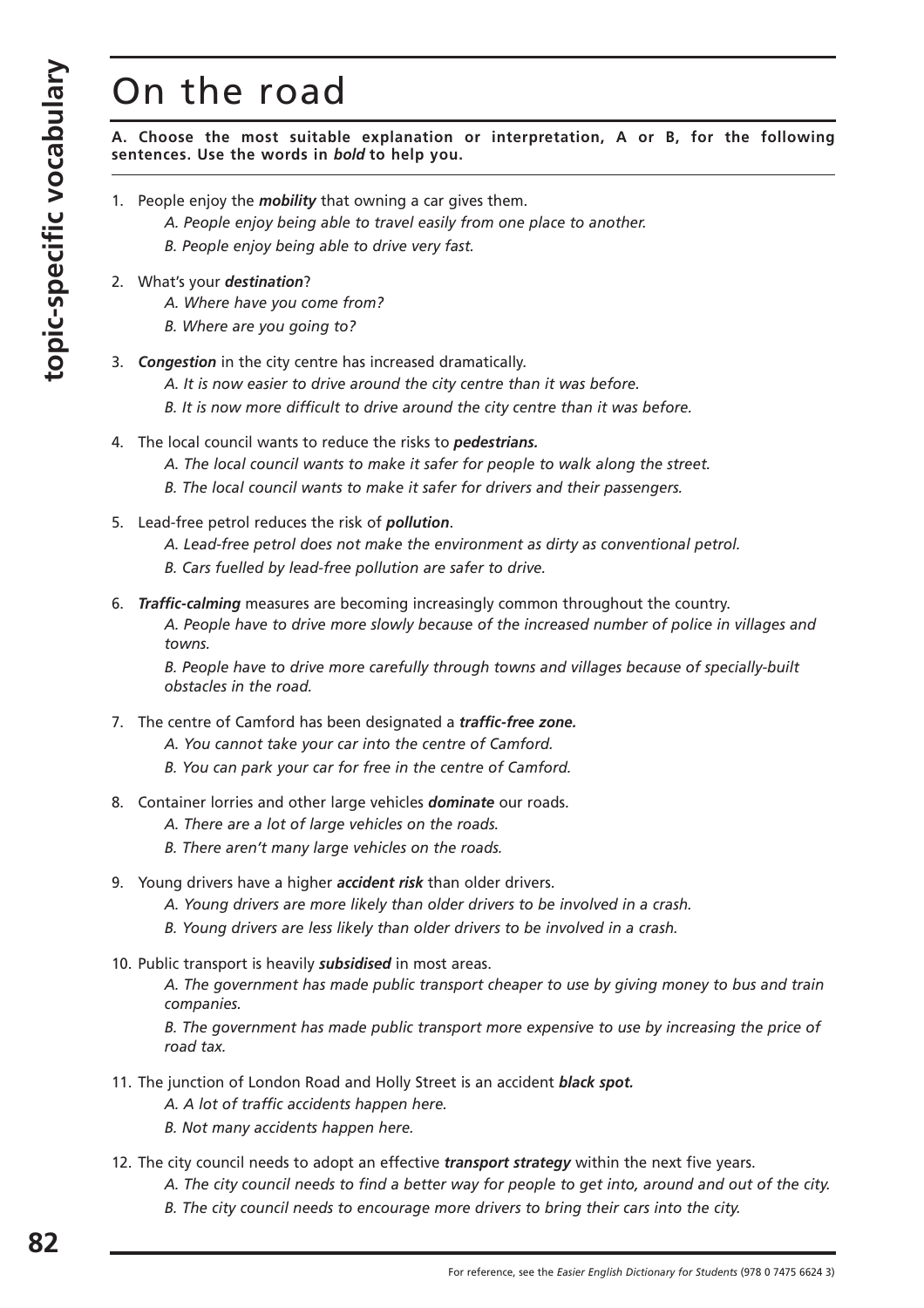# On the road

**A. Choose the most suitable explanation or interpretation, A or B, for the following sentences. Use the words in *bold* to help you.**

1. People enjoy the ***mobility*** that owning a car gives them.
   *A. People enjoy being able to travel easily from one place to another.*
   *B. People enjoy being able to drive very fast.*

2. What's your ***destination***?
   *A. Where have you come from?*
   *B. Where are you going to?*

3. ***Congestion*** in the city centre has increased dramatically.
   *A. It is now easier to drive around the city centre than it was before.*
   *B. It is now more difficult to drive around the city centre than it was before.*

4. The local council wants to reduce the risks to ***pedestrians.***
   *A. The local council wants to make it safer for people to walk along the street.*
   *B. The local council wants to make it safer for drivers and their passengers.*

5. Lead-free petrol reduces the risk of ***pollution***.
   *A. Lead-free petrol does not make the environment as dirty as conventional petrol.*
   *B. Cars fuelled by lead-free pollution are safer to drive.*

6. ***Traffic-calming*** measures are becoming increasingly common throughout the country.
   *A. People have to drive more slowly because of the increased number of police in villages and towns.*
   *B. People have to drive more carefully through towns and villages because of specially-built obstacles in the road.*

7. The centre of Camford has been designated a ***traffic-free zone.***
   *A. You cannot take your car into the centre of Camford.*
   *B. You can park your car for free in the centre of Camford.*

8. Container lorries and other large vehicles ***dominate*** our roads.
   *A. There are a lot of large vehicles on the roads.*
   *B. There aren't many large vehicles on the roads.*

9. Young drivers have a higher ***accident risk*** than older drivers.
   *A. Young drivers are more likely than older drivers to be involved in a crash.*
   *B. Young drivers are less likely than older drivers to be involved in a crash.*

10. Public transport is heavily ***subsidised*** in most areas.
    *A. The government has made public transport cheaper to use by giving money to bus and train companies.*
    *B. The government has made public transport more expensive to use by increasing the price of road tax.*

11. The junction of London Road and Holly Street is an accident ***black spot.***
    *A. A lot of traffic accidents happen here.*
    *B. Not many accidents happen here.*

12. The city council needs to adopt an effective ***transport strategy*** within the next five years.
    *A. The city council needs to find a better way for people to get into, around and out of the city.*
    *B. The city council needs to encourage more drivers to bring their cars into the city.*

For reference, see the *Easier English Dictionary for Students* (978 0 7475 6624 3)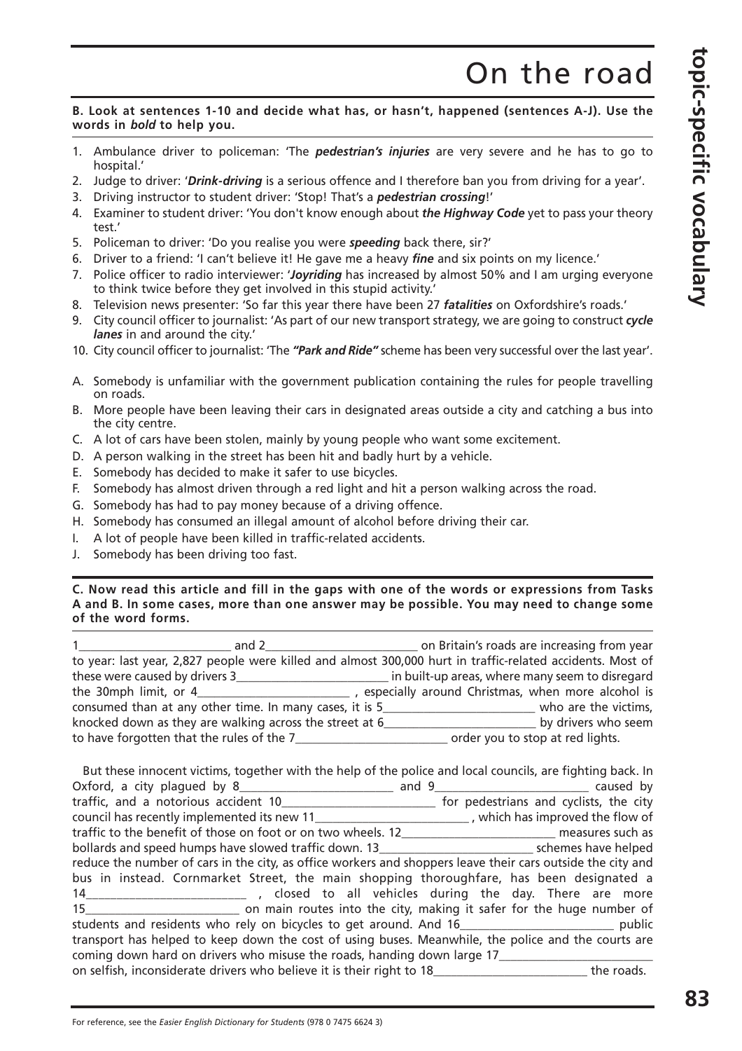# On the road

**B. Look at sentences 1-10 and decide what has, or hasn't, happened (sentences A-J). Use the words in *bold* to help you.**

1. Ambulance driver to policeman: 'The ***pedestrian's injuries*** are very severe and he has to go to hospital.'
2. Judge to driver: '***Drink-driving*** is a serious offence and I therefore ban you from driving for a year'.
3. Driving instructor to student driver: 'Stop! That's a ***pedestrian crossing***!'
4. Examiner to student driver: 'You don't know enough about ***the Highway Code*** yet to pass your theory test.'
5. Policeman to driver: 'Do you realise you were ***speeding*** back there, sir?'
6. Driver to a friend: 'I can't believe it! He gave me a heavy ***fine*** and six points on my licence.'
7. Police officer to radio interviewer: '***Joyriding*** has increased by almost 50% and I am urging everyone to think twice before they get involved in this stupid activity.'
8. Television news presenter: 'So far this year there have been 27 ***fatalities*** on Oxfordshire's roads.'
9. City council officer to journalist: 'As part of our new transport strategy, we are going to construct ***cycle lanes*** in and around the city.'
10. City council officer to journalist: 'The ***"Park and Ride"*** scheme has been very successful over the last year'.

A. Somebody is unfamiliar with the government publication containing the rules for people travelling on roads.
B. More people have been leaving their cars in designated areas outside a city and catching a bus into the city centre.
C. A lot of cars have been stolen, mainly by young people who want some excitement.
D. A person walking in the street has been hit and badly hurt by a vehicle.
E. Somebody has decided to make it safer to use bicycles.
F. Somebody has almost driven through a red light and hit a person walking across the road.
G. Somebody has had to pay money because of a driving offence.
H. Somebody has consumed an illegal amount of alcohol before driving their car.
I. A lot of people have been killed in traffic-related accidents.
J. Somebody has been driving too fast.

**C. Now read this article and fill in the gaps with one of the words or expressions from Tasks A and B. In some cases, more than one answer may be possible. You may need to change some of the word forms.**

1________________________ and 2________________________ on Britain's roads are increasing from year to year: last year, 2,827 people were killed and almost 300,000 hurt in traffic-related accidents. Most of these were caused by drivers 3________________________ in built-up areas, where many seem to disregard the 30mph limit, or 4________________________ , especially around Christmas, when more alcohol is consumed than at any other time. In many cases, it is 5________________________ who are the victims, knocked down as they are walking across the street at 6________________________ by drivers who seem to have forgotten that the rules of the 7________________________ order you to stop at red lights.

But these innocent victims, together with the help of the police and local councils, are fighting back. In Oxford, a city plagued by 8________________________ and 9________________________ caused by traffic, and a notorious accident 10________________________ for pedestrians and cyclists, the city council has recently implemented its new 11________________________ , which has improved the flow of traffic to the benefit of those on foot or on two wheels. 12________________________ measures such as bollards and speed humps have slowed traffic down. 13________________________ schemes have helped reduce the number of cars in the city, as office workers and shoppers leave their cars outside the city and bus in instead. Cornmarket Street, the main shopping thoroughfare, has been designated a 14________________________ , closed to all vehicles during the day. There are more 15________________________ on main routes into the city, making it safer for the huge number of students and residents who rely on bicycles to get around. And 16________________________ public transport has helped to keep down the cost of using buses. Meanwhile, the police and the courts are coming down hard on drivers who misuse the roads, handing down large 17________________________ on selfish, inconsiderate drivers who believe it is their right to 18________________________ the roads.

For reference, see the *Easier English Dictionary for Students* (978 0 7475 6624 3)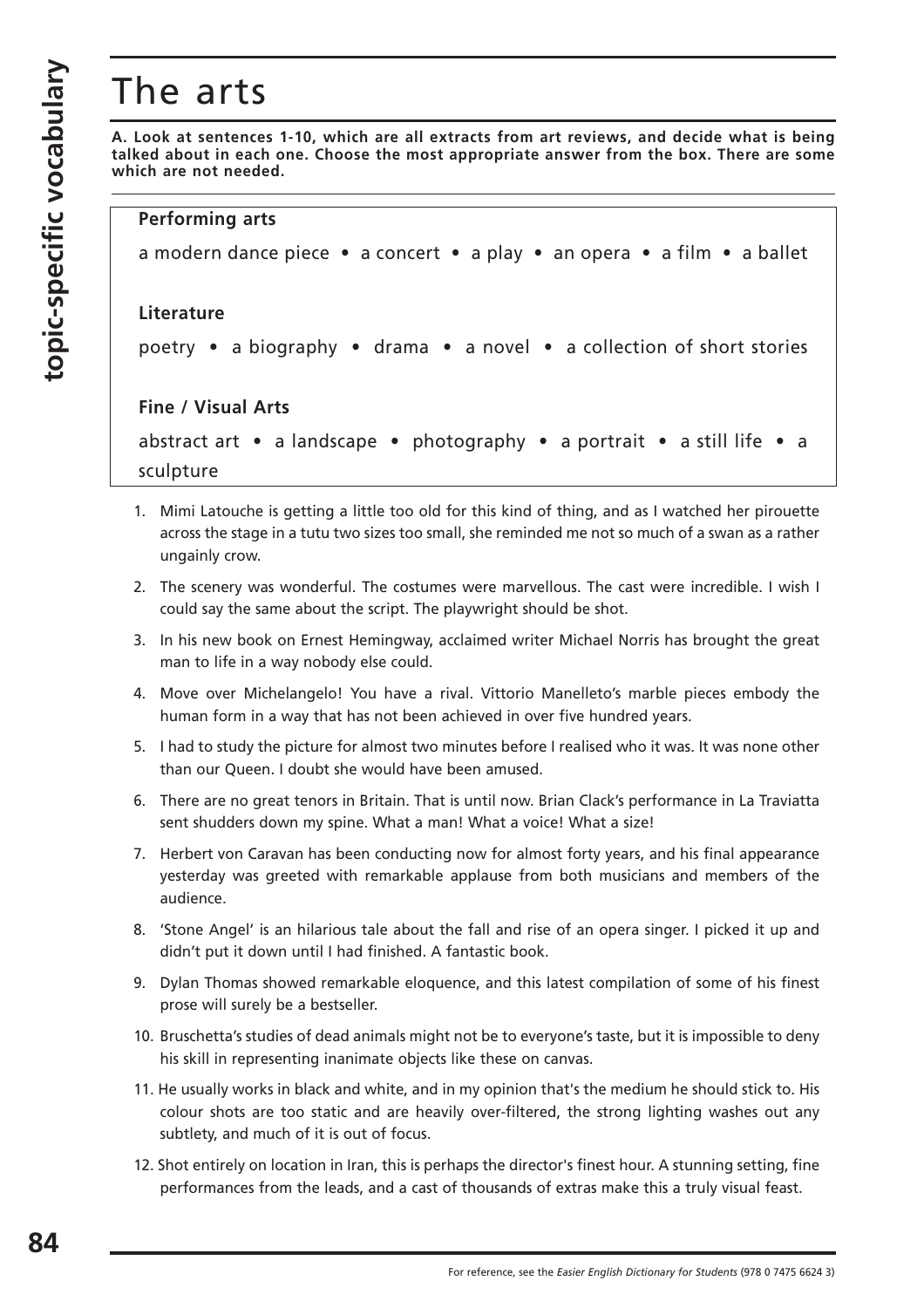# The arts

**A. Look at sentences 1-10, which are all extracts from art reviews, and decide what is being talked about in each one. Choose the most appropriate answer from the box. There are some which are not needed.**

**Performing arts**

a modern dance piece • a concert • a play • an opera • a film • a ballet

**Literature**

poetry • a biography • drama • a novel • a collection of short stories

**Fine / Visual Arts**

abstract art • a landscape • photography • a portrait • a still life • a sculpture

1. Mimi Latouche is getting a little too old for this kind of thing, and as I watched her pirouette across the stage in a tutu two sizes too small, she reminded me not so much of a swan as a rather ungainly crow.
2. The scenery was wonderful. The costumes were marvellous. The cast were incredible. I wish I could say the same about the script. The playwright should be shot.
3. In his new book on Ernest Hemingway, acclaimed writer Michael Norris has brought the great man to life in a way nobody else could.
4. Move over Michelangelo! You have a rival. Vittorio Manelleto's marble pieces embody the human form in a way that has not been achieved in over five hundred years.
5. I had to study the picture for almost two minutes before I realised who it was. It was none other than our Queen. I doubt she would have been amused.
6. There are no great tenors in Britain. That is until now. Brian Clack's performance in La Traviatta sent shudders down my spine. What a man! What a voice! What a size!
7. Herbert von Caravan has been conducting now for almost forty years, and his final appearance yesterday was greeted with remarkable applause from both musicians and members of the audience.
8. 'Stone Angel' is an hilarious tale about the fall and rise of an opera singer. I picked it up and didn't put it down until I had finished. A fantastic book.
9. Dylan Thomas showed remarkable eloquence, and this latest compilation of some of his finest prose will surely be a bestseller.
10. Bruschetta's studies of dead animals might not be to everyone's taste, but it is impossible to deny his skill in representing inanimate objects like these on canvas.
11. He usually works in black and white, and in my opinion that's the medium he should stick to. His colour shots are too static and are heavily over-filtered, the strong lighting washes out any subtlety, and much of it is out of focus.
12. Shot entirely on location in Iran, this is perhaps the director's finest hour. A stunning setting, fine performances from the leads, and a cast of thousands of extras make this a truly visual feast.

For reference, see the *Easier English Dictionary for Students* (978 0 7475 6624 3)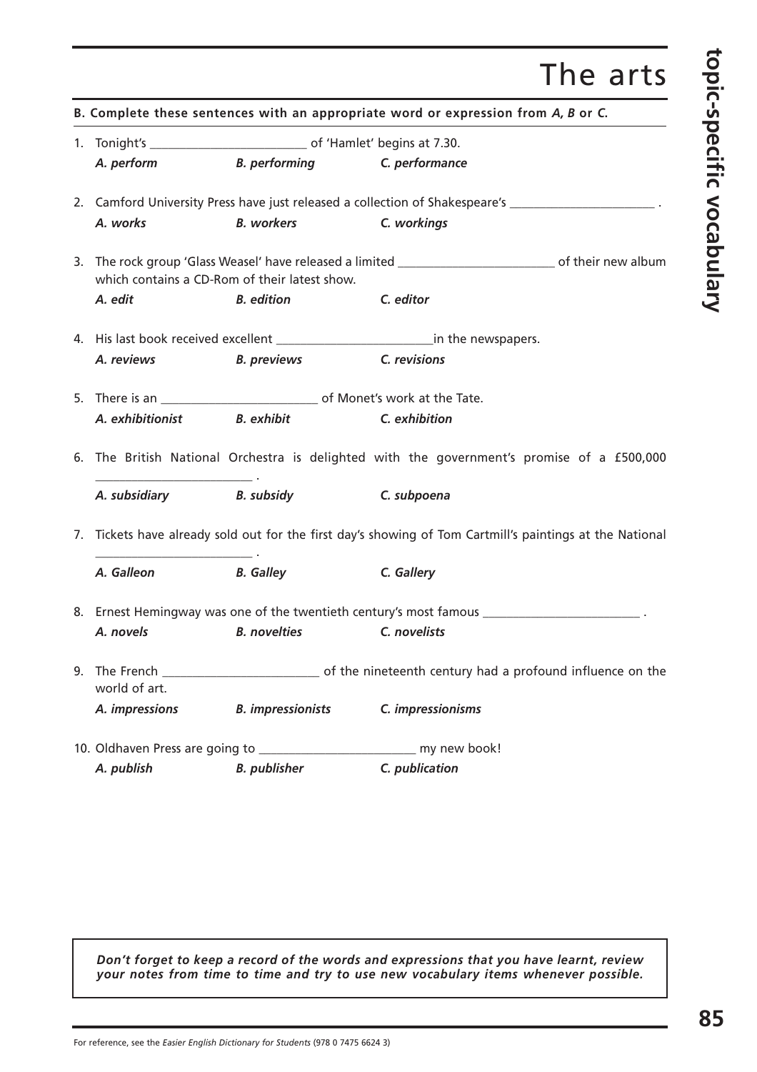# The arts

**B. Complete these sentences with an appropriate word or expression from *A, B* or *C*.**

1. Tonight's ________________________ of 'Hamlet' begins at 7.30.
   ***A. perform*** ***B. performing*** ***C. performance***

2. Camford University Press have just released a collection of Shakespeare's ______________________ .
   ***A. works*** ***B. workers*** ***C. workings***

3. The rock group 'Glass Weasel' have released a limited ________________________ of their new album which contains a CD-Rom of their latest show.
   ***A. edit*** ***B. edition*** ***C. editor***

4. His last book received excellent ________________________in the newspapers.
   ***A. reviews*** ***B. previews*** ***C. revisions***

5. There is an ________________________ of Monet's work at the Tate.
   ***A. exhibitionist*** ***B. exhibit*** ***C. exhibition***

6. The British National Orchestra is delighted with the government's promise of a £500,000 ________________________ .
   ***A. subsidiary*** ***B. subsidy*** ***C. subpoena***

7. Tickets have already sold out for the first day's showing of Tom Cartmill's paintings at the National ________________________ .
   ***A. Galleon*** ***B. Galley*** ***C. Gallery***

8. Ernest Hemingway was one of the twentieth century's most famous ________________________ .
   ***A. novels*** ***B. novelties*** ***C. novelists***

9. The French ________________________ of the nineteenth century had a profound influence on the world of art.
   ***A. impressions*** ***B. impressionists*** ***C. impressionisms***

10. Oldhaven Press are going to ________________________ my new book!
    ***A. publish*** ***B. publisher*** ***C. publication***

***Don't forget to keep a record of the words and expressions that you have learnt, review your notes from time to time and try to use new vocabulary items whenever possible.***

For reference, see the *Easier English Dictionary for Students* (978 0 7475 6624 3)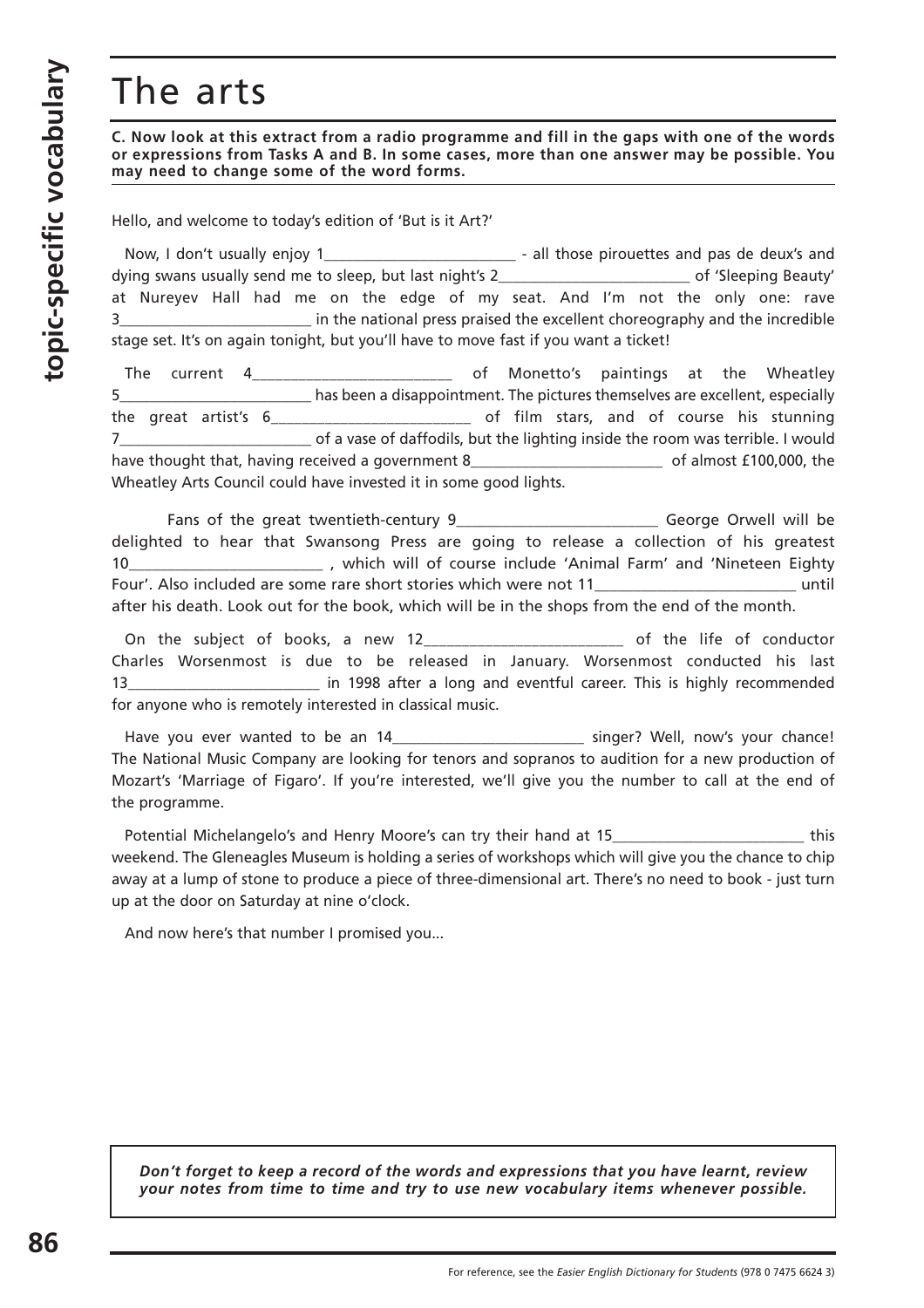# The arts

**C. Now look at this extract from a radio programme and fill in the gaps with one of the words or expressions from Tasks A and B. In some cases, more than one answer may be possible. You may need to change some of the word forms.**

Hello, and welcome to today's edition of 'But is it Art?'

Now, I don't usually enjoy 1________________________ - all those pirouettes and pas de deux's and dying swans usually send me to sleep, but last night's 2________________________ of 'Sleeping Beauty' at Nureyev Hall had me on the edge of my seat. And I'm not the only one: rave 3________________________ in the national press praised the excellent choreography and the incredible stage set. It's on again tonight, but you'll have to move fast if you want a ticket!

The current 4________________________ of Monetto's paintings at the Wheatley 5________________________ has been a disappointment. The pictures themselves are excellent, especially the great artist's 6________________________ of film stars, and of course his stunning 7________________________ of a vase of daffodils, but the lighting inside the room was terrible. I would have thought that, having received a government 8________________________ of almost £100,000, the Wheatley Arts Council could have invested it in some good lights.

Fans of the great twentieth-century 9________________________ George Orwell will be delighted to hear that Swansong Press are going to release a collection of his greatest 10________________________ , which will of course include 'Animal Farm' and 'Nineteen Eighty Four'. Also included are some rare short stories which were not 11________________________ until after his death. Look out for the book, which will be in the shops from the end of the month.

On the subject of books, a new 12________________________ of the life of conductor Charles Worsenmost is due to be released in January. Worsenmost conducted his last 13________________________ in 1998 after a long and eventful career. This is highly recommended for anyone who is remotely interested in classical music.

Have you ever wanted to be an 14________________________ singer? Well, now's your chance! The National Music Company are looking for tenors and sopranos to audition for a new production of Mozart's 'Marriage of Figaro'. If you're interested, we'll give you the number to call at the end of the programme.

Potential Michelangelo's and Henry Moore's can try their hand at 15________________________ this weekend. The Gleneagles Museum is holding a series of workshops which will give you the chance to chip away at a lump of stone to produce a piece of three-dimensional art. There's no need to book - just turn up at the door on Saturday at nine o'clock.

And now here's that number I promised you...

***Don't forget to keep a record of the words and expressions that you have learnt, review your notes from time to time and try to use new vocabulary items whenever possible.***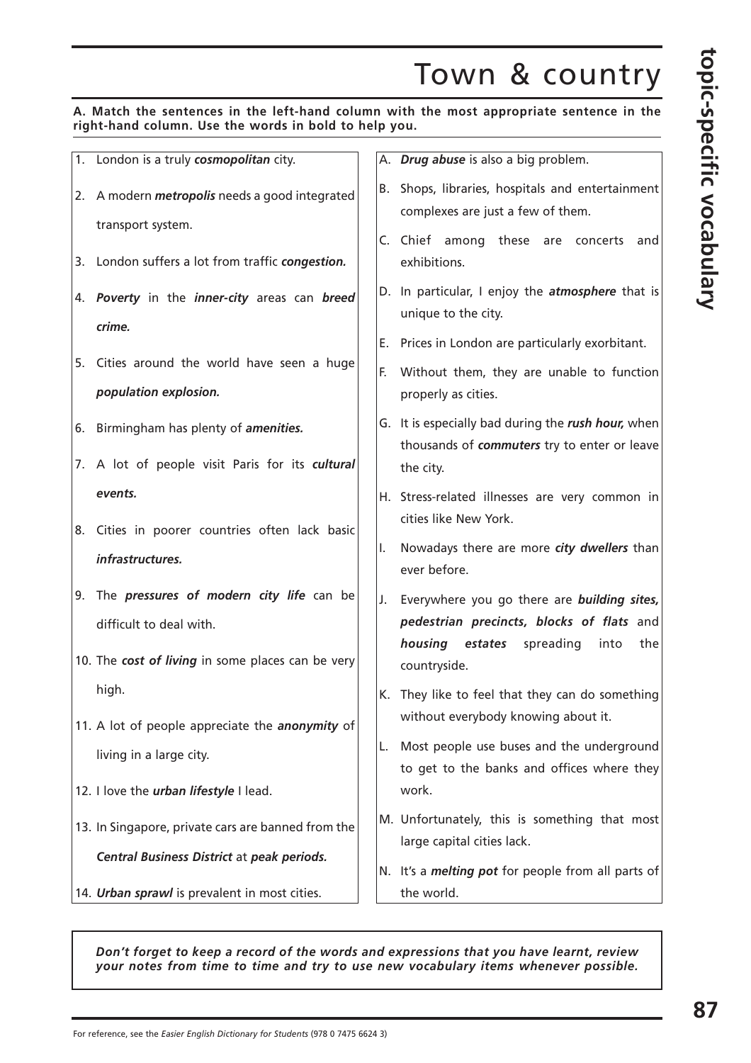# Town & country

**A. Match the sentences in the left-hand column with the most appropriate sentence in the right-hand column. Use the words in bold to help you.**

1. London is a truly ***cosmopolitan*** city.
2. A modern ***metropolis*** needs a good integrated transport system.
3. London suffers a lot from traffic ***congestion.***
4. ***Poverty*** in the ***inner-city*** areas can ***breed crime.***
5. Cities around the world have seen a huge ***population explosion.***
6. Birmingham has plenty of ***amenities.***
7. A lot of people visit Paris for its ***cultural events.***
8. Cities in poorer countries often lack basic ***infrastructures.***
9. The ***pressures of modern city life*** can be difficult to deal with.
10. The ***cost of living*** in some places can be very high.
11. A lot of people appreciate the ***anonymity*** of living in a large city.
12. I love the ***urban lifestyle*** I lead.
13. In Singapore, private cars are banned from the ***Central Business District*** at ***peak periods.***
14. ***Urban sprawl*** is prevalent in most cities.

A. ***Drug abuse*** is also a big problem.

B. Shops, libraries, hospitals and entertainment complexes are just a few of them.

C. Chief among these are concerts and exhibitions.

D. In particular, I enjoy the ***atmosphere*** that is unique to the city.

E. Prices in London are particularly exorbitant.

F. Without them, they are unable to function properly as cities.

G. It is especially bad during the ***rush hour,*** when thousands of ***commuters*** try to enter or leave the city.

H. Stress-related illnesses are very common in cities like New York.

I. Nowadays there are more ***city dwellers*** than ever before.

J. Everywhere you go there are ***building sites, pedestrian precincts, blocks of flats*** and ***housing estates*** spreading into the countryside.

K. They like to feel that they can do something without everybody knowing about it.

L. Most people use buses and the underground to get to the banks and offices where they work.

M. Unfortunately, this is something that most large capital cities lack.

N. It's a ***melting pot*** for people from all parts of the world.

***Don't forget to keep a record of the words and expressions that you have learnt, review your notes from time to time and try to use new vocabulary items whenever possible.***

For reference, see the *Easier English Dictionary for Students* (978 0 7475 6624 3)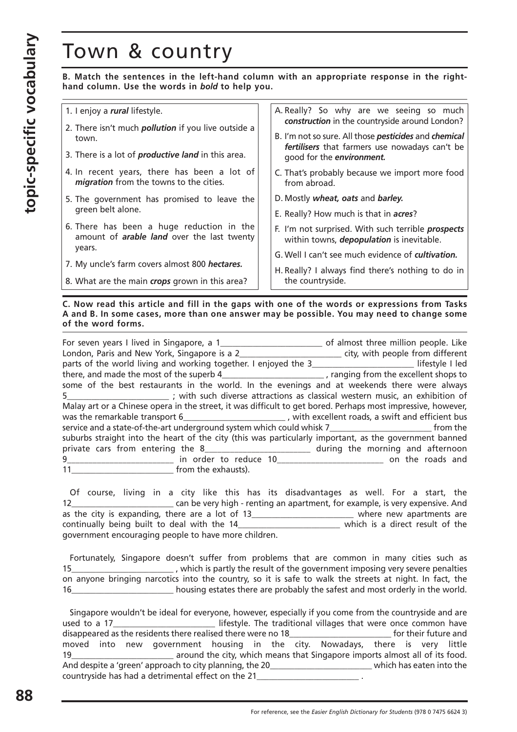# Town & country

**B. Match the sentences in the left-hand column with an appropriate response in the right-hand column. Use the words in *bold* to help you.**

1. I enjoy a ***rural*** lifestyle.
2. There isn't much ***pollution*** if you live outside a town.
3. There is a lot of ***productive land*** in this area.
4. In recent years, there has been a lot of ***migration*** from the towns to the cities.
5. The government has promised to leave the green belt alone.
6. There has been a huge reduction in the amount of ***arable land*** over the last twenty years.
7. My uncle's farm covers almost 800 ***hectares.***
8. What are the main ***crops*** grown in this area?

A. Really? So why are we seeing so much ***construction*** in the countryside around London?

B. I'm not so sure. All those ***pesticides*** and ***chemical fertilisers*** that farmers use nowadays can't be good for the ***environment.***

C. That's probably because we import more food from abroad.

D. Mostly ***wheat, oats*** and ***barley.***

E. Really? How much is that in ***acres***?

F. I'm not surprised. With such terrible ***prospects*** within towns, ***depopulation*** is inevitable.

G. Well I can't see much evidence of ***cultivation.***

H. Really? I always find there's nothing to do in the countryside.

**C. Now read this article and fill in the gaps with one of the words or expressions from Tasks A and B. In some cases, more than one answer may be possible. You may need to change some of the word forms.**

For seven years I lived in Singapore, a 1________________________ of almost three million people. Like London, Paris and New York, Singapore is a 2________________________ city, with people from different parts of the world living and working together. I enjoyed the 3________________________ lifestyle I led there, and made the most of the superb 4________________________ , ranging from the excellent shops to some of the best restaurants in the world. In the evenings and at weekends there were always 5________________________ ; with such diverse attractions as classical western music, an exhibition of Malay art or a Chinese opera in the street, it was difficult to get bored. Perhaps most impressive, however, was the remarkable transport 6________________________ , with excellent roads, a swift and efficient bus service and a state-of-the-art underground system which could whisk 7________________________ from the suburbs straight into the heart of the city (this was particularly important, as the government banned private cars from entering the 8________________________ during the morning and afternoon 9________________________ in order to reduce 10________________________ on the roads and 11________________________ from the exhausts).

Of course, living in a city like this has its disadvantages as well. For a start, the 12________________________ can be very high - renting an apartment, for example, is very expensive. And as the city is expanding, there are a lot of 13________________________ where new apartments are continually being built to deal with the 14________________________ which is a direct result of the government encouraging people to have more children.

Fortunately, Singapore doesn't suffer from problems that are common in many cities such as 15________________________ , which is partly the result of the government imposing very severe penalties on anyone bringing narcotics into the country, so it is safe to walk the streets at night. In fact, the 16________________________ housing estates there are probably the safest and most orderly in the world.

Singapore wouldn't be ideal for everyone, however, especially if you come from the countryside and are used to a 17________________________ lifestyle. The traditional villages that were once common have disappeared as the residents there realised there were no 18________________________ for their future and moved into new government housing in the city. Nowadays, there is very little 19________________________ around the city, which means that Singapore imports almost all of its food. And despite a 'green' approach to city planning, the 20________________________ which has eaten into the countryside has had a detrimental effect on the 21________________________ .

For reference, see the *Easier English Dictionary for Students* (978 0 7475 6624 3)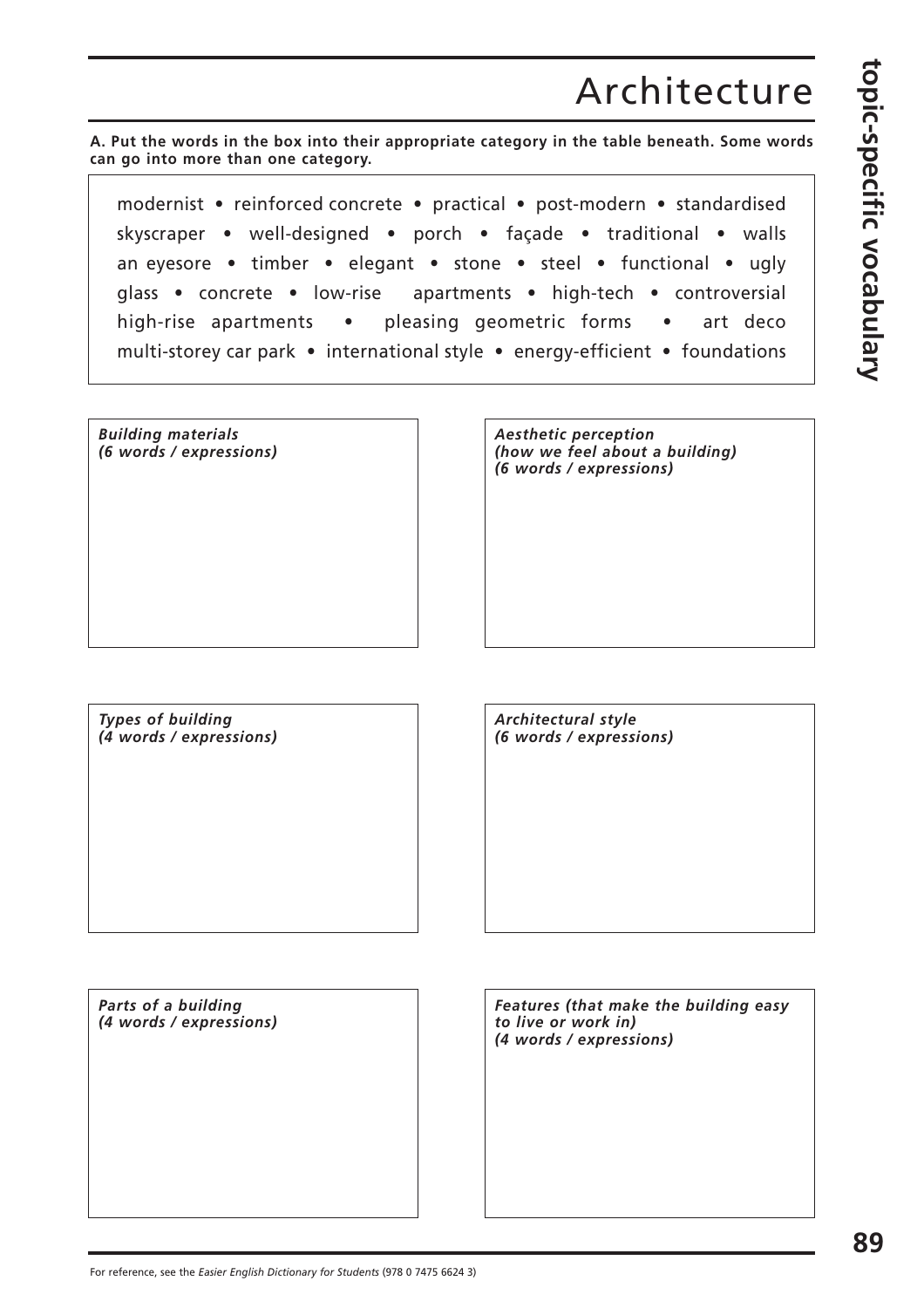# Architecture

**A. Put the words in the box into their appropriate category in the table beneath. Some words can go into more than one category.**

modernist • reinforced concrete • practical • post-modern • standardised skyscraper • well-designed • porch • façade • traditional • walls an eyesore • timber • elegant • stone • steel • functional • ugly glass • concrete • low-rise apartments • high-tech • controversial high-rise apartments • pleasing geometric forms • art deco multi-storey car park • international style • energy-efficient • foundations

***Building materials***
***(6 words / expressions)***

***Aesthetic perception***
***(how we feel about a building)***
***(6 words / expressions)***

***Types of building***
***(4 words / expressions)***

***Architectural style***
***(6 words / expressions)***

***Parts of a building***
***(4 words / expressions)***

***Features (that make the building easy to live or work in)***
***(4 words / expressions)***

For reference, see the *Easier English Dictionary for Students* (978 0 7475 6624 3)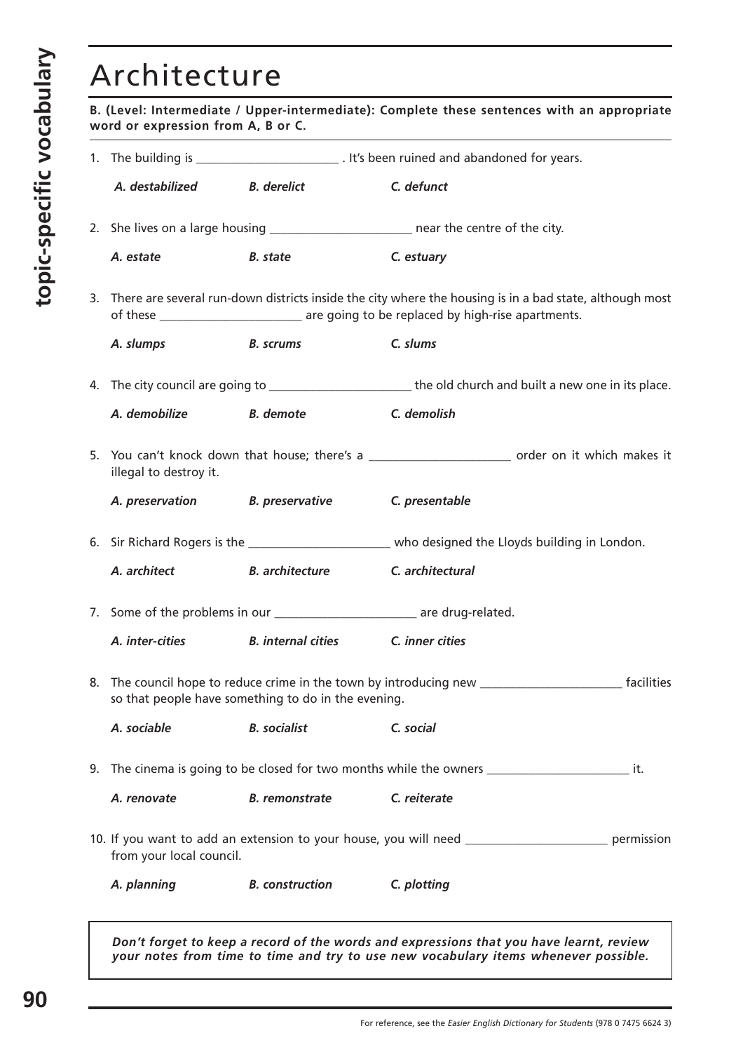# Architecture

**B. (Level: Intermediate / Upper-intermediate): Complete these sentences with an appropriate word or expression from A, B or C.**

1. The building is ______________________ . It's been ruined and abandoned for years.

   ***A. destabilized*** ***B. derelict*** ***C. defunct***

2. She lives on a large housing ______________________ near the centre of the city.

   ***A. estate*** ***B. state*** ***C. estuary***

3. There are several run-down districts inside the city where the housing is in a bad state, although most of these ______________________ are going to be replaced by high-rise apartments.

   ***A. slumps*** ***B. scrums*** ***C. slums***

4. The city council are going to ______________________ the old church and built a new one in its place.

   ***A. demobilize*** ***B. demote*** ***C. demolish***

5. You can't knock down that house; there's a ______________________ order on it which makes it illegal to destroy it.

   ***A. preservation*** ***B. preservative*** ***C. presentable***

6. Sir Richard Rogers is the ______________________ who designed the Lloyds building in London.

   ***A. architect*** ***B. architecture*** ***C. architectural***

7. Some of the problems in our ______________________ are drug-related.

   ***A. inter-cities*** ***B. internal cities*** ***C. inner cities***

8. The council hope to reduce crime in the town by introducing new ______________________ facilities so that people have something to do in the evening.

   ***A. sociable*** ***B. socialist*** ***C. social***

9. The cinema is going to be closed for two months while the owners ______________________ it.

   ***A. renovate*** ***B. remonstrate*** ***C. reiterate***

10. If you want to add an extension to your house, you will need ______________________ permission from your local council.

    ***A. planning*** ***B. construction*** ***C. plotting***

***Don't forget to keep a record of the words and expressions that you have learnt, review your notes from time to time and try to use new vocabulary items whenever possible.***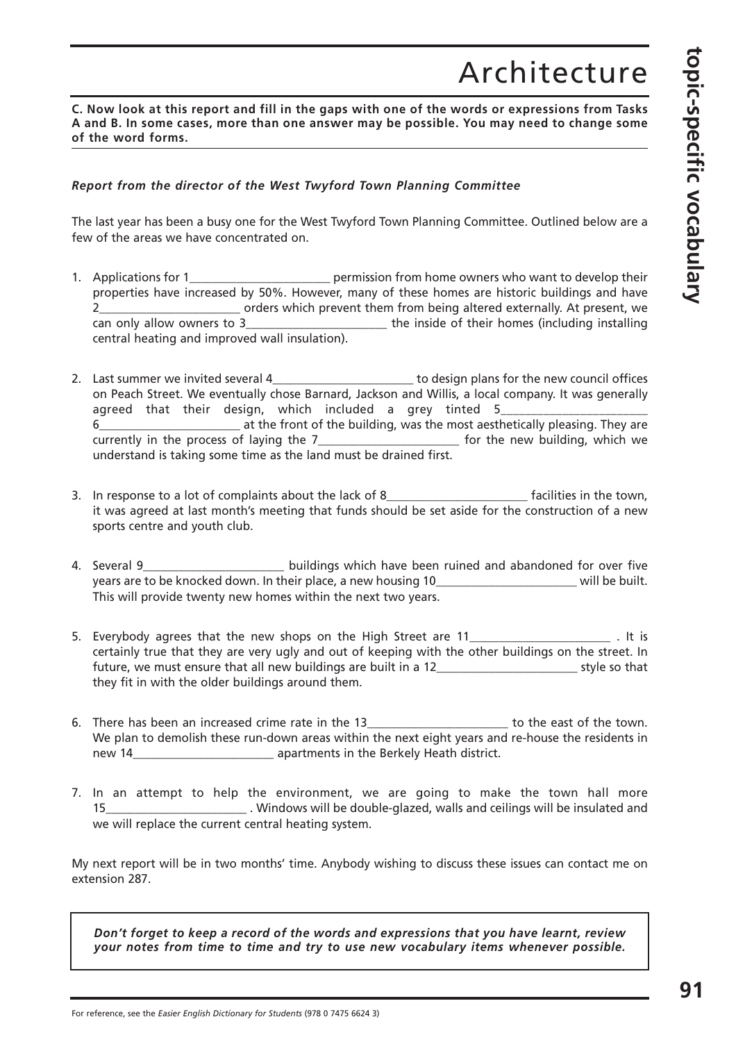# Architecture

**C. Now look at this report and fill in the gaps with one of the words or expressions from Tasks A and B. In some cases, more than one answer may be possible. You may need to change some of the word forms.**

***Report from the director of the West Twyford Town Planning Committee***

The last year has been a busy one for the West Twyford Town Planning Committee. Outlined below are a few of the areas we have concentrated on.

1. Applications for 1\_\_\_\_\_\_\_\_\_\_\_\_\_\_\_\_\_\_\_\_\_\_ permission from home owners who want to develop their properties have increased by 50%. However, many of these homes are historic buildings and have 2\_\_\_\_\_\_\_\_\_\_\_\_\_\_\_\_\_\_\_\_\_\_ orders which prevent them from being altered externally. At present, we can only allow owners to 3\_\_\_\_\_\_\_\_\_\_\_\_\_\_\_\_\_\_\_\_\_\_ the inside of their homes (including installing central heating and improved wall insulation).

2. Last summer we invited several 4\_\_\_\_\_\_\_\_\_\_\_\_\_\_\_\_\_\_\_\_\_\_ to design plans for the new council offices on Peach Street. We eventually chose Barnard, Jackson and Willis, a local company. It was generally agreed that their design, which included a grey tinted 5\_\_\_\_\_\_\_\_\_\_\_\_\_\_\_\_\_\_\_\_\_\_ 6\_\_\_\_\_\_\_\_\_\_\_\_\_\_\_\_\_\_\_\_\_\_ at the front of the building, was the most aesthetically pleasing. They are currently in the process of laying the 7\_\_\_\_\_\_\_\_\_\_\_\_\_\_\_\_\_\_\_\_\_\_ for the new building, which we understand is taking some time as the land must be drained first.

3. In response to a lot of complaints about the lack of 8\_\_\_\_\_\_\_\_\_\_\_\_\_\_\_\_\_\_\_\_\_\_ facilities in the town, it was agreed at last month's meeting that funds should be set aside for the construction of a new sports centre and youth club.

4. Several 9\_\_\_\_\_\_\_\_\_\_\_\_\_\_\_\_\_\_\_\_\_\_ buildings which have been ruined and abandoned for over five years are to be knocked down. In their place, a new housing 10\_\_\_\_\_\_\_\_\_\_\_\_\_\_\_\_\_\_\_\_\_\_ will be built. This will provide twenty new homes within the next two years.

5. Everybody agrees that the new shops on the High Street are 11\_\_\_\_\_\_\_\_\_\_\_\_\_\_\_\_\_\_\_\_\_\_ . It is certainly true that they are very ugly and out of keeping with the other buildings on the street. In future, we must ensure that all new buildings are built in a 12\_\_\_\_\_\_\_\_\_\_\_\_\_\_\_\_\_\_\_\_\_\_ style so that they fit in with the older buildings around them.

6. There has been an increased crime rate in the 13\_\_\_\_\_\_\_\_\_\_\_\_\_\_\_\_\_\_\_\_\_\_ to the east of the town. We plan to demolish these run-down areas within the next eight years and re-house the residents in new 14\_\_\_\_\_\_\_\_\_\_\_\_\_\_\_\_\_\_\_\_\_\_ apartments in the Berkely Heath district.

7. In an attempt to help the environment, we are going to make the town hall more 15\_\_\_\_\_\_\_\_\_\_\_\_\_\_\_\_\_\_\_\_\_\_ . Windows will be double-glazed, walls and ceilings will be insulated and we will replace the current central heating system.

My next report will be in two months' time. Anybody wishing to discuss these issues can contact me on extension 287.

***Don't forget to keep a record of the words and expressions that you have learnt, review your notes from time to time and try to use new vocabulary items whenever possible.***

For reference, see the *Easier English Dictionary for Students* (978 0 7475 6624 3)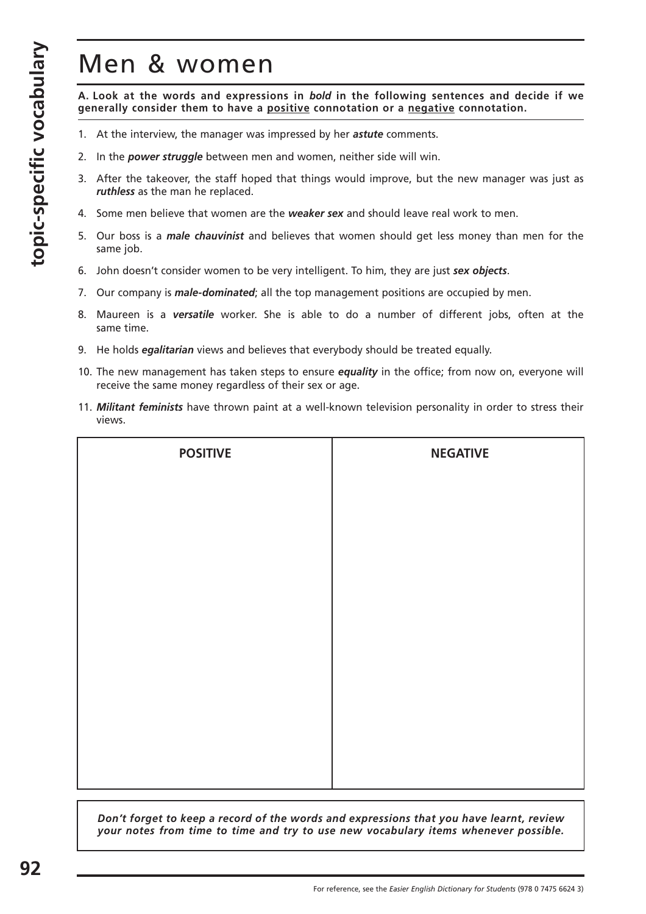# Men & women

**A. Look at the words and expressions in *bold* in the following sentences and decide if we generally consider them to have a positive connotation or a negative connotation.**

1. At the interview, the manager was impressed by her ***astute*** comments.
2. In the ***power struggle*** between men and women, neither side will win.
3. After the takeover, the staff hoped that things would improve, but the new manager was just as ***ruthless*** as the man he replaced.
4. Some men believe that women are the ***weaker sex*** and should leave real work to men.
5. Our boss is a ***male chauvinist*** and believes that women should get less money than men for the same job.
6. John doesn't consider women to be very intelligent. To him, they are just ***sex objects***.
7. Our company is ***male-dominated***; all the top management positions are occupied by men.
8. Maureen is a ***versatile*** worker. She is able to do a number of different jobs, often at the same time.
9. He holds ***egalitarian*** views and believes that everybody should be treated equally.
10. The new management has taken steps to ensure ***equality*** in the office; from now on, everyone will receive the same money regardless of their sex or age.
11. ***Militant feminists*** have thrown paint at a well-known television personality in order to stress their views.

| POSITIVE | NEGATIVE |
| --- | --- |
| | |

***Don't forget to keep a record of the words and expressions that you have learnt, review your notes from time to time and try to use new vocabulary items whenever possible.***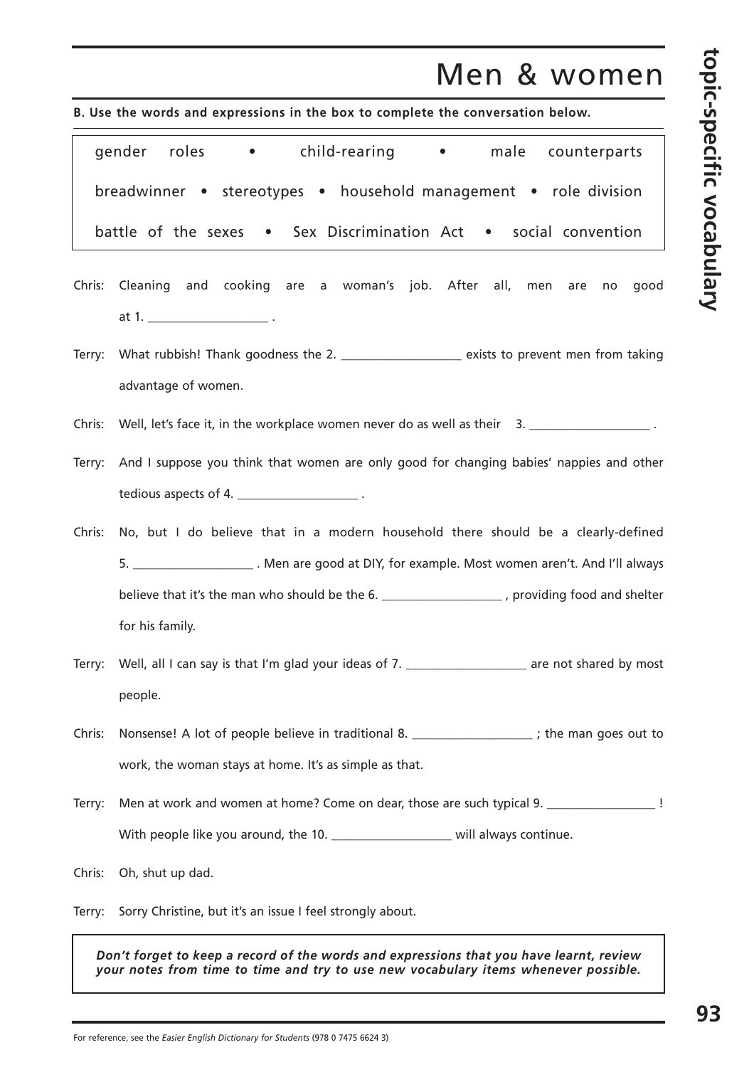# Men & women

**B. Use the words and expressions in the box to complete the conversation below.**

| gender roles • child-rearing • male counterparts |
| --- |
| breadwinner • stereotypes • household management • role division |
| battle of the sexes • Sex Discrimination Act • social convention |

Chris: Cleaning and cooking are a woman's job. After all, men are no good at 1. __________________ .

Terry: What rubbish! Thank goodness the 2. __________________ exists to prevent men from taking advantage of women.

Chris: Well, let's face it, in the workplace women never do as well as their 3. __________________ .

Terry: And I suppose you think that women are only good for changing babies' nappies and other tedious aspects of 4. __________________ .

Chris: No, but I do believe that in a modern household there should be a clearly-defined 5. __________________ . Men are good at DIY, for example. Most women aren't. And I'll always believe that it's the man who should be the 6. __________________ , providing food and shelter for his family.

Terry: Well, all I can say is that I'm glad your ideas of 7. __________________ are not shared by most people.

Chris: Nonsense! A lot of people believe in traditional 8. __________________ ; the man goes out to work, the woman stays at home. It's as simple as that.

Terry: Men at work and women at home? Come on dear, those are such typical 9. ________________ ! With people like you around, the 10. __________________ will always continue.

Chris: Oh, shut up dad.

Terry: Sorry Christine, but it's an issue I feel strongly about.

***Don't forget to keep a record of the words and expressions that you have learnt, review your notes from time to time and try to use new vocabulary items whenever possible.***

For reference, see the *Easier English Dictionary for Students* (978 0 7475 6624 3)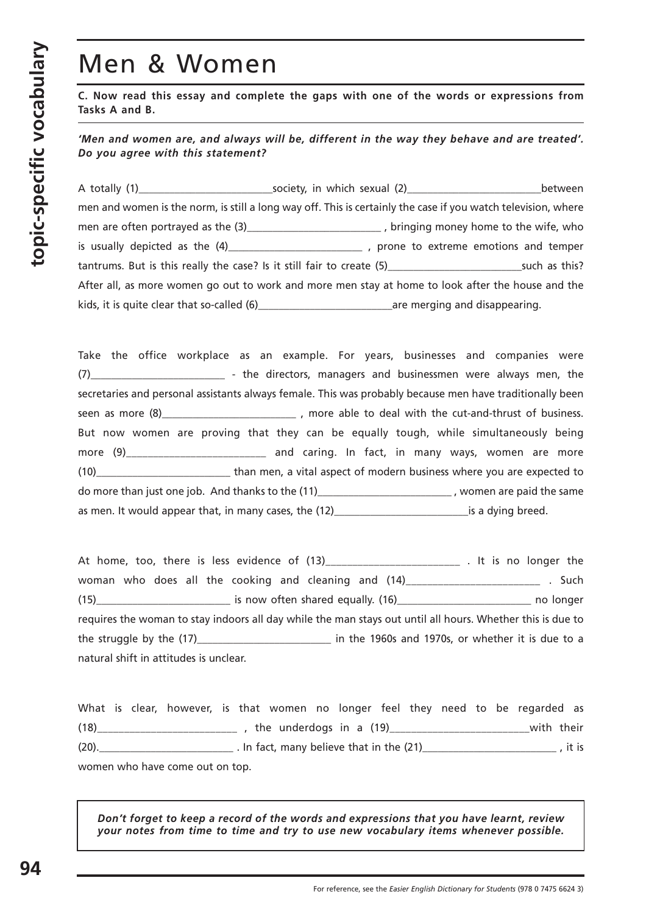# Men & Women

**C. Now read this essay and complete the gaps with one of the words or expressions from Tasks A and B.**

***'Men and women are, and always will be, different in the way they behave and are treated'. Do you agree with this statement?***

A totally (1)________________________society, in which sexual (2)________________________between men and women is the norm, is still a long way off. This is certainly the case if you watch television, where men are often portrayed as the (3)________________________ , bringing money home to the wife, who is usually depicted as the (4)________________________ , prone to extreme emotions and temper tantrums. But is this really the case? Is it still fair to create (5)________________________such as this? After all, as more women go out to work and more men stay at home to look after the house and the kids, it is quite clear that so-called (6)________________________are merging and disappearing.

Take the office workplace as an example. For years, businesses and companies were (7)________________________ - the directors, managers and businessmen were always men, the secretaries and personal assistants always female. This was probably because men have traditionally been seen as more (8)________________________ , more able to deal with the cut-and-thrust of business. But now women are proving that they can be equally tough, while simultaneously being more (9)________________________ and caring. In fact, in many ways, women are more (10)________________________ than men, a vital aspect of modern business where you are expected to do more than just one job. And thanks to the (11)________________________ , women are paid the same as men. It would appear that, in many cases, the (12)________________________is a dying breed.

At home, too, there is less evidence of (13)________________________ . It is no longer the woman who does all the cooking and cleaning and (14)________________________ . Such (15)________________________ is now often shared equally. (16)________________________ no longer requires the woman to stay indoors all day while the man stays out until all hours. Whether this is due to the struggle by the (17)________________________ in the 1960s and 1970s, or whether it is due to a natural shift in attitudes is unclear.

What is clear, however, is that women no longer feel they need to be regarded as (18)________________________ , the underdogs in a (19)________________________with their (20).________________________ . In fact, many believe that in the (21)________________________ , it is women who have come out on top.

***Don't forget to keep a record of the words and expressions that you have learnt, review your notes from time to time and try to use new vocabulary items whenever possible.***

For reference, see the *Easier English Dictionary for Students* (978 0 7475 6624 3)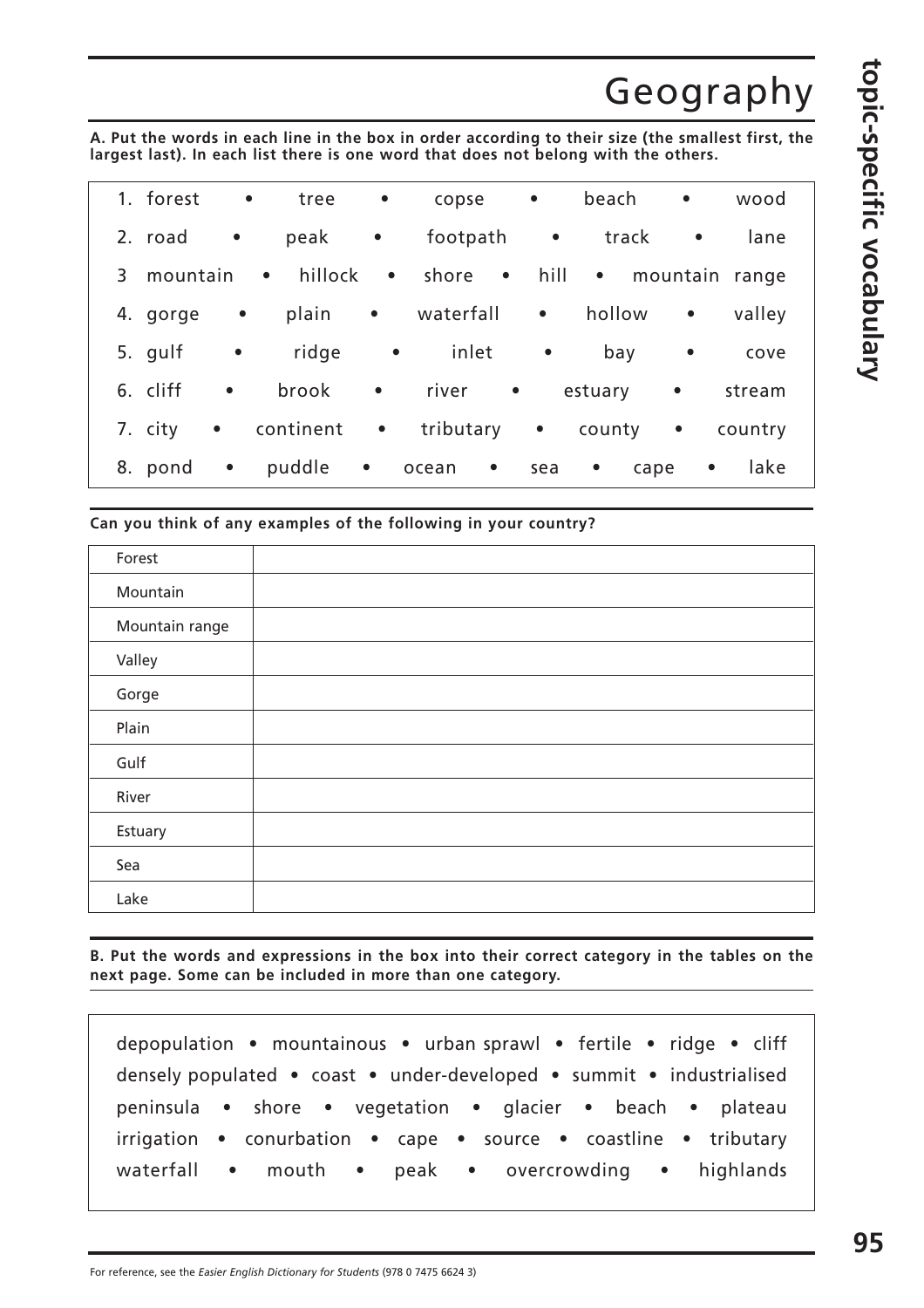# Geography

**A. Put the words in each line in the box in order according to their size (the smallest first, the largest last). In each list there is one word that does not belong with the others.**

1. forest • tree • copse • beach • wood
2. road • peak • footpath • track • lane
3. mountain • hillock • shore • hill • mountain range
4. gorge • plain • waterfall • hollow • valley
5. gulf • ridge • inlet • bay • cove
6. cliff • brook • river • estuary • stream
7. city • continent • tributary • county • country
8. pond • puddle • ocean • sea • cape • lake

**Can you think of any examples of the following in your country?**

| | |
|---|---|
| Forest | |
| Mountain | |
| Mountain range | |
| Valley | |
| Gorge | |
| Plain | |
| Gulf | |
| River | |
| Estuary | |
| Sea | |
| Lake | |

**B. Put the words and expressions in the box into their correct category in the tables on the next page. Some can be included in more than one category.**

depopulation • mountainous • urban sprawl • fertile • ridge • cliff
densely populated • coast • under-developed • summit • industrialised
peninsula • shore • vegetation • glacier • beach • plateau
irrigation • conurbation • cape • source • coastline • tributary
waterfall • mouth • peak • overcrowding • highlands

For reference, see the *Easier English Dictionary for Students* (978 0 7475 6624 3)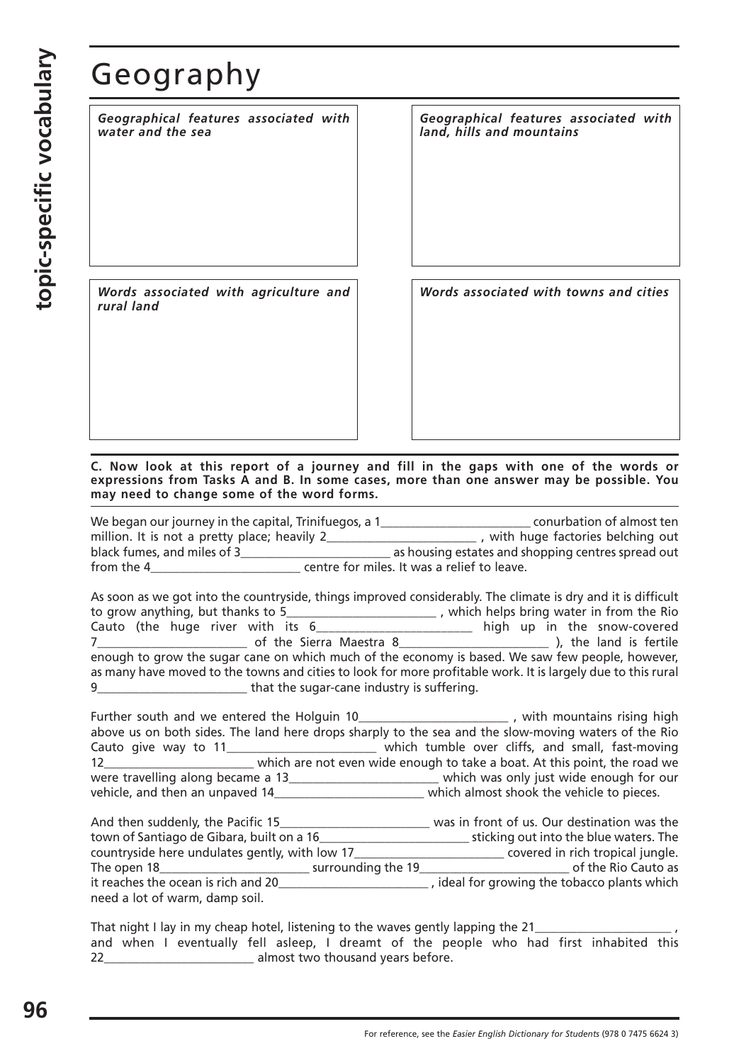# Geography

| *Geographical features associated with water and the sea* | *Geographical features associated with land, hills and mountains* |
| --- | --- |
| | |

| *Words associated with agriculture and rural land* | *Words associated with towns and cities* |
| --- | --- |
| | |

**C. Now look at this report of a journey and fill in the gaps with one of the words or expressions from Tasks A and B. In some cases, more than one answer may be possible. You may need to change some of the word forms.**

We began our journey in the capital, Trinifuegos, a 1________________________ conurbation of almost ten million. It is not a pretty place; heavily 2________________________ , with huge factories belching out black fumes, and miles of 3________________________ as housing estates and shopping centres spread out from the 4________________________ centre for miles. It was a relief to leave.

As soon as we got into the countryside, things improved considerably. The climate is dry and it is difficult to grow anything, but thanks to 5________________________ , which helps bring water in from the Rio Cauto (the huge river with its 6________________________ high up in the snow-covered 7________________________ of the Sierra Maestra 8________________________ ), the land is fertile enough to grow the sugar cane on which much of the economy is based. We saw few people, however, as many have moved to the towns and cities to look for more profitable work. It is largely due to this rural 9________________________ that the sugar-cane industry is suffering.

Further south and we entered the Holguin 10________________________ , with mountains rising high above us on both sides. The land here drops sharply to the sea and the slow-moving waters of the Rio Cauto give way to 11________________________ which tumble over cliffs, and small, fast-moving 12________________________ which are not even wide enough to take a boat. At this point, the road we were travelling along became a 13________________________ which was only just wide enough for our vehicle, and then an unpaved 14________________________ which almost shook the vehicle to pieces.

And then suddenly, the Pacific 15________________________ was in front of us. Our destination was the town of Santiago de Gibara, built on a 16________________________ sticking out into the blue waters. The countryside here undulates gently, with low 17________________________ covered in rich tropical jungle. The open 18________________________ surrounding the 19________________________ of the Rio Cauto as it reaches the ocean is rich and 20________________________ , ideal for growing the tobacco plants which need a lot of warm, damp soil.

That night I lay in my cheap hotel, listening to the waves gently lapping the 21______________________ , and when I eventually fell asleep, I dreamt of the people who had first inhabited this 22________________________ almost two thousand years before.

For reference, see the *Easier English Dictionary for Students* (978 0 7475 6624 3)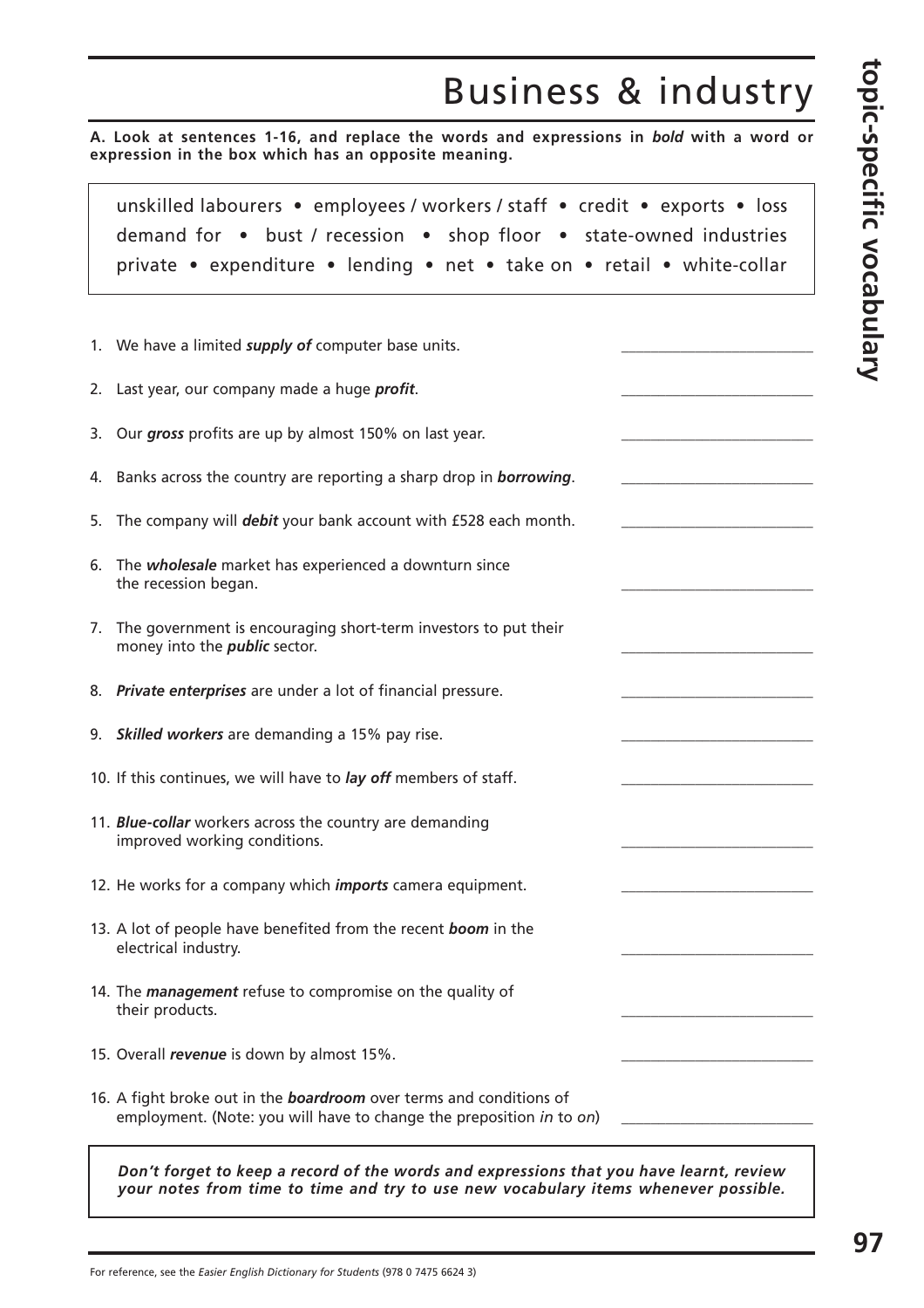# Business & industry

**A. Look at sentences 1-16, and replace the words and expressions in *bold* with a word or expression in the box which has an opposite meaning.**

> unskilled labourers • employees / workers / staff • credit • exports • loss
> demand for • bust / recession • shop floor • state-owned industries
> private • expenditure • lending • net • take on • retail • white-collar

1. We have a limited ***supply of*** computer base units. \_\_\_\_\_\_\_\_\_\_\_\_\_\_\_\_\_\_\_\_
2. Last year, our company made a huge ***profit***. \_\_\_\_\_\_\_\_\_\_\_\_\_\_\_\_\_\_\_\_
3. Our ***gross*** profits are up by almost 150% on last year. \_\_\_\_\_\_\_\_\_\_\_\_\_\_\_\_\_\_\_\_
4. Banks across the country are reporting a sharp drop in ***borrowing***. \_\_\_\_\_\_\_\_\_\_\_\_\_\_\_\_\_\_\_\_
5. The company will ***debit*** your bank account with £528 each month. \_\_\_\_\_\_\_\_\_\_\_\_\_\_\_\_\_\_\_\_
6. The ***wholesale*** market has experienced a downturn since the recession began. \_\_\_\_\_\_\_\_\_\_\_\_\_\_\_\_\_\_\_\_
7. The government is encouraging short-term investors to put their money into the ***public*** sector. \_\_\_\_\_\_\_\_\_\_\_\_\_\_\_\_\_\_\_\_
8. ***Private enterprises*** are under a lot of financial pressure. \_\_\_\_\_\_\_\_\_\_\_\_\_\_\_\_\_\_\_\_
9. ***Skilled workers*** are demanding a 15% pay rise. \_\_\_\_\_\_\_\_\_\_\_\_\_\_\_\_\_\_\_\_
10. If this continues, we will have to ***lay off*** members of staff. \_\_\_\_\_\_\_\_\_\_\_\_\_\_\_\_\_\_\_\_
11. ***Blue-collar*** workers across the country are demanding improved working conditions. \_\_\_\_\_\_\_\_\_\_\_\_\_\_\_\_\_\_\_\_
12. He works for a company which ***imports*** camera equipment. \_\_\_\_\_\_\_\_\_\_\_\_\_\_\_\_\_\_\_\_
13. A lot of people have benefited from the recent ***boom*** in the electrical industry. \_\_\_\_\_\_\_\_\_\_\_\_\_\_\_\_\_\_\_\_
14. The ***management*** refuse to compromise on the quality of their products. \_\_\_\_\_\_\_\_\_\_\_\_\_\_\_\_\_\_\_\_
15. Overall ***revenue*** is down by almost 15%. \_\_\_\_\_\_\_\_\_\_\_\_\_\_\_\_\_\_\_\_
16. A fight broke out in the ***boardroom*** over terms and conditions of employment. (Note: you will have to change the preposition *in* to *on*) \_\_\_\_\_\_\_\_\_\_\_\_\_\_\_\_\_\_\_\_

> ***Don't forget to keep a record of the words and expressions that you have learnt, review your notes from time to time and try to use new vocabulary items whenever possible.***

For reference, see the *Easier English Dictionary for Students* (978 0 7475 6624 3)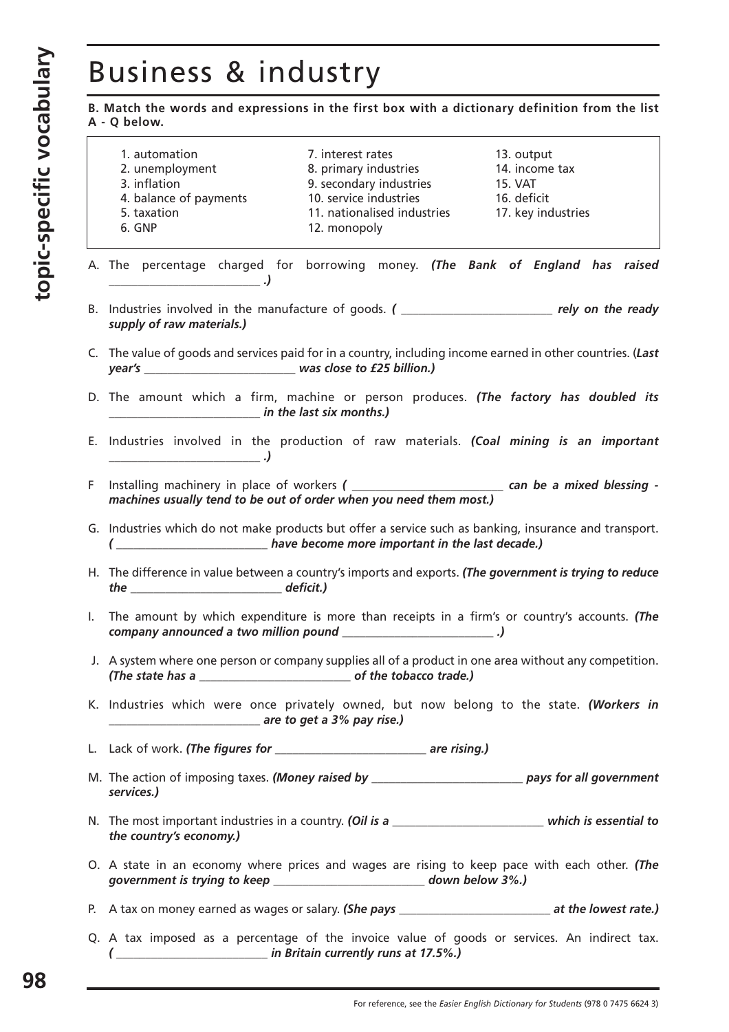# Business & industry

**B. Match the words and expressions in the first box with a dictionary definition from the list A - Q below.**

| | | |
|---|---|---|
| 1. automation | 7. interest rates | 13. output |
| 2. unemployment | 8. primary industries | 14. income tax |
| 3. inflation | 9. secondary industries | 15. VAT |
| 4. balance of payments | 10. service industries | 16. deficit |
| 5. taxation | 11. nationalised industries | 17. key industries |
| 6. GNP | 12. monopoly | |

A. The percentage charged for borrowing money. ***(The Bank of England has raised _________________________ .)***

B. Industries involved in the manufacture of goods. ***( _________________________ rely on the ready supply of raw materials.)***

C. The value of goods and services paid for in a country, including income earned in other countries. (***Last year's _________________________ was close to £25 billion.)***

D. The amount which a firm, machine or person produces. ***(The factory has doubled its _________________________ in the last six months.)***

E. Industries involved in the production of raw materials. ***(Coal mining is an important _________________________ .)***

F Installing machinery in place of workers ***( _________________________ can be a mixed blessing - machines usually tend to be out of order when you need them most.)***

G. Industries which do not make products but offer a service such as banking, insurance and transport. ***( _________________________ have become more important in the last decade.)***

H. The difference in value between a country's imports and exports. ***(The government is trying to reduce the _________________________ deficit.)***

I. The amount by which expenditure is more than receipts in a firm's or country's accounts. ***(The company announced a two million pound _________________________ .)***

J. A system where one person or company supplies all of a product in one area without any competition. ***(The state has a _________________________ of the tobacco trade.)***

K. Industries which were once privately owned, but now belong to the state. ***(Workers in _________________________ are to get a 3% pay rise.)***

L. Lack of work. ***(The figures for _________________________ are rising.)***

M. The action of imposing taxes. ***(Money raised by _________________________ pays for all government services.)***

N. The most important industries in a country. ***(Oil is a _________________________ which is essential to the country's economy.)***

O. A state in an economy where prices and wages are rising to keep pace with each other. ***(The government is trying to keep _________________________ down below 3%.)***

P. A tax on money earned as wages or salary. ***(She pays _________________________ at the lowest rate.)***

Q. A tax imposed as a percentage of the invoice value of goods or services. An indirect tax. ***( _________________________ in Britain currently runs at 17.5%.)***

For reference, see the *Easier English Dictionary for Students* (978 0 7475 6624 3)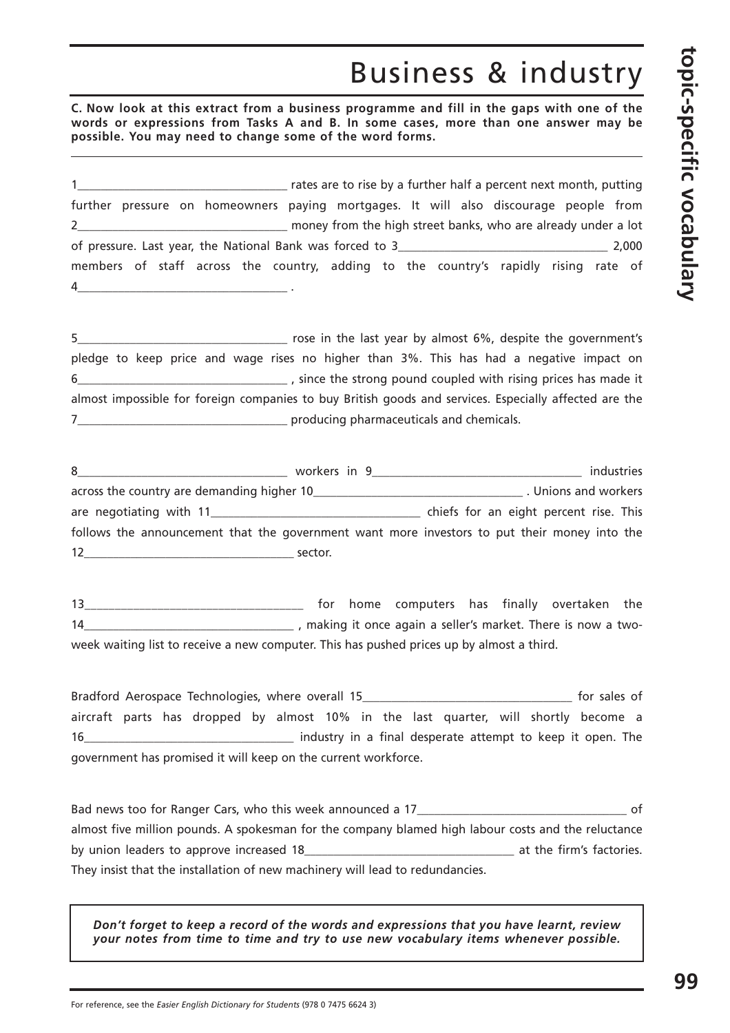# Business & industry

**C. Now look at this extract from a business programme and fill in the gaps with one of the words or expressions from Tasks A and B. In some cases, more than one answer may be possible. You may need to change some of the word forms.**

1\_\_\_\_\_\_\_\_\_\_\_\_\_\_\_\_\_\_\_\_\_\_\_\_\_\_\_\_\_\_ rates are to rise by a further half a percent next month, putting further pressure on homeowners paying mortgages. It will also discourage people from 2\_\_\_\_\_\_\_\_\_\_\_\_\_\_\_\_\_\_\_\_\_\_\_\_\_\_\_\_\_\_ money from the high street banks, who are already under a lot of pressure. Last year, the National Bank was forced to 3\_\_\_\_\_\_\_\_\_\_\_\_\_\_\_\_\_\_\_\_\_\_\_\_\_\_\_\_\_\_ 2,000 members of staff across the country, adding to the country's rapidly rising rate of 4\_\_\_\_\_\_\_\_\_\_\_\_\_\_\_\_\_\_\_\_\_\_\_\_\_\_\_\_\_\_ .

5\_\_\_\_\_\_\_\_\_\_\_\_\_\_\_\_\_\_\_\_\_\_\_\_\_\_\_\_\_\_ rose in the last year by almost 6%, despite the government's pledge to keep price and wage rises no higher than 3%. This has had a negative impact on 6\_\_\_\_\_\_\_\_\_\_\_\_\_\_\_\_\_\_\_\_\_\_\_\_\_\_\_\_\_\_ , since the strong pound coupled with rising prices has made it almost impossible for foreign companies to buy British goods and services. Especially affected are the 7\_\_\_\_\_\_\_\_\_\_\_\_\_\_\_\_\_\_\_\_\_\_\_\_\_\_\_\_\_\_ producing pharmaceuticals and chemicals.

8\_\_\_\_\_\_\_\_\_\_\_\_\_\_\_\_\_\_\_\_\_\_\_\_\_\_\_\_\_\_ workers in 9\_\_\_\_\_\_\_\_\_\_\_\_\_\_\_\_\_\_\_\_\_\_\_\_\_\_\_\_\_\_ industries across the country are demanding higher 10\_\_\_\_\_\_\_\_\_\_\_\_\_\_\_\_\_\_\_\_\_\_\_\_\_\_\_\_\_\_ . Unions and workers are negotiating with 11\_\_\_\_\_\_\_\_\_\_\_\_\_\_\_\_\_\_\_\_\_\_\_\_\_\_\_\_\_\_ chiefs for an eight percent rise. This follows the announcement that the government want more investors to put their money into the 12\_\_\_\_\_\_\_\_\_\_\_\_\_\_\_\_\_\_\_\_\_\_\_\_\_\_\_\_\_\_ sector.

13\_\_\_\_\_\_\_\_\_\_\_\_\_\_\_\_\_\_\_\_\_\_\_\_\_\_\_\_\_\_ for home computers has finally overtaken the 14\_\_\_\_\_\_\_\_\_\_\_\_\_\_\_\_\_\_\_\_\_\_\_\_\_\_\_\_\_\_ , making it once again a seller's market. There is now a two-week waiting list to receive a new computer. This has pushed prices up by almost a third.

Bradford Aerospace Technologies, where overall 15\_\_\_\_\_\_\_\_\_\_\_\_\_\_\_\_\_\_\_\_\_\_\_\_\_\_\_\_\_\_ for sales of aircraft parts has dropped by almost 10% in the last quarter, will shortly become a 16\_\_\_\_\_\_\_\_\_\_\_\_\_\_\_\_\_\_\_\_\_\_\_\_\_\_\_\_\_\_ industry in a final desperate attempt to keep it open. The government has promised it will keep on the current workforce.

Bad news too for Ranger Cars, who this week announced a 17\_\_\_\_\_\_\_\_\_\_\_\_\_\_\_\_\_\_\_\_\_\_\_\_\_\_\_\_\_\_ of almost five million pounds. A spokesman for the company blamed high labour costs and the reluctance by union leaders to approve increased 18\_\_\_\_\_\_\_\_\_\_\_\_\_\_\_\_\_\_\_\_\_\_\_\_\_\_\_\_\_\_ at the firm's factories. They insist that the installation of new machinery will lead to redundancies.

***Don't forget to keep a record of the words and expressions that you have learnt, review your notes from time to time and try to use new vocabulary items whenever possible.***

For reference, see the *Easier English Dictionary for Students* (978 0 7475 6624 3)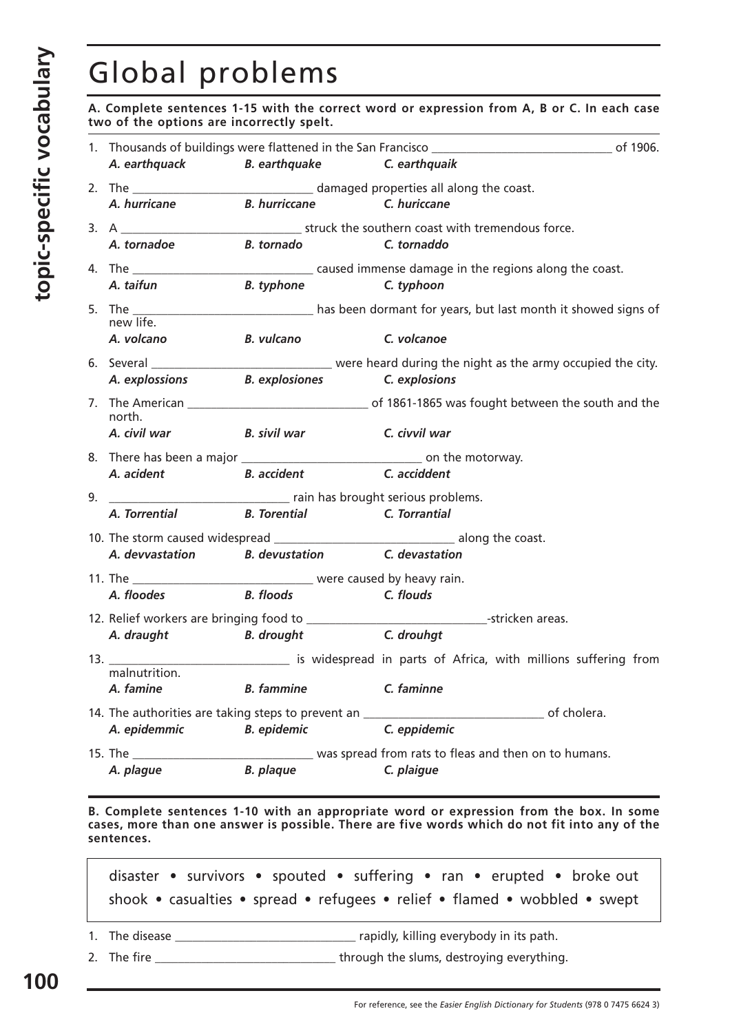# Global problems

**A. Complete sentences 1-15 with the correct word or expression from A, B or C. In each case two of the options are incorrectly spelt.**

1. Thousands of buildings were flattened in the San Francisco ______________________________ of 1906.
   *A. earthquack* *B. earthquake* *C. earthquaik*

2. The ______________________________ damaged properties all along the coast.
   *A. hurricane* *B. hurriccane* *C. huriccane*

3. A ______________________________ struck the southern coast with tremendous force.
   *A. tornadoe* *B. tornado* *C. tornaddo*

4. The ______________________________ caused immense damage in the regions along the coast.
   *A. taifun* *B. typhone* *C. typhoon*

5. The ______________________________ has been dormant for years, but last month it showed signs of new life.
   *A. volcano* *B. vulcano* *C. volcanoe*

6. Several ______________________________ were heard during the night as the army occupied the city.
   *A. explossions* *B. explosiones* *C. explosions*

7. The American ______________________________ of 1861-1865 was fought between the south and the north.
   *A. civil war* *B. sivil war* *C. civvil war*

8. There has been a major ______________________________ on the motorway.
   *A. acident* *B. accident* *C. acciddent*

9. ______________________________ rain has brought serious problems.
   *A. Torrential* *B. Torential* *C. Torrantial*

10. The storm caused widespread ______________________________ along the coast.
    *A. devvastation* *B. devustation* *C. devastation*

11. The ______________________________ were caused by heavy rain.
    *A. floodes* *B. floods* *C. flouds*

12. Relief workers are bringing food to ______________________________-stricken areas.
    *A. draught* *B. drought* *C. drouhgt*

13. ______________________________ is widespread in parts of Africa, with millions suffering from malnutrition.
    *A. famine* *B. fammine* *C. faminne*

14. The authorities are taking steps to prevent an ______________________________ of cholera.
    *A. epidemmic* *B. epidemic* *C. eppidemic*

15. The ______________________________ was spread from rats to fleas and then on to humans.
    *A. plague* *B. plaque* *C. plaigue*

**B. Complete sentences 1-10 with an appropriate word or expression from the box. In some cases, more than one answer is possible. There are five words which do not fit into any of the sentences.**

disaster • survivors • spouted • suffering • ran • erupted • broke out
shook • casualties • spread • refugees • relief • flamed • wobbled • swept

1. The disease ______________________________ rapidly, killing everybody in its path.
2. The fire ______________________________ through the slums, destroying everything.

For reference, see the *Easier English Dictionary for Students* (978 0 7475 6624 3)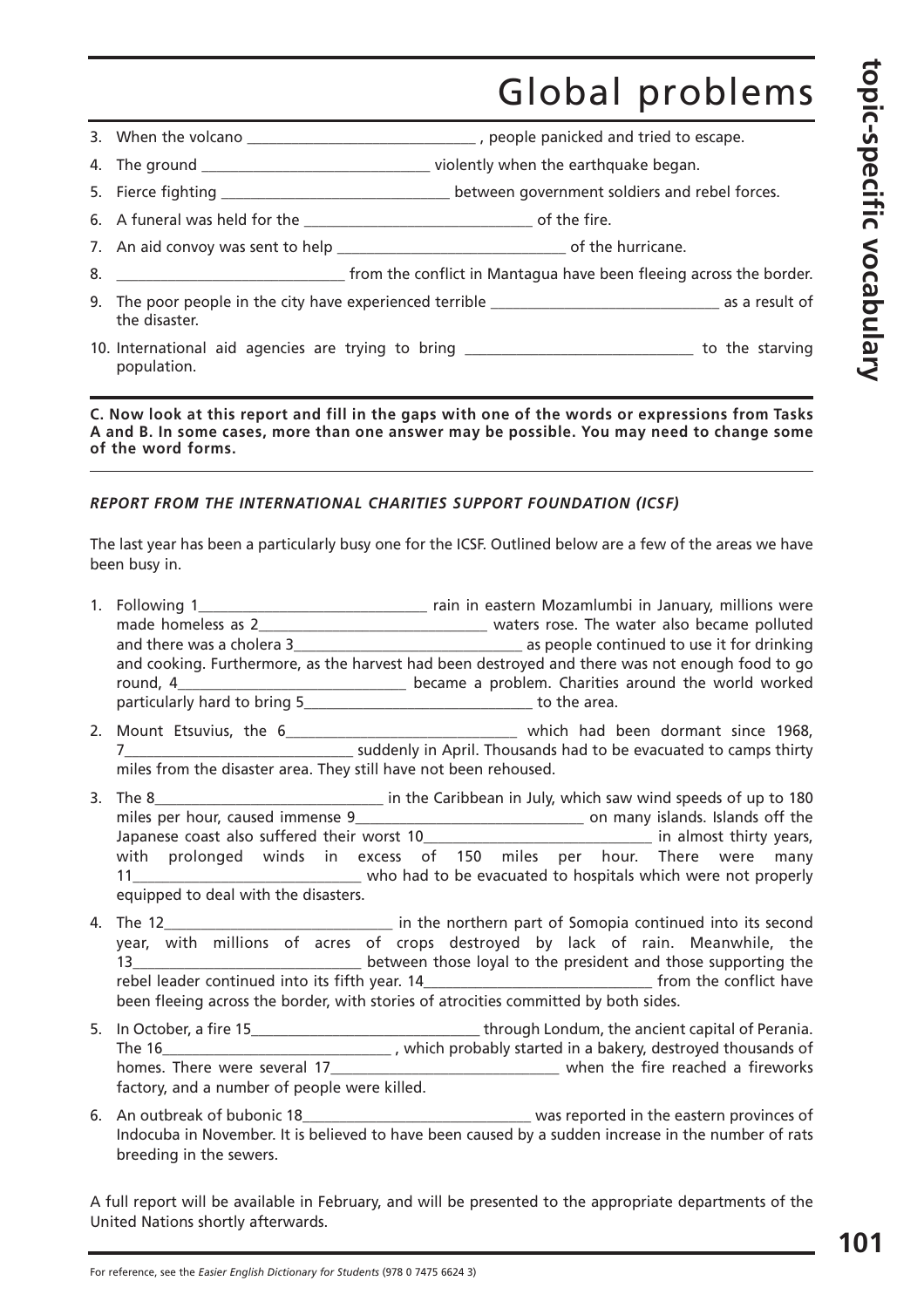# Global problems

3. When the volcano ______________________________ , people panicked and tried to escape.
4. The ground ______________________________ violently when the earthquake began.
5. Fierce fighting ______________________________ between government soldiers and rebel forces.
6. A funeral was held for the ______________________________ of the fire.
7. An aid convoy was sent to help ______________________________ of the hurricane.
8. ______________________________ from the conflict in Mantagua have been fleeing across the border.
9. The poor people in the city have experienced terrible ______________________________ as a result of the disaster.
10. International aid agencies are trying to bring ______________________________ to the starving population.

**C. Now look at this report and fill in the gaps with one of the words or expressions from Tasks A and B. In some cases, more than one answer may be possible. You may need to change some of the word forms.**

***REPORT FROM THE INTERNATIONAL CHARITIES SUPPORT FOUNDATION (ICSF)***

The last year has been a particularly busy one for the ICSF. Outlined below are a few of the areas we have been busy in.

1. Following 1______________________________ rain in eastern Mozamlumbi in January, millions were made homeless as 2______________________________ waters rose. The water also became polluted and there was a cholera 3______________________________ as people continued to use it for drinking and cooking. Furthermore, as the harvest had been destroyed and there was not enough food to go round, 4______________________________ became a problem. Charities around the world worked particularly hard to bring 5______________________________ to the area.
2. Mount Etsuvius, the 6______________________________ which had been dormant since 1968, 7______________________________ suddenly in April. Thousands had to be evacuated to camps thirty miles from the disaster area. They still have not been rehoused.
3. The 8______________________________ in the Caribbean in July, which saw wind speeds of up to 180 miles per hour, caused immense 9______________________________ on many islands. Islands off the Japanese coast also suffered their worst 10______________________________ in almost thirty years, with prolonged winds in excess of 150 miles per hour. There were many 11______________________________ who had to be evacuated to hospitals which were not properly equipped to deal with the disasters.
4. The 12______________________________ in the northern part of Somopia continued into its second year, with millions of acres of crops destroyed by lack of rain. Meanwhile, the 13______________________________ between those loyal to the president and those supporting the rebel leader continued into its fifth year. 14______________________________ from the conflict have been fleeing across the border, with stories of atrocities committed by both sides.
5. In October, a fire 15______________________________ through Londum, the ancient capital of Perania. The 16______________________________ , which probably started in a bakery, destroyed thousands of homes. There were several 17______________________________ when the fire reached a fireworks factory, and a number of people were killed.
6. An outbreak of bubonic 18______________________________ was reported in the eastern provinces of Indocuba in November. It is believed to have been caused by a sudden increase in the number of rats breeding in the sewers.

A full report will be available in February, and will be presented to the appropriate departments of the United Nations shortly afterwards.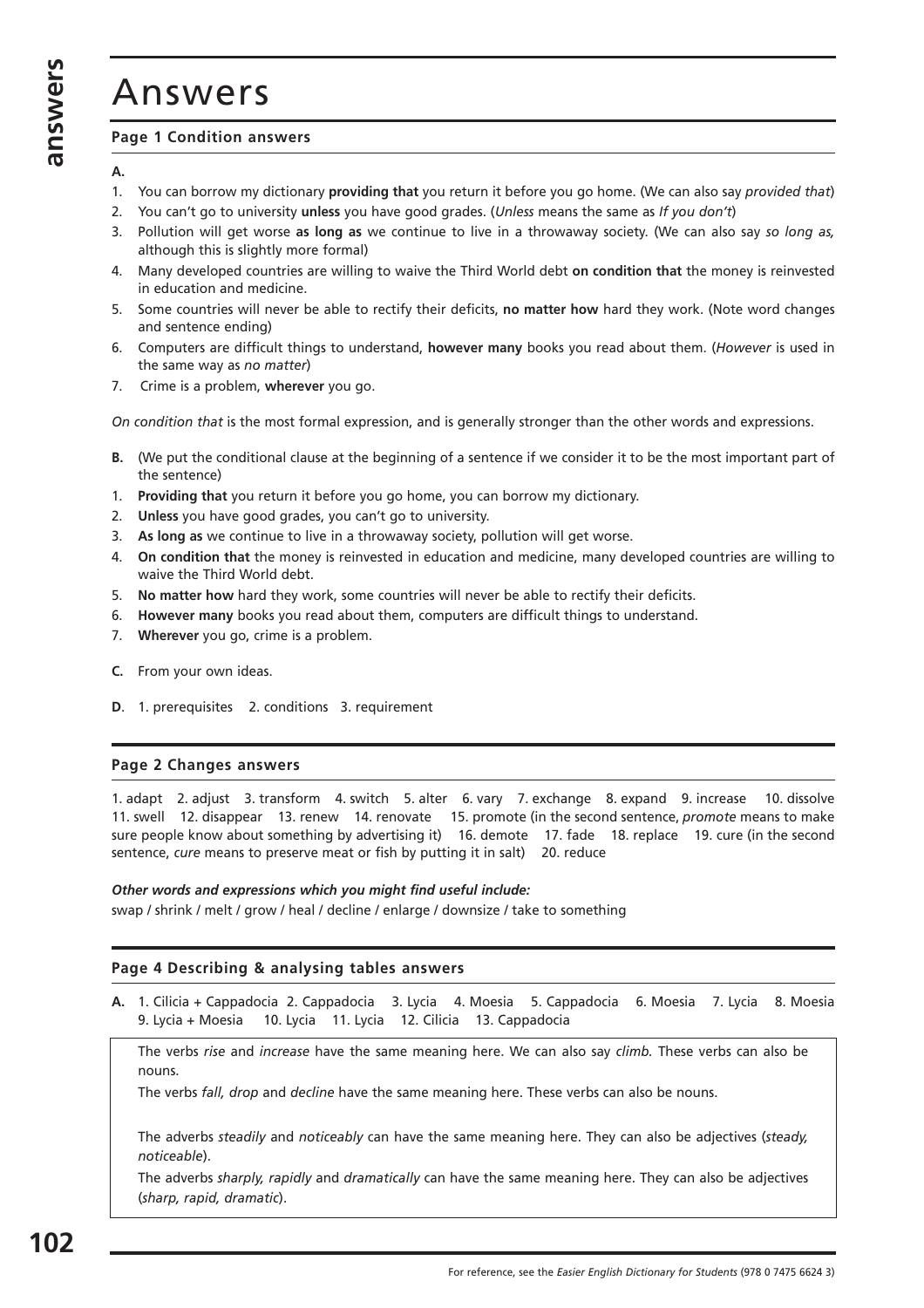# Answers

### Page 1 Condition answers

**A.**

1. You can borrow my dictionary **providing that** you return it before you go home. (We can also say *provided that*)
2. You can't go to university **unless** you have good grades. (*Unless* means the same as *If you don't*)
3. Pollution will get worse **as long as** we continue to live in a throwaway society. (We can also say *so long as,* although this is slightly more formal)
4. Many developed countries are willing to waive the Third World debt **on condition that** the money is reinvested in education and medicine.
5. Some countries will never be able to rectify their deficits, **no matter how** hard they work. (Note word changes and sentence ending)
6. Computers are difficult things to understand, **however many** books you read about them. (*However* is used in the same way as *no matter*)
7. Crime is a problem, **wherever** you go.

*On condition that* is the most formal expression, and is generally stronger than the other words and expressions.

**B.** (We put the conditional clause at the beginning of a sentence if we consider it to be the most important part of the sentence)

1. **Providing that** you return it before you go home, you can borrow my dictionary.
2. **Unless** you have good grades, you can't go to university.
3. **As long as** we continue to live in a throwaway society, pollution will get worse.
4. **On condition that** the money is reinvested in education and medicine, many developed countries are willing to waive the Third World debt.
5. **No matter how** hard they work, some countries will never be able to rectify their deficits.
6. **However many** books you read about them, computers are difficult things to understand.
7. **Wherever** you go, crime is a problem.

**C.** From your own ideas.

**D**. 1. prerequisites 2. conditions 3. requirement

### Page 2 Changes answers

1. adapt 2. adjust 3. transform 4. switch 5. alter 6. vary 7. exchange 8. expand 9. increase 10. dissolve 11. swell 12. disappear 13. renew 14. renovate 15. promote (in the second sentence, *promote* means to make sure people know about something by advertising it) 16. demote 17. fade 18. replace 19. cure (in the second sentence, *cure* means to preserve meat or fish by putting it in salt) 20. reduce

***Other words and expressions which you might find useful include:***
swap / shrink / melt / grow / heal / decline / enlarge / downsize / take to something

### Page 4 Describing & analysing tables answers

**A.** 1. Cilicia + Cappadocia 2. Cappadocia 3. Lycia 4. Moesia 5. Cappadocia 6. Moesia 7. Lycia 8. Moesia 9. Lycia + Moesia 10. Lycia 11. Lycia 12. Cilicia 13. Cappadocia

The verbs *rise* and *increase* have the same meaning here. We can also say *climb.* These verbs can also be nouns.

The verbs *fall, drop* and *decline* have the same meaning here. These verbs can also be nouns.

The adverbs *steadily* and *noticeably* can have the same meaning here. They can also be adjectives (*steady, noticeable*).

The adverbs *sharply, rapidly* and *dramatically* can have the same meaning here. They can also be adjectives (*sharp, rapid, dramatic*).

For reference, see the *Easier English Dictionary for Students* (978 0 7475 6624 3)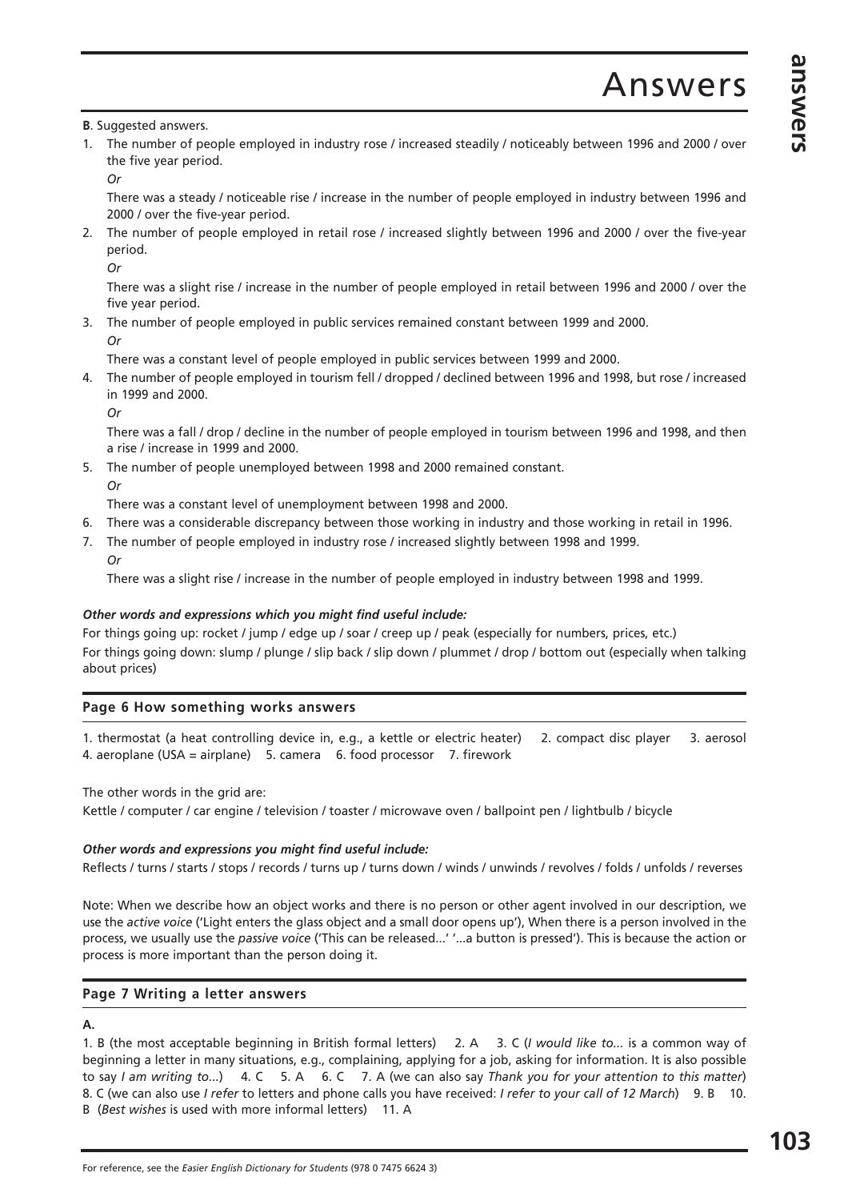# Answers

**B**. Suggested answers.

1. The number of people employed in industry rose / increased steadily / noticeably between 1996 and 2000 / over the five year period.

   *Or*

   There was a steady / noticeable rise / increase in the number of people employed in industry between 1996 and 2000 / over the five-year period.

2. The number of people employed in retail rose / increased slightly between 1996 and 2000 / over the five-year period.

   *Or*

   There was a slight rise / increase in the number of people employed in retail between 1996 and 2000 / over the five year period.

3. The number of people employed in public services remained constant between 1999 and 2000.

   *Or*

   There was a constant level of people employed in public services between 1999 and 2000.

4. The number of people employed in tourism fell / dropped / declined between 1996 and 1998, but rose / increased in 1999 and 2000.

   *Or*

   There was a fall / drop / decline in the number of people employed in tourism between 1996 and 1998, and then a rise / increase in 1999 and 2000.

5. The number of people unemployed between 1998 and 2000 remained constant.

   *Or*

   There was a constant level of unemployment between 1998 and 2000.

6. There was a considerable discrepancy between those working in industry and those working in retail in 1996.

7. The number of people employed in industry rose / increased slightly between 1998 and 1999.

   *Or*

   There was a slight rise / increase in the number of people employed in industry between 1998 and 1999.

***Other words and expressions which you might find useful include:***

For things going up: rocket / jump / edge up / soar / creep up / peak (especially for numbers, prices, etc.)

For things going down: slump / plunge / slip back / slip down / plummet / drop / bottom out (especially when talking about prices)

## Page 6 How something works answers

1. thermostat (a heat controlling device in, e.g., a kettle or electric heater) 2. compact disc player 3. aerosol 4. aeroplane (USA = airplane) 5. camera 6. food processor 7. firework

The other words in the grid are:

Kettle / computer / car engine / television / toaster / microwave oven / ballpoint pen / lightbulb / bicycle

***Other words and expressions you might find useful include:***

Reflects / turns / starts / stops / records / turns up / turns down / winds / unwinds / revolves / folds / unfolds / reverses

Note: When we describe how an object works and there is no person or other agent involved in our description, we use the *active voice* ('Light enters the glass object and a small door opens up'), When there is a person involved in the process, we usually use the *passive voice* ('This can be released...' '...a button is pressed'). This is because the action or process is more important than the person doing it.

## Page 7 Writing a letter answers

**A.**

1. B (the most acceptable beginning in British formal letters) 2. A 3. C (*I would like to...* is a common way of beginning a letter in many situations, e.g., complaining, applying for a job, asking for information. It is also possible to say *I am writing to...*) 4. C 5. A 6. C 7. A (we can also say *Thank you for your attention to this matter*) 8. C (we can also use *I refer* to letters and phone calls you have received: *I refer to your call of 12 March*) 9. B 10. B (*Best wishes* is used with more informal letters) 11. A

For reference, see the *Easier English Dictionary for Students* (978 0 7475 6624 3)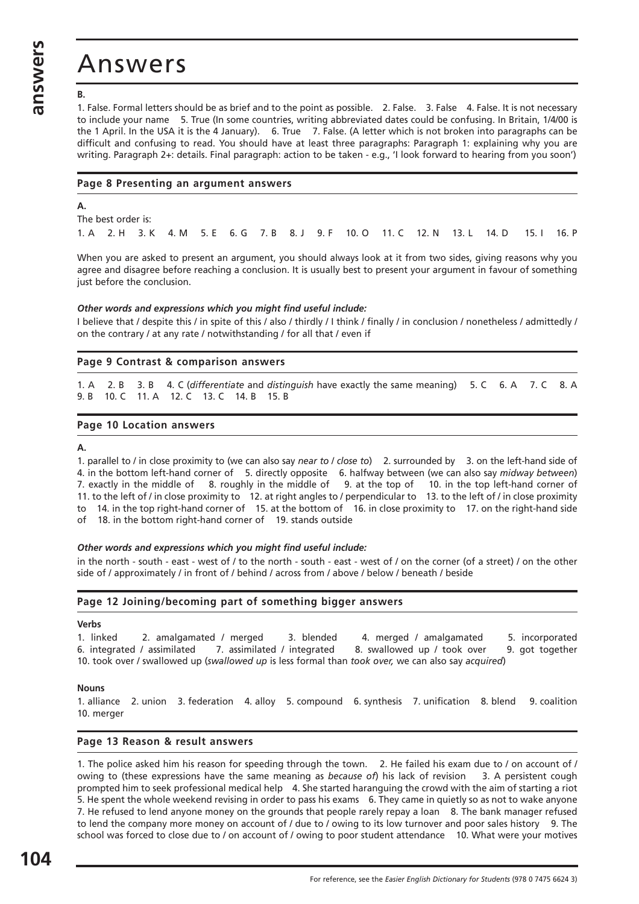# Answers

**B.**

1. False. Formal letters should be as brief and to the point as possible. 2. False. 3. False 4. False. It is not necessary to include your name 5. True (In some countries, writing abbreviated dates could be confusing. In Britain, 1/4/00 is the 1 April. In the USA it is the 4 January). 6. True 7. False. (A letter which is not broken into paragraphs can be difficult and confusing to read. You should have at least three paragraphs: Paragraph 1: explaining why you are writing. Paragraph 2+: details. Final paragraph: action to be taken - e.g., 'I look forward to hearing from you soon')

## Page 8 Presenting an argument answers

**A.**

The best order is:

1. A 2. H 3. K 4. M 5. E 6. G 7. B 8. J 9. F 10. O 11. C 12. N 13. L 14. D 15. I 16. P

When you are asked to present an argument, you should always look at it from two sides, giving reasons why you agree and disagree before reaching a conclusion. It is usually best to present your argument in favour of something just before the conclusion.

***Other words and expressions which you might find useful include:***

I believe that / despite this / in spite of this / also / thirdly / I think / finally / in conclusion / nonetheless / admittedly / on the contrary / at any rate / notwithstanding / for all that / even if

## Page 9 Contrast & comparison answers

1. A 2. B 3. B 4. C (*differentiate* and *distinguish* have exactly the same meaning) 5. C 6. A 7. C 8. A 9. B 10. C 11. A 12. C 13. C 14. B 15. B

## Page 10 Location answers

**A.**

1. parallel to / in close proximity to (we can also say *near to* / *close to*) 2. surrounded by 3. on the left-hand side of 4. in the bottom left-hand corner of 5. directly opposite 6. halfway between (we can also say *midway between*) 7. exactly in the middle of 8. roughly in the middle of 9. at the top of 10. in the top left-hand corner of 11. to the left of / in close proximity to 12. at right angles to / perpendicular to 13. to the left of / in close proximity to 14. in the top right-hand corner of 15. at the bottom of 16. in close proximity to 17. on the right-hand side of 18. in the bottom right-hand corner of 19. stands outside

***Other words and expressions which you might find useful include:***

in the north - south - east - west of / to the north - south - east - west of / on the corner (of a street) / on the other side of / approximately / in front of / behind / across from / above / below / beneath / beside

## Page 12 Joining/becoming part of something bigger answers

**Verbs**

1. linked 2. amalgamated / merged 3. blended 4. merged / amalgamated 5. incorporated 6. integrated / assimilated 7. assimilated / integrated 8. swallowed up / took over 9. got together 10. took over / swallowed up (*swallowed up* is less formal than *took over,* we can also say *acquired*)

**Nouns**

1. alliance 2. union 3. federation 4. alloy 5. compound 6. synthesis 7. unification 8. blend 9. coalition 10. merger

## Page 13 Reason & result answers

1. The police asked him his reason for speeding through the town. 2. He failed his exam due to / on account of / owing to (these expressions have the same meaning as *because of*) his lack of revision 3. A persistent cough prompted him to seek professional medical help 4. She started haranguing the crowd with the aim of starting a riot 5. He spent the whole weekend revising in order to pass his exams 6. They came in quietly so as not to wake anyone 7. He refused to lend anyone money on the grounds that people rarely repay a loan 8. The bank manager refused to lend the company more money on account of / due to / owing to its low turnover and poor sales history 9. The school was forced to close due to / on account of / owing to poor student attendance 10. What were your motives

For reference, see the *Easier English Dictionary for Students* (978 0 7475 6624 3)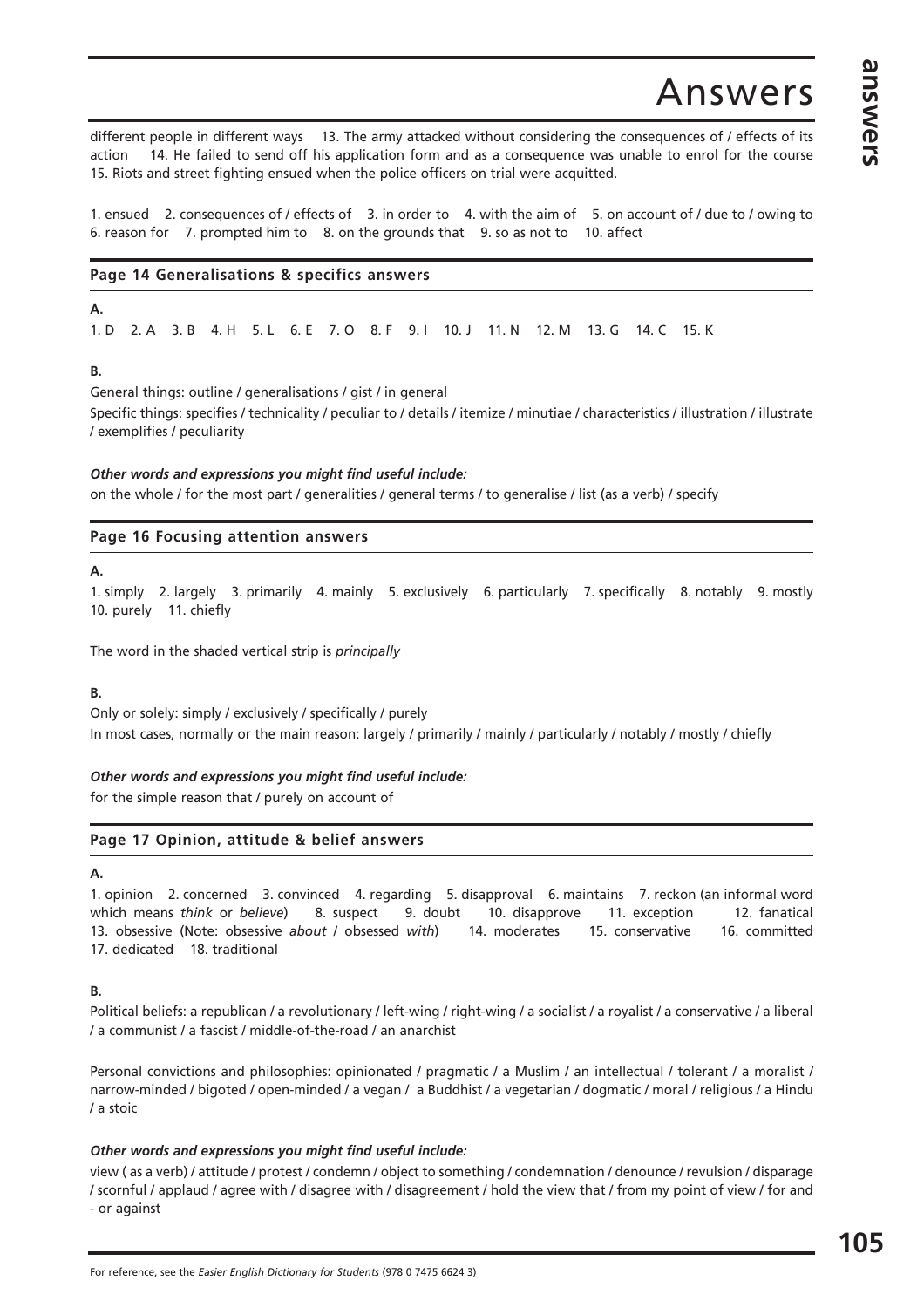# Answers

different people in different ways 13. The army attacked without considering the consequences of / effects of its action 14. He failed to send off his application form and as a consequence was unable to enrol for the course 15. Riots and street fighting ensued when the police officers on trial were acquitted.

1. ensued 2. consequences of / effects of 3. in order to 4. with the aim of 5. on account of / due to / owing to 6. reason for 7. prompted him to 8. on the grounds that 9. so as not to 10. affect

## Page 14 Generalisations & specifics answers

**A.**

1. D 2. A 3. B 4. H 5. L 6. E 7. O 8. F 9. I 10. J 11. N 12. M 13. G 14. C 15. K

**B.**

General things: outline / generalisations / gist / in general

Specific things: specifies / technicality / peculiar to / details / itemize / minutiae / characteristics / illustration / illustrate / exemplifies / peculiarity

***Other words and expressions you might find useful include:***

on the whole / for the most part / generalities / general terms / to generalise / list (as a verb) / specify

## Page 16 Focusing attention answers

**A.**

1. simply 2. largely 3. primarily 4. mainly 5. exclusively 6. particularly 7. specifically 8. notably 9. mostly 10. purely 11. chiefly

The word in the shaded vertical strip is *principally*

**B.**

Only or solely: simply / exclusively / specifically / purely

In most cases, normally or the main reason: largely / primarily / mainly / particularly / notably / mostly / chiefly

***Other words and expressions you might find useful include:***

for the simple reason that / purely on account of

## Page 17 Opinion, attitude & belief answers

**A.**

1. opinion 2. concerned 3. convinced 4. regarding 5. disapproval 6. maintains 7. reckon (an informal word which means *think* or *believe*) 8. suspect 9. doubt 10. disapprove 11. exception 12. fanatical 13. obsessive (Note: obsessive *about* / obsessed *with*) 14. moderates 15. conservative 16. committed 17. dedicated 18. traditional

**B.**

Political beliefs: a republican / a revolutionary / left-wing / right-wing / a socialist / a royalist / a conservative / a liberal / a communist / a fascist / middle-of-the-road / an anarchist

Personal convictions and philosophies: opinionated / pragmatic / a Muslim / an intellectual / tolerant / a moralist / narrow-minded / bigoted / open-minded / a vegan / a Buddhist / a vegetarian / dogmatic / moral / religious / a Hindu / a stoic

***Other words and expressions you might find useful include:***

view ( as a verb) / attitude / protest / condemn / object to something / condemnation / denounce / revulsion / disparage / scornful / applaud / agree with / disagree with / disagreement / hold the view that / from my point of view / for and - or against

For reference, see the *Easier English Dictionary for Students* (978 0 7475 6624 3)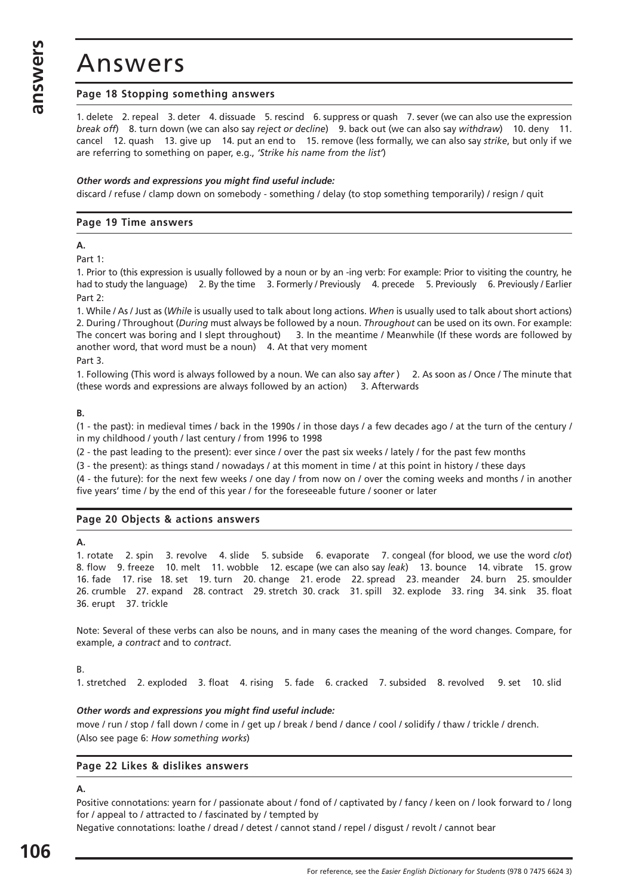# Answers

### Page 18 Stopping something answers

1. delete 2. repeal 3. deter 4. dissuade 5. rescind 6. suppress or quash 7. sever (we can also use the expression *break off*) 8. turn down (we can also say *reject or decline*) 9. back out (we can also say *withdraw*) 10. deny 11. cancel 12. quash 13. give up 14. put an end to 15. remove (less formally, we can also say *strike*, but only if we are referring to something on paper, e.g., *'Strike his name from the list'*)

***Other words and expressions you might find useful include:***
discard / refuse / clamp down on somebody - something / delay (to stop something temporarily) / resign / quit

### Page 19 Time answers

**A.**

Part 1:

1. Prior to (this expression is usually followed by a noun or by an -ing verb: For example: Prior to visiting the country, he had to study the language) 2. By the time 3. Formerly / Previously 4. precede 5. Previously 6. Previously / Earlier

Part 2:

1. While / As / Just as (*While* is usually used to talk about long actions. *When* is usually used to talk about short actions) 2. During / Throughout (*During* must always be followed by a noun. *Throughout* can be used on its own. For example: The concert was boring and I slept throughout) 3. In the meantime / Meanwhile (If these words are followed by another word, that word must be a noun) 4. At that very moment

Part 3.

1. Following (This word is always followed by a noun. We can also say *after* ) 2. As soon as / Once / The minute that (these words and expressions are always followed by an action) 3. Afterwards

**B.**

(1 - the past): in medieval times / back in the 1990s / in those days / a few decades ago / at the turn of the century / in my childhood / youth / last century / from 1996 to 1998

(2 - the past leading to the present): ever since / over the past six weeks / lately / for the past few months

(3 - the present): as things stand / nowadays / at this moment in time / at this point in history / these days

(4 - the future): for the next few weeks / one day / from now on / over the coming weeks and months / in another five years' time / by the end of this year / for the foreseeable future / sooner or later

### Page 20 Objects & actions answers

**A.**

1. rotate 2. spin 3. revolve 4. slide 5. subside 6. evaporate 7. congeal (for blood, we use the word *clot*) 8. flow 9. freeze 10. melt 11. wobble 12. escape (we can also say *leak*) 13. bounce 14. vibrate 15. grow 16. fade 17. rise 18. set 19. turn 20. change 21. erode 22. spread 23. meander 24. burn 25. smoulder 26. crumble 27. expand 28. contract 29. stretch 30. crack 31. spill 32. explode 33. ring 34. sink 35. float 36. erupt 37. trickle

Note: Several of these verbs can also be nouns, and in many cases the meaning of the word changes. Compare, for example, *a contract* and to *contract*.

B.

1. stretched 2. exploded 3. float 4. rising 5. fade 6. cracked 7. subsided 8. revolved 9. set 10. slid

***Other words and expressions you might find useful include:***
move / run / stop / fall down / come in / get up / break / bend / dance / cool / solidify / thaw / trickle / drench.
(Also see page 6: *How something works*)

### Page 22 Likes & dislikes answers

**A.**

Positive connotations: yearn for / passionate about / fond of / captivated by / fancy / keen on / look forward to / long for / appeal to / attracted to / fascinated by / tempted by

Negative connotations: loathe / dread / detest / cannot stand / repel / disgust / revolt / cannot bear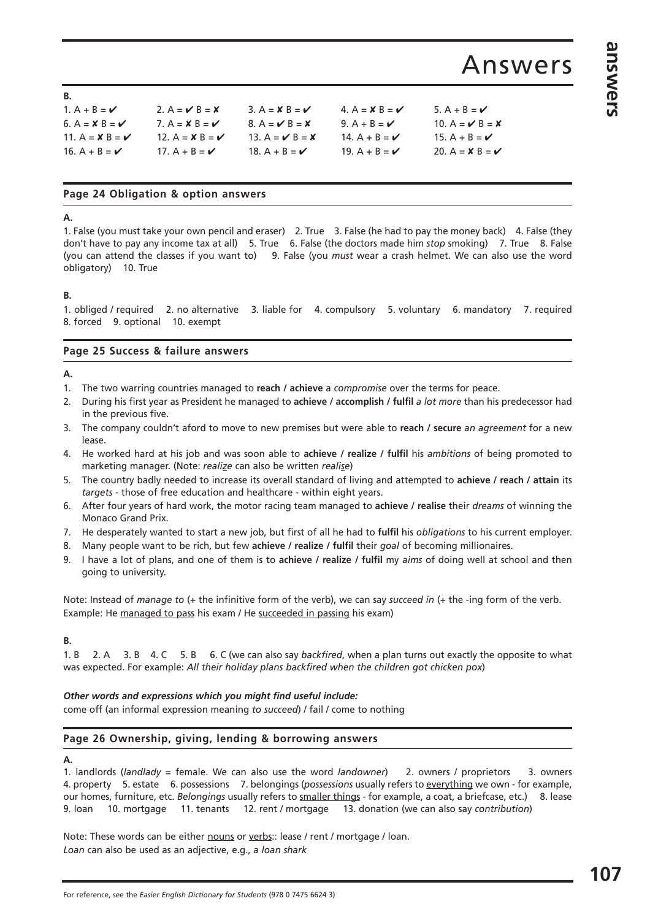# Answers

**B.**

| | | | | |
|---|---|---|---|---|
| 1. A + B = ✔ | 2. A = ✔ B = ✘ | 3. A = ✘ B = ✔ | 4. A = ✘ B = ✔ | 5. A + B = ✔ |
| 6. A = ✘ B = ✔ | 7. A = ✘ B = ✔ | 8. A = ✔ B = ✘ | 9. A + B = ✔ | 10. A = ✔ B = ✘ |
| 11. A = ✘ B = ✔ | 12. A = ✘ B = ✔ | 13. A = ✔ B = ✘ | 14. A + B = ✔ | 15. A + B = ✔ |
| 16. A + B = ✔ | 17. A + B = ✔ | 18. A + B = ✔ | 19. A + B = ✔ | 20. A = ✘ B = ✔ |

## Page 24 Obligation & option answers

**A.**

1. False (you must take your own pencil and eraser) 2. True 3. False (he had to pay the money back) 4. False (they don't have to pay any income tax at all) 5. True 6. False (the doctors made him *stop* smoking) 7. True 8. False (you can attend the classes if you want to) 9. False (you *must* wear a crash helmet. We can also use the word obligatory) 10. True

**B.**

1. obliged / required 2. no alternative 3. liable for 4. compulsory 5. voluntary 6. mandatory 7. required 8. forced 9. optional 10. exempt

## Page 25 Success & failure answers

**A.**

1. The two warring countries managed to **reach / achieve** a *compromise* over the terms for peace.
2. During his first year as President he managed to **achieve / accomplish / fulfil** *a lot more* than his predecessor had in the previous five.
3. The company couldn't aford to move to new premises but were able to **reach / secure** *an agreement* for a new lease.
4. He worked hard at his job and was soon able to **achieve / realize / fulfil** his *ambitions* of being promoted to marketing manager. (Note: *realize* can also be written *realise*)
5. The country badly needed to increase its overall standard of living and attempted to **achieve / reach / attain** its *targets* - those of free education and healthcare - within eight years.
6. After four years of hard work, the motor racing team managed to **achieve / realise** their *dreams* of winning the Monaco Grand Prix.
7. He desperately wanted to start a new job, but first of all he had to **fulfil** his *obligations* to his current employer.
8. Many people want to be rich, but few **achieve / realize / fulfil** their *goal* of becoming millionaires.
9. I have a lot of plans, and one of them is to **achieve / realize / fulfil** my *aims* of doing well at school and then going to university.

Note: Instead of *manage to* (+ the infinitive form of the verb), we can say *succeed in* (+ the -ing form of the verb. Example: He managed to pass his exam / He succeeded in passing his exam)

**B.**

1. B 2. A 3. B 4. C 5. B 6. C (we can also say *backfired*, when a plan turns out exactly the opposite to what was expected. For example: *All their holiday plans backfired when the children got chicken pox*)

***Other words and expressions which you might find useful include:***

come off (an informal expression meaning *to succeed*) / fail / come to nothing

## Page 26 Ownership, giving, lending & borrowing answers

**A.**

1. landlords (*landlady* = female. We can also use the word *landowner*) 2. owners / proprietors 3. owners 4. property 5. estate 6. possessions 7. belongings (*possessions* usually refers to everything we own - for example, our homes, furniture, etc. *Belongings* usually refers to smaller things - for example, a coat, a briefcase, etc.) 8. lease 9. loan 10. mortgage 11. tenants 12. rent / mortgage 13. donation (we can also say *contribution*)

Note: These words can be either nouns or verbs:: lease / rent / mortgage / loan.
*Loan* can also be used as an adjective, e.g., *a loan shark*

For reference, see the *Easier English Dictionary for Students* (978 0 7475 6624 3)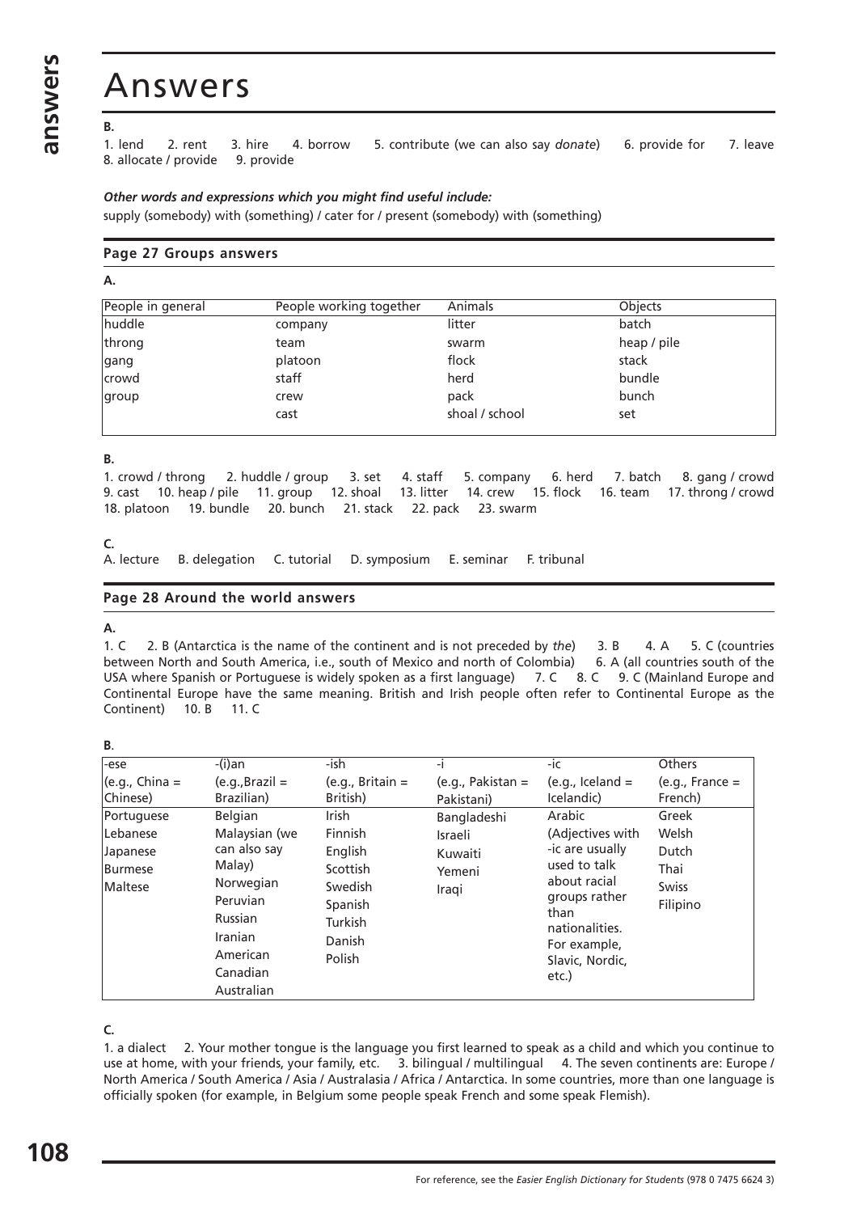# Answers

**B.**

1. lend 2. rent 3. hire 4. borrow 5. contribute (we can also say *donate*) 6. provide for 7. leave 8. allocate / provide 9. provide

***Other words and expressions which you might find useful include:***

supply (somebody) with (something) / cater for / present (somebody) with (something)

## Page 27 Groups answers

**A.**

| People in general | People working together | Animals | Objects |
|---|---|---|---|
| huddle | company | litter | batch |
| throng | team | swarm | heap / pile |
| gang | platoon | flock | stack |
| crowd | staff | herd | bundle |
| group | crew | pack | bunch |
| | cast | shoal / school | set |

**B.**

1. crowd / throng 2. huddle / group 3. set 4. staff 5. company 6. herd 7. batch 8. gang / crowd 9. cast 10. heap / pile 11. group 12. shoal 13. litter 14. crew 15. flock 16. team 17. throng / crowd 18. platoon 19. bundle 20. bunch 21. stack 22. pack 23. swarm

**C.**

A. lecture B. delegation C. tutorial D. symposium E. seminar F. tribunal

## Page 28 Around the world answers

**A.**

1. C 2. B (Antarctica is the name of the continent and is not preceded by *the*) 3. B 4. A 5. C (countries between North and South America, i.e., south of Mexico and north of Colombia) 6. A (all countries south of the USA where Spanish or Portuguese is widely spoken as a first language) 7. C 8. C 9. C (Mainland Europe and Continental Europe have the same meaning. British and Irish people often refer to Continental Europe as the Continent) 10. B 11. C

**B.**

| -ese | -(i)an | -ish | -i | -ic | Others |
|---|---|---|---|---|---|
| (e.g., China = Chinese) | (e.g.,Brazil = Brazilian) | (e.g., Britain = British) | (e.g., Pakistan = Pakistani) | (e.g., Iceland = Icelandic) | (e.g., France = French) |
| Portuguese<br>Lebanese<br>Japanese<br>Burmese<br>Maltese | Belgian<br>Malaysian (we can also say Malay)<br>Norwegian<br>Peruvian<br>Russian<br>Iranian<br>American<br>Canadian<br>Australian | Irish<br>Finnish<br>English<br>Scottish<br>Swedish<br>Spanish<br>Turkish<br>Danish<br>Polish | Bangladeshi<br>Israeli<br>Kuwaiti<br>Yemeni<br>Iraqi | Arabic<br>(Adjectives with -ic are usually used to talk about racial groups rather than nationalities. For example, Slavic, Nordic, etc.) | Greek<br>Welsh<br>Dutch<br>Thai<br>Swiss<br>Filipino |

**C.**

1. a dialect 2. Your mother tongue is the language you first learned to speak as a child and which you continue to use at home, with your friends, your family, etc. 3. bilingual / multilingual 4. The seven continents are: Europe / North America / South America / Asia / Australasia / Africa / Antarctica. In some countries, more than one language is officially spoken (for example, in Belgium some people speak French and some speak Flemish).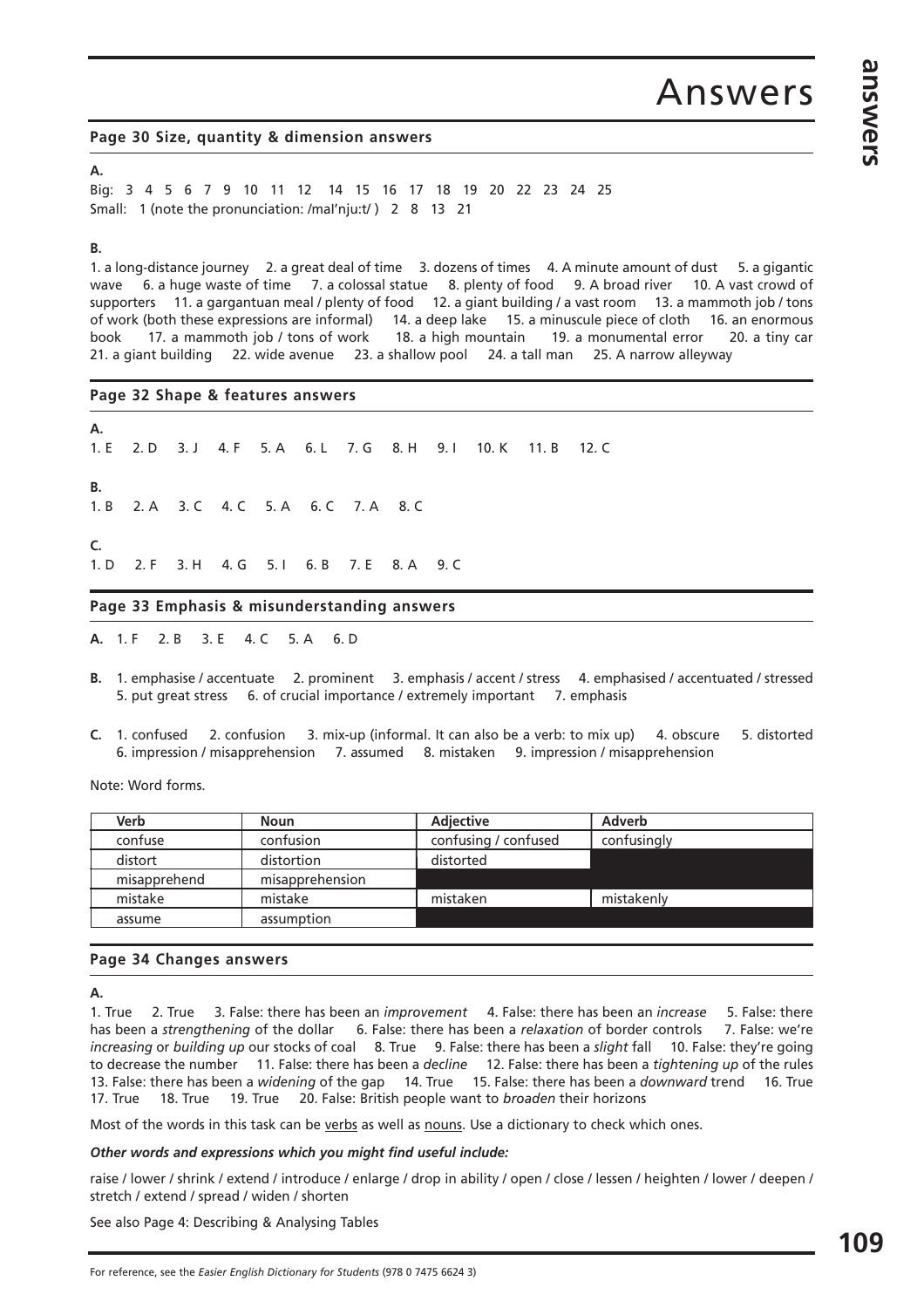# Answers

## Page 30 Size, quantity & dimension answers

**A.**

Big: 3 4 5 6 7 9 10 11 12 14 15 16 17 18 19 20 22 23 24 25
Small: 1 (note the pronunciation: /maɪ'nju:t/ ) 2 8 13 21

**B.**

1. a long-distance journey 2. a great deal of time 3. dozens of times 4. A minute amount of dust 5. a gigantic wave 6. a huge waste of time 7. a colossal statue 8. plenty of food 9. A broad river 10. A vast crowd of supporters 11. a gargantuan meal / plenty of food 12. a giant building / a vast room 13. a mammoth job / tons of work (both these expressions are informal) 14. a deep lake 15. a minuscule piece of cloth 16. an enormous book 17. a mammoth job / tons of work 18. a high mountain 19. a monumental error 20. a tiny car 21. a giant building 22. wide avenue 23. a shallow pool 24. a tall man 25. A narrow alleyway

## Page 32 Shape & features answers

**A.**

1. E 2. D 3. J 4. F 5. A 6. L 7. G 8. H 9. I 10. K 11. B 12. C

**B.**

1. B 2. A 3. C 4. C 5. A 6. C 7. A 8. C

**C.**

1. D 2. F 3. H 4. G 5. I 6. B 7. E 8. A 9. C

## Page 33 Emphasis & misunderstanding answers

**A.** 1. F 2. B 3. E 4. C 5. A 6. D

**B.** 1. emphasise / accentuate 2. prominent 3. emphasis / accent / stress 4. emphasised / accentuated / stressed 5. put great stress 6. of crucial importance / extremely important 7. emphasis

**C.** 1. confused 2. confusion 3. mix-up (informal. It can also be a verb: to mix up) 4. obscure 5. distorted 6. impression / misapprehension 7. assumed 8. mistaken 9. impression / misapprehension

Note: Word forms.

| Verb | Noun | Adjective | Adverb |
|---|---|---|---|
| confuse | confusion | confusing / confused | confusingly |
| distort | distortion | distorted | |
| misapprehend | misapprehension | | |
| mistake | mistake | mistaken | mistakenly |
| assume | assumption | | |

## Page 34 Changes answers

**A.**

1. True 2. True 3. False: there has been an *improvement* 4. False: there has been an *increase* 5. False: there has been a *strengthening* of the dollar 6. False: there has been a *relaxation* of border controls 7. False: we're *increasing* or *building up* our stocks of coal 8. True 9. False: there has been a *slight* fall 10. False: they're going to decrease the number 11. False: there has been a *decline* 12. False: there has been a *tightening up* of the rules 13. False: there has been a *widening* of the gap 14. True 15. False: there has been a *downward* trend 16. True 17. True 18. True 19. True 20. False: British people want to *broaden* their horizons

Most of the words in this task can be verbs as well as nouns. Use a dictionary to check which ones.

***Other words and expressions which you might find useful include:***

raise / lower / shrink / extend / introduce / enlarge / drop in ability / open / close / lessen / heighten / lower / deepen / stretch / extend / spread / widen / shorten

See also Page 4: Describing & Analysing Tables

For reference, see the *Easier English Dictionary for Students* (978 0 7475 6624 3)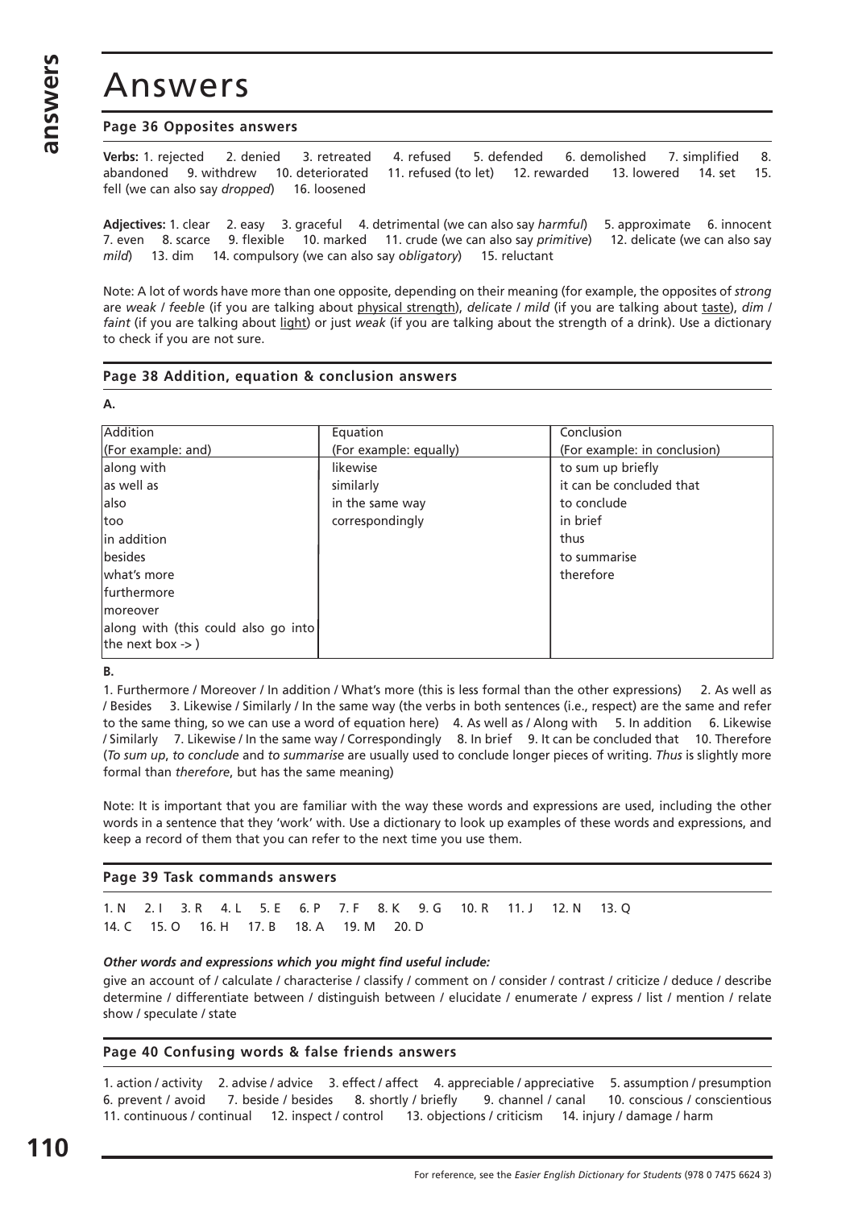# Answers

### Page 36 Opposites answers

**Verbs:** 1. rejected 2. denied 3. retreated 4. refused 5. defended 6. demolished 7. simplified 8. abandoned 9. withdrew 10. deteriorated 11. refused (to let) 12. rewarded 13. lowered 14. set 15. fell (we can also say *dropped*) 16. loosened

**Adjectives:** 1. clear 2. easy 3. graceful 4. detrimental (we can also say *harmful*) 5. approximate 6. innocent 7. even 8. scarce 9. flexible 10. marked 11. crude (we can also say *primitive*) 12. delicate (we can also say *mild*) 13. dim 14. compulsory (we can also say *obligatory*) 15. reluctant

Note: A lot of words have more than one opposite, depending on their meaning (for example, the opposites of *strong* are *weak* / *feeble* (if you are talking about physical strength), *delicate* / *mild* (if you are talking about taste), *dim* / *faint* (if you are talking about light) or just *weak* (if you are talking about the strength of a drink). Use a dictionary to check if you are not sure.

### Page 38 Addition, equation & conclusion answers

**A.**

| Addition<br>(For example: and) | Equation<br>(For example: equally) | Conclusion<br>(For example: in conclusion) |
|---|---|---|
| along with | likewise | to sum up briefly |
| as well as | similarly | it can be concluded that |
| also | in the same way | to conclude |
| too | correspondingly | in brief |
| in addition | | thus |
| besides | | to summarise |
| what's more | | therefore |
| furthermore | | |
| moreover | | |
| along with (this could also go into the next box -> ) | | |

**B.**

1. Furthermore / Moreover / In addition / What's more (this is less formal than the other expressions) 2. As well as / Besides 3. Likewise / Similarly / In the same way (the verbs in both sentences (i.e., respect) are the same and refer to the same thing, so we can use a word of equation here) 4. As well as / Along with 5. In addition 6. Likewise / Similarly 7. Likewise / In the same way / Correspondingly 8. In brief 9. It can be concluded that 10. Therefore (*To sum up*, *to conclude* and *to summarise* are usually used to conclude longer pieces of writing. *Thus* is slightly more formal than *therefore*, but has the same meaning)

Note: It is important that you are familiar with the way these words and expressions are used, including the other words in a sentence that they 'work' with. Use a dictionary to look up examples of these words and expressions, and keep a record of them that you can refer to the next time you use them.

### Page 39 Task commands answers

1. N 2. I 3. R 4. L 5. E 6. P 7. F 8. K 9. G 10. R 11. J 12. N 13. Q 14. C 15. O 16. H 17. B 18. A 19. M 20. D

***Other words and expressions which you might find useful include:***

give an account of / calculate / characterise / classify / comment on / consider / contrast / criticize / deduce / describe determine / differentiate between / distinguish between / elucidate / enumerate / express / list / mention / relate show / speculate / state

### Page 40 Confusing words & false friends answers

1. action / activity 2. advise / advice 3. effect / affect 4. appreciable / appreciative 5. assumption / presumption 6. prevent / avoid 7. beside / besides 8. shortly / briefly 9. channel / canal 10. conscious / conscientious 11. continuous / continual 12. inspect / control 13. objections / criticism 14. injury / damage / harm

For reference, see the *Easier English Dictionary for Students* (978 0 7475 6624 3)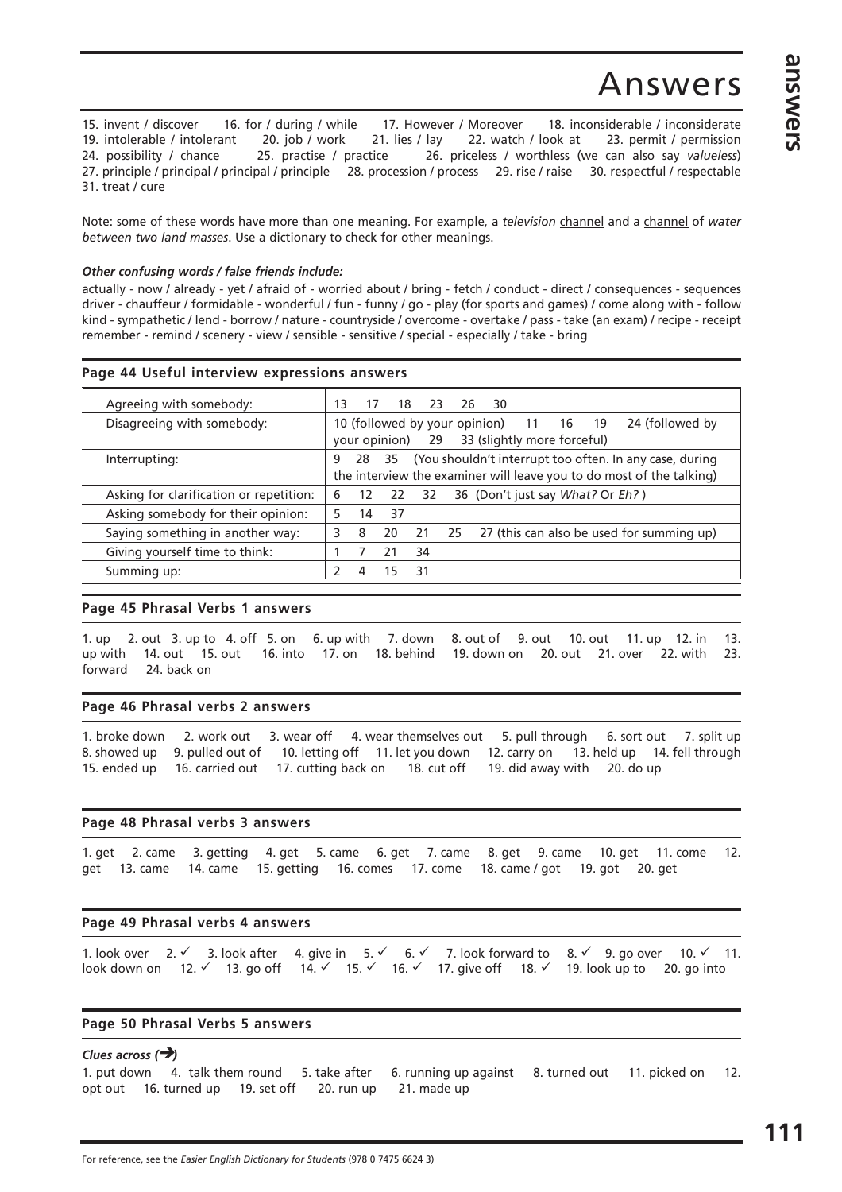# Answers

15. invent / discover 16. for / during / while 17. However / Moreover 18. inconsiderable / inconsiderate 19. intolerable / intolerant 20. job / work 21. lies / lay 22. watch / look at 23. permit / permission 24. possibility / chance 25. practise / practice 26. priceless / worthless (we can also say *valueless*) 27. principle / principal / principal / principle 28. procession / process 29. rise / raise 30. respectful / respectable 31. treat / cure

Note: some of these words have more than one meaning. For example, a *television* channel and a channel of *water between two land masses*. Use a dictionary to check for other meanings.

***Other confusing words / false friends include:***

actually - now / already - yet / afraid of - worried about / bring - fetch / conduct - direct / consequences - sequences driver - chauffeur / formidable - wonderful / fun - funny / go - play (for sports and games) / come along with - follow kind - sympathetic / lend - borrow / nature - countryside / overcome - overtake / pass - take (an exam) / recipe - receipt remember - remind / scenery - view / sensible - sensitive / special - especially / take - bring

### Page 44 Useful interview expressions answers

| | |
|---|---|
| Agreeing with somebody: | 13 17 18 23 26 30 |
| Disagreeing with somebody: | 10 (followed by your opinion) 11 16 19 24 (followed by your opinion) 29 33 (slightly more forceful) |
| Interrupting: | 9 28 35 (You shouldn't interrupt too often. In any case, during the interview the examiner will leave you to do most of the talking) |
| Asking for clarification or repetition: | 6 12 22 32 36 (Don't just say *What?* Or *Eh?*) |
| Asking somebody for their opinion: | 5 14 37 |
| Saying something in another way: | 3 8 20 21 25 27 (this can also be used for summing up) |
| Giving yourself time to think: | 1 7 21 34 |
| Summing up: | 2 4 15 31 |

### Page 45 Phrasal Verbs 1 answers

1. up 2. out 3. up to 4. off 5. on 6. up with 7. down 8. out of 9. out 10. out 11. up 12. in 13. up with 14. out 15. out 16. into 17. on 18. behind 19. down on 20. out 21. over 22. with 23. forward 24. back on

### Page 46 Phrasal verbs 2 answers

1. broke down 2. work out 3. wear off 4. wear themselves out 5. pull through 6. sort out 7. split up 8. showed up 9. pulled out of 10. letting off 11. let you down 12. carry on 13. held up 14. fell through 15. ended up 16. carried out 17. cutting back on 18. cut off 19. did away with 20. do up

### Page 48 Phrasal verbs 3 answers

1. get 2. came 3. getting 4. get 5. came 6. get 7. came 8. get 9. came 10. get 11. come 12. get 13. came 14. came 15. getting 16. comes 17. come 18. came / got 19. got 20. get

### Page 49 Phrasal verbs 4 answers

1. look over 2. ✓ 3. look after 4. give in 5. ✓ 6. ✓ 7. look forward to 8. ✓ 9. go over 10. ✓ 11. look down on 12. ✓ 13. go off 14. ✓ 15. ✓ 16. ✓ 17. give off 18. ✓ 19. look up to 20. go into

### Page 50 Phrasal Verbs 5 answers

***Clues across (➔)***

1. put down 4. talk them round 5. take after 6. running up against 8. turned out 11. picked on 12. opt out 16. turned up 19. set off 20. run up 21. made up

For reference, see the *Easier English Dictionary for Students* (978 0 7475 6624 3)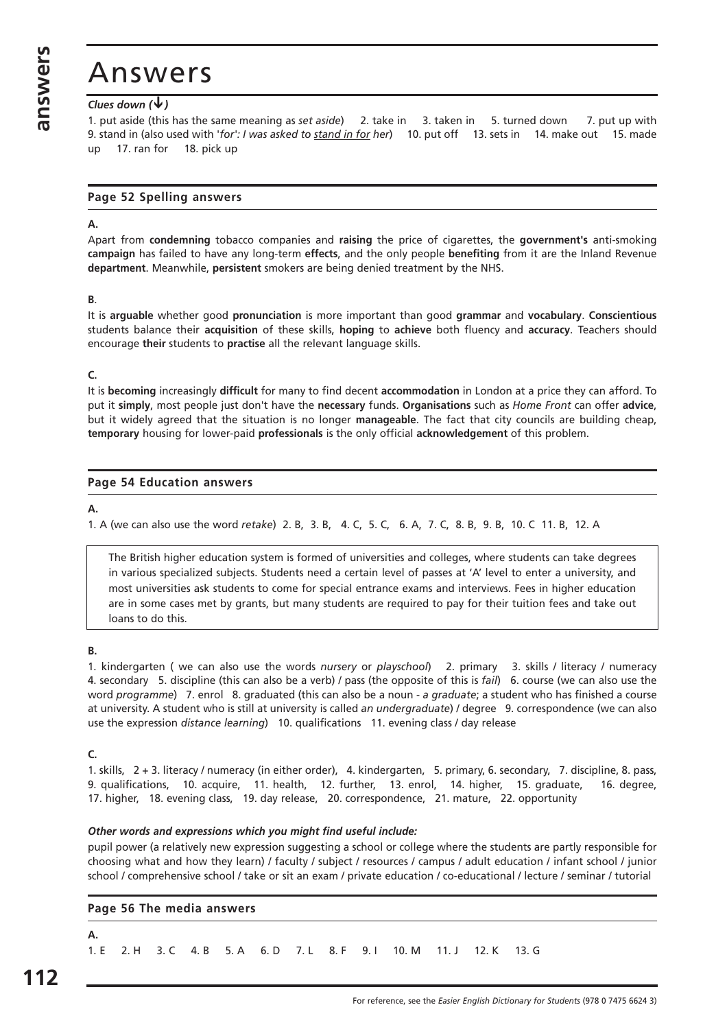# Answers

***Clues down (↓)***

1. put aside (this has the same meaning as *set aside*) 2. take in 3. taken in 5. turned down 7. put up with 9. stand in (also used with '*for': I was asked to <u>stand in for</u> her*) 10. put off 13. sets in 14. make out 15. made up 17. ran for 18. pick up

## Page 52 Spelling answers

**A.**

Apart from **condemning** tobacco companies and **raising** the price of cigarettes, the **government's** anti-smoking **campaign** has failed to have any long-term **effects**, and the only people **benefiting** from it are the Inland Revenue **department**. Meanwhile, **persistent** smokers are being denied treatment by the NHS.

**B**.

It is **arguable** whether good **pronunciation** is more important than good **grammar** and **vocabulary**. **Conscientious** students balance their **acquisition** of these skills, **hoping** to **achieve** both fluency and **accuracy**. Teachers should encourage **their** students to **practise** all the relevant language skills.

**C.**

It is **becoming** increasingly **difficult** for many to find decent **accommodation** in London at a price they can afford. To put it **simply**, most people just don't have the **necessary** funds. **Organisations** such as *Home Front* can offer **advice**, but it widely agreed that the situation is no longer **manageable**. The fact that city councils are building cheap, **temporary** housing for lower-paid **professionals** is the only official **acknowledgement** of this problem.

## Page 54 Education answers

**A.**

1. A (we can also use the word *retake*) 2. B, 3. B, 4. C, 5. C, 6. A, 7. C, 8. B, 9. B, 10. C 11. B, 12. A

> The British higher education system is formed of universities and colleges, where students can take degrees in various specialized subjects. Students need a certain level of passes at 'A' level to enter a university, and most universities ask students to come for special entrance exams and interviews. Fees in higher education are in some cases met by grants, but many students are required to pay for their tuition fees and take out loans to do this.

**B.**

1. kindergarten ( we can also use the words *nursery* or *playschool*) 2. primary 3. skills / literacy / numeracy 4. secondary 5. discipline (this can also be a verb) / pass (the opposite of this is *fail*) 6. course (we can also use the word *programme*) 7. enrol 8. graduated (this can also be a noun - *a graduate*; a student who has finished a course at university. A student who is still at university is called *an undergraduate*) / degree 9. correspondence (we can also use the expression *distance learning*) 10. qualifications 11. evening class / day release

**C.**

1. skills, 2 + 3. literacy / numeracy (in either order), 4. kindergarten, 5. primary, 6. secondary, 7. discipline, 8. pass, 9. qualifications, 10. acquire, 11. health, 12. further, 13. enrol, 14. higher, 15. graduate, 16. degree, 17. higher, 18. evening class, 19. day release, 20. correspondence, 21. mature, 22. opportunity

***Other words and expressions which you might find useful include:***

pupil power (a relatively new expression suggesting a school or college where the students are partly responsible for choosing what and how they learn) / faculty / subject / resources / campus / adult education / infant school / junior school / comprehensive school / take or sit an exam / private education / co-educational / lecture / seminar / tutorial

## Page 56 The media answers

**A.**

1. E 2. H 3. C 4. B 5. A 6. D 7. L 8. F 9. I 10. M 11. J 12. K 13. G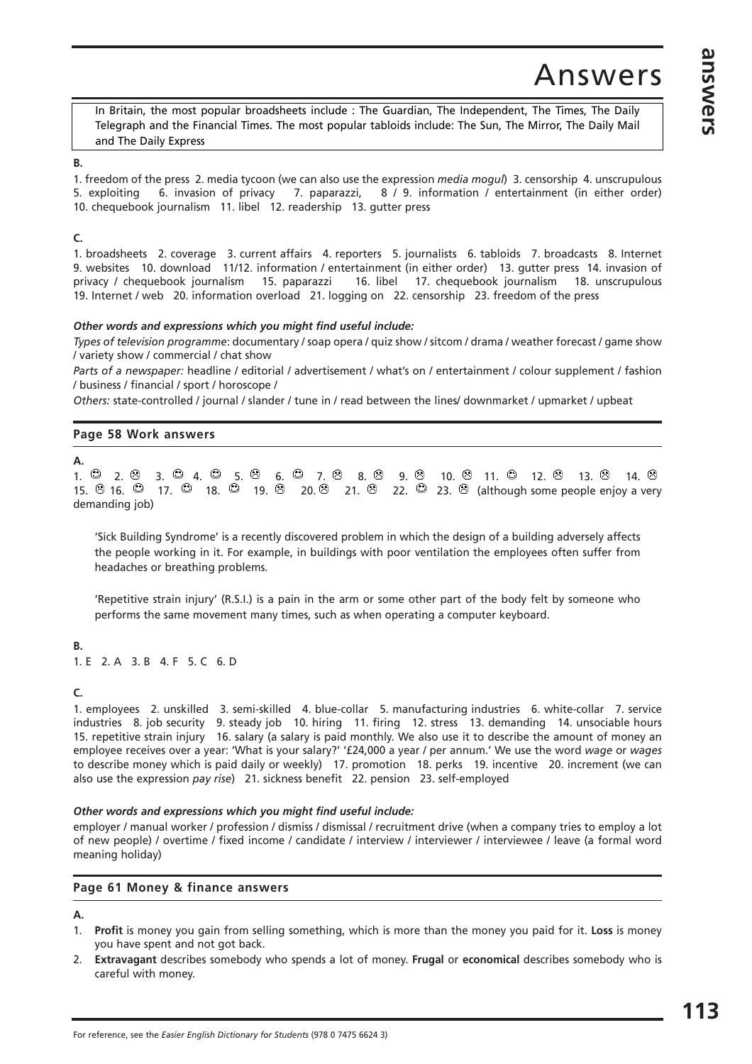# Answers

In Britain, the most popular broadsheets include : The Guardian, The Independent, The Times, The Daily Telegraph and the Financial Times. The most popular tabloids include: The Sun, The Mirror, The Daily Mail and The Daily Express

**B.**

1. freedom of the press 2. media tycoon (we can also use the expression *media mogul*) 3. censorship 4. unscrupulous 5. exploiting 6. invasion of privacy 7. paparazzi, 8 / 9. information / entertainment (in either order) 10. chequebook journalism 11. libel 12. readership 13. gutter press

**C.**

1. broadsheets 2. coverage 3. current affairs 4. reporters 5. journalists 6. tabloids 7. broadcasts 8. Internet 9. websites 10. download 11/12. information / entertainment (in either order) 13. gutter press 14. invasion of privacy / chequebook journalism 15. paparazzi 16. libel 17. chequebook journalism 18. unscrupulous 19. Internet / web 20. information overload 21. logging on 22. censorship 23. freedom of the press

***Other words and expressions which you might find useful include:***

*Types of television programme*: documentary / soap opera / quiz show / sitcom / drama / weather forecast / game show / variety show / commercial / chat show

*Parts of a newspaper:* headline / editorial / advertisement / what's on / entertainment / colour supplement / fashion / business / financial / sport / horoscope /

*Others:* state-controlled / journal / slander / tune in / read between the lines/ downmarket / upmarket / upbeat

## Page 58 Work answers

**A.**

1. ☺ 2. ☹ 3. ☺ 4. ☺ 5. ☹ 6. ☺ 7. ☹ 8. ☹ 9. ☹ 10. ☹ 11. ☺ 12. ☹ 13. ☹ 14. ☹ 15. ☹ 16. ☺ 17. ☺ 18. ☺ 19. ☹ 20. ☹ 21. ☹ 22. ☺ 23. ☹ (although some people enjoy a very demanding job)

'Sick Building Syndrome' is a recently discovered problem in which the design of a building adversely affects the people working in it. For example, in buildings with poor ventilation the employees often suffer from headaches or breathing problems.

'Repetitive strain injury' (R.S.I.) is a pain in the arm or some other part of the body felt by someone who performs the same movement many times, such as when operating a computer keyboard.

**B.**

1. E 2. A 3. B 4. F 5. C 6. D

**C.**

1. employees 2. unskilled 3. semi-skilled 4. blue-collar 5. manufacturing industries 6. white-collar 7. service industries 8. job security 9. steady job 10. hiring 11. firing 12. stress 13. demanding 14. unsociable hours 15. repetitive strain injury 16. salary (a salary is paid monthly. We also use it to describe the amount of money an employee receives over a year: 'What is your salary?' '£24,000 a year / per annum.' We use the word *wage* or *wages* to describe money which is paid daily or weekly) 17. promotion 18. perks 19. incentive 20. increment (we can also use the expression *pay rise*) 21. sickness benefit 22. pension 23. self-employed

***Other words and expressions which you might find useful include:***

employer / manual worker / profession / dismiss / dismissal / recruitment drive (when a company tries to employ a lot of new people) / overtime / fixed income / candidate / interview / interviewer / interviewee / leave (a formal word meaning holiday)

## Page 61 Money & finance answers

**A.**

1. **Profit** is money you gain from selling something, which is more than the money you paid for it. **Loss** is money you have spent and not got back.
2. **Extravagant** describes somebody who spends a lot of money. **Frugal** or **economical** describes somebody who is careful with money.

For reference, see the *Easier English Dictionary for Students* (978 0 7475 6624 3)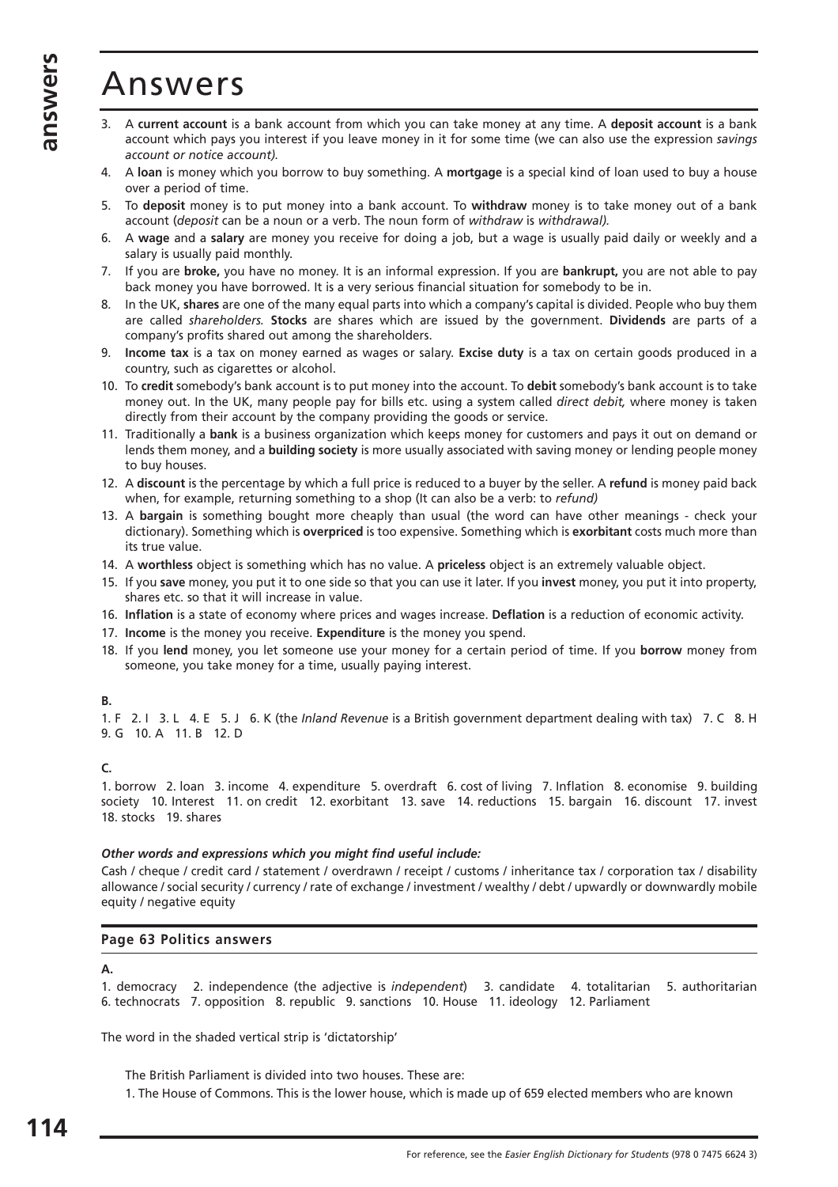# Answers

3. A **current account** is a bank account from which you can take money at any time. A **deposit account** is a bank account which pays you interest if you leave money in it for some time (we can also use the expression *savings account or notice account).*
4. A **loan** is money which you borrow to buy something. A **mortgage** is a special kind of loan used to buy a house over a period of time.
5. To **deposit** money is to put money into a bank account. To **withdraw** money is to take money out of a bank account (*deposit* can be a noun or a verb. The noun form of *withdraw* is *withdrawal).*
6. A **wage** and a **salary** are money you receive for doing a job, but a wage is usually paid daily or weekly and a salary is usually paid monthly.
7. If you are **broke,** you have no money. It is an informal expression. If you are **bankrupt,** you are not able to pay back money you have borrowed. It is a very serious financial situation for somebody to be in.
8. In the UK, **shares** are one of the many equal parts into which a company's capital is divided. People who buy them are called *shareholders.* **Stocks** are shares which are issued by the government. **Dividends** are parts of a company's profits shared out among the shareholders.
9. **Income tax** is a tax on money earned as wages or salary. **Excise duty** is a tax on certain goods produced in a country, such as cigarettes or alcohol.
10. To **credit** somebody's bank account is to put money into the account. To **debit** somebody's bank account is to take money out. In the UK, many people pay for bills etc. using a system called *direct debit,* where money is taken directly from their account by the company providing the goods or service.
11. Traditionally a **bank** is a business organization which keeps money for customers and pays it out on demand or lends them money, and a **building society** is more usually associated with saving money or lending people money to buy houses.
12. A **discount** is the percentage by which a full price is reduced to a buyer by the seller. A **refund** is money paid back when, for example, returning something to a shop (It can also be a verb: to *refund)*
13. A **bargain** is something bought more cheaply than usual (the word can have other meanings - check your dictionary). Something which is **overpriced** is too expensive. Something which is **exorbitant** costs much more than its true value.
14. A **worthless** object is something which has no value. A **priceless** object is an extremely valuable object.
15. If you **save** money, you put it to one side so that you can use it later. If you **invest** money, you put it into property, shares etc. so that it will increase in value.
16. **Inflation** is a state of economy where prices and wages increase. **Deflation** is a reduction of economic activity.
17. **Income** is the money you receive. **Expenditure** is the money you spend.
18. If you **lend** money, you let someone use your money for a certain period of time. If you **borrow** money from someone, you take money for a time, usually paying interest.

**B.**

1. F 2. I 3. L 4. E 5. J 6. K (the *Inland Revenue* is a British government department dealing with tax) 7. C 8. H 9. G 10. A 11. B 12. D

**C.**

1. borrow 2. loan 3. income 4. expenditure 5. overdraft 6. cost of living 7. Inflation 8. economise 9. building society 10. Interest 11. on credit 12. exorbitant 13. save 14. reductions 15. bargain 16. discount 17. invest 18. stocks 19. shares

***Other words and expressions which you might find useful include:***

Cash / cheque / credit card / statement / overdrawn / receipt / customs / inheritance tax / corporation tax / disability allowance / social security / currency / rate of exchange / investment / wealthy / debt / upwardly or downwardly mobile equity / negative equity

## Page 63 Politics answers

**A.**

1. democracy 2. independence (the adjective is *independent*) 3. candidate 4. totalitarian 5. authoritarian 6. technocrats 7. opposition 8. republic 9. sanctions 10. House 11. ideology 12. Parliament

The word in the shaded vertical strip is 'dictatorship'

The British Parliament is divided into two houses. These are:

1. The House of Commons. This is the lower house, which is made up of 659 elected members who are known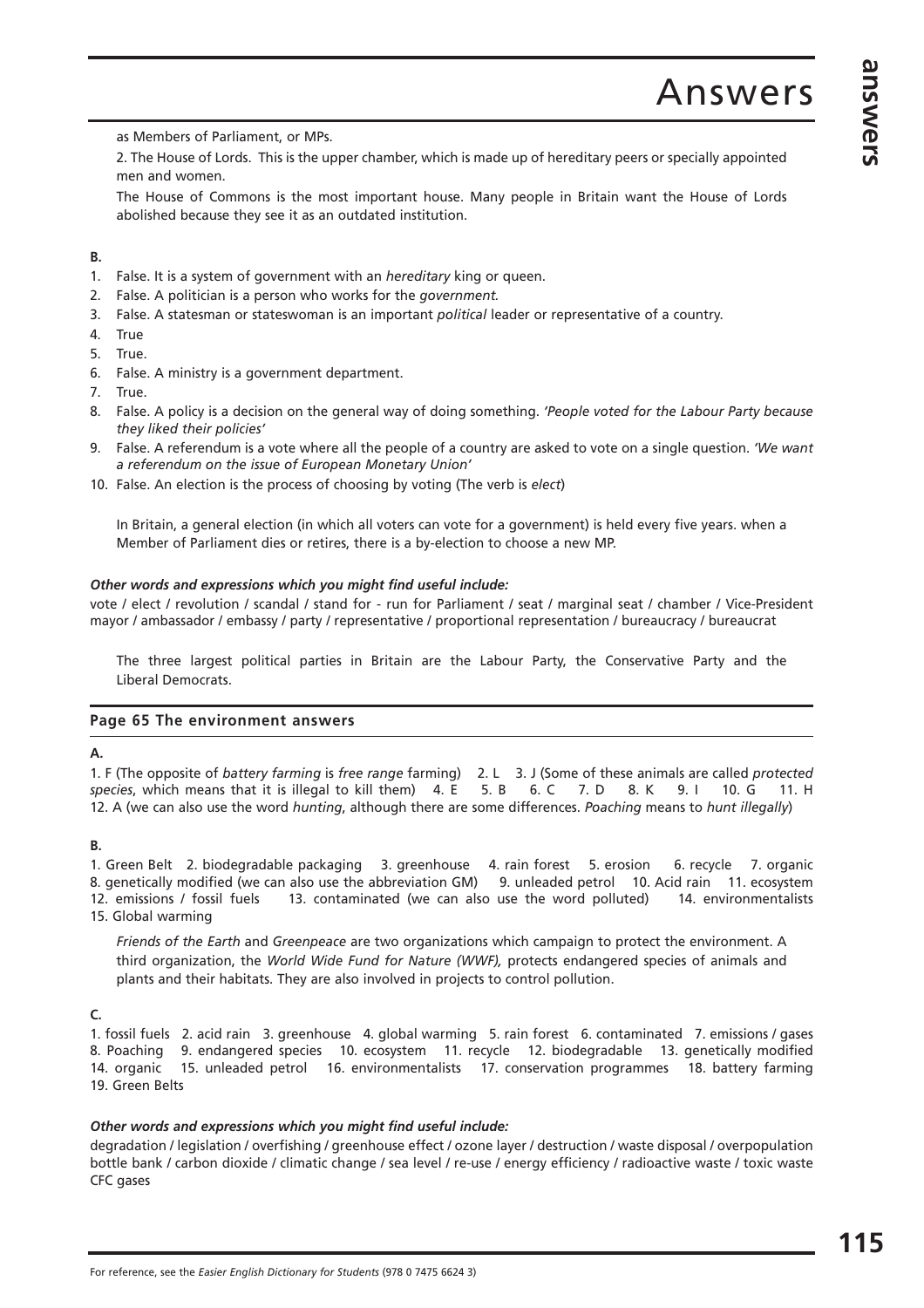as Members of Parliament, or MPs.

2. The House of Lords. This is the upper chamber, which is made up of hereditary peers or specially appointed men and women.

The House of Commons is the most important house. Many people in Britain want the House of Lords abolished because they see it as an outdated institution.

**B.**

1. False. It is a system of government with an *hereditary* king or queen.
2. False. A politician is a person who works for the *government.*
3. False. A statesman or stateswoman is an important *political* leader or representative of a country.
4. True
5. True.
6. False. A ministry is a government department.
7. True.
8. False. A policy is a decision on the general way of doing something. *'People voted for the Labour Party because they liked their policies'*
9. False. A referendum is a vote where all the people of a country are asked to vote on a single question. *'We want a referendum on the issue of European Monetary Union'*
10. False. An election is the process of choosing by voting (The verb is *elect*)

In Britain, a general election (in which all voters can vote for a government) is held every five years. when a Member of Parliament dies or retires, there is a by-election to choose a new MP.

***Other words and expressions which you might find useful include:***

vote / elect / revolution / scandal / stand for - run for Parliament / seat / marginal seat / chamber / Vice-President mayor / ambassador / embassy / party / representative / proportional representation / bureaucracy / bureaucrat

The three largest political parties in Britain are the Labour Party, the Conservative Party and the Liberal Democrats.

## Page 65 The environment answers

**A.**

1. F (The opposite of *battery farming* is *free range* farming) 2. L 3. J (Some of these animals are called *protected species*, which means that it is illegal to kill them) 4. E 5. B 6. C 7. D 8. K 9. I 10. G 11. H 12. A (we can also use the word *hunting*, although there are some differences. *Poaching* means to *hunt illegally*)

**B.**

1. Green Belt 2. biodegradable packaging 3. greenhouse 4. rain forest 5. erosion 6. recycle 7. organic 8. genetically modified (we can also use the abbreviation GM) 9. unleaded petrol 10. Acid rain 11. ecosystem 12. emissions / fossil fuels 13. contaminated (we can also use the word polluted) 14. environmentalists 15. Global warming

*Friends of the Earth* and *Greenpeace* are two organizations which campaign to protect the environment. A third organization, the *World Wide Fund for Nature (WWF),* protects endangered species of animals and plants and their habitats. They are also involved in projects to control pollution.

**C.**

1. fossil fuels 2. acid rain 3. greenhouse 4. global warming 5. rain forest 6. contaminated 7. emissions / gases 8. Poaching 9. endangered species 10. ecosystem 11. recycle 12. biodegradable 13. genetically modified 14. organic 15. unleaded petrol 16. environmentalists 17. conservation programmes 18. battery farming 19. Green Belts

***Other words and expressions which you might find useful include:***

degradation / legislation / overfishing / greenhouse effect / ozone layer / destruction / waste disposal / overpopulation bottle bank / carbon dioxide / climatic change / sea level / re-use / energy efficiency / radioactive waste / toxic waste CFC gases

For reference, see the *Easier English Dictionary for Students* (978 0 7475 6624 3)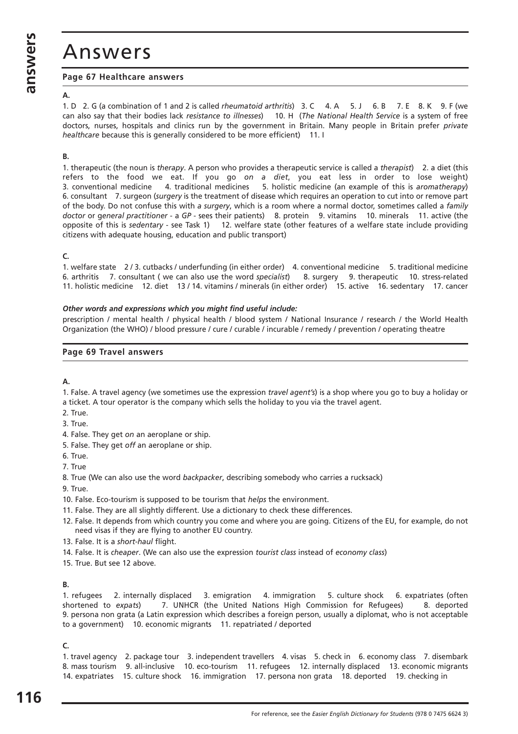# Answers

### Page 67 Healthcare answers

**A.**

1. D 2. G (a combination of 1 and 2 is called *rheumatoid arthritis*) 3. C 4. A 5. J 6. B 7. E 8. K 9. F (we can also say that their bodies lack *resistance to illnesses*) 10. H (*The National Health Service* is a system of free doctors, nurses, hospitals and clinics run by the government in Britain. Many people in Britain prefer *private healthcare* because this is generally considered to be more efficient) 11. I

**B.**

1. therapeutic (the noun is *therapy*. A person who provides a therapeutic service is called a *therapist*) 2. a diet (this refers to the food we eat. If you go *on a diet*, you eat less in order to lose weight) 3. conventional medicine 4. traditional medicines 5. holistic medicine (an example of this is *aromatherapy*) 6. consultant 7. surgeon (*surgery* is the treatment of disease which requires an operation to cut into or remove part of the body. Do not confuse this with *a surgery*, which is a room where a normal doctor, sometimes called a *family doctor* or *general practitioner* - a *GP* - sees their patients) 8. protein 9. vitamins 10. minerals 11. active (the opposite of this is *sedentary* - see Task 1) 12. welfare state (other features of a welfare state include providing citizens with adequate housing, education and public transport)

**C.**

1. welfare state 2 / 3. cutbacks / underfunding (in either order) 4. conventional medicine 5. traditional medicine 6. arthritis 7. consultant ( we can also use the word *specialist*) 8. surgery 9. therapeutic 10. stress-related 11. holistic medicine 12. diet 13 / 14. vitamins / minerals (in either order) 15. active 16. sedentary 17. cancer

***Other words and expressions which you might find useful include:***

prescription / mental health / physical health / blood system / National Insurance / research / the World Health Organization (the WHO) / blood pressure / cure / curable / incurable / remedy / prevention / operating theatre

### Page 69 Travel answers

**A.**

1. False. A travel agency (we sometimes use the expression *travel agent's*) is a shop where you go to buy a holiday or a ticket. A tour operator is the company which sells the holiday to you via the travel agent.
2. True.
3. True.
4. False. They get *on* an aeroplane or ship.
5. False. They get *off* an aeroplane or ship.
6. True.
7. True
8. True (We can also use the word *backpacker*, describing somebody who carries a rucksack)
9. True.
10. False. Eco-tourism is supposed to be tourism that *helps* the environment.
11. False. They are all slightly different. Use a dictionary to check these differences.
12. False. It depends from which country you come and where you are going. Citizens of the EU, for example, do not need visas if they are flying to another EU country.
13. False. It is a *short-haul* flight.
14. False. It is *cheaper*. (We can also use the expression *tourist class* instead of *economy class*)
15. True. But see 12 above.

**B.**

1. refugees 2. internally displaced 3. emigration 4. immigration 5. culture shock 6. expatriates (often shortened to *expats*) 7. UNHCR (the United Nations High Commission for Refugees) 8. deported 9. persona non grata (a Latin expression which describes a foreign person, usually a diplomat, who is not acceptable to a government) 10. economic migrants 11. repatriated / deported

**C.**

1. travel agency 2. package tour 3. independent travellers 4. visas 5. check in 6. economy class 7. disembark 8. mass tourism 9. all-inclusive 10. eco-tourism 11. refugees 12. internally displaced 13. economic migrants 14. expatriates 15. culture shock 16. immigration 17. persona non grata 18. deported 19. checking in

For reference, see the *Easier English Dictionary for Students* (978 0 7475 6624 3)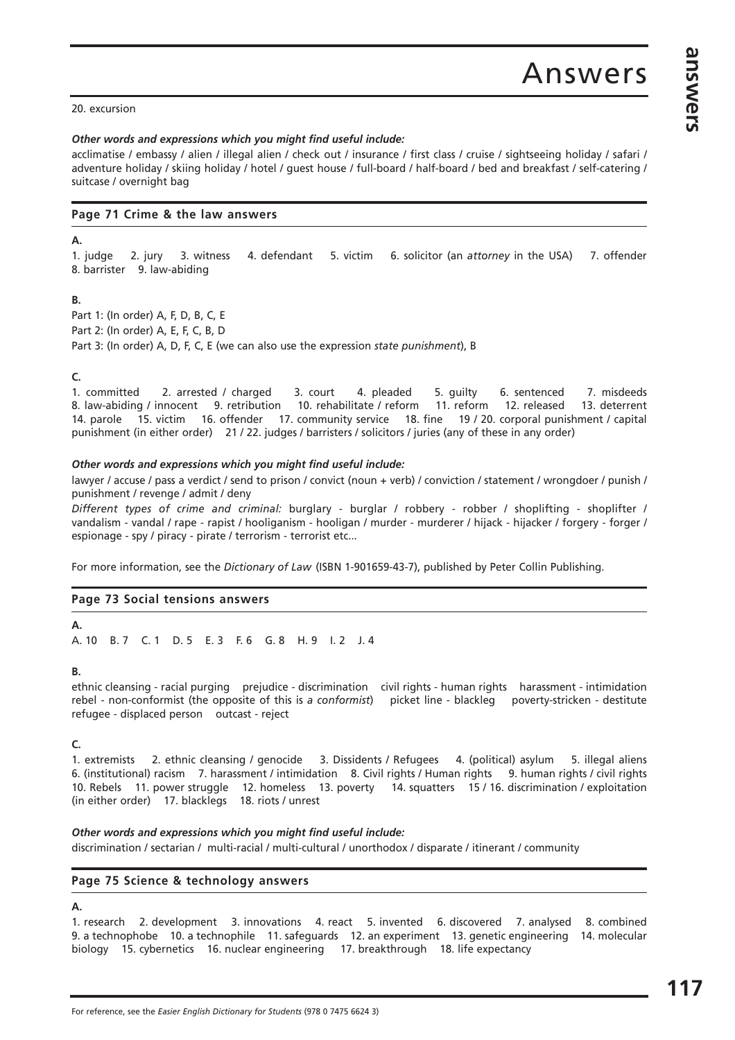# Answers

20. excursion

***Other words and expressions which you might find useful include:***

acclimatise / embassy / alien / illegal alien / check out / insurance / first class / cruise / sightseeing holiday / safari / adventure holiday / skiing holiday / hotel / guest house / full-board / half-board / bed and breakfast / self-catering / suitcase / overnight bag

## Page 71 Crime & the law answers

**A.**

1. judge 2. jury 3. witness 4. defendant 5. victim 6. solicitor (an *attorney* in the USA) 7. offender 8. barrister 9. law-abiding

**B.**

Part 1: (In order) A, F, D, B, C, E

Part 2: (In order) A, E, F, C, B, D

Part 3: (In order) A, D, F, C, E (we can also use the expression *state punishment*), B

**C.**

1. committed 2. arrested / charged 3. court 4. pleaded 5. guilty 6. sentenced 7. misdeeds 8. law-abiding / innocent 9. retribution 10. rehabilitate / reform 11. reform 12. released 13. deterrent 14. parole 15. victim 16. offender 17. community service 18. fine 19 / 20. corporal punishment / capital punishment (in either order) 21 / 22. judges / barristers / solicitors / juries (any of these in any order)

***Other words and expressions which you might find useful include:***

lawyer / accuse / pass a verdict / send to prison / convict (noun + verb) / conviction / statement / wrongdoer / punish / punishment / revenge / admit / deny

*Different types of crime and criminal:* burglary - burglar / robbery - robber / shoplifting - shoplifter / vandalism - vandal / rape - rapist / hooliganism - hooligan / murder - murderer / hijack - hijacker / forgery - forger / espionage - spy / piracy - pirate / terrorism - terrorist etc...

For more information, see the *Dictionary of Law* (ISBN 1-901659-43-7), published by Peter Collin Publishing.

## Page 73 Social tensions answers

**A.**

A. 10 B. 7 C. 1 D. 5 E. 3 F. 6 G. 8 H. 9 I. 2 J. 4

**B.**

ethnic cleansing - racial purging prejudice - discrimination civil rights - human rights harassment - intimidation rebel - non-conformist (the opposite of this is *a conformist*) picket line - blackleg poverty-stricken - destitute refugee - displaced person outcast - reject

**C.**

1. extremists 2. ethnic cleansing / genocide 3. Dissidents / Refugees 4. (political) asylum 5. illegal aliens 6. (institutional) racism 7. harassment / intimidation 8. Civil rights / Human rights 9. human rights / civil rights 10. Rebels 11. power struggle 12. homeless 13. poverty 14. squatters 15 / 16. discrimination / exploitation (in either order) 17. blacklegs 18. riots / unrest

***Other words and expressions which you might find useful include:***

discrimination / sectarian / multi-racial / multi-cultural / unorthodox / disparate / itinerant / community

## Page 75 Science & technology answers

**A.**

1. research 2. development 3. innovations 4. react 5. invented 6. discovered 7. analysed 8. combined 9. a technophobe 10. a technophile 11. safeguards 12. an experiment 13. genetic engineering 14. molecular biology 15. cybernetics 16. nuclear engineering 17. breakthrough 18. life expectancy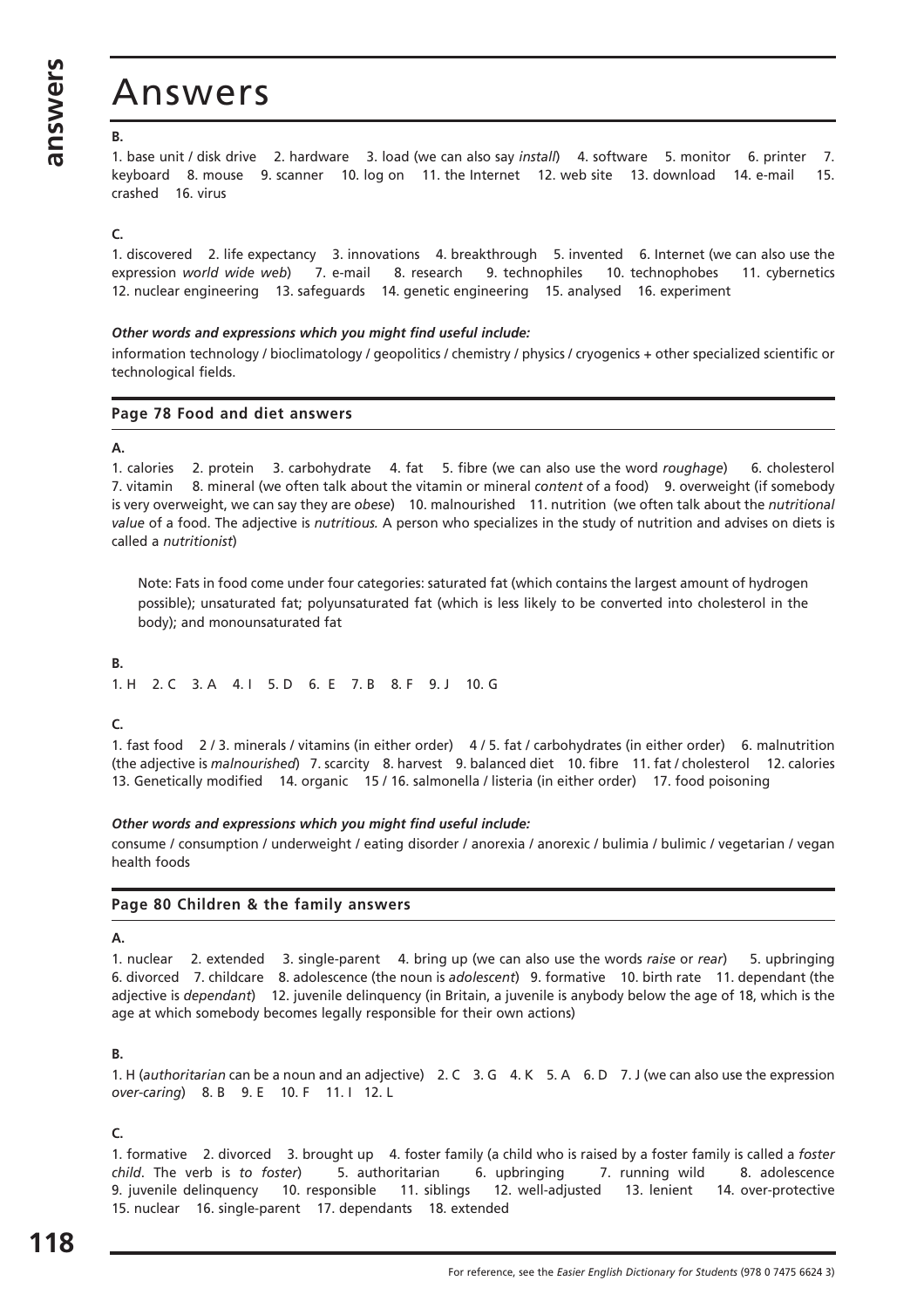# Answers

**B.**

1. base unit / disk drive 2. hardware 3. load (we can also say *install*) 4. software 5. monitor 6. printer 7. keyboard 8. mouse 9. scanner 10. log on 11. the Internet 12. web site 13. download 14. e-mail 15. crashed 16. virus

**C.**

1. discovered 2. life expectancy 3. innovations 4. breakthrough 5. invented 6. Internet (we can also use the expression *world wide web*) 7. e-mail 8. research 9. technophiles 10. technophobes 11. cybernetics 12. nuclear engineering 13. safeguards 14. genetic engineering 15. analysed 16. experiment

***Other words and expressions which you might find useful include:***

information technology / bioclimatology / geopolitics / chemistry / physics / cryogenics + other specialized scientific or technological fields.

## Page 78 Food and diet answers

**A.**

1. calories 2. protein 3. carbohydrate 4. fat 5. fibre (we can also use the word *roughage*) 6. cholesterol 7. vitamin 8. mineral (we often talk about the vitamin or mineral *content* of a food) 9. overweight (if somebody is very overweight, we can say they are *obese*) 10. malnourished 11. nutrition (we often talk about the *nutritional value* of a food. The adjective is *nutritious.* A person who specializes in the study of nutrition and advises on diets is called a *nutritionist*)

Note: Fats in food come under four categories: saturated fat (which contains the largest amount of hydrogen possible); unsaturated fat; polyunsaturated fat (which is less likely to be converted into cholesterol in the body); and monounsaturated fat

**B.**

1. H 2. C 3. A 4. I 5. D 6. E 7. B 8. F 9. J 10. G

**C.**

1. fast food 2 / 3. minerals / vitamins (in either order) 4 / 5. fat / carbohydrates (in either order) 6. malnutrition (the adjective is *malnourished*) 7. scarcity 8. harvest 9. balanced diet 10. fibre 11. fat / cholesterol 12. calories 13. Genetically modified 14. organic 15 / 16. salmonella / listeria (in either order) 17. food poisoning

***Other words and expressions which you might find useful include:***

consume / consumption / underweight / eating disorder / anorexia / anorexic / bulimia / bulimic / vegetarian / vegan health foods

## Page 80 Children & the family answers

**A.**

1. nuclear 2. extended 3. single-parent 4. bring up (we can also use the words *raise* or *rear*) 5. upbringing 6. divorced 7. childcare 8. adolescence (the noun is *adolescent*) 9. formative 10. birth rate 11. dependant (the adjective is *dependant*) 12. juvenile delinquency (in Britain, a juvenile is anybody below the age of 18, which is the age at which somebody becomes legally responsible for their own actions)

**B.**

1. H (*authoritarian* can be a noun and an adjective) 2. C 3. G 4. K 5. A 6. D 7. J (we can also use the expression *over-caring*) 8. B 9. E 10. F 11. I 12. L

**C.**

1. formative 2. divorced 3. brought up 4. foster family (a child who is raised by a foster family is called a *foster child*. The verb is *to foster*) 5. authoritarian 6. upbringing 7. running wild 8. adolescence 9. juvenile delinquency 10. responsible 11. siblings 12. well-adjusted 13. lenient 14. over-protective 15. nuclear 16. single-parent 17. dependants 18. extended

For reference, see the *Easier English Dictionary for Students* (978 0 7475 6624 3)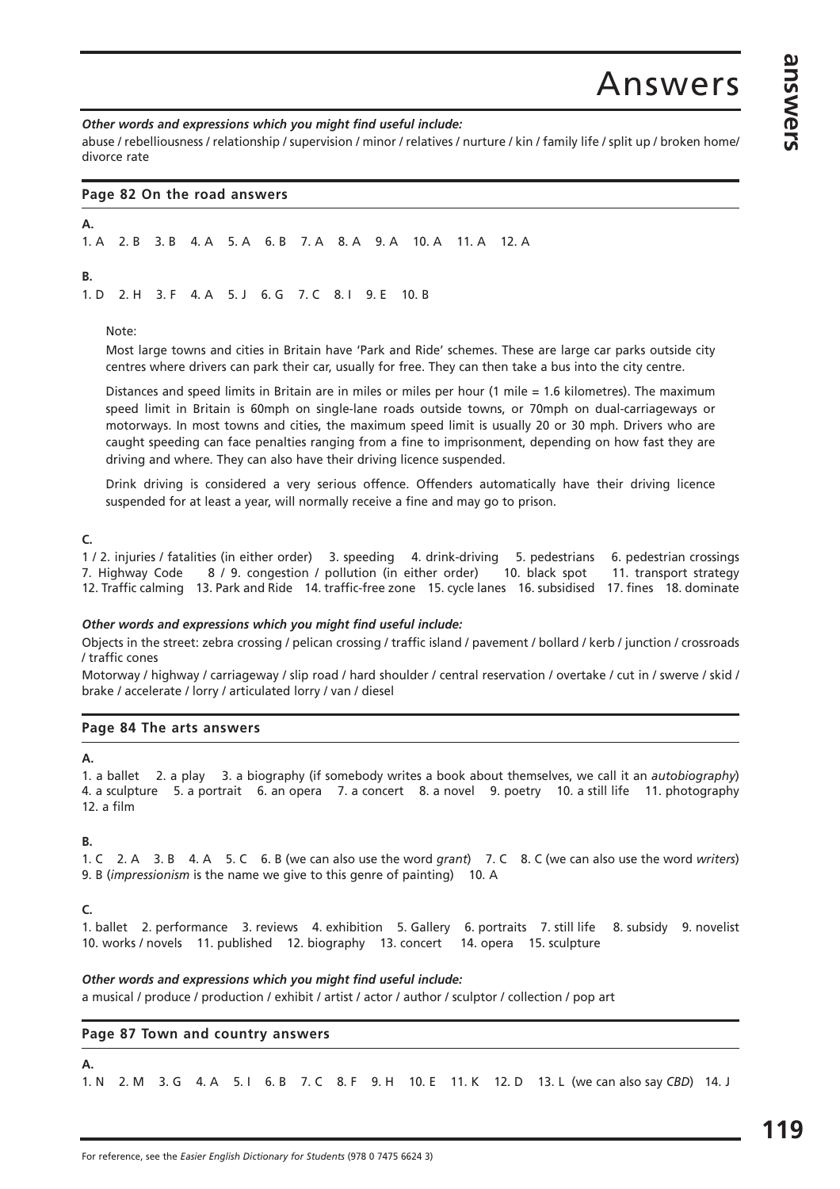# Answers

***Other words and expressions which you might find useful include:***

abuse / rebelliousness / relationship / supervision / minor / relatives / nurture / kin / family life / split up / broken home/ divorce rate

## Page 82 On the road answers

**A.**

1. A 2. B 3. B 4. A 5. A 6. B 7. A 8. A 9. A 10. A 11. A 12. A

**B.**

1. D 2. H 3. F 4. A 5. J 6. G 7. C 8. I 9. E 10. B

Note:

Most large towns and cities in Britain have 'Park and Ride' schemes. These are large car parks outside city centres where drivers can park their car, usually for free. They can then take a bus into the city centre.

Distances and speed limits in Britain are in miles or miles per hour (1 mile = 1.6 kilometres). The maximum speed limit in Britain is 60mph on single-lane roads outside towns, or 70mph on dual-carriageways or motorways. In most towns and cities, the maximum speed limit is usually 20 or 30 mph. Drivers who are caught speeding can face penalties ranging from a fine to imprisonment, depending on how fast they are driving and where. They can also have their driving licence suspended.

Drink driving is considered a very serious offence. Offenders automatically have their driving licence suspended for at least a year, will normally receive a fine and may go to prison.

**C.**

1 / 2. injuries / fatalities (in either order) 3. speeding 4. drink-driving 5. pedestrians 6. pedestrian crossings 7. Highway Code 8 / 9. congestion / pollution (in either order) 10. black spot 11. transport strategy 12. Traffic calming 13. Park and Ride 14. traffic-free zone 15. cycle lanes 16. subsidised 17. fines 18. dominate

***Other words and expressions which you might find useful include:***

Objects in the street: zebra crossing / pelican crossing / traffic island / pavement / bollard / kerb / junction / crossroads / traffic cones

Motorway / highway / carriageway / slip road / hard shoulder / central reservation / overtake / cut in / swerve / skid / brake / accelerate / lorry / articulated lorry / van / diesel

## Page 84 The arts answers

**A.**

1. a ballet 2. a play 3. a biography (if somebody writes a book about themselves, we call it an *autobiography*) 4. a sculpture 5. a portrait 6. an opera 7. a concert 8. a novel 9. poetry 10. a still life 11. photography 12. a film

**B.**

1. C 2. A 3. B 4. A 5. C 6. B (we can also use the word *grant*) 7. C 8. C (we can also use the word *writers*) 9. B (*impressionism* is the name we give to this genre of painting) 10. A

**C.**

1. ballet 2. performance 3. reviews 4. exhibition 5. Gallery 6. portraits 7. still life 8. subsidy 9. novelist 10. works / novels 11. published 12. biography 13. concert 14. opera 15. sculpture

***Other words and expressions which you might find useful include:***

a musical / produce / production / exhibit / artist / actor / author / sculptor / collection / pop art

## Page 87 Town and country answers

**A.**

1. N 2. M 3. G 4. A 5. I 6. B 7. C 8. F 9. H 10. E 11. K 12. D 13. L (we can also say *CBD*) 14. J

For reference, see the *Easier English Dictionary for Students* (978 0 7475 6624 3)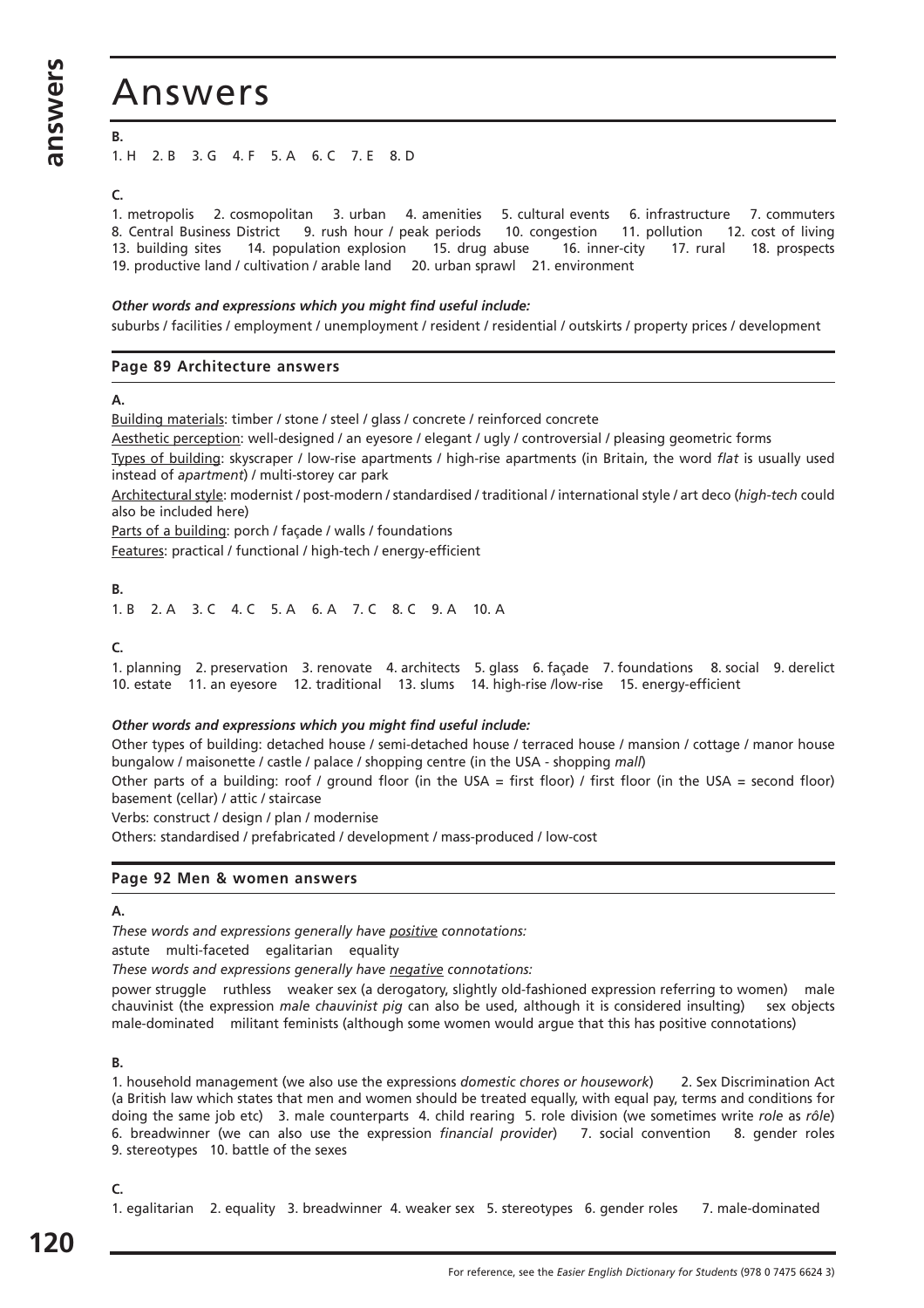# Answers

**B.**

1. H 2. B 3. G 4. F 5. A 6. C 7. E 8. D

**C.**

1. metropolis 2. cosmopolitan 3. urban 4. amenities 5. cultural events 6. infrastructure 7. commuters 8. Central Business District 9. rush hour / peak periods 10. congestion 11. pollution 12. cost of living 13. building sites 14. population explosion 15. drug abuse 16. inner-city 17. rural 18. prospects 19. productive land / cultivation / arable land 20. urban sprawl 21. environment

***Other words and expressions which you might find useful include:***

suburbs / facilities / employment / unemployment / resident / residential / outskirts / property prices / development

## Page 89 Architecture answers

**A.**

Building materials: timber / stone / steel / glass / concrete / reinforced concrete

Aesthetic perception: well-designed / an eyesore / elegant / ugly / controversial / pleasing geometric forms

Types of building: skyscraper / low-rise apartments / high-rise apartments (in Britain, the word *flat* is usually used instead of *apartment*) / multi-storey car park

Architectural style: modernist / post-modern / standardised / traditional / international style / art deco (*high-tech* could also be included here)

Parts of a building: porch / façade / walls / foundations

Features: practical / functional / high-tech / energy-efficient

**B.**

1. B 2. A 3. C 4. C 5. A 6. A 7. C 8. C 9. A 10. A

**C.**

1. planning 2. preservation 3. renovate 4. architects 5. glass 6. façade 7. foundations 8. social 9. derelict 10. estate 11. an eyesore 12. traditional 13. slums 14. high-rise /low-rise 15. energy-efficient

***Other words and expressions which you might find useful include:***

Other types of building: detached house / semi-detached house / terraced house / mansion / cottage / manor house bungalow / maisonette / castle / palace / shopping centre (in the USA - shopping *mall*)

Other parts of a building: roof / ground floor (in the USA = first floor) / first floor (in the USA = second floor) basement (cellar) / attic / staircase

Verbs: construct / design / plan / modernise

Others: standardised / prefabricated / development / mass-produced / low-cost

## Page 92 Men & women answers

**A.**

*These words and expressions generally have positive connotations:*

astute multi-faceted egalitarian equality

*These words and expressions generally have negative connotations:*

power struggle ruthless weaker sex (a derogatory, slightly old-fashioned expression referring to women) male chauvinist (the expression *male chauvinist pig* can also be used, although it is considered insulting) sex objects male-dominated militant feminists (although some women would argue that this has positive connotations)

**B.**

1. household management (we also use the expressions *domestic chores or housework*) 2. Sex Discrimination Act (a British law which states that men and women should be treated equally, with equal pay, terms and conditions for doing the same job etc) 3. male counterparts 4. child rearing 5. role division (we sometimes write *role* as *rôle*) 6. breadwinner (we can also use the expression *financial provider*) 7. social convention 8. gender roles 9. stereotypes 10. battle of the sexes

**C.**

1. egalitarian 2. equality 3. breadwinner 4. weaker sex 5. stereotypes 6. gender roles 7. male-dominated

For reference, see the *Easier English Dictionary for Students* (978 0 7475 6624 3)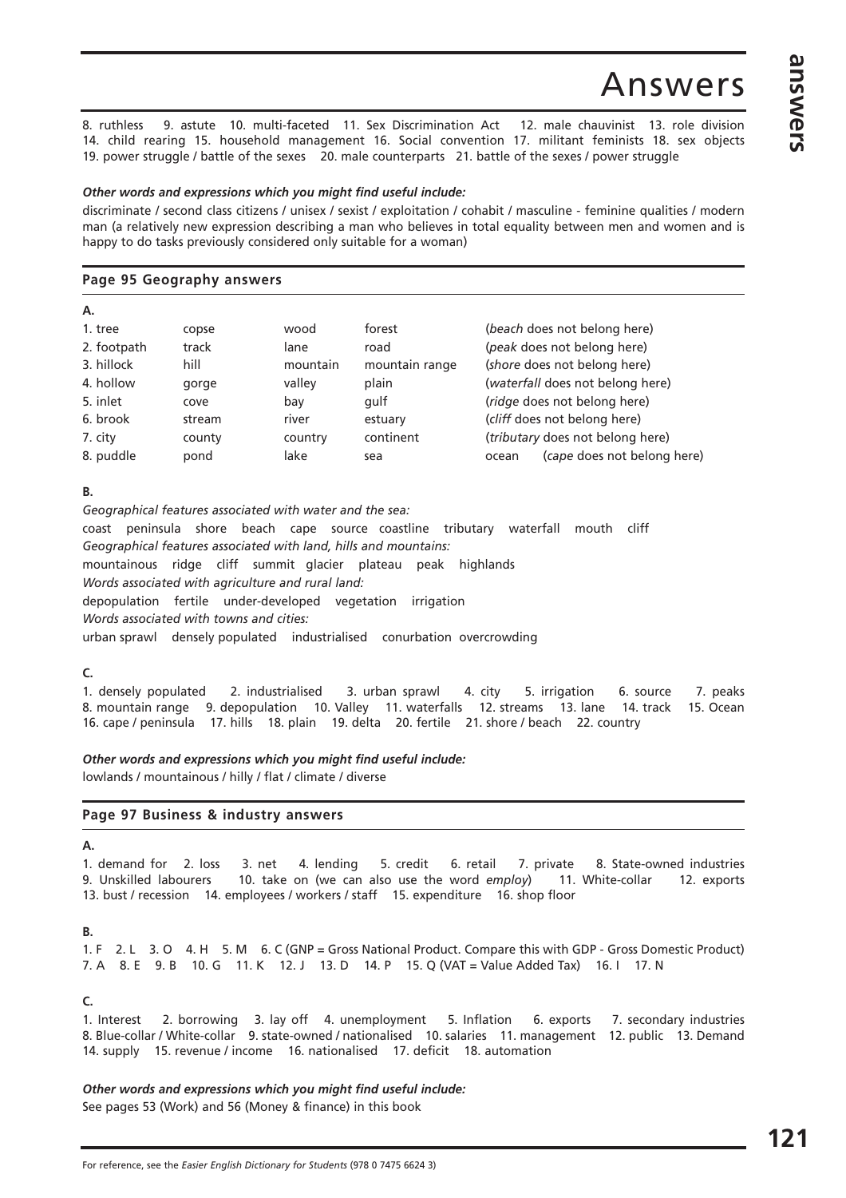# Answers

8. ruthless 9. astute 10. multi-faceted 11. Sex Discrimination Act 12. male chauvinist 13. role division 14. child rearing 15. household management 16. Social convention 17. militant feminists 18. sex objects 19. power struggle / battle of the sexes 20. male counterparts 21. battle of the sexes / power struggle

***Other words and expressions which you might find useful include:***

discriminate / second class citizens / unisex / sexist / exploitation / cohabit / masculine - feminine qualities / modern man (a relatively new expression describing a man who believes in total equality between men and women and is happy to do tasks previously considered only suitable for a woman)

## Page 95 Geography answers

**A.**

| | | | | |
|---|---|---|---|---|
| 1. tree | copse | wood | forest | (*beach* does not belong here) |
| 2. footpath | track | lane | road | (*peak* does not belong here) |
| 3. hillock | hill | mountain | mountain range | (*shore* does not belong here) |
| 4. hollow | gorge | valley | plain | (*waterfall* does not belong here) |
| 5. inlet | cove | bay | gulf | (*ridge* does not belong here) |
| 6. brook | stream | river | estuary | (*cliff* does not belong here) |
| 7. city | county | country | continent | (*tributary* does not belong here) |
| 8. puddle | pond | lake | sea | ocean (*cape* does not belong here) |

**B.**

*Geographical features associated with water and the sea:*
coast peninsula shore beach cape source coastline tributary waterfall mouth cliff

*Geographical features associated with land, hills and mountains:*
mountainous ridge cliff summit glacier plateau peak highlands

*Words associated with agriculture and rural land:*
depopulation fertile under-developed vegetation irrigation

*Words associated with towns and cities:*
urban sprawl densely populated industrialised conurbation overcrowding

**C.**

1. densely populated 2. industrialised 3. urban sprawl 4. city 5. irrigation 6. source 7. peaks 8. mountain range 9. depopulation 10. Valley 11. waterfalls 12. streams 13. lane 14. track 15. Ocean 16. cape / peninsula 17. hills 18. plain 19. delta 20. fertile 21. shore / beach 22. country

***Other words and expressions which you might find useful include:***

lowlands / mountainous / hilly / flat / climate / diverse

## Page 97 Business & industry answers

**A.**

1. demand for 2. loss 3. net 4. lending 5. credit 6. retail 7. private 8. State-owned industries 9. Unskilled labourers 10. take on (we can also use the word *employ*) 11. White-collar 12. exports 13. bust / recession 14. employees / workers / staff 15. expenditure 16. shop floor

**B.**

1. F 2. L 3. O 4. H 5. M 6. C (GNP = Gross National Product. Compare this with GDP - Gross Domestic Product) 7. A 8. E 9. B 10. G 11. K 12. J 13. D 14. P 15. Q (VAT = Value Added Tax) 16. I 17. N

**C.**

1. Interest 2. borrowing 3. lay off 4. unemployment 5. Inflation 6. exports 7. secondary industries 8. Blue-collar / White-collar 9. state-owned / nationalised 10. salaries 11. management 12. public 13. Demand 14. supply 15. revenue / income 16. nationalised 17. deficit 18. automation

***Other words and expressions which you might find useful include:***

See pages 53 (Work) and 56 (Money & finance) in this book

For reference, see the *Easier English Dictionary for Students* (978 0 7475 6624 3)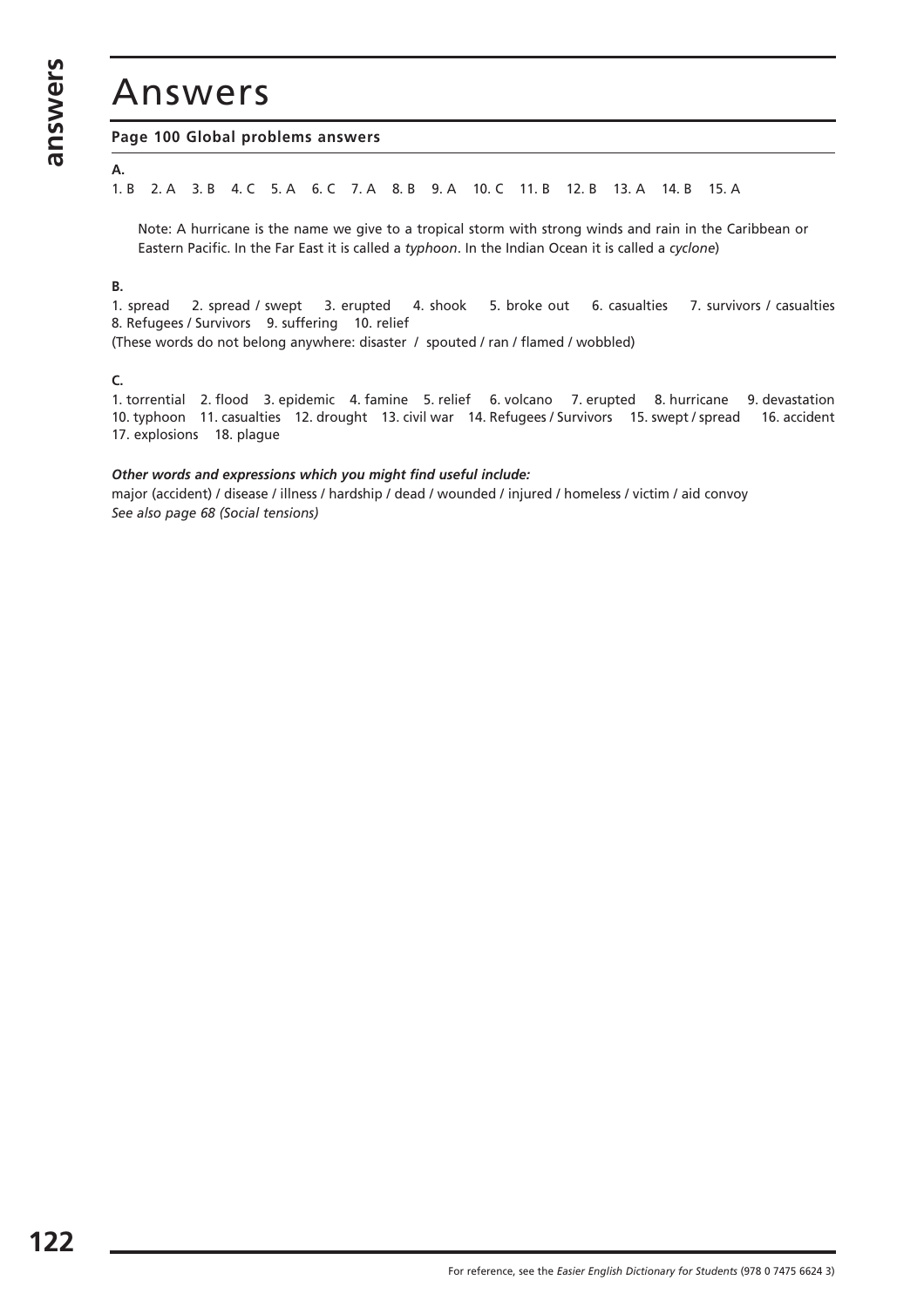# Answers

**Page 100 Global problems answers**

**A.**

1. B 2. A 3. B 4. C 5. A 6. C 7. A 8. B 9. A 10. C 11. B 12. B 13. A 14. B 15. A

Note: A hurricane is the name we give to a tropical storm with strong winds and rain in the Caribbean or Eastern Pacific. In the Far East it is called a *typhoon*. In the Indian Ocean it is called a *cyclone*)

**B.**

1. spread 2. spread / swept 3. erupted 4. shook 5. broke out 6. casualties 7. survivors / casualties 8. Refugees / Survivors 9. suffering 10. relief

(These words do not belong anywhere: disaster / spouted / ran / flamed / wobbled)

**C.**

1. torrential 2. flood 3. epidemic 4. famine 5. relief 6. volcano 7. erupted 8. hurricane 9. devastation 10. typhoon 11. casualties 12. drought 13. civil war 14. Refugees / Survivors 15. swept / spread 16. accident 17. explosions 18. plague

***Other words and expressions which you might find useful include:***

major (accident) / disease / illness / hardship / dead / wounded / injured / homeless / victim / aid convoy

*See also page 68 (Social tensions)*

For reference, see the *Easier English Dictionary for Students* (978 0 7475 6624 3)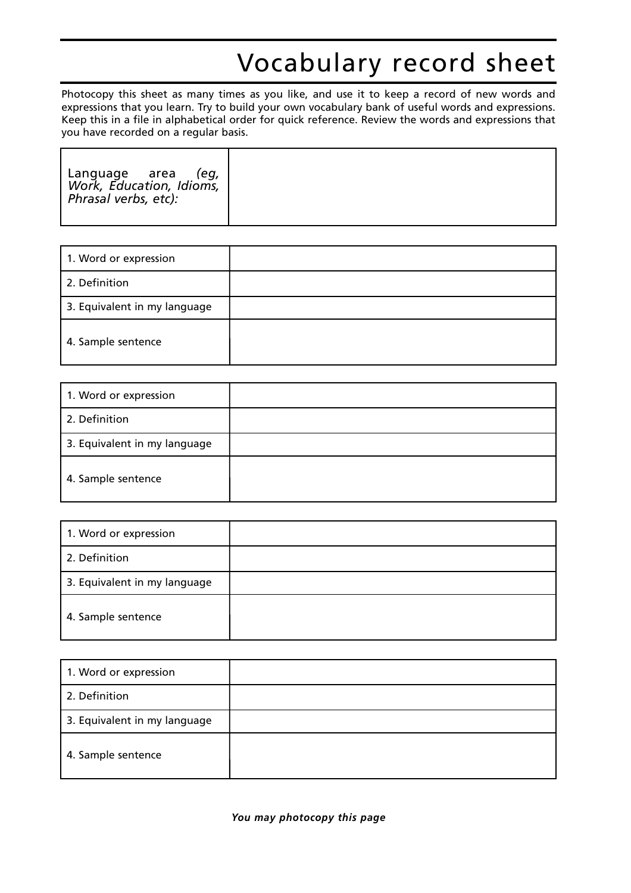# Vocabulary record sheet

Photocopy this sheet as many times as you like, and use it to keep a record of new words and expressions that you learn. Try to build your own vocabulary bank of useful words and expressions. Keep this in a file in alphabetical order for quick reference. Review the words and expressions that you have recorded on a regular basis.

| | |
|---|---|
| Language area *(eg, Work, Education, Idioms, Phrasal verbs, etc):* | |

| | |
|---|---|
| 1. Word or expression | |
| 2. Definition | |
| 3. Equivalent in my language | |
| 4. Sample sentence | |

| | |
|---|---|
| 1. Word or expression | |
| 2. Definition | |
| 3. Equivalent in my language | |
| 4. Sample sentence | |

| | |
|---|---|
| 1. Word or expression | |
| 2. Definition | |
| 3. Equivalent in my language | |
| 4. Sample sentence | |

| | |
|---|---|
| 1. Word or expression | |
| 2. Definition | |
| 3. Equivalent in my language | |
| 4. Sample sentence | |

***You may photocopy this page***